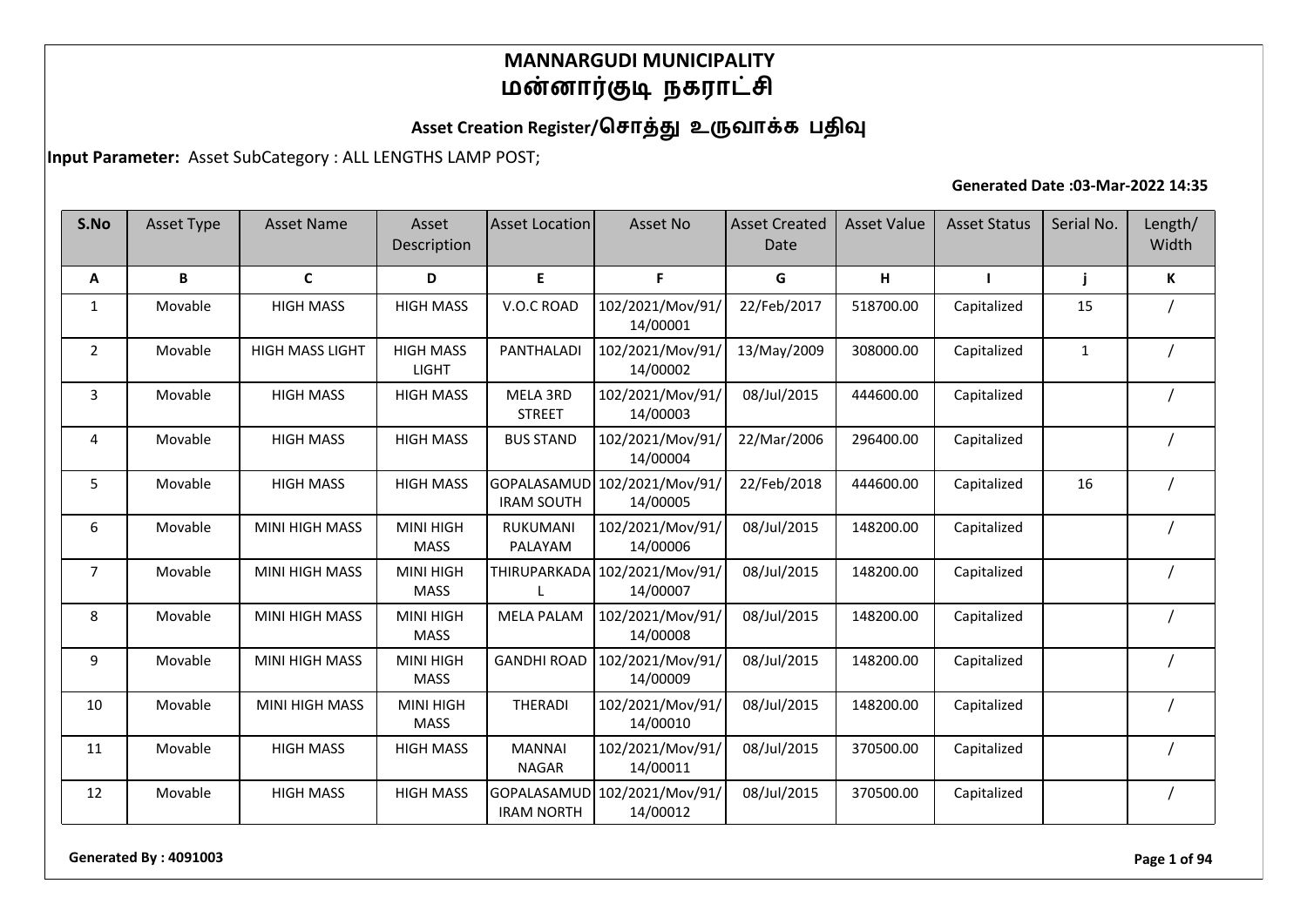# MANNARGUDI MUNICIPALITY
# மன்னார்குடி நகராட்சி

## Asset Creation Register/சொத்து உருவாக்க பதிவு

**Input Parameter:** Asset SubCategory : ALL LENGTHS LAMP POST;

**Generated Date :03-Mar-2022 14:35**

| S.No | Asset Type | Asset Name | Asset Description | Asset Location | Asset No | Asset Created Date | Asset Value | Asset Status | Serial No. | Length/ Width |
|---|---|---|---|---|---|---|---|---|---|---|
| A | B | C | D | E | F | G | H | I | j | K |
| 1 | Movable | HIGH MASS | HIGH MASS | V.O.C ROAD | 102/2021/Mov/91/14/00001 | 22/Feb/2017 | 518700.00 | Capitalized | 15 | / |
| 2 | Movable | HIGH MASS LIGHT | HIGH MASS LIGHT | PANTHALADI | 102/2021/Mov/91/14/00002 | 13/May/2009 | 308000.00 | Capitalized | 1 | / |
| 3 | Movable | HIGH MASS | HIGH MASS | MELA 3RD STREET | 102/2021/Mov/91/14/00003 | 08/Jul/2015 | 444600.00 | Capitalized | | / |
| 4 | Movable | HIGH MASS | HIGH MASS | BUS STAND | 102/2021/Mov/91/14/00004 | 22/Mar/2006 | 296400.00 | Capitalized | | / |
| 5 | Movable | HIGH MASS | HIGH MASS | GOPALASAMUDIRAM SOUTH | 102/2021/Mov/91/14/00005 | 22/Feb/2018 | 444600.00 | Capitalized | 16 | / |
| 6 | Movable | MINI HIGH MASS | MINI HIGH MASS | RUKUMANI PALAYAM | 102/2021/Mov/91/14/00006 | 08/Jul/2015 | 148200.00 | Capitalized | | / |
| 7 | Movable | MINI HIGH MASS | MINI HIGH MASS | THIRUPARKADAL | 102/2021/Mov/91/14/00007 | 08/Jul/2015 | 148200.00 | Capitalized | | / |
| 8 | Movable | MINI HIGH MASS | MINI HIGH MASS | MELA PALAM | 102/2021/Mov/91/14/00008 | 08/Jul/2015 | 148200.00 | Capitalized | | / |
| 9 | Movable | MINI HIGH MASS | MINI HIGH MASS | GANDHI ROAD | 102/2021/Mov/91/14/00009 | 08/Jul/2015 | 148200.00 | Capitalized | | / |
| 10 | Movable | MINI HIGH MASS | MINI HIGH MASS | THERADI | 102/2021/Mov/91/14/00010 | 08/Jul/2015 | 148200.00 | Capitalized | | / |
| 11 | Movable | HIGH MASS | HIGH MASS | MANNAI NAGAR | 102/2021/Mov/91/14/00011 | 08/Jul/2015 | 370500.00 | Capitalized | | / |
| 12 | Movable | HIGH MASS | HIGH MASS | GOPALASAMUDIRAM NORTH | 102/2021/Mov/91/14/00012 | 08/Jul/2015 | 370500.00 | Capitalized | | / |

**Generated By : 4091003**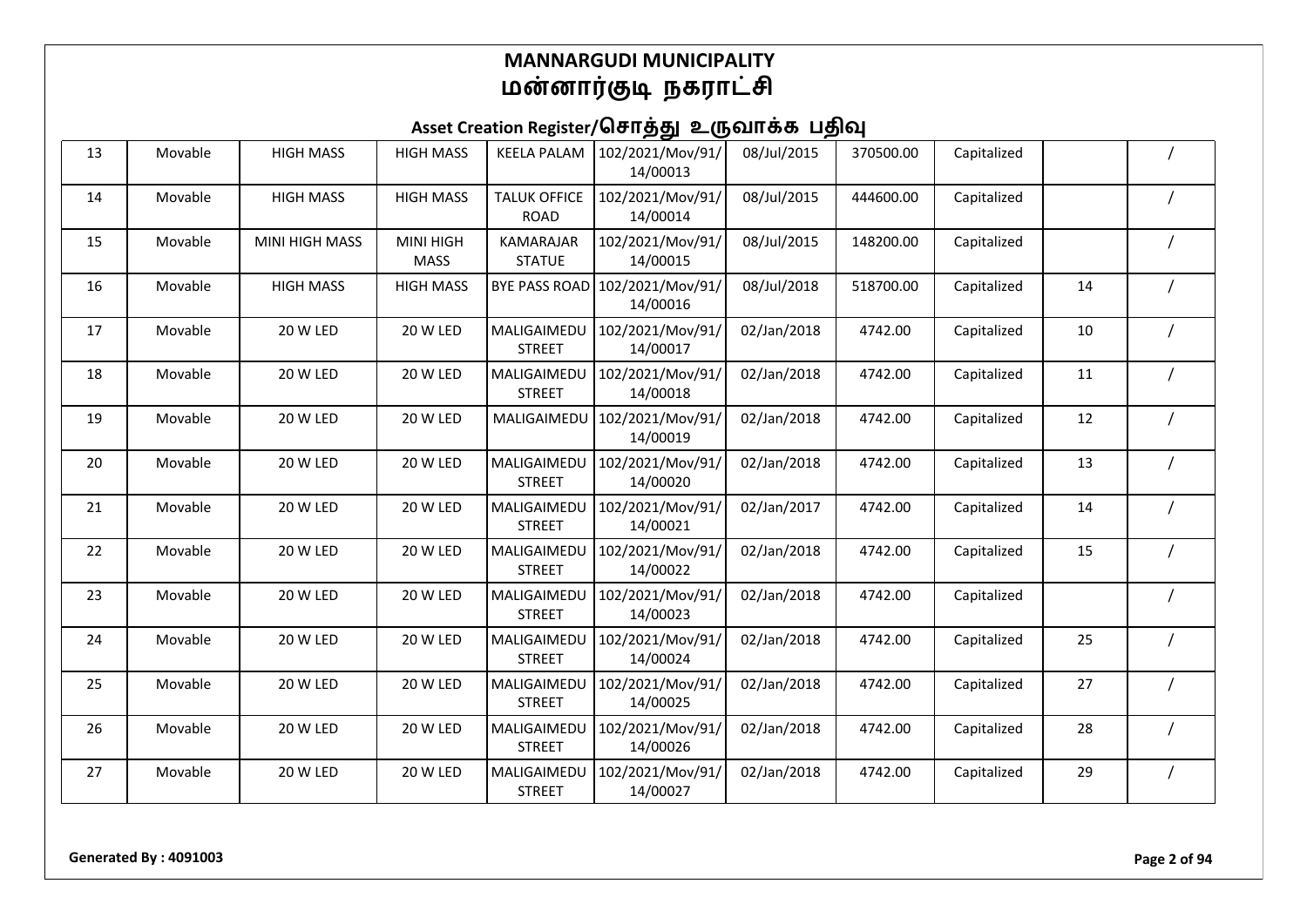# MANNARGUDI MUNICIPALITY
# மன்னார்குடி நகராட்சி

## Asset Creation Register/சொத்து உருவாக்க பதிவு

| | | | | | | | | | | |
|---|---|---|---|---|---|---|---|---|---|---|
| 13 | Movable | HIGH MASS | HIGH MASS | KEELA PALAM | 102/2021/Mov/91/14/00013 | 08/Jul/2015 | 370500.00 | Capitalized | | / |
| 14 | Movable | HIGH MASS | HIGH MASS | TALUK OFFICE ROAD | 102/2021/Mov/91/14/00014 | 08/Jul/2015 | 444600.00 | Capitalized | | / |
| 15 | Movable | MINI HIGH MASS | MINI HIGH MASS | KAMARAJAR STATUE | 102/2021/Mov/91/14/00015 | 08/Jul/2015 | 148200.00 | Capitalized | | / |
| 16 | Movable | HIGH MASS | HIGH MASS | BYE PASS ROAD | 102/2021/Mov/91/14/00016 | 08/Jul/2018 | 518700.00 | Capitalized | 14 | / |
| 17 | Movable | 20 W LED | 20 W LED | MALIGAIMEDU STREET | 102/2021/Mov/91/14/00017 | 02/Jan/2018 | 4742.00 | Capitalized | 10 | / |
| 18 | Movable | 20 W LED | 20 W LED | MALIGAIMEDU STREET | 102/2021/Mov/91/14/00018 | 02/Jan/2018 | 4742.00 | Capitalized | 11 | / |
| 19 | Movable | 20 W LED | 20 W LED | MALIGAIMEDU | 102/2021/Mov/91/14/00019 | 02/Jan/2018 | 4742.00 | Capitalized | 12 | / |
| 20 | Movable | 20 W LED | 20 W LED | MALIGAIMEDU STREET | 102/2021/Mov/91/14/00020 | 02/Jan/2018 | 4742.00 | Capitalized | 13 | / |
| 21 | Movable | 20 W LED | 20 W LED | MALIGAIMEDU STREET | 102/2021/Mov/91/14/00021 | 02/Jan/2017 | 4742.00 | Capitalized | 14 | / |
| 22 | Movable | 20 W LED | 20 W LED | MALIGAIMEDU STREET | 102/2021/Mov/91/14/00022 | 02/Jan/2018 | 4742.00 | Capitalized | 15 | / |
| 23 | Movable | 20 W LED | 20 W LED | MALIGAIMEDU STREET | 102/2021/Mov/91/14/00023 | 02/Jan/2018 | 4742.00 | Capitalized | | / |
| 24 | Movable | 20 W LED | 20 W LED | MALIGAIMEDU STREET | 102/2021/Mov/91/14/00024 | 02/Jan/2018 | 4742.00 | Capitalized | 25 | / |
| 25 | Movable | 20 W LED | 20 W LED | MALIGAIMEDU STREET | 102/2021/Mov/91/14/00025 | 02/Jan/2018 | 4742.00 | Capitalized | 27 | / |
| 26 | Movable | 20 W LED | 20 W LED | MALIGAIMEDU STREET | 102/2021/Mov/91/14/00026 | 02/Jan/2018 | 4742.00 | Capitalized | 28 | / |
| 27 | Movable | 20 W LED | 20 W LED | MALIGAIMEDU STREET | 102/2021/Mov/91/14/00027 | 02/Jan/2018 | 4742.00 | Capitalized | 29 | / |

**Generated By : 4091003**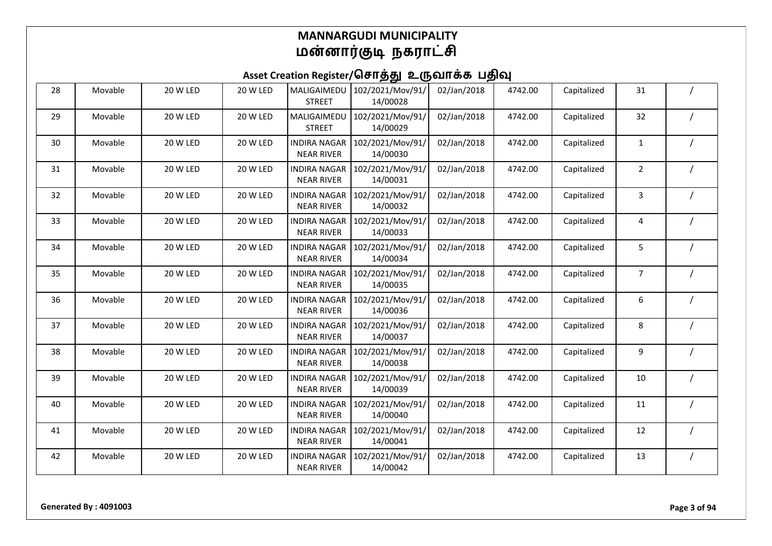# MANNARGUDI MUNICIPALITY
# மன்னார்குடி நகராட்சி

## Asset Creation Register/சொத்து உருவாக்க பதிவு

| | | | | | | | | | | |
|---|---|---|---|---|---|---|---|---|---|---|
| 28 | Movable | 20 W LED | 20 W LED | MALIGAIMEDU STREET | 102/2021/Mov/91/14/00028 | 02/Jan/2018 | 4742.00 | Capitalized | 31 | / |
| 29 | Movable | 20 W LED | 20 W LED | MALIGAIMEDU STREET | 102/2021/Mov/91/14/00029 | 02/Jan/2018 | 4742.00 | Capitalized | 32 | / |
| 30 | Movable | 20 W LED | 20 W LED | INDIRA NAGAR NEAR RIVER | 102/2021/Mov/91/14/00030 | 02/Jan/2018 | 4742.00 | Capitalized | 1 | / |
| 31 | Movable | 20 W LED | 20 W LED | INDIRA NAGAR NEAR RIVER | 102/2021/Mov/91/14/00031 | 02/Jan/2018 | 4742.00 | Capitalized | 2 | / |
| 32 | Movable | 20 W LED | 20 W LED | INDIRA NAGAR NEAR RIVER | 102/2021/Mov/91/14/00032 | 02/Jan/2018 | 4742.00 | Capitalized | 3 | / |
| 33 | Movable | 20 W LED | 20 W LED | INDIRA NAGAR NEAR RIVER | 102/2021/Mov/91/14/00033 | 02/Jan/2018 | 4742.00 | Capitalized | 4 | / |
| 34 | Movable | 20 W LED | 20 W LED | INDIRA NAGAR NEAR RIVER | 102/2021/Mov/91/14/00034 | 02/Jan/2018 | 4742.00 | Capitalized | 5 | / |
| 35 | Movable | 20 W LED | 20 W LED | INDIRA NAGAR NEAR RIVER | 102/2021/Mov/91/14/00035 | 02/Jan/2018 | 4742.00 | Capitalized | 7 | / |
| 36 | Movable | 20 W LED | 20 W LED | INDIRA NAGAR NEAR RIVER | 102/2021/Mov/91/14/00036 | 02/Jan/2018 | 4742.00 | Capitalized | 6 | / |
| 37 | Movable | 20 W LED | 20 W LED | INDIRA NAGAR NEAR RIVER | 102/2021/Mov/91/14/00037 | 02/Jan/2018 | 4742.00 | Capitalized | 8 | / |
| 38 | Movable | 20 W LED | 20 W LED | INDIRA NAGAR NEAR RIVER | 102/2021/Mov/91/14/00038 | 02/Jan/2018 | 4742.00 | Capitalized | 9 | / |
| 39 | Movable | 20 W LED | 20 W LED | INDIRA NAGAR NEAR RIVER | 102/2021/Mov/91/14/00039 | 02/Jan/2018 | 4742.00 | Capitalized | 10 | / |
| 40 | Movable | 20 W LED | 20 W LED | INDIRA NAGAR NEAR RIVER | 102/2021/Mov/91/14/00040 | 02/Jan/2018 | 4742.00 | Capitalized | 11 | / |
| 41 | Movable | 20 W LED | 20 W LED | INDIRA NAGAR NEAR RIVER | 102/2021/Mov/91/14/00041 | 02/Jan/2018 | 4742.00 | Capitalized | 12 | / |
| 42 | Movable | 20 W LED | 20 W LED | INDIRA NAGAR NEAR RIVER | 102/2021/Mov/91/14/00042 | 02/Jan/2018 | 4742.00 | Capitalized | 13 | / |

Generated By : 4091003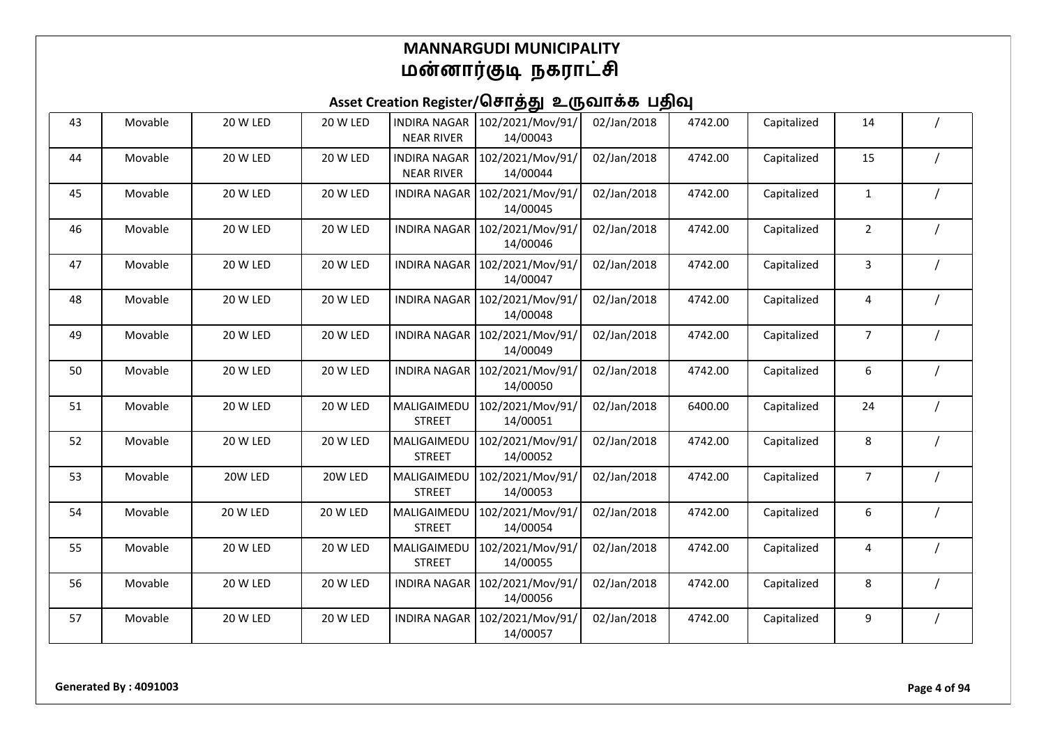# MANNARGUDI MUNICIPALITY
# மன்னார்குடி நகராட்சி

## Asset Creation Register/சொத்து உருவாக்க பதிவு

| | | | | | | | | | | |
|---|---|---|---|---|---|---|---|---|---|---|
| 43 | Movable | 20 W LED | 20 W LED | INDIRA NAGAR NEAR RIVER | 102/2021/Mov/91/14/00043 | 02/Jan/2018 | 4742.00 | Capitalized | 14 | / |
| 44 | Movable | 20 W LED | 20 W LED | INDIRA NAGAR NEAR RIVER | 102/2021/Mov/91/14/00044 | 02/Jan/2018 | 4742.00 | Capitalized | 15 | / |
| 45 | Movable | 20 W LED | 20 W LED | INDIRA NAGAR | 102/2021/Mov/91/14/00045 | 02/Jan/2018 | 4742.00 | Capitalized | 1 | / |
| 46 | Movable | 20 W LED | 20 W LED | INDIRA NAGAR | 102/2021/Mov/91/14/00046 | 02/Jan/2018 | 4742.00 | Capitalized | 2 | / |
| 47 | Movable | 20 W LED | 20 W LED | INDIRA NAGAR | 102/2021/Mov/91/14/00047 | 02/Jan/2018 | 4742.00 | Capitalized | 3 | / |
| 48 | Movable | 20 W LED | 20 W LED | INDIRA NAGAR | 102/2021/Mov/91/14/00048 | 02/Jan/2018 | 4742.00 | Capitalized | 4 | / |
| 49 | Movable | 20 W LED | 20 W LED | INDIRA NAGAR | 102/2021/Mov/91/14/00049 | 02/Jan/2018 | 4742.00 | Capitalized | 7 | / |
| 50 | Movable | 20 W LED | 20 W LED | INDIRA NAGAR | 102/2021/Mov/91/14/00050 | 02/Jan/2018 | 4742.00 | Capitalized | 6 | / |
| 51 | Movable | 20 W LED | 20 W LED | MALIGAIMEDU STREET | 102/2021/Mov/91/14/00051 | 02/Jan/2018 | 6400.00 | Capitalized | 24 | / |
| 52 | Movable | 20 W LED | 20 W LED | MALIGAIMEDU STREET | 102/2021/Mov/91/14/00052 | 02/Jan/2018 | 4742.00 | Capitalized | 8 | / |
| 53 | Movable | 20W LED | 20W LED | MALIGAIMEDU STREET | 102/2021/Mov/91/14/00053 | 02/Jan/2018 | 4742.00 | Capitalized | 7 | / |
| 54 | Movable | 20 W LED | 20 W LED | MALIGAIMEDU STREET | 102/2021/Mov/91/14/00054 | 02/Jan/2018 | 4742.00 | Capitalized | 6 | / |
| 55 | Movable | 20 W LED | 20 W LED | MALIGAIMEDU STREET | 102/2021/Mov/91/14/00055 | 02/Jan/2018 | 4742.00 | Capitalized | 4 | / |
| 56 | Movable | 20 W LED | 20 W LED | INDIRA NAGAR | 102/2021/Mov/91/14/00056 | 02/Jan/2018 | 4742.00 | Capitalized | 8 | / |
| 57 | Movable | 20 W LED | 20 W LED | INDIRA NAGAR | 102/2021/Mov/91/14/00057 | 02/Jan/2018 | 4742.00 | Capitalized | 9 | / |

**Generated By : 4091003**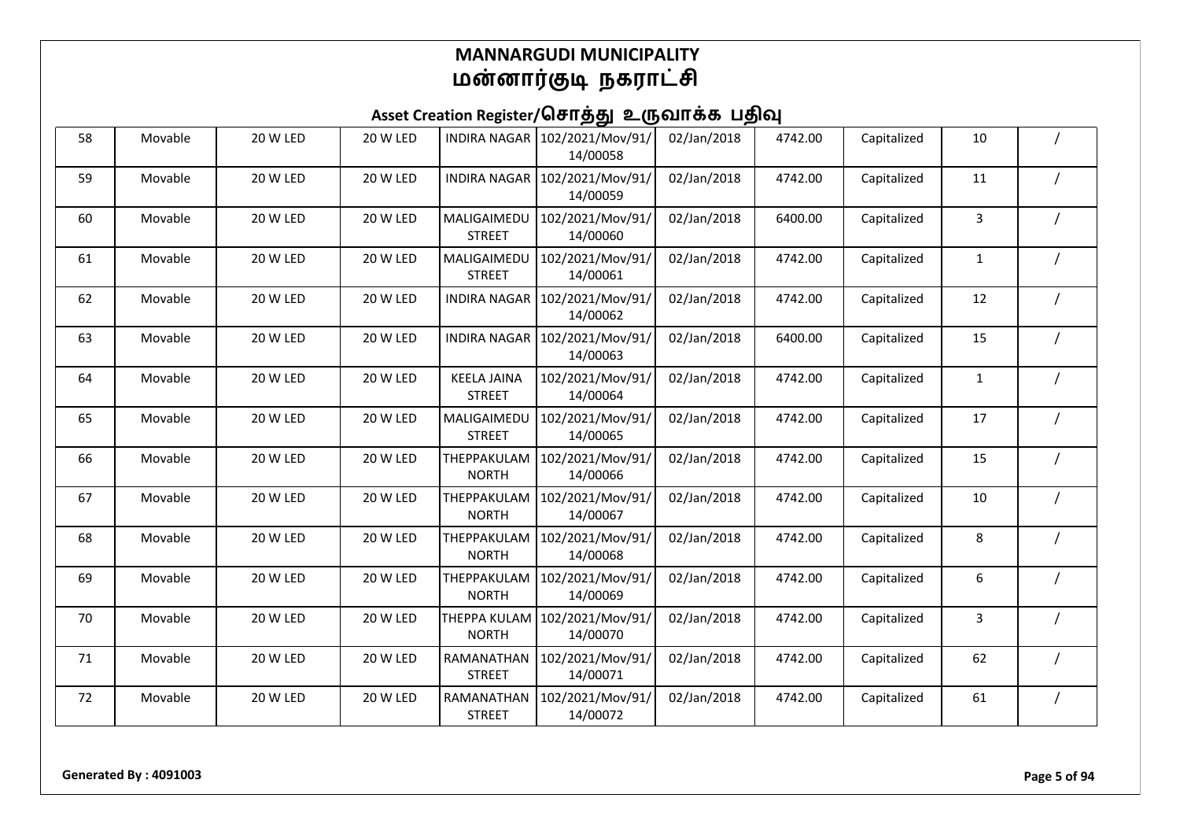# MANNARGUDI MUNICIPALITY
# மன்னார்குடி நகராட்சி

## Asset Creation Register/சொத்து உருவாக்க பதிவு

| | | | | | | | | | | |
|---|---|---|---|---|---|---|---|---|---|---|
| 58 | Movable | 20 W LED | 20 W LED | INDIRA NAGAR | 102/2021/Mov/91/14/00058 | 02/Jan/2018 | 4742.00 | Capitalized | 10 | / |
| 59 | Movable | 20 W LED | 20 W LED | INDIRA NAGAR | 102/2021/Mov/91/14/00059 | 02/Jan/2018 | 4742.00 | Capitalized | 11 | / |
| 60 | Movable | 20 W LED | 20 W LED | MALIGAIMEDU STREET | 102/2021/Mov/91/14/00060 | 02/Jan/2018 | 6400.00 | Capitalized | 3 | / |
| 61 | Movable | 20 W LED | 20 W LED | MALIGAIMEDU STREET | 102/2021/Mov/91/14/00061 | 02/Jan/2018 | 4742.00 | Capitalized | 1 | / |
| 62 | Movable | 20 W LED | 20 W LED | INDIRA NAGAR | 102/2021/Mov/91/14/00062 | 02/Jan/2018 | 4742.00 | Capitalized | 12 | / |
| 63 | Movable | 20 W LED | 20 W LED | INDIRA NAGAR | 102/2021/Mov/91/14/00063 | 02/Jan/2018 | 6400.00 | Capitalized | 15 | / |
| 64 | Movable | 20 W LED | 20 W LED | KEELA JAINA STREET | 102/2021/Mov/91/14/00064 | 02/Jan/2018 | 4742.00 | Capitalized | 1 | / |
| 65 | Movable | 20 W LED | 20 W LED | MALIGAIMEDU STREET | 102/2021/Mov/91/14/00065 | 02/Jan/2018 | 4742.00 | Capitalized | 17 | / |
| 66 | Movable | 20 W LED | 20 W LED | THEPPAKULAM NORTH | 102/2021/Mov/91/14/00066 | 02/Jan/2018 | 4742.00 | Capitalized | 15 | / |
| 67 | Movable | 20 W LED | 20 W LED | THEPPAKULAM NORTH | 102/2021/Mov/91/14/00067 | 02/Jan/2018 | 4742.00 | Capitalized | 10 | / |
| 68 | Movable | 20 W LED | 20 W LED | THEPPAKULAM NORTH | 102/2021/Mov/91/14/00068 | 02/Jan/2018 | 4742.00 | Capitalized | 8 | / |
| 69 | Movable | 20 W LED | 20 W LED | THEPPAKULAM NORTH | 102/2021/Mov/91/14/00069 | 02/Jan/2018 | 4742.00 | Capitalized | 6 | / |
| 70 | Movable | 20 W LED | 20 W LED | THEPPA KULAM NORTH | 102/2021/Mov/91/14/00070 | 02/Jan/2018 | 4742.00 | Capitalized | 3 | / |
| 71 | Movable | 20 W LED | 20 W LED | RAMANATHAN STREET | 102/2021/Mov/91/14/00071 | 02/Jan/2018 | 4742.00 | Capitalized | 62 | / |
| 72 | Movable | 20 W LED | 20 W LED | RAMANATHAN STREET | 102/2021/Mov/91/14/00072 | 02/Jan/2018 | 4742.00 | Capitalized | 61 | / |

**Generated By : 4091003**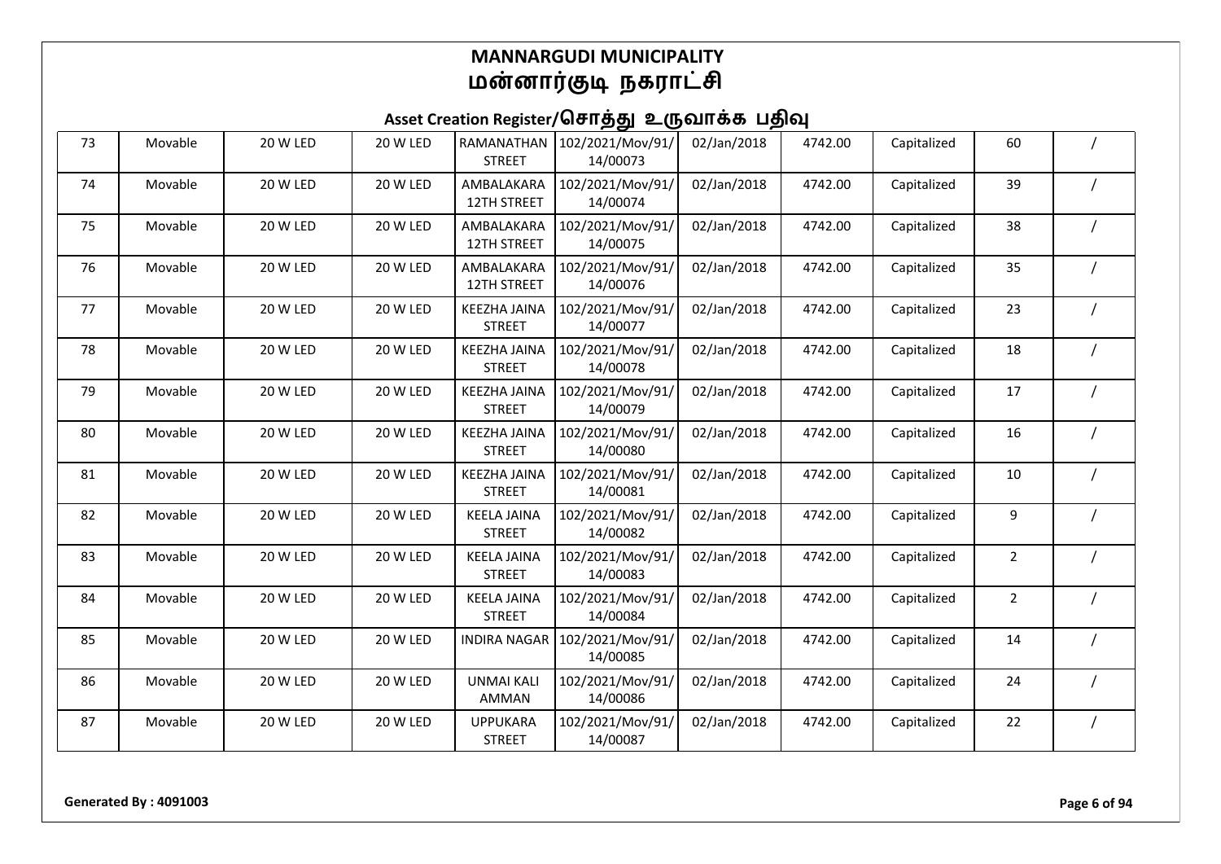# MANNARGUDI MUNICIPALITY
# மன்னார்குடி நகராட்சி

## Asset Creation Register/சொத்து உருவாக்க பதிவு

| | | | | | | | | | | |
|---|---|---|---|---|---|---|---|---|---|---|
| 73 | Movable | 20 W LED | 20 W LED | RAMANATHAN STREET | 102/2021/Mov/91/14/00073 | 02/Jan/2018 | 4742.00 | Capitalized | 60 | / |
| 74 | Movable | 20 W LED | 20 W LED | AMBALAKARA 12TH STREET | 102/2021/Mov/91/14/00074 | 02/Jan/2018 | 4742.00 | Capitalized | 39 | / |
| 75 | Movable | 20 W LED | 20 W LED | AMBALAKARA 12TH STREET | 102/2021/Mov/91/14/00075 | 02/Jan/2018 | 4742.00 | Capitalized | 38 | / |
| 76 | Movable | 20 W LED | 20 W LED | AMBALAKARA 12TH STREET | 102/2021/Mov/91/14/00076 | 02/Jan/2018 | 4742.00 | Capitalized | 35 | / |
| 77 | Movable | 20 W LED | 20 W LED | KEEZHA JAINA STREET | 102/2021/Mov/91/14/00077 | 02/Jan/2018 | 4742.00 | Capitalized | 23 | / |
| 78 | Movable | 20 W LED | 20 W LED | KEEZHA JAINA STREET | 102/2021/Mov/91/14/00078 | 02/Jan/2018 | 4742.00 | Capitalized | 18 | / |
| 79 | Movable | 20 W LED | 20 W LED | KEEZHA JAINA STREET | 102/2021/Mov/91/14/00079 | 02/Jan/2018 | 4742.00 | Capitalized | 17 | / |
| 80 | Movable | 20 W LED | 20 W LED | KEEZHA JAINA STREET | 102/2021/Mov/91/14/00080 | 02/Jan/2018 | 4742.00 | Capitalized | 16 | / |
| 81 | Movable | 20 W LED | 20 W LED | KEEZHA JAINA STREET | 102/2021/Mov/91/14/00081 | 02/Jan/2018 | 4742.00 | Capitalized | 10 | / |
| 82 | Movable | 20 W LED | 20 W LED | KEELA JAINA STREET | 102/2021/Mov/91/14/00082 | 02/Jan/2018 | 4742.00 | Capitalized | 9 | / |
| 83 | Movable | 20 W LED | 20 W LED | KEELA JAINA STREET | 102/2021/Mov/91/14/00083 | 02/Jan/2018 | 4742.00 | Capitalized | 2 | / |
| 84 | Movable | 20 W LED | 20 W LED | KEELA JAINA STREET | 102/2021/Mov/91/14/00084 | 02/Jan/2018 | 4742.00 | Capitalized | 2 | / |
| 85 | Movable | 20 W LED | 20 W LED | INDIRA NAGAR | 102/2021/Mov/91/14/00085 | 02/Jan/2018 | 4742.00 | Capitalized | 14 | / |
| 86 | Movable | 20 W LED | 20 W LED | UNMAI KALI AMMAN | 102/2021/Mov/91/14/00086 | 02/Jan/2018 | 4742.00 | Capitalized | 24 | / |
| 87 | Movable | 20 W LED | 20 W LED | UPPUKARA STREET | 102/2021/Mov/91/14/00087 | 02/Jan/2018 | 4742.00 | Capitalized | 22 | / |

**Generated By : 4091003**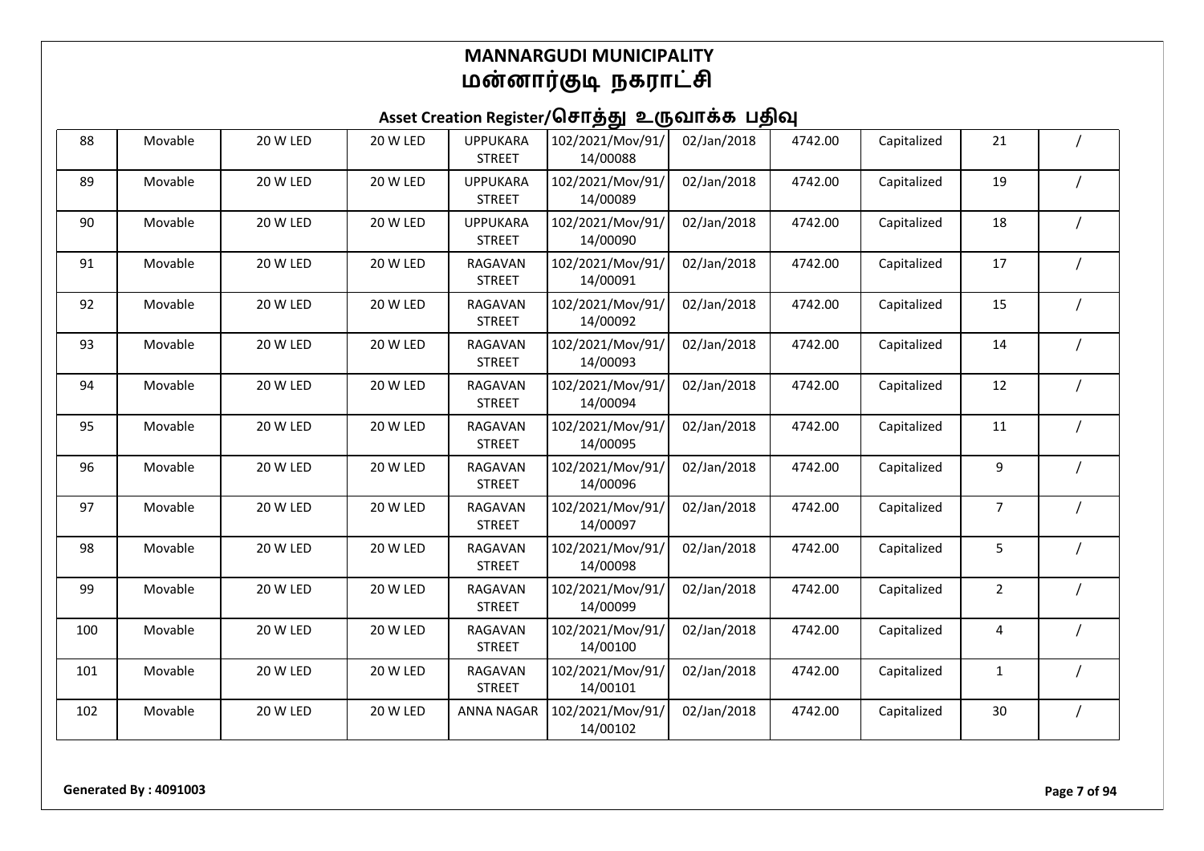# MANNARGUDI MUNICIPALITY
# மன்னார்குடி நகராட்சி

## Asset Creation Register/சொத்து உருவாக்க பதிவு

| | | | | | | | | | | |
|---|---|---|---|---|---|---|---|---|---|---|
| 88 | Movable | 20 W LED | 20 W LED | UPPUKARA STREET | 102/2021/Mov/91/14/00088 | 02/Jan/2018 | 4742.00 | Capitalized | 21 | / |
| 89 | Movable | 20 W LED | 20 W LED | UPPUKARA STREET | 102/2021/Mov/91/14/00089 | 02/Jan/2018 | 4742.00 | Capitalized | 19 | / |
| 90 | Movable | 20 W LED | 20 W LED | UPPUKARA STREET | 102/2021/Mov/91/14/00090 | 02/Jan/2018 | 4742.00 | Capitalized | 18 | / |
| 91 | Movable | 20 W LED | 20 W LED | RAGAVAN STREET | 102/2021/Mov/91/14/00091 | 02/Jan/2018 | 4742.00 | Capitalized | 17 | / |
| 92 | Movable | 20 W LED | 20 W LED | RAGAVAN STREET | 102/2021/Mov/91/14/00092 | 02/Jan/2018 | 4742.00 | Capitalized | 15 | / |
| 93 | Movable | 20 W LED | 20 W LED | RAGAVAN STREET | 102/2021/Mov/91/14/00093 | 02/Jan/2018 | 4742.00 | Capitalized | 14 | / |
| 94 | Movable | 20 W LED | 20 W LED | RAGAVAN STREET | 102/2021/Mov/91/14/00094 | 02/Jan/2018 | 4742.00 | Capitalized | 12 | / |
| 95 | Movable | 20 W LED | 20 W LED | RAGAVAN STREET | 102/2021/Mov/91/14/00095 | 02/Jan/2018 | 4742.00 | Capitalized | 11 | / |
| 96 | Movable | 20 W LED | 20 W LED | RAGAVAN STREET | 102/2021/Mov/91/14/00096 | 02/Jan/2018 | 4742.00 | Capitalized | 9 | / |
| 97 | Movable | 20 W LED | 20 W LED | RAGAVAN STREET | 102/2021/Mov/91/14/00097 | 02/Jan/2018 | 4742.00 | Capitalized | 7 | / |
| 98 | Movable | 20 W LED | 20 W LED | RAGAVAN STREET | 102/2021/Mov/91/14/00098 | 02/Jan/2018 | 4742.00 | Capitalized | 5 | / |
| 99 | Movable | 20 W LED | 20 W LED | RAGAVAN STREET | 102/2021/Mov/91/14/00099 | 02/Jan/2018 | 4742.00 | Capitalized | 2 | / |
| 100 | Movable | 20 W LED | 20 W LED | RAGAVAN STREET | 102/2021/Mov/91/14/00100 | 02/Jan/2018 | 4742.00 | Capitalized | 4 | / |
| 101 | Movable | 20 W LED | 20 W LED | RAGAVAN STREET | 102/2021/Mov/91/14/00101 | 02/Jan/2018 | 4742.00 | Capitalized | 1 | / |
| 102 | Movable | 20 W LED | 20 W LED | ANNA NAGAR | 102/2021/Mov/91/14/00102 | 02/Jan/2018 | 4742.00 | Capitalized | 30 | / |

**Generated By : 4091003**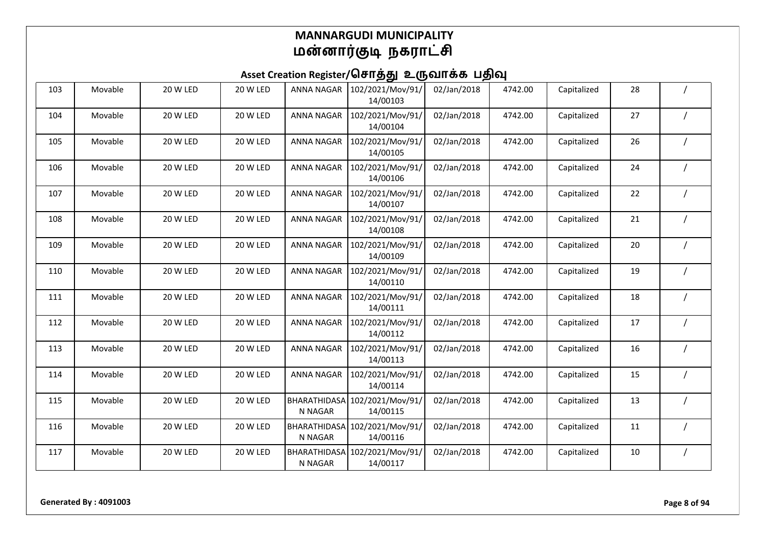# MANNARGUDI MUNICIPALITY
# மன்னார்குடி நகராட்சி

## Asset Creation Register/சொத்து உருவாக்க பதிவு

| | | | | | | | | | | |
|---|---|---|---|---|---|---|---|---|---|---|
| 103 | Movable | 20 W LED | 20 W LED | ANNA NAGAR | 102/2021/Mov/91/14/00103 | 02/Jan/2018 | 4742.00 | Capitalized | 28 | / |
| 104 | Movable | 20 W LED | 20 W LED | ANNA NAGAR | 102/2021/Mov/91/14/00104 | 02/Jan/2018 | 4742.00 | Capitalized | 27 | / |
| 105 | Movable | 20 W LED | 20 W LED | ANNA NAGAR | 102/2021/Mov/91/14/00105 | 02/Jan/2018 | 4742.00 | Capitalized | 26 | / |
| 106 | Movable | 20 W LED | 20 W LED | ANNA NAGAR | 102/2021/Mov/91/14/00106 | 02/Jan/2018 | 4742.00 | Capitalized | 24 | / |
| 107 | Movable | 20 W LED | 20 W LED | ANNA NAGAR | 102/2021/Mov/91/14/00107 | 02/Jan/2018 | 4742.00 | Capitalized | 22 | / |
| 108 | Movable | 20 W LED | 20 W LED | ANNA NAGAR | 102/2021/Mov/91/14/00108 | 02/Jan/2018 | 4742.00 | Capitalized | 21 | / |
| 109 | Movable | 20 W LED | 20 W LED | ANNA NAGAR | 102/2021/Mov/91/14/00109 | 02/Jan/2018 | 4742.00 | Capitalized | 20 | / |
| 110 | Movable | 20 W LED | 20 W LED | ANNA NAGAR | 102/2021/Mov/91/14/00110 | 02/Jan/2018 | 4742.00 | Capitalized | 19 | / |
| 111 | Movable | 20 W LED | 20 W LED | ANNA NAGAR | 102/2021/Mov/91/14/00111 | 02/Jan/2018 | 4742.00 | Capitalized | 18 | / |
| 112 | Movable | 20 W LED | 20 W LED | ANNA NAGAR | 102/2021/Mov/91/14/00112 | 02/Jan/2018 | 4742.00 | Capitalized | 17 | / |
| 113 | Movable | 20 W LED | 20 W LED | ANNA NAGAR | 102/2021/Mov/91/14/00113 | 02/Jan/2018 | 4742.00 | Capitalized | 16 | / |
| 114 | Movable | 20 W LED | 20 W LED | ANNA NAGAR | 102/2021/Mov/91/14/00114 | 02/Jan/2018 | 4742.00 | Capitalized | 15 | / |
| 115 | Movable | 20 W LED | 20 W LED | BHARATHIDASAN NAGAR | 102/2021/Mov/91/14/00115 | 02/Jan/2018 | 4742.00 | Capitalized | 13 | / |
| 116 | Movable | 20 W LED | 20 W LED | BHARATHIDASAN NAGAR | 102/2021/Mov/91/14/00116 | 02/Jan/2018 | 4742.00 | Capitalized | 11 | / |
| 117 | Movable | 20 W LED | 20 W LED | BHARATHIDASAN NAGAR | 102/2021/Mov/91/14/00117 | 02/Jan/2018 | 4742.00 | Capitalized | 10 | / |

**Generated By : 4091003**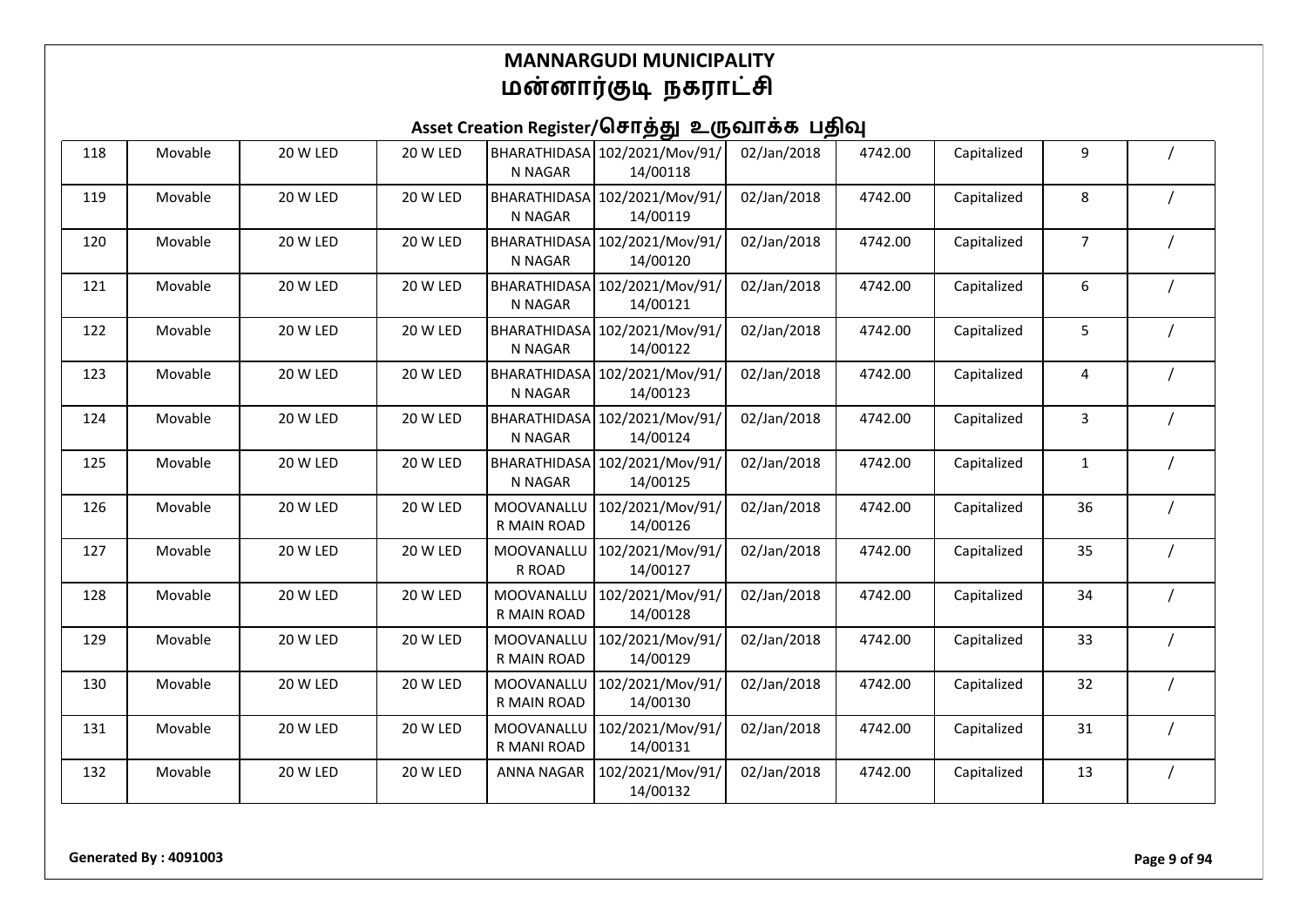# MANNARGUDI MUNICIPALITY
# மன்னார்குடி நகராட்சி

## Asset Creation Register/சொத்து உருவாக்க பதிவு

| | | | | | | | | | | |
|---|---|---|---|---|---|---|---|---|---|---|
| 118 | Movable | 20 W LED | 20 W LED | BHARATHIDASAN NAGAR | 102/2021/Mov/91/14/00118 | 02/Jan/2018 | 4742.00 | Capitalized | 9 | / |
| 119 | Movable | 20 W LED | 20 W LED | BHARATHIDASAN NAGAR | 102/2021/Mov/91/14/00119 | 02/Jan/2018 | 4742.00 | Capitalized | 8 | / |
| 120 | Movable | 20 W LED | 20 W LED | BHARATHIDASAN NAGAR | 102/2021/Mov/91/14/00120 | 02/Jan/2018 | 4742.00 | Capitalized | 7 | / |
| 121 | Movable | 20 W LED | 20 W LED | BHARATHIDASAN NAGAR | 102/2021/Mov/91/14/00121 | 02/Jan/2018 | 4742.00 | Capitalized | 6 | / |
| 122 | Movable | 20 W LED | 20 W LED | BHARATHIDASAN NAGAR | 102/2021/Mov/91/14/00122 | 02/Jan/2018 | 4742.00 | Capitalized | 5 | / |
| 123 | Movable | 20 W LED | 20 W LED | BHARATHIDASAN NAGAR | 102/2021/Mov/91/14/00123 | 02/Jan/2018 | 4742.00 | Capitalized | 4 | / |
| 124 | Movable | 20 W LED | 20 W LED | BHARATHIDASAN NAGAR | 102/2021/Mov/91/14/00124 | 02/Jan/2018 | 4742.00 | Capitalized | 3 | / |
| 125 | Movable | 20 W LED | 20 W LED | BHARATHIDASAN NAGAR | 102/2021/Mov/91/14/00125 | 02/Jan/2018 | 4742.00 | Capitalized | 1 | / |
| 126 | Movable | 20 W LED | 20 W LED | MOOVANALLUR MAIN ROAD | 102/2021/Mov/91/14/00126 | 02/Jan/2018 | 4742.00 | Capitalized | 36 | / |
| 127 | Movable | 20 W LED | 20 W LED | MOOVANALLUR ROAD | 102/2021/Mov/91/14/00127 | 02/Jan/2018 | 4742.00 | Capitalized | 35 | / |
| 128 | Movable | 20 W LED | 20 W LED | MOOVANALLUR MAIN ROAD | 102/2021/Mov/91/14/00128 | 02/Jan/2018 | 4742.00 | Capitalized | 34 | / |
| 129 | Movable | 20 W LED | 20 W LED | MOOVANALLUR MAIN ROAD | 102/2021/Mov/91/14/00129 | 02/Jan/2018 | 4742.00 | Capitalized | 33 | / |
| 130 | Movable | 20 W LED | 20 W LED | MOOVANALLUR MAIN ROAD | 102/2021/Mov/91/14/00130 | 02/Jan/2018 | 4742.00 | Capitalized | 32 | / |
| 131 | Movable | 20 W LED | 20 W LED | MOOVANALLUR MANI ROAD | 102/2021/Mov/91/14/00131 | 02/Jan/2018 | 4742.00 | Capitalized | 31 | / |
| 132 | Movable | 20 W LED | 20 W LED | ANNA NAGAR | 102/2021/Mov/91/14/00132 | 02/Jan/2018 | 4742.00 | Capitalized | 13 | / |

**Generated By : 4091003**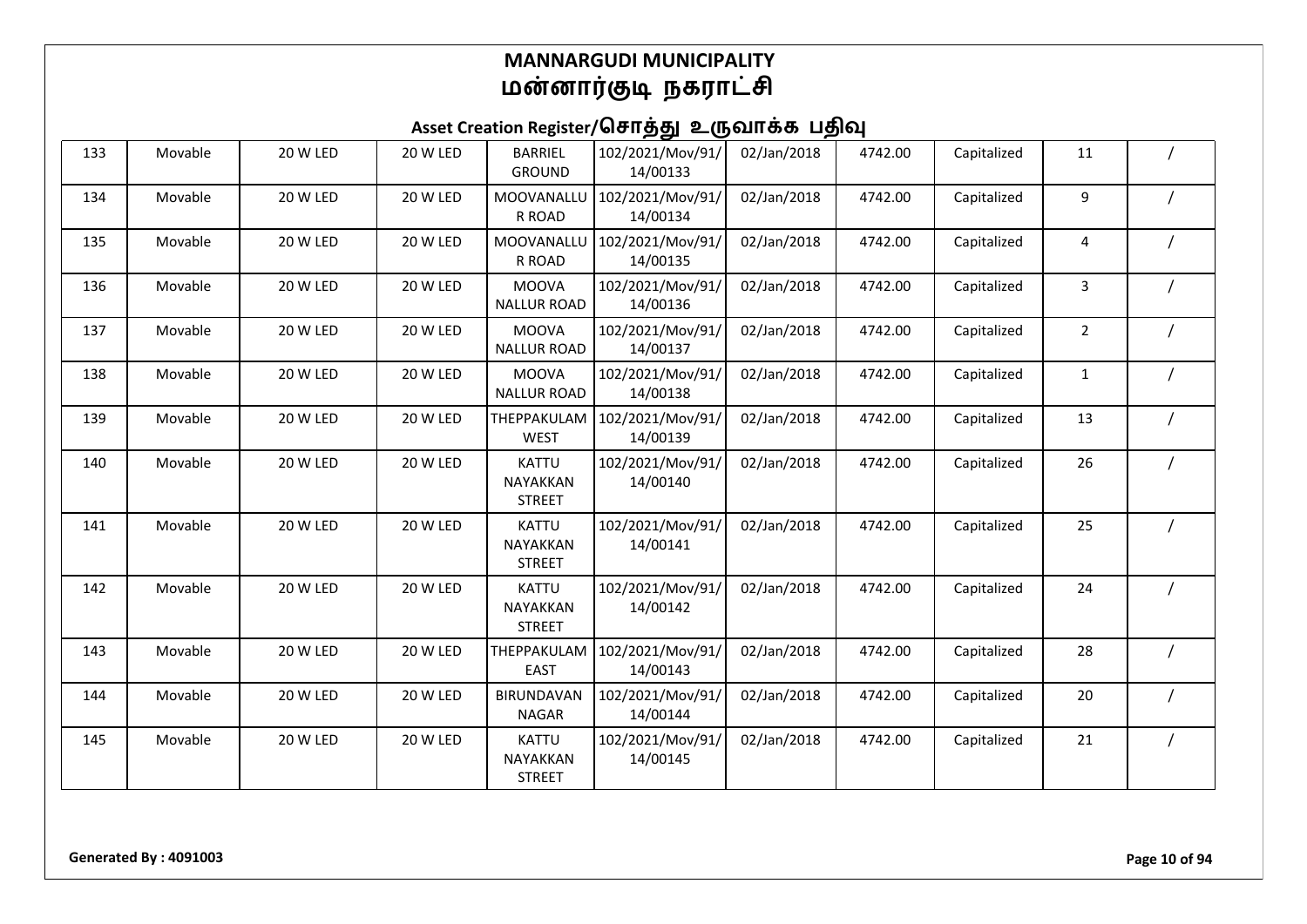# MANNARGUDI MUNICIPALITY
# மன்னார்குடி நகராட்சி

## Asset Creation Register/சொத்து உருவாக்க பதிவு

| | | | | | | | | | | |
|---|---|---|---|---|---|---|---|---|---|---|
| 133 | Movable | 20 W LED | 20 W LED | BARRIEL GROUND | 102/2021/Mov/91/14/00133 | 02/Jan/2018 | 4742.00 | Capitalized | 11 | / |
| 134 | Movable | 20 W LED | 20 W LED | MOOVANALLUR ROAD | 102/2021/Mov/91/14/00134 | 02/Jan/2018 | 4742.00 | Capitalized | 9 | / |
| 135 | Movable | 20 W LED | 20 W LED | MOOVANALLUR ROAD | 102/2021/Mov/91/14/00135 | 02/Jan/2018 | 4742.00 | Capitalized | 4 | / |
| 136 | Movable | 20 W LED | 20 W LED | MOOVA NALLUR ROAD | 102/2021/Mov/91/14/00136 | 02/Jan/2018 | 4742.00 | Capitalized | 3 | / |
| 137 | Movable | 20 W LED | 20 W LED | MOOVA NALLUR ROAD | 102/2021/Mov/91/14/00137 | 02/Jan/2018 | 4742.00 | Capitalized | 2 | / |
| 138 | Movable | 20 W LED | 20 W LED | MOOVA NALLUR ROAD | 102/2021/Mov/91/14/00138 | 02/Jan/2018 | 4742.00 | Capitalized | 1 | / |
| 139 | Movable | 20 W LED | 20 W LED | THEPPAKULAM WEST | 102/2021/Mov/91/14/00139 | 02/Jan/2018 | 4742.00 | Capitalized | 13 | / |
| 140 | Movable | 20 W LED | 20 W LED | KATTU NAYAKKAN STREET | 102/2021/Mov/91/14/00140 | 02/Jan/2018 | 4742.00 | Capitalized | 26 | / |
| 141 | Movable | 20 W LED | 20 W LED | KATTU NAYAKKAN STREET | 102/2021/Mov/91/14/00141 | 02/Jan/2018 | 4742.00 | Capitalized | 25 | / |
| 142 | Movable | 20 W LED | 20 W LED | KATTU NAYAKKAN STREET | 102/2021/Mov/91/14/00142 | 02/Jan/2018 | 4742.00 | Capitalized | 24 | / |
| 143 | Movable | 20 W LED | 20 W LED | THEPPAKULAM EAST | 102/2021/Mov/91/14/00143 | 02/Jan/2018 | 4742.00 | Capitalized | 28 | / |
| 144 | Movable | 20 W LED | 20 W LED | BIRUNDAVAN NAGAR | 102/2021/Mov/91/14/00144 | 02/Jan/2018 | 4742.00 | Capitalized | 20 | / |
| 145 | Movable | 20 W LED | 20 W LED | KATTU NAYAKKAN STREET | 102/2021/Mov/91/14/00145 | 02/Jan/2018 | 4742.00 | Capitalized | 21 | / |

**Generated By : 4091003**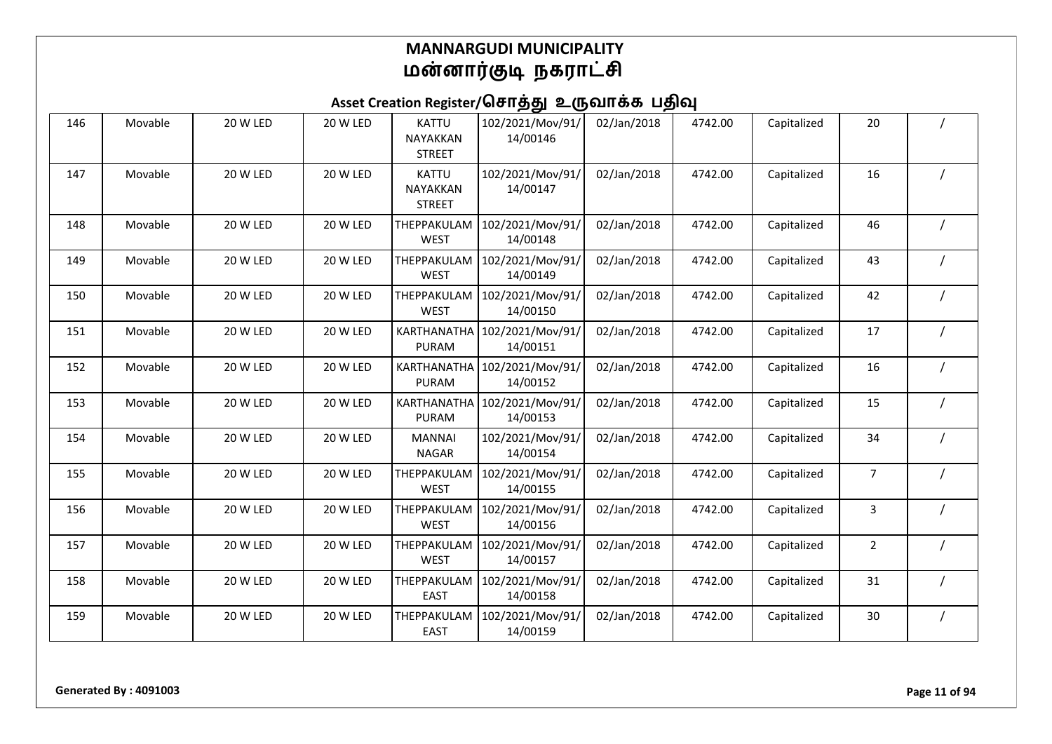# MANNARGUDI MUNICIPALITY
# மன்னார்குடி நகராட்சி

## Asset Creation Register/சொத்து உருவாக்க பதிவு

| | | | | | | | | | | |
|---|---|---|---|---|---|---|---|---|---|---|
| 146 | Movable | 20 W LED | 20 W LED | KATTU NAYAKKAN STREET | 102/2021/Mov/91/14/00146 | 02/Jan/2018 | 4742.00 | Capitalized | 20 | / |
| 147 | Movable | 20 W LED | 20 W LED | KATTU NAYAKKAN STREET | 102/2021/Mov/91/14/00147 | 02/Jan/2018 | 4742.00 | Capitalized | 16 | / |
| 148 | Movable | 20 W LED | 20 W LED | THEPPAKULAM WEST | 102/2021/Mov/91/14/00148 | 02/Jan/2018 | 4742.00 | Capitalized | 46 | / |
| 149 | Movable | 20 W LED | 20 W LED | THEPPAKULAM WEST | 102/2021/Mov/91/14/00149 | 02/Jan/2018 | 4742.00 | Capitalized | 43 | / |
| 150 | Movable | 20 W LED | 20 W LED | THEPPAKULAM WEST | 102/2021/Mov/91/14/00150 | 02/Jan/2018 | 4742.00 | Capitalized | 42 | / |
| 151 | Movable | 20 W LED | 20 W LED | KARTHANATHA PURAM | 102/2021/Mov/91/14/00151 | 02/Jan/2018 | 4742.00 | Capitalized | 17 | / |
| 152 | Movable | 20 W LED | 20 W LED | KARTHANATHA PURAM | 102/2021/Mov/91/14/00152 | 02/Jan/2018 | 4742.00 | Capitalized | 16 | / |
| 153 | Movable | 20 W LED | 20 W LED | KARTHANATHA PURAM | 102/2021/Mov/91/14/00153 | 02/Jan/2018 | 4742.00 | Capitalized | 15 | / |
| 154 | Movable | 20 W LED | 20 W LED | MANNAI NAGAR | 102/2021/Mov/91/14/00154 | 02/Jan/2018 | 4742.00 | Capitalized | 34 | / |
| 155 | Movable | 20 W LED | 20 W LED | THEPPAKULAM WEST | 102/2021/Mov/91/14/00155 | 02/Jan/2018 | 4742.00 | Capitalized | 7 | / |
| 156 | Movable | 20 W LED | 20 W LED | THEPPAKULAM WEST | 102/2021/Mov/91/14/00156 | 02/Jan/2018 | 4742.00 | Capitalized | 3 | / |
| 157 | Movable | 20 W LED | 20 W LED | THEPPAKULAM WEST | 102/2021/Mov/91/14/00157 | 02/Jan/2018 | 4742.00 | Capitalized | 2 | / |
| 158 | Movable | 20 W LED | 20 W LED | THEPPAKULAM EAST | 102/2021/Mov/91/14/00158 | 02/Jan/2018 | 4742.00 | Capitalized | 31 | / |
| 159 | Movable | 20 W LED | 20 W LED | THEPPAKULAM EAST | 102/2021/Mov/91/14/00159 | 02/Jan/2018 | 4742.00 | Capitalized | 30 | / |

**Generated By : 4091003**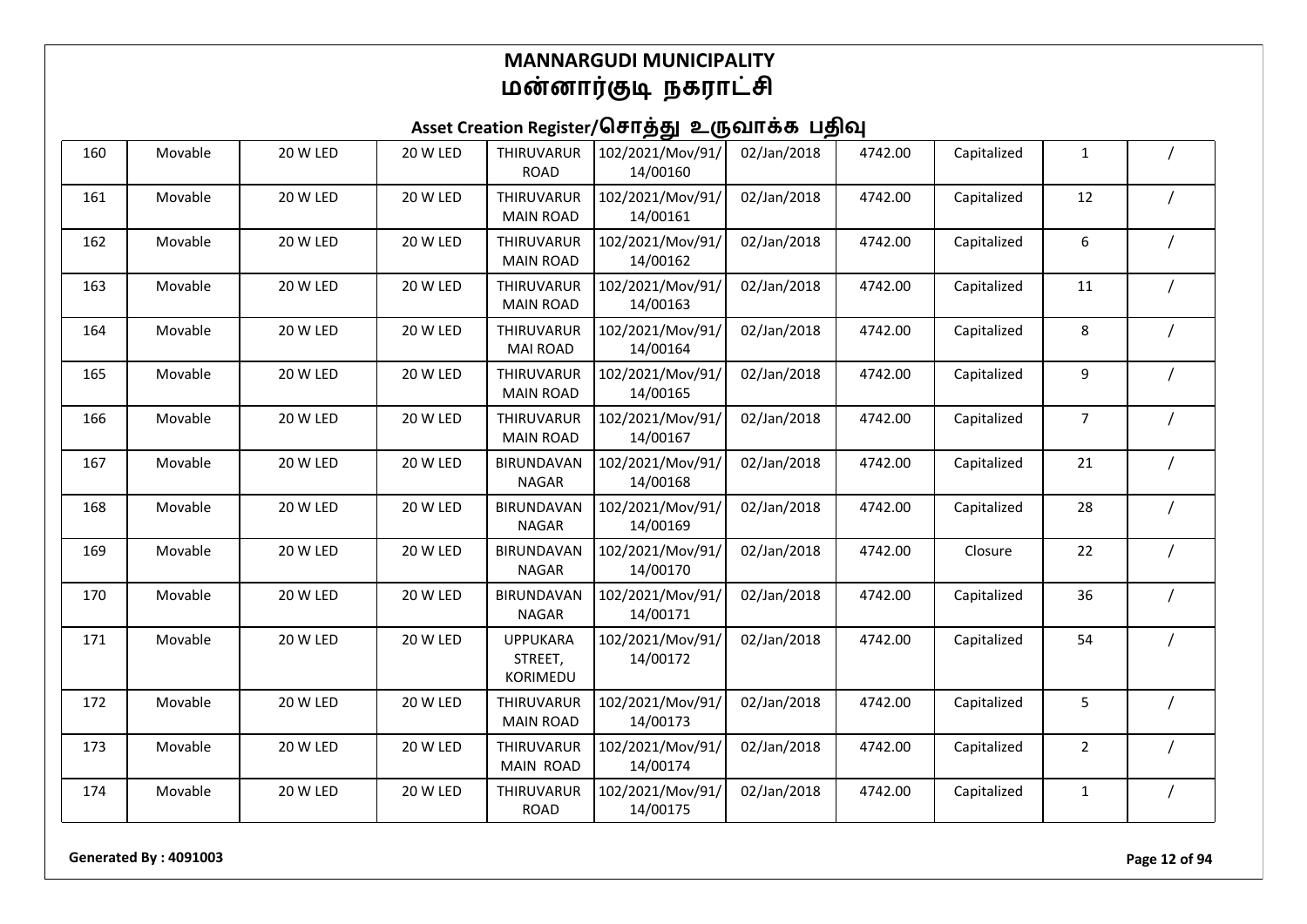# MANNARGUDI MUNICIPALITY
# மன்னார்குடி நகராட்சி

## Asset Creation Register/சொத்து உருவாக்க பதிவு

| | | | | | | | | | | |
|---|---|---|---|---|---|---|---|---|---|---|
| 160 | Movable | 20 W LED | 20 W LED | THIRUVARUR ROAD | 102/2021/Mov/91/14/00160 | 02/Jan/2018 | 4742.00 | Capitalized | 1 | / |
| 161 | Movable | 20 W LED | 20 W LED | THIRUVARUR MAIN ROAD | 102/2021/Mov/91/14/00161 | 02/Jan/2018 | 4742.00 | Capitalized | 12 | / |
| 162 | Movable | 20 W LED | 20 W LED | THIRUVARUR MAIN ROAD | 102/2021/Mov/91/14/00162 | 02/Jan/2018 | 4742.00 | Capitalized | 6 | / |
| 163 | Movable | 20 W LED | 20 W LED | THIRUVARUR MAIN ROAD | 102/2021/Mov/91/14/00163 | 02/Jan/2018 | 4742.00 | Capitalized | 11 | / |
| 164 | Movable | 20 W LED | 20 W LED | THIRUVARUR MAI ROAD | 102/2021/Mov/91/14/00164 | 02/Jan/2018 | 4742.00 | Capitalized | 8 | / |
| 165 | Movable | 20 W LED | 20 W LED | THIRUVARUR MAIN ROAD | 102/2021/Mov/91/14/00165 | 02/Jan/2018 | 4742.00 | Capitalized | 9 | / |
| 166 | Movable | 20 W LED | 20 W LED | THIRUVARUR MAIN ROAD | 102/2021/Mov/91/14/00167 | 02/Jan/2018 | 4742.00 | Capitalized | 7 | / |
| 167 | Movable | 20 W LED | 20 W LED | BIRUNDAVAN NAGAR | 102/2021/Mov/91/14/00168 | 02/Jan/2018 | 4742.00 | Capitalized | 21 | / |
| 168 | Movable | 20 W LED | 20 W LED | BIRUNDAVAN NAGAR | 102/2021/Mov/91/14/00169 | 02/Jan/2018 | 4742.00 | Capitalized | 28 | / |
| 169 | Movable | 20 W LED | 20 W LED | BIRUNDAVAN NAGAR | 102/2021/Mov/91/14/00170 | 02/Jan/2018 | 4742.00 | Closure | 22 | / |
| 170 | Movable | 20 W LED | 20 W LED | BIRUNDAVAN NAGAR | 102/2021/Mov/91/14/00171 | 02/Jan/2018 | 4742.00 | Capitalized | 36 | / |
| 171 | Movable | 20 W LED | 20 W LED | UPPUKARA STREET, KORIMEDU | 102/2021/Mov/91/14/00172 | 02/Jan/2018 | 4742.00 | Capitalized | 54 | / |
| 172 | Movable | 20 W LED | 20 W LED | THIRUVARUR MAIN ROAD | 102/2021/Mov/91/14/00173 | 02/Jan/2018 | 4742.00 | Capitalized | 5 | / |
| 173 | Movable | 20 W LED | 20 W LED | THIRUVARUR MAIN ROAD | 102/2021/Mov/91/14/00174 | 02/Jan/2018 | 4742.00 | Capitalized | 2 | / |
| 174 | Movable | 20 W LED | 20 W LED | THIRUVARUR ROAD | 102/2021/Mov/91/14/00175 | 02/Jan/2018 | 4742.00 | Capitalized | 1 | / |

**Generated By : 4091003**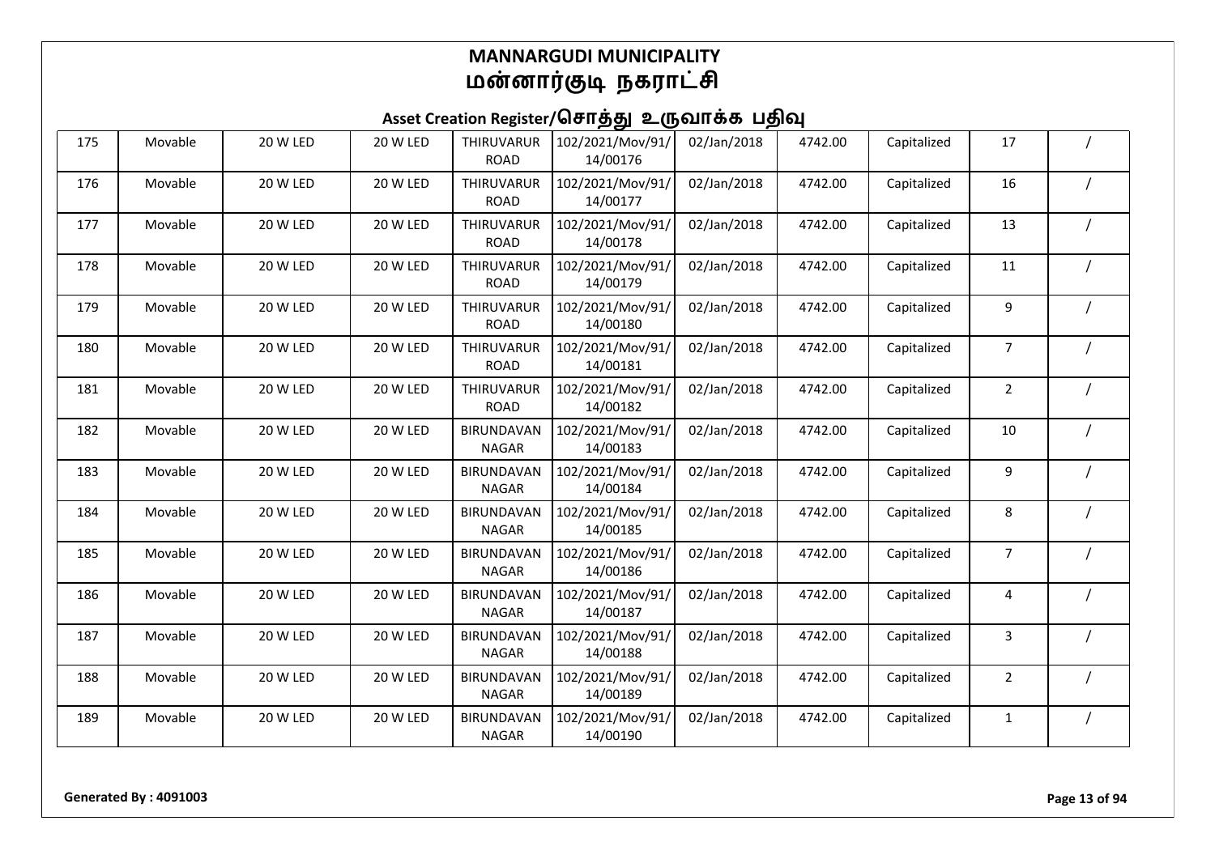# MANNARGUDI MUNICIPALITY
# மன்னார்குடி நகராட்சி

## Asset Creation Register/சொத்து உருவாக்க பதிவு

| | | | | | | | | | | |
|---|---|---|---|---|---|---|---|---|---|---|
| 175 | Movable | 20 W LED | 20 W LED | THIRUVARUR ROAD | 102/2021/Mov/91/14/00176 | 02/Jan/2018 | 4742.00 | Capitalized | 17 | / |
| 176 | Movable | 20 W LED | 20 W LED | THIRUVARUR ROAD | 102/2021/Mov/91/14/00177 | 02/Jan/2018 | 4742.00 | Capitalized | 16 | / |
| 177 | Movable | 20 W LED | 20 W LED | THIRUVARUR ROAD | 102/2021/Mov/91/14/00178 | 02/Jan/2018 | 4742.00 | Capitalized | 13 | / |
| 178 | Movable | 20 W LED | 20 W LED | THIRUVARUR ROAD | 102/2021/Mov/91/14/00179 | 02/Jan/2018 | 4742.00 | Capitalized | 11 | / |
| 179 | Movable | 20 W LED | 20 W LED | THIRUVARUR ROAD | 102/2021/Mov/91/14/00180 | 02/Jan/2018 | 4742.00 | Capitalized | 9 | / |
| 180 | Movable | 20 W LED | 20 W LED | THIRUVARUR ROAD | 102/2021/Mov/91/14/00181 | 02/Jan/2018 | 4742.00 | Capitalized | 7 | / |
| 181 | Movable | 20 W LED | 20 W LED | THIRUVARUR ROAD | 102/2021/Mov/91/14/00182 | 02/Jan/2018 | 4742.00 | Capitalized | 2 | / |
| 182 | Movable | 20 W LED | 20 W LED | BIRUNDAVAN NAGAR | 102/2021/Mov/91/14/00183 | 02/Jan/2018 | 4742.00 | Capitalized | 10 | / |
| 183 | Movable | 20 W LED | 20 W LED | BIRUNDAVAN NAGAR | 102/2021/Mov/91/14/00184 | 02/Jan/2018 | 4742.00 | Capitalized | 9 | / |
| 184 | Movable | 20 W LED | 20 W LED | BIRUNDAVAN NAGAR | 102/2021/Mov/91/14/00185 | 02/Jan/2018 | 4742.00 | Capitalized | 8 | / |
| 185 | Movable | 20 W LED | 20 W LED | BIRUNDAVAN NAGAR | 102/2021/Mov/91/14/00186 | 02/Jan/2018 | 4742.00 | Capitalized | 7 | / |
| 186 | Movable | 20 W LED | 20 W LED | BIRUNDAVAN NAGAR | 102/2021/Mov/91/14/00187 | 02/Jan/2018 | 4742.00 | Capitalized | 4 | / |
| 187 | Movable | 20 W LED | 20 W LED | BIRUNDAVAN NAGAR | 102/2021/Mov/91/14/00188 | 02/Jan/2018 | 4742.00 | Capitalized | 3 | / |
| 188 | Movable | 20 W LED | 20 W LED | BIRUNDAVAN NAGAR | 102/2021/Mov/91/14/00189 | 02/Jan/2018 | 4742.00 | Capitalized | 2 | / |
| 189 | Movable | 20 W LED | 20 W LED | BIRUNDAVAN NAGAR | 102/2021/Mov/91/14/00190 | 02/Jan/2018 | 4742.00 | Capitalized | 1 | / |

**Generated By : 4091003**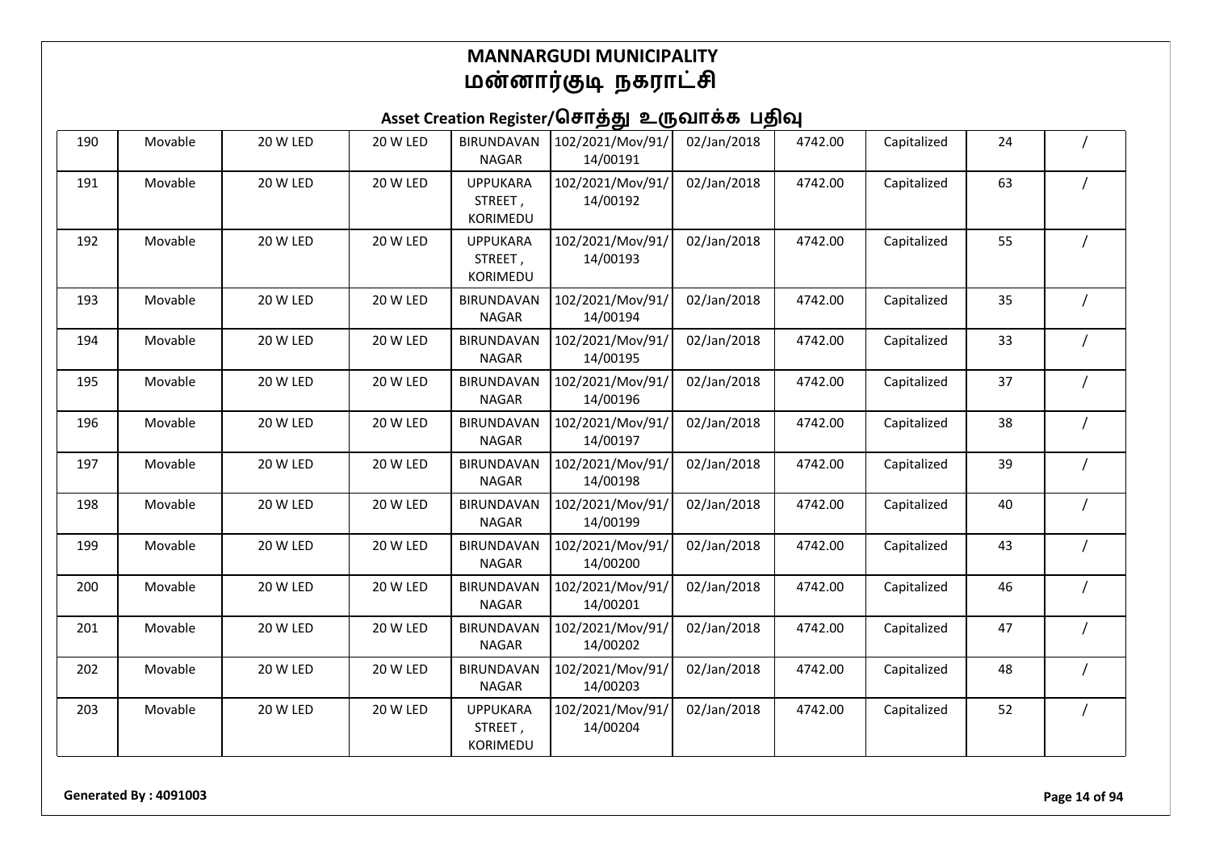# MANNARGUDI MUNICIPALITY
# மன்னார்குடி நகராட்சி

## Asset Creation Register/சொத்து உருவாக்க பதிவு

| | | | | | | | | | | |
|---|---|---|---|---|---|---|---|---|---|---|
| 190 | Movable | 20 W LED | 20 W LED | BIRUNDAVAN NAGAR | 102/2021/Mov/91/14/00191 | 02/Jan/2018 | 4742.00 | Capitalized | 24 | / |
| 191 | Movable | 20 W LED | 20 W LED | UPPUKARA STREET , KORIMEDU | 102/2021/Mov/91/14/00192 | 02/Jan/2018 | 4742.00 | Capitalized | 63 | / |
| 192 | Movable | 20 W LED | 20 W LED | UPPUKARA STREET , KORIMEDU | 102/2021/Mov/91/14/00193 | 02/Jan/2018 | 4742.00 | Capitalized | 55 | / |
| 193 | Movable | 20 W LED | 20 W LED | BIRUNDAVAN NAGAR | 102/2021/Mov/91/14/00194 | 02/Jan/2018 | 4742.00 | Capitalized | 35 | / |
| 194 | Movable | 20 W LED | 20 W LED | BIRUNDAVAN NAGAR | 102/2021/Mov/91/14/00195 | 02/Jan/2018 | 4742.00 | Capitalized | 33 | / |
| 195 | Movable | 20 W LED | 20 W LED | BIRUNDAVAN NAGAR | 102/2021/Mov/91/14/00196 | 02/Jan/2018 | 4742.00 | Capitalized | 37 | / |
| 196 | Movable | 20 W LED | 20 W LED | BIRUNDAVAN NAGAR | 102/2021/Mov/91/14/00197 | 02/Jan/2018 | 4742.00 | Capitalized | 38 | / |
| 197 | Movable | 20 W LED | 20 W LED | BIRUNDAVAN NAGAR | 102/2021/Mov/91/14/00198 | 02/Jan/2018 | 4742.00 | Capitalized | 39 | / |
| 198 | Movable | 20 W LED | 20 W LED | BIRUNDAVAN NAGAR | 102/2021/Mov/91/14/00199 | 02/Jan/2018 | 4742.00 | Capitalized | 40 | / |
| 199 | Movable | 20 W LED | 20 W LED | BIRUNDAVAN NAGAR | 102/2021/Mov/91/14/00200 | 02/Jan/2018 | 4742.00 | Capitalized | 43 | / |
| 200 | Movable | 20 W LED | 20 W LED | BIRUNDAVAN NAGAR | 102/2021/Mov/91/14/00201 | 02/Jan/2018 | 4742.00 | Capitalized | 46 | / |
| 201 | Movable | 20 W LED | 20 W LED | BIRUNDAVAN NAGAR | 102/2021/Mov/91/14/00202 | 02/Jan/2018 | 4742.00 | Capitalized | 47 | / |
| 202 | Movable | 20 W LED | 20 W LED | BIRUNDAVAN NAGAR | 102/2021/Mov/91/14/00203 | 02/Jan/2018 | 4742.00 | Capitalized | 48 | / |
| 203 | Movable | 20 W LED | 20 W LED | UPPUKARA STREET , KORIMEDU | 102/2021/Mov/91/14/00204 | 02/Jan/2018 | 4742.00 | Capitalized | 52 | / |

**Generated By : 4091003**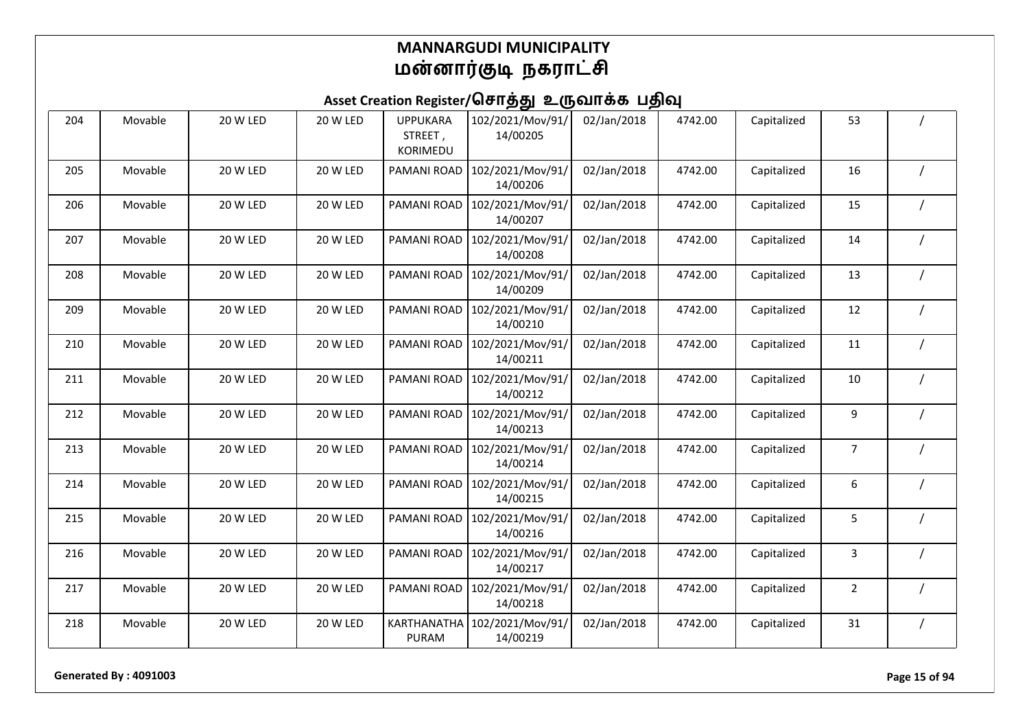# MANNARGUDI MUNICIPALITY
# மன்னார்குடி நகராட்சி

## Asset Creation Register/சொத்து உருவாக்க பதிவு

| | | | | | | | | | | |
|---|---|---|---|---|---|---|---|---|---|---|
| 204 | Movable | 20 W LED | 20 W LED | UPPUKARA STREET , KORIMEDU | 102/2021/Mov/91/14/00205 | 02/Jan/2018 | 4742.00 | Capitalized | 53 | / |
| 205 | Movable | 20 W LED | 20 W LED | PAMANI ROAD | 102/2021/Mov/91/14/00206 | 02/Jan/2018 | 4742.00 | Capitalized | 16 | / |
| 206 | Movable | 20 W LED | 20 W LED | PAMANI ROAD | 102/2021/Mov/91/14/00207 | 02/Jan/2018 | 4742.00 | Capitalized | 15 | / |
| 207 | Movable | 20 W LED | 20 W LED | PAMANI ROAD | 102/2021/Mov/91/14/00208 | 02/Jan/2018 | 4742.00 | Capitalized | 14 | / |
| 208 | Movable | 20 W LED | 20 W LED | PAMANI ROAD | 102/2021/Mov/91/14/00209 | 02/Jan/2018 | 4742.00 | Capitalized | 13 | / |
| 209 | Movable | 20 W LED | 20 W LED | PAMANI ROAD | 102/2021/Mov/91/14/00210 | 02/Jan/2018 | 4742.00 | Capitalized | 12 | / |
| 210 | Movable | 20 W LED | 20 W LED | PAMANI ROAD | 102/2021/Mov/91/14/00211 | 02/Jan/2018 | 4742.00 | Capitalized | 11 | / |
| 211 | Movable | 20 W LED | 20 W LED | PAMANI ROAD | 102/2021/Mov/91/14/00212 | 02/Jan/2018 | 4742.00 | Capitalized | 10 | / |
| 212 | Movable | 20 W LED | 20 W LED | PAMANI ROAD | 102/2021/Mov/91/14/00213 | 02/Jan/2018 | 4742.00 | Capitalized | 9 | / |
| 213 | Movable | 20 W LED | 20 W LED | PAMANI ROAD | 102/2021/Mov/91/14/00214 | 02/Jan/2018 | 4742.00 | Capitalized | 7 | / |
| 214 | Movable | 20 W LED | 20 W LED | PAMANI ROAD | 102/2021/Mov/91/14/00215 | 02/Jan/2018 | 4742.00 | Capitalized | 6 | / |
| 215 | Movable | 20 W LED | 20 W LED | PAMANI ROAD | 102/2021/Mov/91/14/00216 | 02/Jan/2018 | 4742.00 | Capitalized | 5 | / |
| 216 | Movable | 20 W LED | 20 W LED | PAMANI ROAD | 102/2021/Mov/91/14/00217 | 02/Jan/2018 | 4742.00 | Capitalized | 3 | / |
| 217 | Movable | 20 W LED | 20 W LED | PAMANI ROAD | 102/2021/Mov/91/14/00218 | 02/Jan/2018 | 4742.00 | Capitalized | 2 | / |
| 218 | Movable | 20 W LED | 20 W LED | KARTHANATHA PURAM | 102/2021/Mov/91/14/00219 | 02/Jan/2018 | 4742.00 | Capitalized | 31 | / |

**Generated By : 4091003**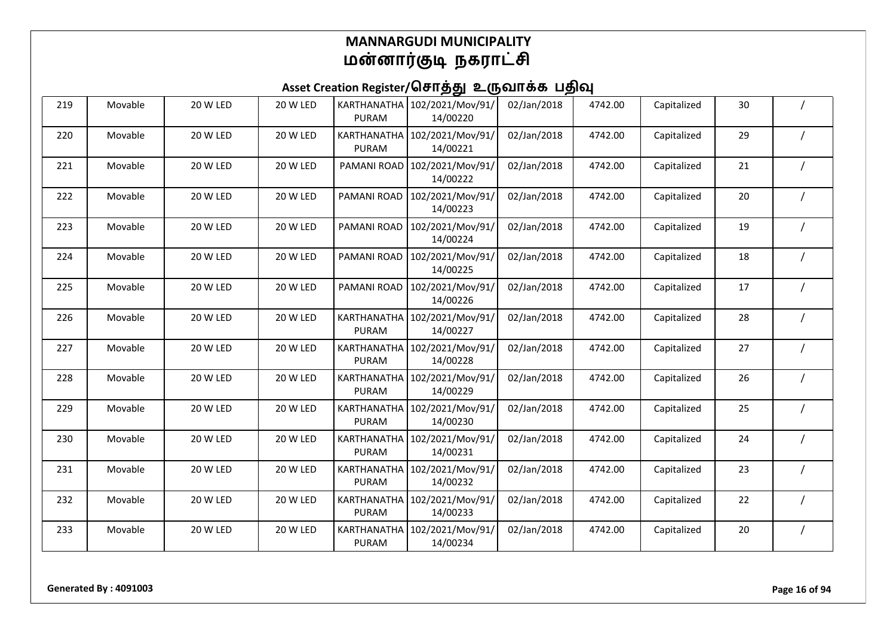# MANNARGUDI MUNICIPALITY
# மன்னார்குடி நகராட்சி

## Asset Creation Register/சொத்து உருவாக்க பதிவு

| | | | | | | | | | | |
|---|---|---|---|---|---|---|---|---|---|---|
| 219 | Movable | 20 W LED | 20 W LED | KARTHANATHA PURAM | 102/2021/Mov/91/14/00220 | 02/Jan/2018 | 4742.00 | Capitalized | 30 | / |
| 220 | Movable | 20 W LED | 20 W LED | KARTHANATHA PURAM | 102/2021/Mov/91/14/00221 | 02/Jan/2018 | 4742.00 | Capitalized | 29 | / |
| 221 | Movable | 20 W LED | 20 W LED | PAMANI ROAD | 102/2021/Mov/91/14/00222 | 02/Jan/2018 | 4742.00 | Capitalized | 21 | / |
| 222 | Movable | 20 W LED | 20 W LED | PAMANI ROAD | 102/2021/Mov/91/14/00223 | 02/Jan/2018 | 4742.00 | Capitalized | 20 | / |
| 223 | Movable | 20 W LED | 20 W LED | PAMANI ROAD | 102/2021/Mov/91/14/00224 | 02/Jan/2018 | 4742.00 | Capitalized | 19 | / |
| 224 | Movable | 20 W LED | 20 W LED | PAMANI ROAD | 102/2021/Mov/91/14/00225 | 02/Jan/2018 | 4742.00 | Capitalized | 18 | / |
| 225 | Movable | 20 W LED | 20 W LED | PAMANI ROAD | 102/2021/Mov/91/14/00226 | 02/Jan/2018 | 4742.00 | Capitalized | 17 | / |
| 226 | Movable | 20 W LED | 20 W LED | KARTHANATHA PURAM | 102/2021/Mov/91/14/00227 | 02/Jan/2018 | 4742.00 | Capitalized | 28 | / |
| 227 | Movable | 20 W LED | 20 W LED | KARTHANATHA PURAM | 102/2021/Mov/91/14/00228 | 02/Jan/2018 | 4742.00 | Capitalized | 27 | / |
| 228 | Movable | 20 W LED | 20 W LED | KARTHANATHA PURAM | 102/2021/Mov/91/14/00229 | 02/Jan/2018 | 4742.00 | Capitalized | 26 | / |
| 229 | Movable | 20 W LED | 20 W LED | KARTHANATHA PURAM | 102/2021/Mov/91/14/00230 | 02/Jan/2018 | 4742.00 | Capitalized | 25 | / |
| 230 | Movable | 20 W LED | 20 W LED | KARTHANATHA PURAM | 102/2021/Mov/91/14/00231 | 02/Jan/2018 | 4742.00 | Capitalized | 24 | / |
| 231 | Movable | 20 W LED | 20 W LED | KARTHANATHA PURAM | 102/2021/Mov/91/14/00232 | 02/Jan/2018 | 4742.00 | Capitalized | 23 | / |
| 232 | Movable | 20 W LED | 20 W LED | KARTHANATHA PURAM | 102/2021/Mov/91/14/00233 | 02/Jan/2018 | 4742.00 | Capitalized | 22 | / |
| 233 | Movable | 20 W LED | 20 W LED | KARTHANATHA PURAM | 102/2021/Mov/91/14/00234 | 02/Jan/2018 | 4742.00 | Capitalized | 20 | / |

**Generated By : 4091003**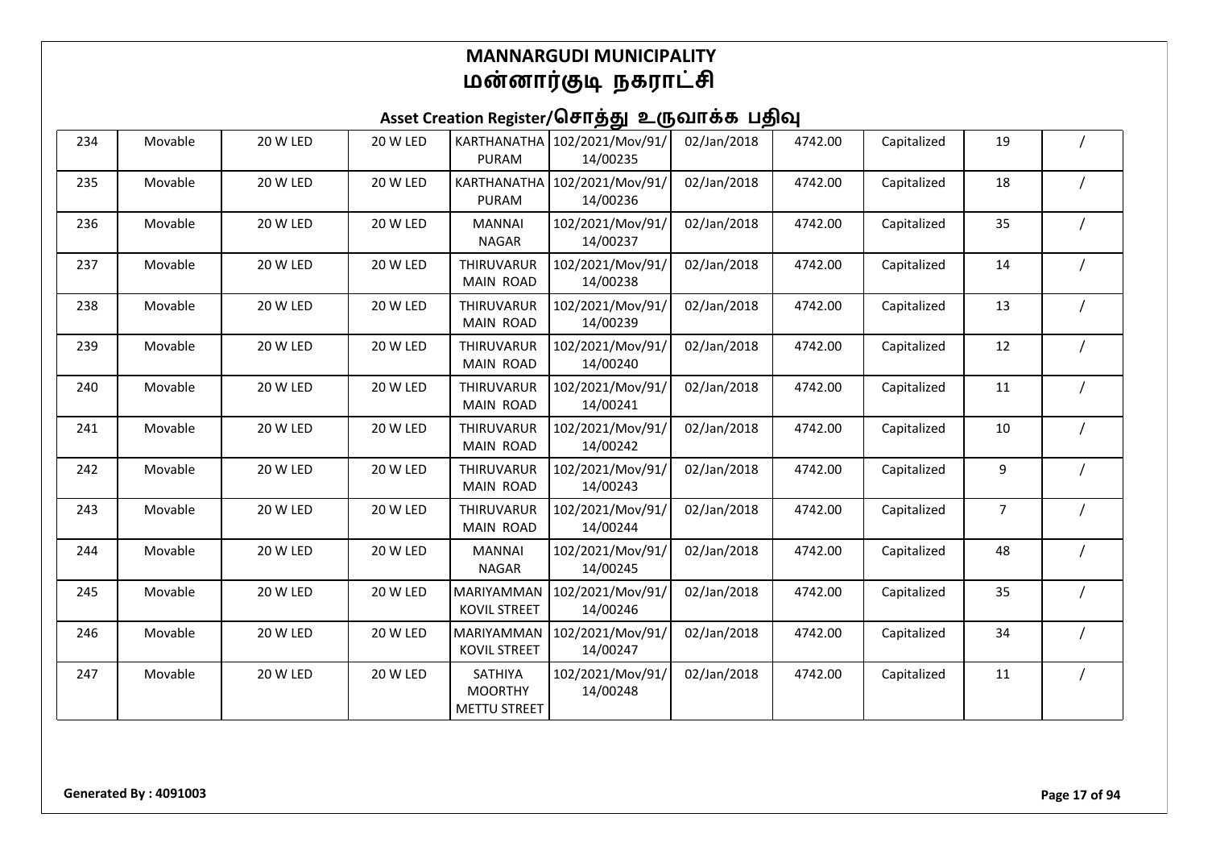# MANNARGUDI MUNICIPALITY
# மன்னார்குடி நகராட்சி

## Asset Creation Register/சொத்து உருவாக்க பதிவு

| | | | | | | | | | | |
|---|---|---|---|---|---|---|---|---|---|---|
| 234 | Movable | 20 W LED | 20 W LED | KARTHANATHA PURAM | 102/2021/Mov/91/14/00235 | 02/Jan/2018 | 4742.00 | Capitalized | 19 | / |
| 235 | Movable | 20 W LED | 20 W LED | KARTHANATHA PURAM | 102/2021/Mov/91/14/00236 | 02/Jan/2018 | 4742.00 | Capitalized | 18 | / |
| 236 | Movable | 20 W LED | 20 W LED | MANNAI NAGAR | 102/2021/Mov/91/14/00237 | 02/Jan/2018 | 4742.00 | Capitalized | 35 | / |
| 237 | Movable | 20 W LED | 20 W LED | THIRUVARUR MAIN ROAD | 102/2021/Mov/91/14/00238 | 02/Jan/2018 | 4742.00 | Capitalized | 14 | / |
| 238 | Movable | 20 W LED | 20 W LED | THIRUVARUR MAIN ROAD | 102/2021/Mov/91/14/00239 | 02/Jan/2018 | 4742.00 | Capitalized | 13 | / |
| 239 | Movable | 20 W LED | 20 W LED | THIRUVARUR MAIN ROAD | 102/2021/Mov/91/14/00240 | 02/Jan/2018 | 4742.00 | Capitalized | 12 | / |
| 240 | Movable | 20 W LED | 20 W LED | THIRUVARUR MAIN ROAD | 102/2021/Mov/91/14/00241 | 02/Jan/2018 | 4742.00 | Capitalized | 11 | / |
| 241 | Movable | 20 W LED | 20 W LED | THIRUVARUR MAIN ROAD | 102/2021/Mov/91/14/00242 | 02/Jan/2018 | 4742.00 | Capitalized | 10 | / |
| 242 | Movable | 20 W LED | 20 W LED | THIRUVARUR MAIN ROAD | 102/2021/Mov/91/14/00243 | 02/Jan/2018 | 4742.00 | Capitalized | 9 | / |
| 243 | Movable | 20 W LED | 20 W LED | THIRUVARUR MAIN ROAD | 102/2021/Mov/91/14/00244 | 02/Jan/2018 | 4742.00 | Capitalized | 7 | / |
| 244 | Movable | 20 W LED | 20 W LED | MANNAI NAGAR | 102/2021/Mov/91/14/00245 | 02/Jan/2018 | 4742.00 | Capitalized | 48 | / |
| 245 | Movable | 20 W LED | 20 W LED | MARIYAMMAN KOVIL STREET | 102/2021/Mov/91/14/00246 | 02/Jan/2018 | 4742.00 | Capitalized | 35 | / |
| 246 | Movable | 20 W LED | 20 W LED | MARIYAMMAN KOVIL STREET | 102/2021/Mov/91/14/00247 | 02/Jan/2018 | 4742.00 | Capitalized | 34 | / |
| 247 | Movable | 20 W LED | 20 W LED | SATHIYA MOORTHY METTU STREET | 102/2021/Mov/91/14/00248 | 02/Jan/2018 | 4742.00 | Capitalized | 11 | / |

**Generated By : 4091003**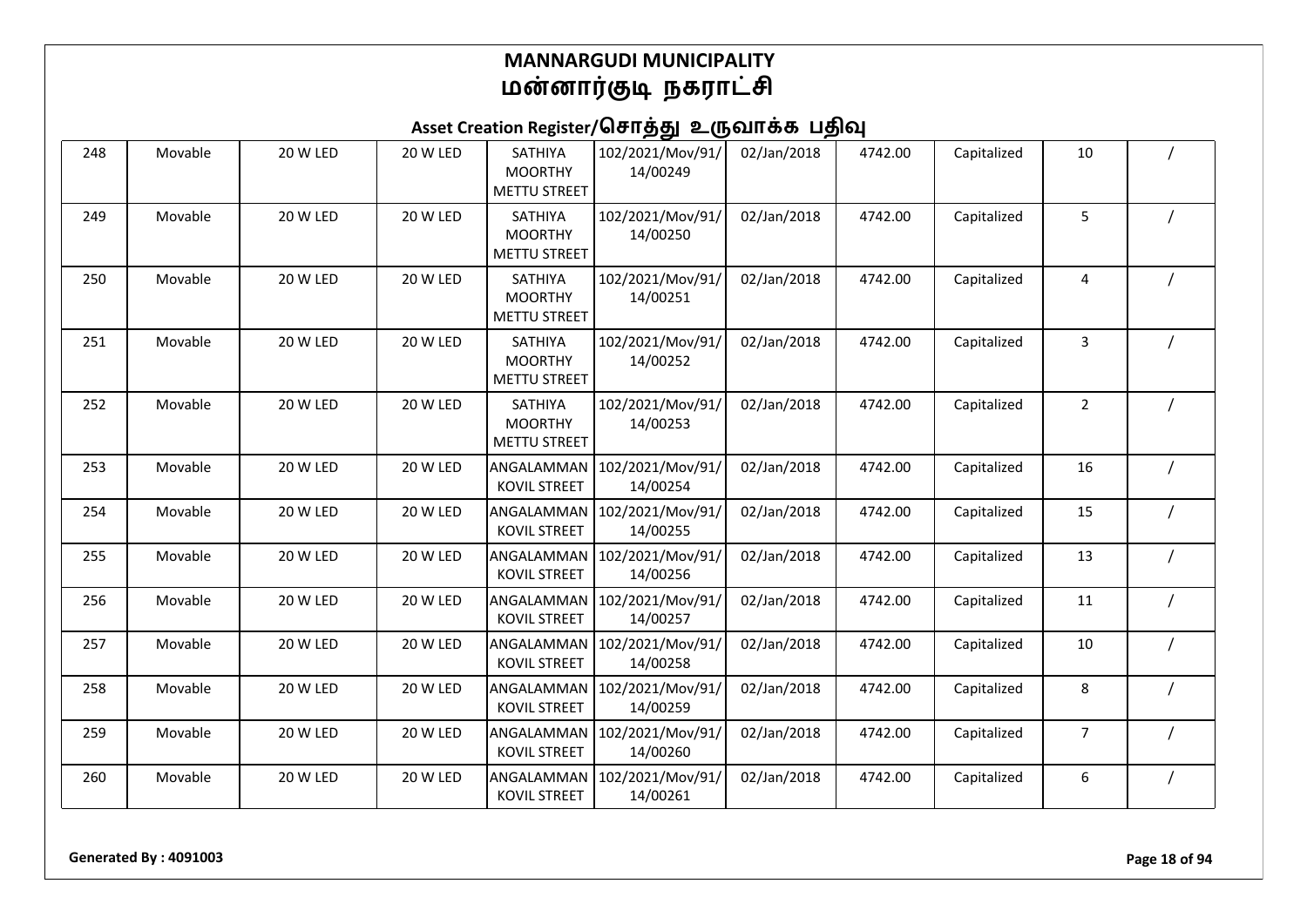# MANNARGUDI MUNICIPALITY
# மன்னார்குடி நகராட்சி

## Asset Creation Register/சொத்து உருவாக்க பதிவு

| | | | | | | | | | | |
|---|---|---|---|---|---|---|---|---|---|---|
| 248 | Movable | 20 W LED | 20 W LED | SATHIYA MOORTHY METTU STREET | 102/2021/Mov/91/14/00249 | 02/Jan/2018 | 4742.00 | Capitalized | 10 | / |
| 249 | Movable | 20 W LED | 20 W LED | SATHIYA MOORTHY METTU STREET | 102/2021/Mov/91/14/00250 | 02/Jan/2018 | 4742.00 | Capitalized | 5 | / |
| 250 | Movable | 20 W LED | 20 W LED | SATHIYA MOORTHY METTU STREET | 102/2021/Mov/91/14/00251 | 02/Jan/2018 | 4742.00 | Capitalized | 4 | / |
| 251 | Movable | 20 W LED | 20 W LED | SATHIYA MOORTHY METTU STREET | 102/2021/Mov/91/14/00252 | 02/Jan/2018 | 4742.00 | Capitalized | 3 | / |
| 252 | Movable | 20 W LED | 20 W LED | SATHIYA MOORTHY METTU STREET | 102/2021/Mov/91/14/00253 | 02/Jan/2018 | 4742.00 | Capitalized | 2 | / |
| 253 | Movable | 20 W LED | 20 W LED | ANGALAMMAN KOVIL STREET | 102/2021/Mov/91/14/00254 | 02/Jan/2018 | 4742.00 | Capitalized | 16 | / |
| 254 | Movable | 20 W LED | 20 W LED | ANGALAMMAN KOVIL STREET | 102/2021/Mov/91/14/00255 | 02/Jan/2018 | 4742.00 | Capitalized | 15 | / |
| 255 | Movable | 20 W LED | 20 W LED | ANGALAMMAN KOVIL STREET | 102/2021/Mov/91/14/00256 | 02/Jan/2018 | 4742.00 | Capitalized | 13 | / |
| 256 | Movable | 20 W LED | 20 W LED | ANGALAMMAN KOVIL STREET | 102/2021/Mov/91/14/00257 | 02/Jan/2018 | 4742.00 | Capitalized | 11 | / |
| 257 | Movable | 20 W LED | 20 W LED | ANGALAMMAN KOVIL STREET | 102/2021/Mov/91/14/00258 | 02/Jan/2018 | 4742.00 | Capitalized | 10 | / |
| 258 | Movable | 20 W LED | 20 W LED | ANGALAMMAN KOVIL STREET | 102/2021/Mov/91/14/00259 | 02/Jan/2018 | 4742.00 | Capitalized | 8 | / |
| 259 | Movable | 20 W LED | 20 W LED | ANGALAMMAN KOVIL STREET | 102/2021/Mov/91/14/00260 | 02/Jan/2018 | 4742.00 | Capitalized | 7 | / |
| 260 | Movable | 20 W LED | 20 W LED | ANGALAMMAN KOVIL STREET | 102/2021/Mov/91/14/00261 | 02/Jan/2018 | 4742.00 | Capitalized | 6 | / |

**Generated By : 4091003**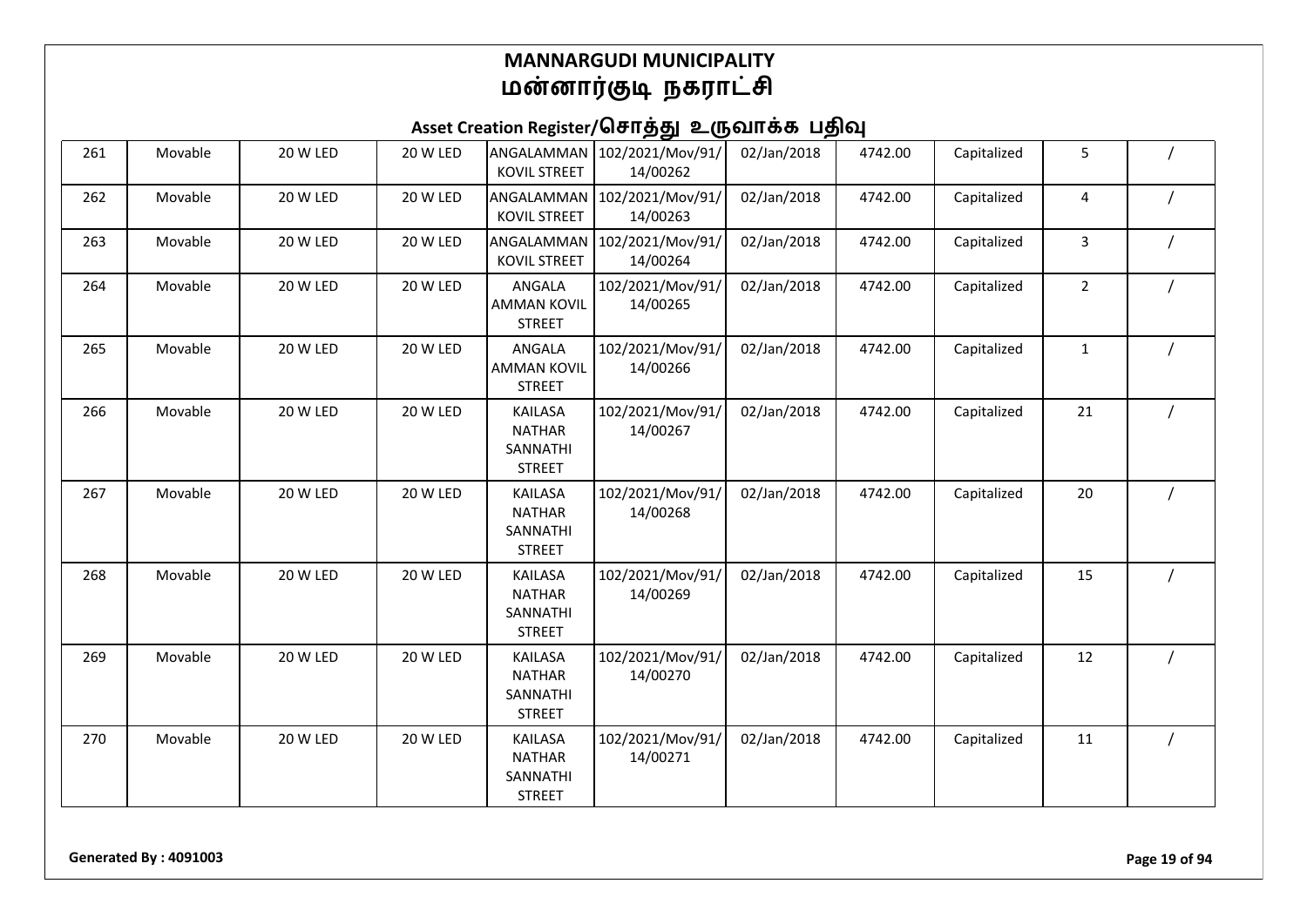# MANNARGUDI MUNICIPALITY
# மன்னார்குடி நகராட்சி

## Asset Creation Register/சொத்து உருவாக்க பதிவு

| | | | | | | | | | | |
|---|---|---|---|---|---|---|---|---|---|---|
| 261 | Movable | 20 W LED | 20 W LED | ANGALAMMAN KOVIL STREET | 102/2021/Mov/91/14/00262 | 02/Jan/2018 | 4742.00 | Capitalized | 5 | / |
| 262 | Movable | 20 W LED | 20 W LED | ANGALAMMAN KOVIL STREET | 102/2021/Mov/91/14/00263 | 02/Jan/2018 | 4742.00 | Capitalized | 4 | / |
| 263 | Movable | 20 W LED | 20 W LED | ANGALAMMAN KOVIL STREET | 102/2021/Mov/91/14/00264 | 02/Jan/2018 | 4742.00 | Capitalized | 3 | / |
| 264 | Movable | 20 W LED | 20 W LED | ANGALA AMMAN KOVIL STREET | 102/2021/Mov/91/14/00265 | 02/Jan/2018 | 4742.00 | Capitalized | 2 | / |
| 265 | Movable | 20 W LED | 20 W LED | ANGALA AMMAN KOVIL STREET | 102/2021/Mov/91/14/00266 | 02/Jan/2018 | 4742.00 | Capitalized | 1 | / |
| 266 | Movable | 20 W LED | 20 W LED | KAILASA NATHAR SANNATHI STREET | 102/2021/Mov/91/14/00267 | 02/Jan/2018 | 4742.00 | Capitalized | 21 | / |
| 267 | Movable | 20 W LED | 20 W LED | KAILASA NATHAR SANNATHI STREET | 102/2021/Mov/91/14/00268 | 02/Jan/2018 | 4742.00 | Capitalized | 20 | / |
| 268 | Movable | 20 W LED | 20 W LED | KAILASA NATHAR SANNATHI STREET | 102/2021/Mov/91/14/00269 | 02/Jan/2018 | 4742.00 | Capitalized | 15 | / |
| 269 | Movable | 20 W LED | 20 W LED | KAILASA NATHAR SANNATHI STREET | 102/2021/Mov/91/14/00270 | 02/Jan/2018 | 4742.00 | Capitalized | 12 | / |
| 270 | Movable | 20 W LED | 20 W LED | KAILASA NATHAR SANNATHI STREET | 102/2021/Mov/91/14/00271 | 02/Jan/2018 | 4742.00 | Capitalized | 11 | / |

**Generated By : 4091003**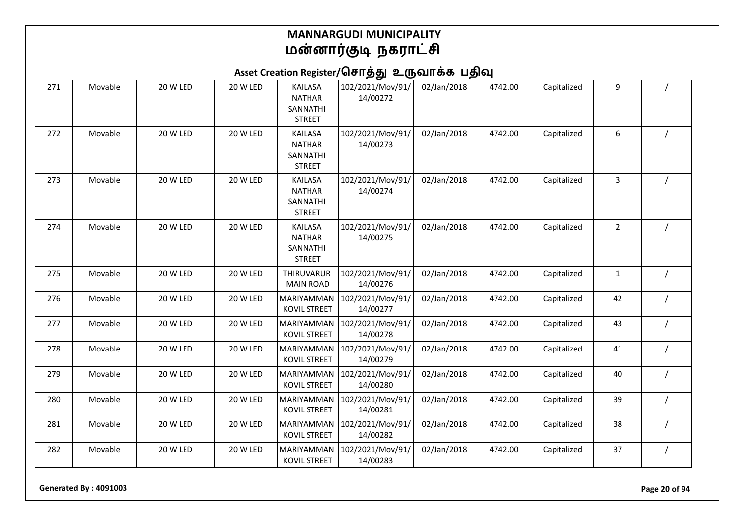# MANNARGUDI MUNICIPALITY
# மன்னார்குடி நகராட்சி

## Asset Creation Register/சொத்து உருவாக்க பதிவு

| | | | | | | | | | | |
|---|---|---|---|---|---|---|---|---|---|---|
| 271 | Movable | 20 W LED | 20 W LED | KAILASA NATHAR SANNATHI STREET | 102/2021/Mov/91/14/00272 | 02/Jan/2018 | 4742.00 | Capitalized | 9 | / |
| 272 | Movable | 20 W LED | 20 W LED | KAILASA NATHAR SANNATHI STREET | 102/2021/Mov/91/14/00273 | 02/Jan/2018 | 4742.00 | Capitalized | 6 | / |
| 273 | Movable | 20 W LED | 20 W LED | KAILASA NATHAR SANNATHI STREET | 102/2021/Mov/91/14/00274 | 02/Jan/2018 | 4742.00 | Capitalized | 3 | / |
| 274 | Movable | 20 W LED | 20 W LED | KAILASA NATHAR SANNATHI STREET | 102/2021/Mov/91/14/00275 | 02/Jan/2018 | 4742.00 | Capitalized | 2 | / |
| 275 | Movable | 20 W LED | 20 W LED | THIRUVARUR MAIN ROAD | 102/2021/Mov/91/14/00276 | 02/Jan/2018 | 4742.00 | Capitalized | 1 | / |
| 276 | Movable | 20 W LED | 20 W LED | MARIYAMMAN KOVIL STREET | 102/2021/Mov/91/14/00277 | 02/Jan/2018 | 4742.00 | Capitalized | 42 | / |
| 277 | Movable | 20 W LED | 20 W LED | MARIYAMMAN KOVIL STREET | 102/2021/Mov/91/14/00278 | 02/Jan/2018 | 4742.00 | Capitalized | 43 | / |
| 278 | Movable | 20 W LED | 20 W LED | MARIYAMMAN KOVIL STREET | 102/2021/Mov/91/14/00279 | 02/Jan/2018 | 4742.00 | Capitalized | 41 | / |
| 279 | Movable | 20 W LED | 20 W LED | MARIYAMMAN KOVIL STREET | 102/2021/Mov/91/14/00280 | 02/Jan/2018 | 4742.00 | Capitalized | 40 | / |
| 280 | Movable | 20 W LED | 20 W LED | MARIYAMMAN KOVIL STREET | 102/2021/Mov/91/14/00281 | 02/Jan/2018 | 4742.00 | Capitalized | 39 | / |
| 281 | Movable | 20 W LED | 20 W LED | MARIYAMMAN KOVIL STREET | 102/2021/Mov/91/14/00282 | 02/Jan/2018 | 4742.00 | Capitalized | 38 | / |
| 282 | Movable | 20 W LED | 20 W LED | MARIYAMMAN KOVIL STREET | 102/2021/Mov/91/14/00283 | 02/Jan/2018 | 4742.00 | Capitalized | 37 | / |

**Generated By : 4091003**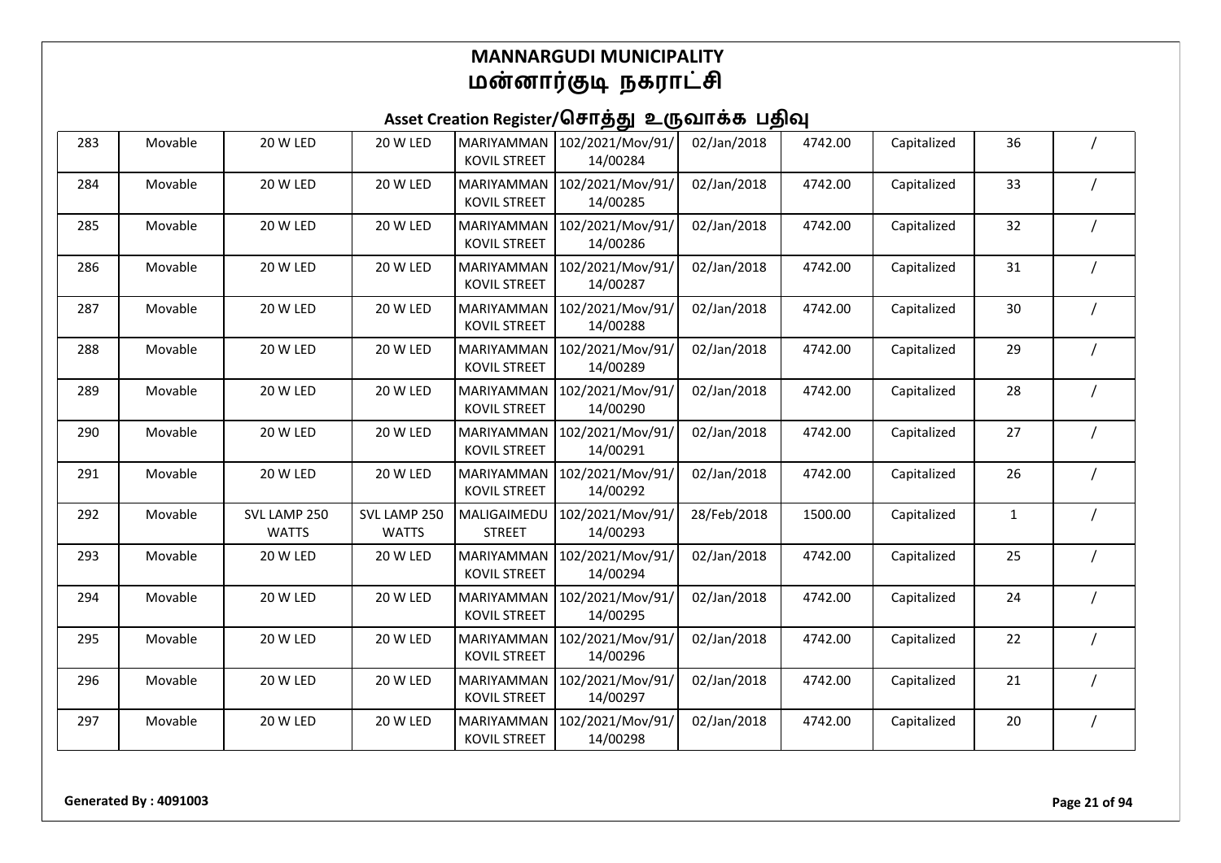# MANNARGUDI MUNICIPALITY
# மன்னார்குடி நகராட்சி

## Asset Creation Register/சொத்து உருவாக்க பதிவு

| | | | | | | | | | | |
|---|---|---|---|---|---|---|---|---|---|---|
| 283 | Movable | 20 W LED | 20 W LED | MARIYAMMAN KOVIL STREET | 102/2021/Mov/91/14/00284 | 02/Jan/2018 | 4742.00 | Capitalized | 36 | / |
| 284 | Movable | 20 W LED | 20 W LED | MARIYAMMAN KOVIL STREET | 102/2021/Mov/91/14/00285 | 02/Jan/2018 | 4742.00 | Capitalized | 33 | / |
| 285 | Movable | 20 W LED | 20 W LED | MARIYAMMAN KOVIL STREET | 102/2021/Mov/91/14/00286 | 02/Jan/2018 | 4742.00 | Capitalized | 32 | / |
| 286 | Movable | 20 W LED | 20 W LED | MARIYAMMAN KOVIL STREET | 102/2021/Mov/91/14/00287 | 02/Jan/2018 | 4742.00 | Capitalized | 31 | / |
| 287 | Movable | 20 W LED | 20 W LED | MARIYAMMAN KOVIL STREET | 102/2021/Mov/91/14/00288 | 02/Jan/2018 | 4742.00 | Capitalized | 30 | / |
| 288 | Movable | 20 W LED | 20 W LED | MARIYAMMAN KOVIL STREET | 102/2021/Mov/91/14/00289 | 02/Jan/2018 | 4742.00 | Capitalized | 29 | / |
| 289 | Movable | 20 W LED | 20 W LED | MARIYAMMAN KOVIL STREET | 102/2021/Mov/91/14/00290 | 02/Jan/2018 | 4742.00 | Capitalized | 28 | / |
| 290 | Movable | 20 W LED | 20 W LED | MARIYAMMAN KOVIL STREET | 102/2021/Mov/91/14/00291 | 02/Jan/2018 | 4742.00 | Capitalized | 27 | / |
| 291 | Movable | 20 W LED | 20 W LED | MARIYAMMAN KOVIL STREET | 102/2021/Mov/91/14/00292 | 02/Jan/2018 | 4742.00 | Capitalized | 26 | / |
| 292 | Movable | SVL LAMP 250 WATTS | SVL LAMP 250 WATTS | MALIGAIMEDU STREET | 102/2021/Mov/91/14/00293 | 28/Feb/2018 | 1500.00 | Capitalized | 1 | / |
| 293 | Movable | 20 W LED | 20 W LED | MARIYAMMAN KOVIL STREET | 102/2021/Mov/91/14/00294 | 02/Jan/2018 | 4742.00 | Capitalized | 25 | / |
| 294 | Movable | 20 W LED | 20 W LED | MARIYAMMAN KOVIL STREET | 102/2021/Mov/91/14/00295 | 02/Jan/2018 | 4742.00 | Capitalized | 24 | / |
| 295 | Movable | 20 W LED | 20 W LED | MARIYAMMAN KOVIL STREET | 102/2021/Mov/91/14/00296 | 02/Jan/2018 | 4742.00 | Capitalized | 22 | / |
| 296 | Movable | 20 W LED | 20 W LED | MARIYAMMAN KOVIL STREET | 102/2021/Mov/91/14/00297 | 02/Jan/2018 | 4742.00 | Capitalized | 21 | / |
| 297 | Movable | 20 W LED | 20 W LED | MARIYAMMAN KOVIL STREET | 102/2021/Mov/91/14/00298 | 02/Jan/2018 | 4742.00 | Capitalized | 20 | / |

**Generated By : 4091003**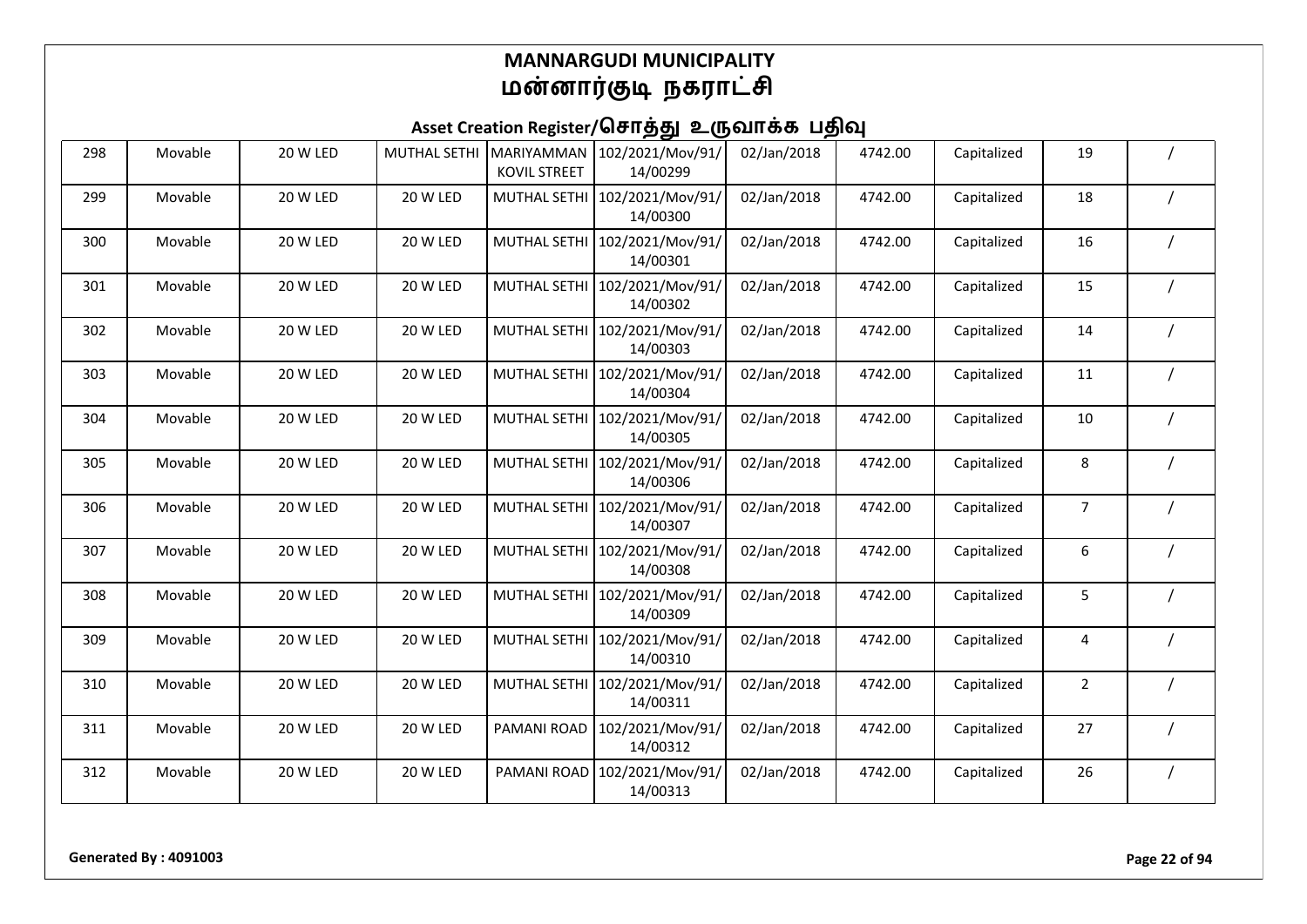# MANNARGUDI MUNICIPALITY
# மன்னார்குடி நகராட்சி

## Asset Creation Register/சொத்து உருவாக்க பதிவு

| | | | | | | | | | | |
|---|---|---|---|---|---|---|---|---|---|---|
| 298 | Movable | 20 W LED | MUTHAL SETHI | MARIYAMMAN KOVIL STREET | 102/2021/Mov/91/14/00299 | 02/Jan/2018 | 4742.00 | Capitalized | 19 | / |
| 299 | Movable | 20 W LED | 20 W LED | MUTHAL SETHI | 102/2021/Mov/91/14/00300 | 02/Jan/2018 | 4742.00 | Capitalized | 18 | / |
| 300 | Movable | 20 W LED | 20 W LED | MUTHAL SETHI | 102/2021/Mov/91/14/00301 | 02/Jan/2018 | 4742.00 | Capitalized | 16 | / |
| 301 | Movable | 20 W LED | 20 W LED | MUTHAL SETHI | 102/2021/Mov/91/14/00302 | 02/Jan/2018 | 4742.00 | Capitalized | 15 | / |
| 302 | Movable | 20 W LED | 20 W LED | MUTHAL SETHI | 102/2021/Mov/91/14/00303 | 02/Jan/2018 | 4742.00 | Capitalized | 14 | / |
| 303 | Movable | 20 W LED | 20 W LED | MUTHAL SETHI | 102/2021/Mov/91/14/00304 | 02/Jan/2018 | 4742.00 | Capitalized | 11 | / |
| 304 | Movable | 20 W LED | 20 W LED | MUTHAL SETHI | 102/2021/Mov/91/14/00305 | 02/Jan/2018 | 4742.00 | Capitalized | 10 | / |
| 305 | Movable | 20 W LED | 20 W LED | MUTHAL SETHI | 102/2021/Mov/91/14/00306 | 02/Jan/2018 | 4742.00 | Capitalized | 8 | / |
| 306 | Movable | 20 W LED | 20 W LED | MUTHAL SETHI | 102/2021/Mov/91/14/00307 | 02/Jan/2018 | 4742.00 | Capitalized | 7 | / |
| 307 | Movable | 20 W LED | 20 W LED | MUTHAL SETHI | 102/2021/Mov/91/14/00308 | 02/Jan/2018 | 4742.00 | Capitalized | 6 | / |
| 308 | Movable | 20 W LED | 20 W LED | MUTHAL SETHI | 102/2021/Mov/91/14/00309 | 02/Jan/2018 | 4742.00 | Capitalized | 5 | / |
| 309 | Movable | 20 W LED | 20 W LED | MUTHAL SETHI | 102/2021/Mov/91/14/00310 | 02/Jan/2018 | 4742.00 | Capitalized | 4 | / |
| 310 | Movable | 20 W LED | 20 W LED | MUTHAL SETHI | 102/2021/Mov/91/14/00311 | 02/Jan/2018 | 4742.00 | Capitalized | 2 | / |
| 311 | Movable | 20 W LED | 20 W LED | PAMANI ROAD | 102/2021/Mov/91/14/00312 | 02/Jan/2018 | 4742.00 | Capitalized | 27 | / |
| 312 | Movable | 20 W LED | 20 W LED | PAMANI ROAD | 102/2021/Mov/91/14/00313 | 02/Jan/2018 | 4742.00 | Capitalized | 26 | / |

**Generated By : 4091003**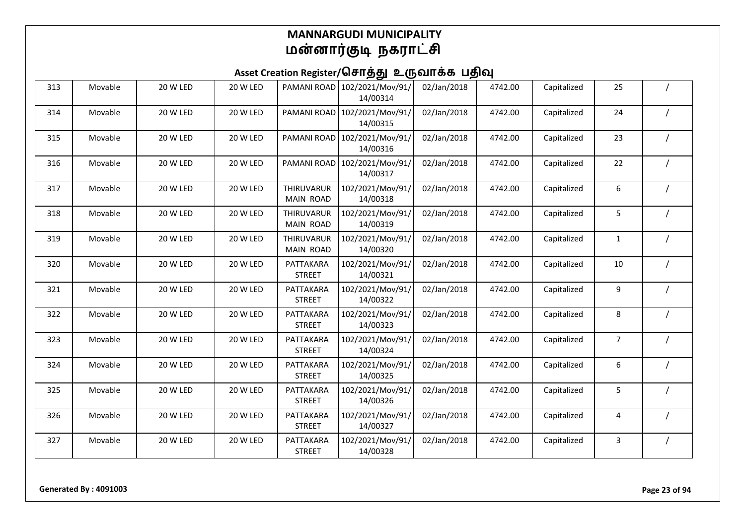# MANNARGUDI MUNICIPALITY
# மன்னார்குடி நகராட்சி

## Asset Creation Register/சொத்து உருவாக்க பதிவு

| | | | | | | | | | | |
|---|---|---|---|---|---|---|---|---|---|---|
| 313 | Movable | 20 W LED | 20 W LED | PAMANI ROAD | 102/2021/Mov/91/14/00314 | 02/Jan/2018 | 4742.00 | Capitalized | 25 | / |
| 314 | Movable | 20 W LED | 20 W LED | PAMANI ROAD | 102/2021/Mov/91/14/00315 | 02/Jan/2018 | 4742.00 | Capitalized | 24 | / |
| 315 | Movable | 20 W LED | 20 W LED | PAMANI ROAD | 102/2021/Mov/91/14/00316 | 02/Jan/2018 | 4742.00 | Capitalized | 23 | / |
| 316 | Movable | 20 W LED | 20 W LED | PAMANI ROAD | 102/2021/Mov/91/14/00317 | 02/Jan/2018 | 4742.00 | Capitalized | 22 | / |
| 317 | Movable | 20 W LED | 20 W LED | THIRUVARUR MAIN ROAD | 102/2021/Mov/91/14/00318 | 02/Jan/2018 | 4742.00 | Capitalized | 6 | / |
| 318 | Movable | 20 W LED | 20 W LED | THIRUVARUR MAIN ROAD | 102/2021/Mov/91/14/00319 | 02/Jan/2018 | 4742.00 | Capitalized | 5 | / |
| 319 | Movable | 20 W LED | 20 W LED | THIRUVARUR MAIN ROAD | 102/2021/Mov/91/14/00320 | 02/Jan/2018 | 4742.00 | Capitalized | 1 | / |
| 320 | Movable | 20 W LED | 20 W LED | PATTAKARA STREET | 102/2021/Mov/91/14/00321 | 02/Jan/2018 | 4742.00 | Capitalized | 10 | / |
| 321 | Movable | 20 W LED | 20 W LED | PATTAKARA STREET | 102/2021/Mov/91/14/00322 | 02/Jan/2018 | 4742.00 | Capitalized | 9 | / |
| 322 | Movable | 20 W LED | 20 W LED | PATTAKARA STREET | 102/2021/Mov/91/14/00323 | 02/Jan/2018 | 4742.00 | Capitalized | 8 | / |
| 323 | Movable | 20 W LED | 20 W LED | PATTAKARA STREET | 102/2021/Mov/91/14/00324 | 02/Jan/2018 | 4742.00 | Capitalized | 7 | / |
| 324 | Movable | 20 W LED | 20 W LED | PATTAKARA STREET | 102/2021/Mov/91/14/00325 | 02/Jan/2018 | 4742.00 | Capitalized | 6 | / |
| 325 | Movable | 20 W LED | 20 W LED | PATTAKARA STREET | 102/2021/Mov/91/14/00326 | 02/Jan/2018 | 4742.00 | Capitalized | 5 | / |
| 326 | Movable | 20 W LED | 20 W LED | PATTAKARA STREET | 102/2021/Mov/91/14/00327 | 02/Jan/2018 | 4742.00 | Capitalized | 4 | / |
| 327 | Movable | 20 W LED | 20 W LED | PATTAKARA STREET | 102/2021/Mov/91/14/00328 | 02/Jan/2018 | 4742.00 | Capitalized | 3 | / |

**Generated By : 4091003**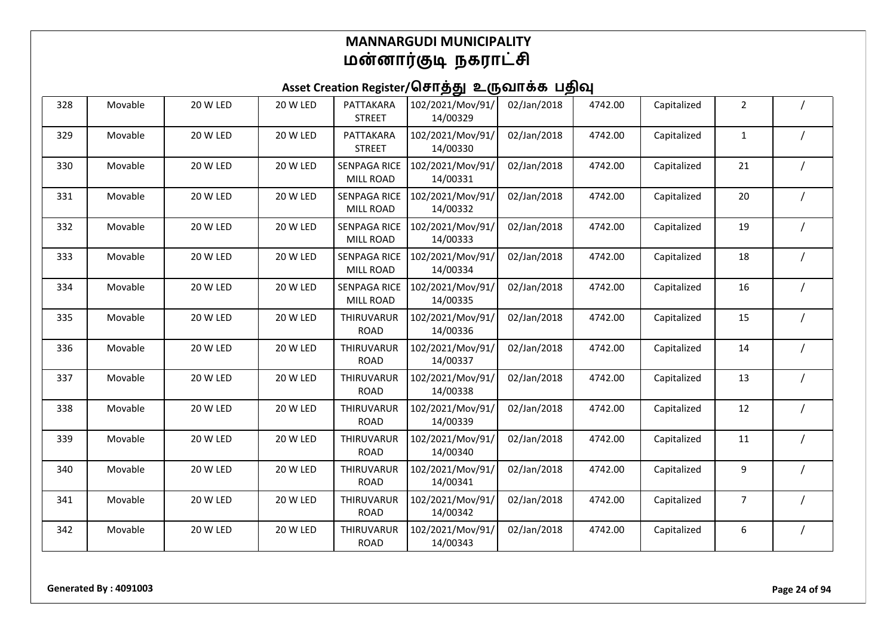# MANNARGUDI MUNICIPALITY
# மன்னார்குடி நகராட்சி

## Asset Creation Register/சொத்து உருவாக்க பதிவு

| | | | | | | | | | | |
|---|---|---|---|---|---|---|---|---|---|---|
| 328 | Movable | 20 W LED | 20 W LED | PATTAKARA STREET | 102/2021/Mov/91/14/00329 | 02/Jan/2018 | 4742.00 | Capitalized | 2 | / |
| 329 | Movable | 20 W LED | 20 W LED | PATTAKARA STREET | 102/2021/Mov/91/14/00330 | 02/Jan/2018 | 4742.00 | Capitalized | 1 | / |
| 330 | Movable | 20 W LED | 20 W LED | SENPAGA RICE MILL ROAD | 102/2021/Mov/91/14/00331 | 02/Jan/2018 | 4742.00 | Capitalized | 21 | / |
| 331 | Movable | 20 W LED | 20 W LED | SENPAGA RICE MILL ROAD | 102/2021/Mov/91/14/00332 | 02/Jan/2018 | 4742.00 | Capitalized | 20 | / |
| 332 | Movable | 20 W LED | 20 W LED | SENPAGA RICE MILL ROAD | 102/2021/Mov/91/14/00333 | 02/Jan/2018 | 4742.00 | Capitalized | 19 | / |
| 333 | Movable | 20 W LED | 20 W LED | SENPAGA RICE MILL ROAD | 102/2021/Mov/91/14/00334 | 02/Jan/2018 | 4742.00 | Capitalized | 18 | / |
| 334 | Movable | 20 W LED | 20 W LED | SENPAGA RICE MILL ROAD | 102/2021/Mov/91/14/00335 | 02/Jan/2018 | 4742.00 | Capitalized | 16 | / |
| 335 | Movable | 20 W LED | 20 W LED | THIRUVARUR ROAD | 102/2021/Mov/91/14/00336 | 02/Jan/2018 | 4742.00 | Capitalized | 15 | / |
| 336 | Movable | 20 W LED | 20 W LED | THIRUVARUR ROAD | 102/2021/Mov/91/14/00337 | 02/Jan/2018 | 4742.00 | Capitalized | 14 | / |
| 337 | Movable | 20 W LED | 20 W LED | THIRUVARUR ROAD | 102/2021/Mov/91/14/00338 | 02/Jan/2018 | 4742.00 | Capitalized | 13 | / |
| 338 | Movable | 20 W LED | 20 W LED | THIRUVARUR ROAD | 102/2021/Mov/91/14/00339 | 02/Jan/2018 | 4742.00 | Capitalized | 12 | / |
| 339 | Movable | 20 W LED | 20 W LED | THIRUVARUR ROAD | 102/2021/Mov/91/14/00340 | 02/Jan/2018 | 4742.00 | Capitalized | 11 | / |
| 340 | Movable | 20 W LED | 20 W LED | THIRUVARUR ROAD | 102/2021/Mov/91/14/00341 | 02/Jan/2018 | 4742.00 | Capitalized | 9 | / |
| 341 | Movable | 20 W LED | 20 W LED | THIRUVARUR ROAD | 102/2021/Mov/91/14/00342 | 02/Jan/2018 | 4742.00 | Capitalized | 7 | / |
| 342 | Movable | 20 W LED | 20 W LED | THIRUVARUR ROAD | 102/2021/Mov/91/14/00343 | 02/Jan/2018 | 4742.00 | Capitalized | 6 | / |

**Generated By : 4091003**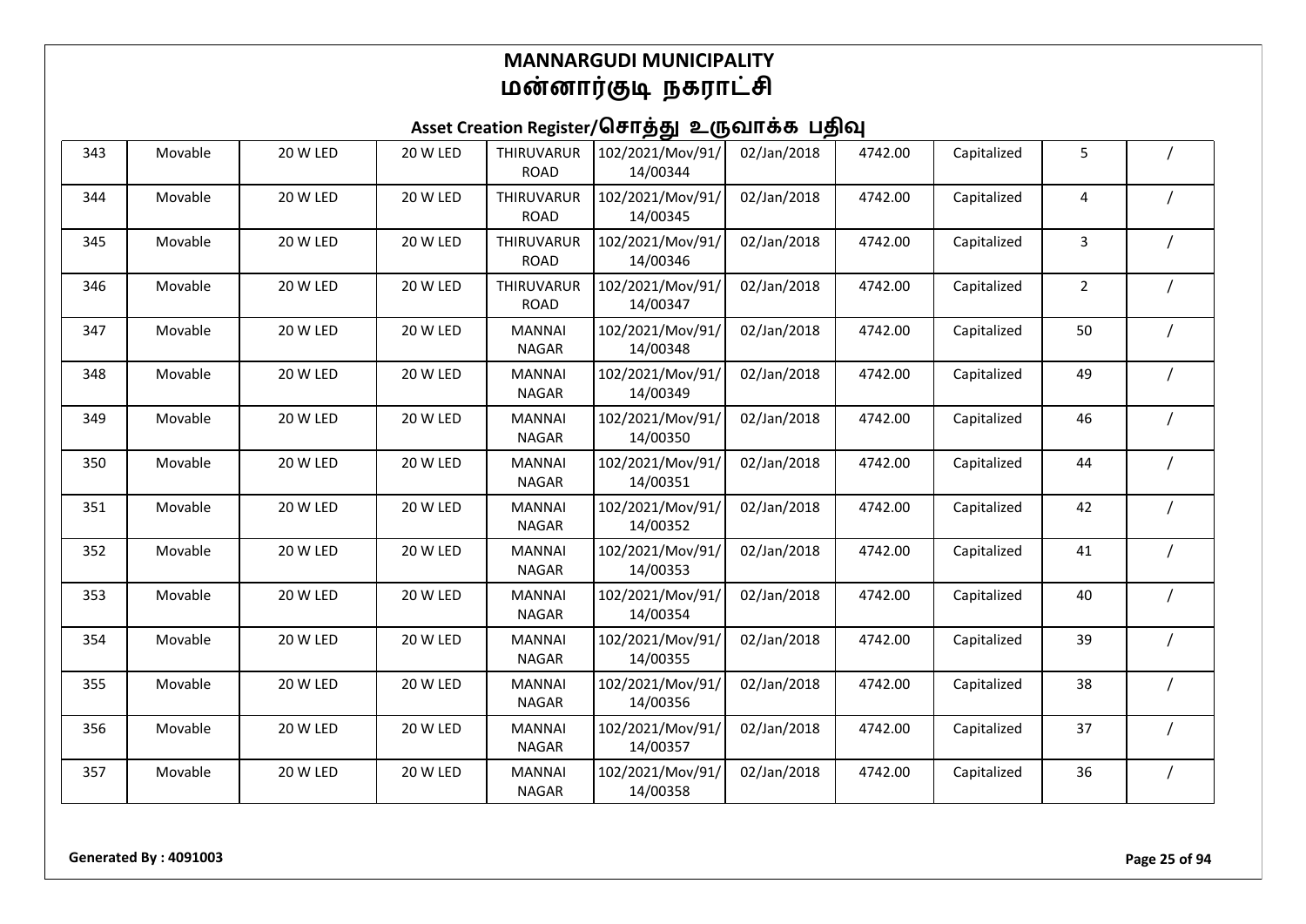# MANNARGUDI MUNICIPALITY
# மன்னார்குடி நகராட்சி

## Asset Creation Register/சொத்து உருவாக்க பதிவு

| | | | | | | | | | | |
|---|---|---|---|---|---|---|---|---|---|---|
| 343 | Movable | 20 W LED | 20 W LED | THIRUVARUR ROAD | 102/2021/Mov/91/14/00344 | 02/Jan/2018 | 4742.00 | Capitalized | 5 | / |
| 344 | Movable | 20 W LED | 20 W LED | THIRUVARUR ROAD | 102/2021/Mov/91/14/00345 | 02/Jan/2018 | 4742.00 | Capitalized | 4 | / |
| 345 | Movable | 20 W LED | 20 W LED | THIRUVARUR ROAD | 102/2021/Mov/91/14/00346 | 02/Jan/2018 | 4742.00 | Capitalized | 3 | / |
| 346 | Movable | 20 W LED | 20 W LED | THIRUVARUR ROAD | 102/2021/Mov/91/14/00347 | 02/Jan/2018 | 4742.00 | Capitalized | 2 | / |
| 347 | Movable | 20 W LED | 20 W LED | MANNAI NAGAR | 102/2021/Mov/91/14/00348 | 02/Jan/2018 | 4742.00 | Capitalized | 50 | / |
| 348 | Movable | 20 W LED | 20 W LED | MANNAI NAGAR | 102/2021/Mov/91/14/00349 | 02/Jan/2018 | 4742.00 | Capitalized | 49 | / |
| 349 | Movable | 20 W LED | 20 W LED | MANNAI NAGAR | 102/2021/Mov/91/14/00350 | 02/Jan/2018 | 4742.00 | Capitalized | 46 | / |
| 350 | Movable | 20 W LED | 20 W LED | MANNAI NAGAR | 102/2021/Mov/91/14/00351 | 02/Jan/2018 | 4742.00 | Capitalized | 44 | / |
| 351 | Movable | 20 W LED | 20 W LED | MANNAI NAGAR | 102/2021/Mov/91/14/00352 | 02/Jan/2018 | 4742.00 | Capitalized | 42 | / |
| 352 | Movable | 20 W LED | 20 W LED | MANNAI NAGAR | 102/2021/Mov/91/14/00353 | 02/Jan/2018 | 4742.00 | Capitalized | 41 | / |
| 353 | Movable | 20 W LED | 20 W LED | MANNAI NAGAR | 102/2021/Mov/91/14/00354 | 02/Jan/2018 | 4742.00 | Capitalized | 40 | / |
| 354 | Movable | 20 W LED | 20 W LED | MANNAI NAGAR | 102/2021/Mov/91/14/00355 | 02/Jan/2018 | 4742.00 | Capitalized | 39 | / |
| 355 | Movable | 20 W LED | 20 W LED | MANNAI NAGAR | 102/2021/Mov/91/14/00356 | 02/Jan/2018 | 4742.00 | Capitalized | 38 | / |
| 356 | Movable | 20 W LED | 20 W LED | MANNAI NAGAR | 102/2021/Mov/91/14/00357 | 02/Jan/2018 | 4742.00 | Capitalized | 37 | / |
| 357 | Movable | 20 W LED | 20 W LED | MANNAI NAGAR | 102/2021/Mov/91/14/00358 | 02/Jan/2018 | 4742.00 | Capitalized | 36 | / |

**Generated By : 4091003**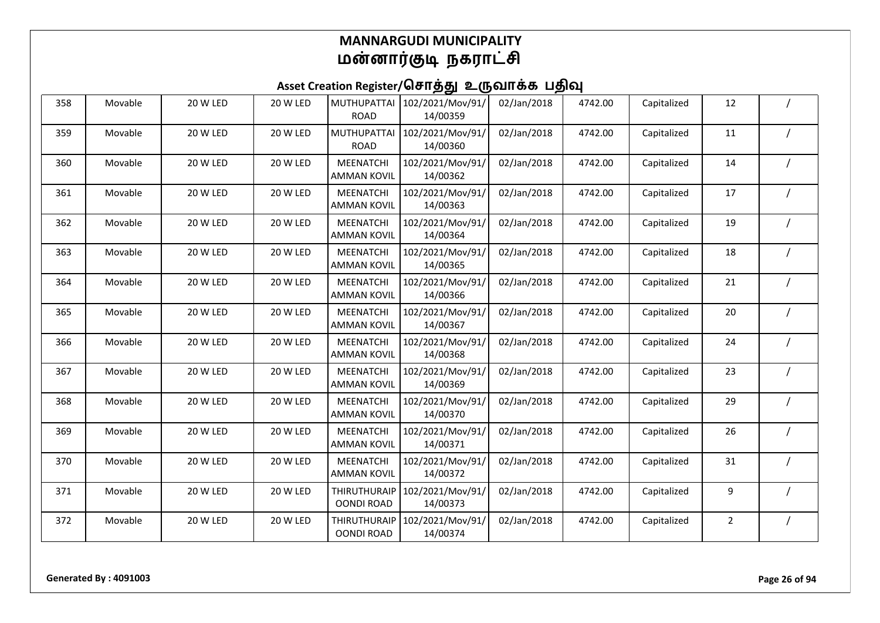# MANNARGUDI MUNICIPALITY
# மன்னார்குடி நகராட்சி

## Asset Creation Register/சொத்து உருவாக்க பதிவு

| | | | | | | | | | | |
|---|---|---|---|---|---|---|---|---|---|---|
| 358 | Movable | 20 W LED | 20 W LED | MUTHUPATTAI ROAD | 102/2021/Mov/91/14/00359 | 02/Jan/2018 | 4742.00 | Capitalized | 12 | / |
| 359 | Movable | 20 W LED | 20 W LED | MUTHUPATTAI ROAD | 102/2021/Mov/91/14/00360 | 02/Jan/2018 | 4742.00 | Capitalized | 11 | / |
| 360 | Movable | 20 W LED | 20 W LED | MEENATCHI AMMAN KOVIL | 102/2021/Mov/91/14/00362 | 02/Jan/2018 | 4742.00 | Capitalized | 14 | / |
| 361 | Movable | 20 W LED | 20 W LED | MEENATCHI AMMAN KOVIL | 102/2021/Mov/91/14/00363 | 02/Jan/2018 | 4742.00 | Capitalized | 17 | / |
| 362 | Movable | 20 W LED | 20 W LED | MEENATCHI AMMAN KOVIL | 102/2021/Mov/91/14/00364 | 02/Jan/2018 | 4742.00 | Capitalized | 19 | / |
| 363 | Movable | 20 W LED | 20 W LED | MEENATCHI AMMAN KOVIL | 102/2021/Mov/91/14/00365 | 02/Jan/2018 | 4742.00 | Capitalized | 18 | / |
| 364 | Movable | 20 W LED | 20 W LED | MEENATCHI AMMAN KOVIL | 102/2021/Mov/91/14/00366 | 02/Jan/2018 | 4742.00 | Capitalized | 21 | / |
| 365 | Movable | 20 W LED | 20 W LED | MEENATCHI AMMAN KOVIL | 102/2021/Mov/91/14/00367 | 02/Jan/2018 | 4742.00 | Capitalized | 20 | / |
| 366 | Movable | 20 W LED | 20 W LED | MEENATCHI AMMAN KOVIL | 102/2021/Mov/91/14/00368 | 02/Jan/2018 | 4742.00 | Capitalized | 24 | / |
| 367 | Movable | 20 W LED | 20 W LED | MEENATCHI AMMAN KOVIL | 102/2021/Mov/91/14/00369 | 02/Jan/2018 | 4742.00 | Capitalized | 23 | / |
| 368 | Movable | 20 W LED | 20 W LED | MEENATCHI AMMAN KOVIL | 102/2021/Mov/91/14/00370 | 02/Jan/2018 | 4742.00 | Capitalized | 29 | / |
| 369 | Movable | 20 W LED | 20 W LED | MEENATCHI AMMAN KOVIL | 102/2021/Mov/91/14/00371 | 02/Jan/2018 | 4742.00 | Capitalized | 26 | / |
| 370 | Movable | 20 W LED | 20 W LED | MEENATCHI AMMAN KOVIL | 102/2021/Mov/91/14/00372 | 02/Jan/2018 | 4742.00 | Capitalized | 31 | / |
| 371 | Movable | 20 W LED | 20 W LED | THIRUTHURAIPOONDI ROAD | 102/2021/Mov/91/14/00373 | 02/Jan/2018 | 4742.00 | Capitalized | 9 | / |
| 372 | Movable | 20 W LED | 20 W LED | THIRUTHURAIPOONDI ROAD | 102/2021/Mov/91/14/00374 | 02/Jan/2018 | 4742.00 | Capitalized | 2 | / |

**Generated By : 4091003**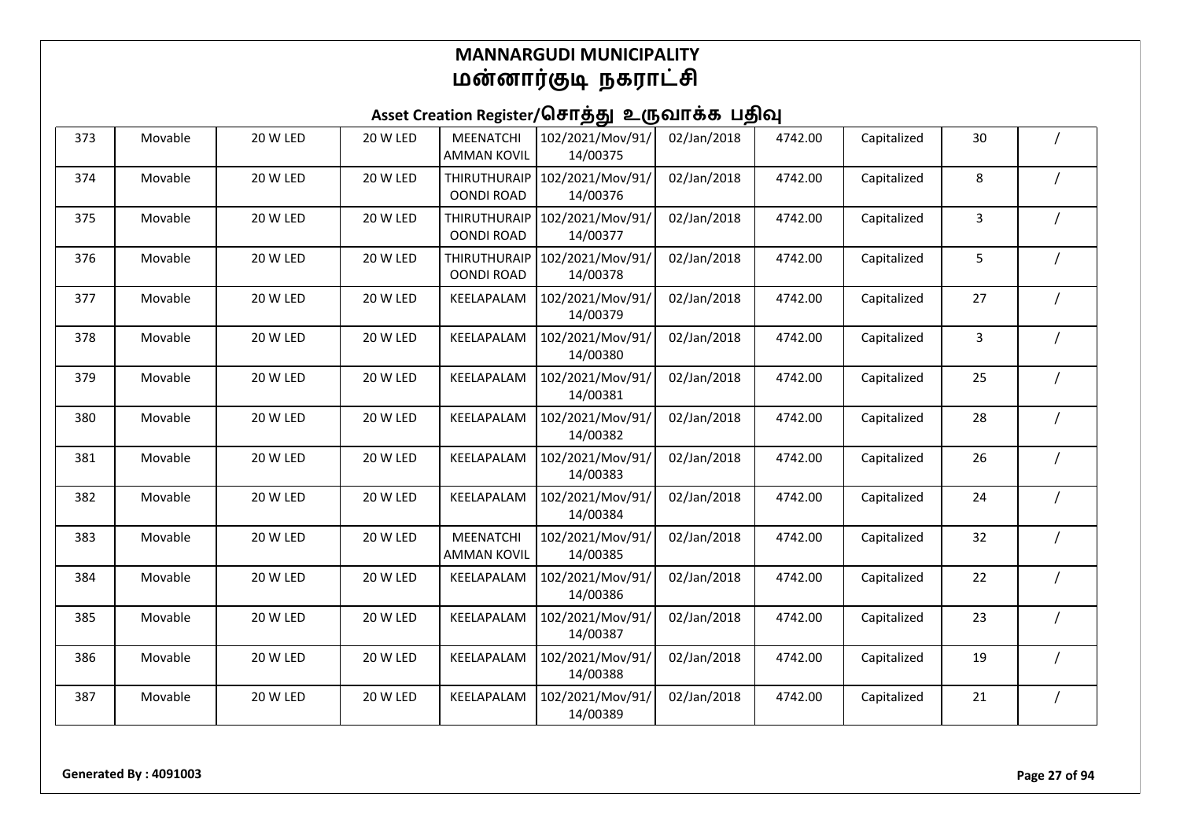# MANNARGUDI MUNICIPALITY
# மன்னார்குடி நகராட்சி

## Asset Creation Register/சொத்து உருவாக்க பதிவு

| | | | | | | | | | | |
|---|---|---|---|---|---|---|---|---|---|---|
| 373 | Movable | 20 W LED | 20 W LED | MEENATCHI AMMAN KOVIL | 102/2021/Mov/91/14/00375 | 02/Jan/2018 | 4742.00 | Capitalized | 30 | / |
| 374 | Movable | 20 W LED | 20 W LED | THIRUTHURAIP OONDI ROAD | 102/2021/Mov/91/14/00376 | 02/Jan/2018 | 4742.00 | Capitalized | 8 | / |
| 375 | Movable | 20 W LED | 20 W LED | THIRUTHURAIP OONDI ROAD | 102/2021/Mov/91/14/00377 | 02/Jan/2018 | 4742.00 | Capitalized | 3 | / |
| 376 | Movable | 20 W LED | 20 W LED | THIRUTHURAIP OONDI ROAD | 102/2021/Mov/91/14/00378 | 02/Jan/2018 | 4742.00 | Capitalized | 5 | / |
| 377 | Movable | 20 W LED | 20 W LED | KEELAPALAM | 102/2021/Mov/91/14/00379 | 02/Jan/2018 | 4742.00 | Capitalized | 27 | / |
| 378 | Movable | 20 W LED | 20 W LED | KEELAPALAM | 102/2021/Mov/91/14/00380 | 02/Jan/2018 | 4742.00 | Capitalized | 3 | / |
| 379 | Movable | 20 W LED | 20 W LED | KEELAPALAM | 102/2021/Mov/91/14/00381 | 02/Jan/2018 | 4742.00 | Capitalized | 25 | / |
| 380 | Movable | 20 W LED | 20 W LED | KEELAPALAM | 102/2021/Mov/91/14/00382 | 02/Jan/2018 | 4742.00 | Capitalized | 28 | / |
| 381 | Movable | 20 W LED | 20 W LED | KEELAPALAM | 102/2021/Mov/91/14/00383 | 02/Jan/2018 | 4742.00 | Capitalized | 26 | / |
| 382 | Movable | 20 W LED | 20 W LED | KEELAPALAM | 102/2021/Mov/91/14/00384 | 02/Jan/2018 | 4742.00 | Capitalized | 24 | / |
| 383 | Movable | 20 W LED | 20 W LED | MEENATCHI AMMAN KOVIL | 102/2021/Mov/91/14/00385 | 02/Jan/2018 | 4742.00 | Capitalized | 32 | / |
| 384 | Movable | 20 W LED | 20 W LED | KEELAPALAM | 102/2021/Mov/91/14/00386 | 02/Jan/2018 | 4742.00 | Capitalized | 22 | / |
| 385 | Movable | 20 W LED | 20 W LED | KEELAPALAM | 102/2021/Mov/91/14/00387 | 02/Jan/2018 | 4742.00 | Capitalized | 23 | / |
| 386 | Movable | 20 W LED | 20 W LED | KEELAPALAM | 102/2021/Mov/91/14/00388 | 02/Jan/2018 | 4742.00 | Capitalized | 19 | / |
| 387 | Movable | 20 W LED | 20 W LED | KEELAPALAM | 102/2021/Mov/91/14/00389 | 02/Jan/2018 | 4742.00 | Capitalized | 21 | / |

**Generated By : 4091003**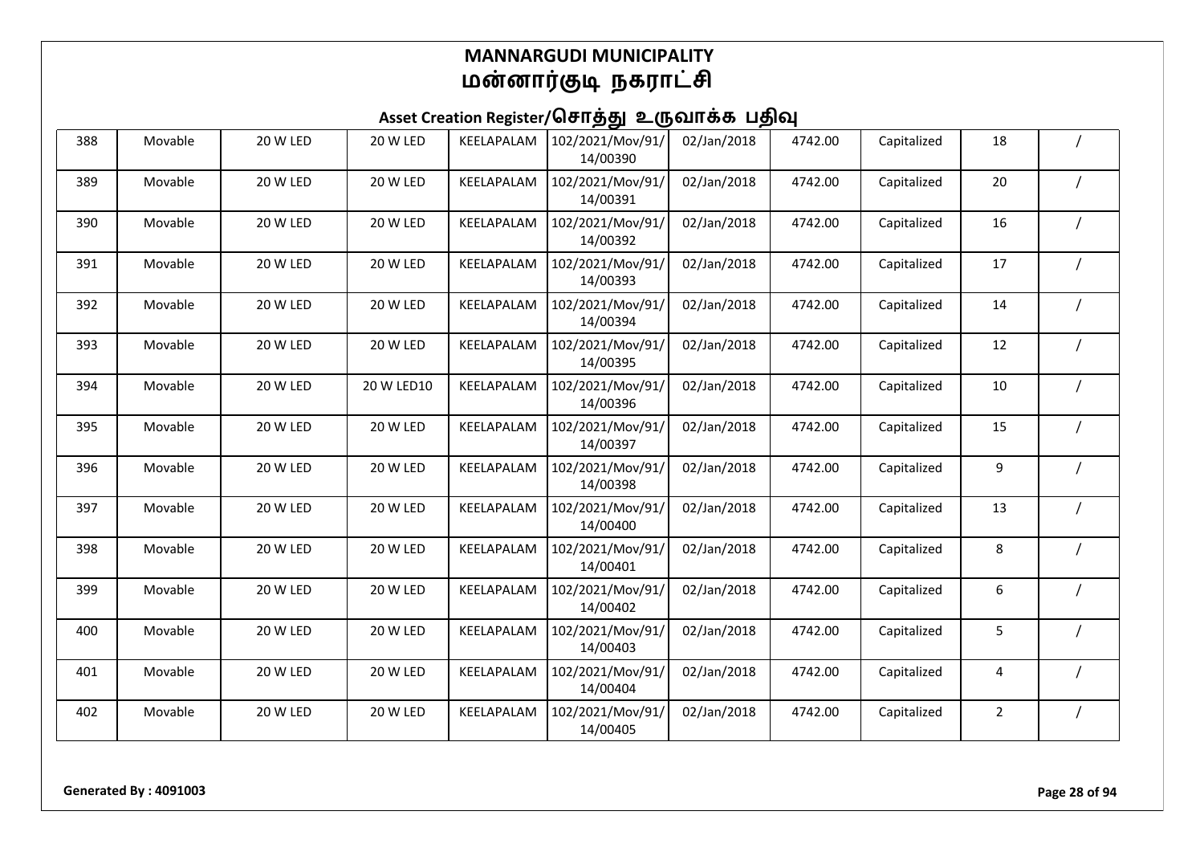# MANNARGUDI MUNICIPALITY
# மன்னார்குடி நகராட்சி

## Asset Creation Register/சொத்து உருவாக்க பதிவு

| | | | | | | | | | | |
|---|---|---|---|---|---|---|---|---|---|---|
| 388 | Movable | 20 W LED | 20 W LED | KEELAPALAM | 102/2021/Mov/91/14/00390 | 02/Jan/2018 | 4742.00 | Capitalized | 18 | / |
| 389 | Movable | 20 W LED | 20 W LED | KEELAPALAM | 102/2021/Mov/91/14/00391 | 02/Jan/2018 | 4742.00 | Capitalized | 20 | / |
| 390 | Movable | 20 W LED | 20 W LED | KEELAPALAM | 102/2021/Mov/91/14/00392 | 02/Jan/2018 | 4742.00 | Capitalized | 16 | / |
| 391 | Movable | 20 W LED | 20 W LED | KEELAPALAM | 102/2021/Mov/91/14/00393 | 02/Jan/2018 | 4742.00 | Capitalized | 17 | / |
| 392 | Movable | 20 W LED | 20 W LED | KEELAPALAM | 102/2021/Mov/91/14/00394 | 02/Jan/2018 | 4742.00 | Capitalized | 14 | / |
| 393 | Movable | 20 W LED | 20 W LED | KEELAPALAM | 102/2021/Mov/91/14/00395 | 02/Jan/2018 | 4742.00 | Capitalized | 12 | / |
| 394 | Movable | 20 W LED | 20 W LED10 | KEELAPALAM | 102/2021/Mov/91/14/00396 | 02/Jan/2018 | 4742.00 | Capitalized | 10 | / |
| 395 | Movable | 20 W LED | 20 W LED | KEELAPALAM | 102/2021/Mov/91/14/00397 | 02/Jan/2018 | 4742.00 | Capitalized | 15 | / |
| 396 | Movable | 20 W LED | 20 W LED | KEELAPALAM | 102/2021/Mov/91/14/00398 | 02/Jan/2018 | 4742.00 | Capitalized | 9 | / |
| 397 | Movable | 20 W LED | 20 W LED | KEELAPALAM | 102/2021/Mov/91/14/00400 | 02/Jan/2018 | 4742.00 | Capitalized | 13 | / |
| 398 | Movable | 20 W LED | 20 W LED | KEELAPALAM | 102/2021/Mov/91/14/00401 | 02/Jan/2018 | 4742.00 | Capitalized | 8 | / |
| 399 | Movable | 20 W LED | 20 W LED | KEELAPALAM | 102/2021/Mov/91/14/00402 | 02/Jan/2018 | 4742.00 | Capitalized | 6 | / |
| 400 | Movable | 20 W LED | 20 W LED | KEELAPALAM | 102/2021/Mov/91/14/00403 | 02/Jan/2018 | 4742.00 | Capitalized | 5 | / |
| 401 | Movable | 20 W LED | 20 W LED | KEELAPALAM | 102/2021/Mov/91/14/00404 | 02/Jan/2018 | 4742.00 | Capitalized | 4 | / |
| 402 | Movable | 20 W LED | 20 W LED | KEELAPALAM | 102/2021/Mov/91/14/00405 | 02/Jan/2018 | 4742.00 | Capitalized | 2 | / |

**Generated By : 4091003**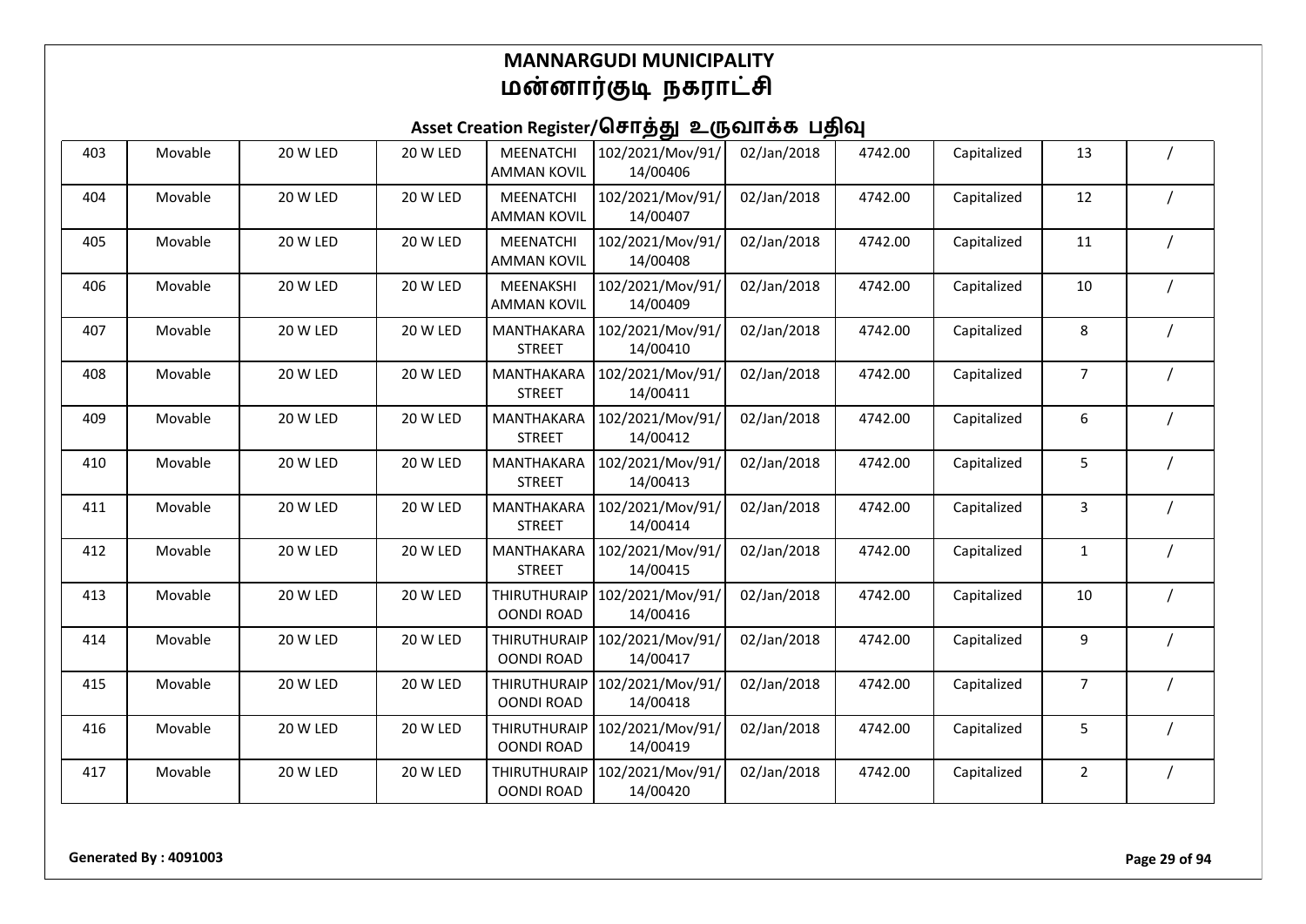# MANNARGUDI MUNICIPALITY
# மன்னார்குடி நகராட்சி

## Asset Creation Register/சொத்து உருவாக்க பதிவு

| | | | | | | | | | | |
|---|---|---|---|---|---|---|---|---|---|---|
| 403 | Movable | 20 W LED | 20 W LED | MEENATCHI AMMAN KOVIL | 102/2021/Mov/91/14/00406 | 02/Jan/2018 | 4742.00 | Capitalized | 13 | / |
| 404 | Movable | 20 W LED | 20 W LED | MEENATCHI AMMAN KOVIL | 102/2021/Mov/91/14/00407 | 02/Jan/2018 | 4742.00 | Capitalized | 12 | / |
| 405 | Movable | 20 W LED | 20 W LED | MEENATCHI AMMAN KOVIL | 102/2021/Mov/91/14/00408 | 02/Jan/2018 | 4742.00 | Capitalized | 11 | / |
| 406 | Movable | 20 W LED | 20 W LED | MEENAKSHI AMMAN KOVIL | 102/2021/Mov/91/14/00409 | 02/Jan/2018 | 4742.00 | Capitalized | 10 | / |
| 407 | Movable | 20 W LED | 20 W LED | MANTHAKARA STREET | 102/2021/Mov/91/14/00410 | 02/Jan/2018 | 4742.00 | Capitalized | 8 | / |
| 408 | Movable | 20 W LED | 20 W LED | MANTHAKARA STREET | 102/2021/Mov/91/14/00411 | 02/Jan/2018 | 4742.00 | Capitalized | 7 | / |
| 409 | Movable | 20 W LED | 20 W LED | MANTHAKARA STREET | 102/2021/Mov/91/14/00412 | 02/Jan/2018 | 4742.00 | Capitalized | 6 | / |
| 410 | Movable | 20 W LED | 20 W LED | MANTHAKARA STREET | 102/2021/Mov/91/14/00413 | 02/Jan/2018 | 4742.00 | Capitalized | 5 | / |
| 411 | Movable | 20 W LED | 20 W LED | MANTHAKARA STREET | 102/2021/Mov/91/14/00414 | 02/Jan/2018 | 4742.00 | Capitalized | 3 | / |
| 412 | Movable | 20 W LED | 20 W LED | MANTHAKARA STREET | 102/2021/Mov/91/14/00415 | 02/Jan/2018 | 4742.00 | Capitalized | 1 | / |
| 413 | Movable | 20 W LED | 20 W LED | THIRUTHURAIP OONDI ROAD | 102/2021/Mov/91/14/00416 | 02/Jan/2018 | 4742.00 | Capitalized | 10 | / |
| 414 | Movable | 20 W LED | 20 W LED | THIRUTHURAIP OONDI ROAD | 102/2021/Mov/91/14/00417 | 02/Jan/2018 | 4742.00 | Capitalized | 9 | / |
| 415 | Movable | 20 W LED | 20 W LED | THIRUTHURAIP OONDI ROAD | 102/2021/Mov/91/14/00418 | 02/Jan/2018 | 4742.00 | Capitalized | 7 | / |
| 416 | Movable | 20 W LED | 20 W LED | THIRUTHURAIP OONDI ROAD | 102/2021/Mov/91/14/00419 | 02/Jan/2018 | 4742.00 | Capitalized | 5 | / |
| 417 | Movable | 20 W LED | 20 W LED | THIRUTHURAIP OONDI ROAD | 102/2021/Mov/91/14/00420 | 02/Jan/2018 | 4742.00 | Capitalized | 2 | / |

**Generated By : 4091003**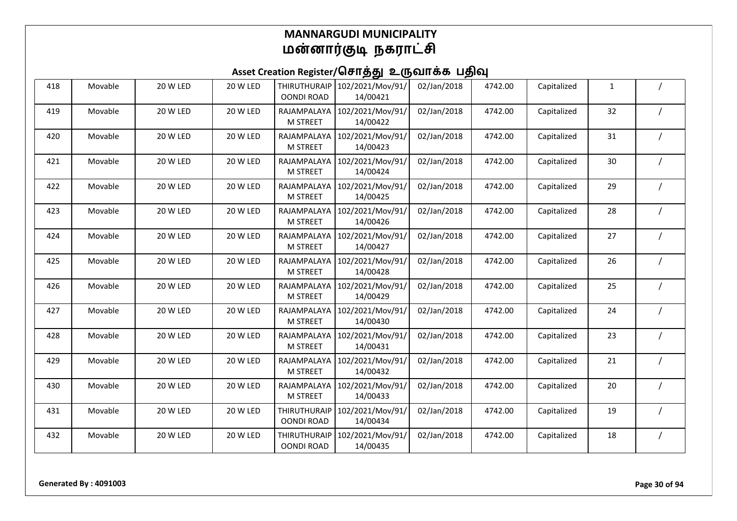# MANNARGUDI MUNICIPALITY
# மன்னார்குடி நகராட்சி

## Asset Creation Register/சொத்து உருவாக்க பதிவு

| | | | | | | | | | | |
|---|---|---|---|---|---|---|---|---|---|---|
| 418 | Movable | 20 W LED | 20 W LED | THIRUTHURAIPOONDI ROAD | 102/2021/Mov/91/14/00421 | 02/Jan/2018 | 4742.00 | Capitalized | 1 | / |
| 419 | Movable | 20 W LED | 20 W LED | RAJAMPALAYAM STREET | 102/2021/Mov/91/14/00422 | 02/Jan/2018 | 4742.00 | Capitalized | 32 | / |
| 420 | Movable | 20 W LED | 20 W LED | RAJAMPALAYAM STREET | 102/2021/Mov/91/14/00423 | 02/Jan/2018 | 4742.00 | Capitalized | 31 | / |
| 421 | Movable | 20 W LED | 20 W LED | RAJAMPALAYAM STREET | 102/2021/Mov/91/14/00424 | 02/Jan/2018 | 4742.00 | Capitalized | 30 | / |
| 422 | Movable | 20 W LED | 20 W LED | RAJAMPALAYAM STREET | 102/2021/Mov/91/14/00425 | 02/Jan/2018 | 4742.00 | Capitalized | 29 | / |
| 423 | Movable | 20 W LED | 20 W LED | RAJAMPALAYAM STREET | 102/2021/Mov/91/14/00426 | 02/Jan/2018 | 4742.00 | Capitalized | 28 | / |
| 424 | Movable | 20 W LED | 20 W LED | RAJAMPALAYAM STREET | 102/2021/Mov/91/14/00427 | 02/Jan/2018 | 4742.00 | Capitalized | 27 | / |
| 425 | Movable | 20 W LED | 20 W LED | RAJAMPALAYAM STREET | 102/2021/Mov/91/14/00428 | 02/Jan/2018 | 4742.00 | Capitalized | 26 | / |
| 426 | Movable | 20 W LED | 20 W LED | RAJAMPALAYAM STREET | 102/2021/Mov/91/14/00429 | 02/Jan/2018 | 4742.00 | Capitalized | 25 | / |
| 427 | Movable | 20 W LED | 20 W LED | RAJAMPALAYAM STREET | 102/2021/Mov/91/14/00430 | 02/Jan/2018 | 4742.00 | Capitalized | 24 | / |
| 428 | Movable | 20 W LED | 20 W LED | RAJAMPALAYAM STREET | 102/2021/Mov/91/14/00431 | 02/Jan/2018 | 4742.00 | Capitalized | 23 | / |
| 429 | Movable | 20 W LED | 20 W LED | RAJAMPALAYAM STREET | 102/2021/Mov/91/14/00432 | 02/Jan/2018 | 4742.00 | Capitalized | 21 | / |
| 430 | Movable | 20 W LED | 20 W LED | RAJAMPALAYAM STREET | 102/2021/Mov/91/14/00433 | 02/Jan/2018 | 4742.00 | Capitalized | 20 | / |
| 431 | Movable | 20 W LED | 20 W LED | THIRUTHURAIPOONDI ROAD | 102/2021/Mov/91/14/00434 | 02/Jan/2018 | 4742.00 | Capitalized | 19 | / |
| 432 | Movable | 20 W LED | 20 W LED | THIRUTHURAIPOONDI ROAD | 102/2021/Mov/91/14/00435 | 02/Jan/2018 | 4742.00 | Capitalized | 18 | / |

**Generated By : 4091003**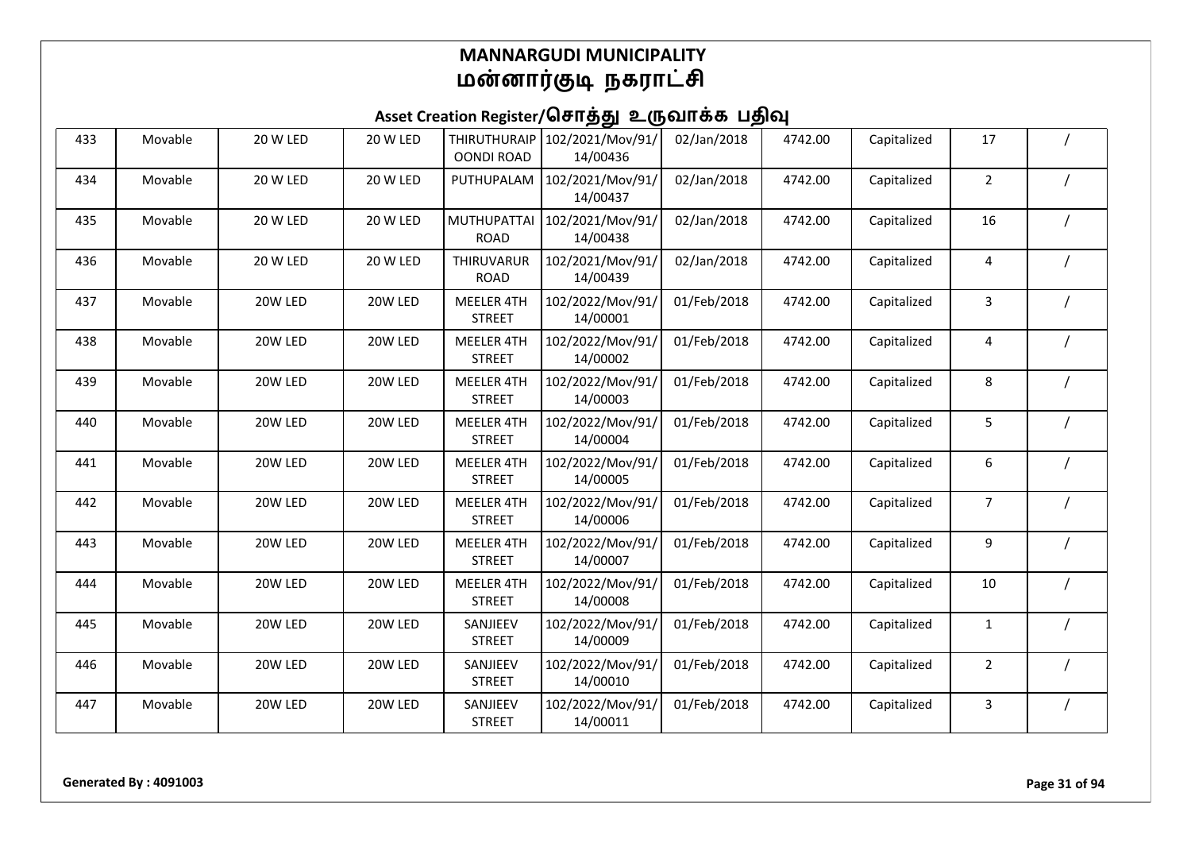# MANNARGUDI MUNICIPALITY
# மன்னார்குடி நகராட்சி

## Asset Creation Register/சொத்து உருவாக்க பதிவு

| | | | | | | | | | | |
|---|---|---|---|---|---|---|---|---|---|---|
| 433 | Movable | 20 W LED | 20 W LED | THIRUTHURAIPOONDI ROAD | 102/2021/Mov/91/14/00436 | 02/Jan/2018 | 4742.00 | Capitalized | 17 | / |
| 434 | Movable | 20 W LED | 20 W LED | PUTHUPALAM | 102/2021/Mov/91/14/00437 | 02/Jan/2018 | 4742.00 | Capitalized | 2 | / |
| 435 | Movable | 20 W LED | 20 W LED | MUTHUPATTAI ROAD | 102/2021/Mov/91/14/00438 | 02/Jan/2018 | 4742.00 | Capitalized | 16 | / |
| 436 | Movable | 20 W LED | 20 W LED | THIRUVARUR ROAD | 102/2021/Mov/91/14/00439 | 02/Jan/2018 | 4742.00 | Capitalized | 4 | / |
| 437 | Movable | 20W LED | 20W LED | MEELER 4TH STREET | 102/2022/Mov/91/14/00001 | 01/Feb/2018 | 4742.00 | Capitalized | 3 | / |
| 438 | Movable | 20W LED | 20W LED | MEELER 4TH STREET | 102/2022/Mov/91/14/00002 | 01/Feb/2018 | 4742.00 | Capitalized | 4 | / |
| 439 | Movable | 20W LED | 20W LED | MEELER 4TH STREET | 102/2022/Mov/91/14/00003 | 01/Feb/2018 | 4742.00 | Capitalized | 8 | / |
| 440 | Movable | 20W LED | 20W LED | MEELER 4TH STREET | 102/2022/Mov/91/14/00004 | 01/Feb/2018 | 4742.00 | Capitalized | 5 | / |
| 441 | Movable | 20W LED | 20W LED | MEELER 4TH STREET | 102/2022/Mov/91/14/00005 | 01/Feb/2018 | 4742.00 | Capitalized | 6 | / |
| 442 | Movable | 20W LED | 20W LED | MEELER 4TH STREET | 102/2022/Mov/91/14/00006 | 01/Feb/2018 | 4742.00 | Capitalized | 7 | / |
| 443 | Movable | 20W LED | 20W LED | MEELER 4TH STREET | 102/2022/Mov/91/14/00007 | 01/Feb/2018 | 4742.00 | Capitalized | 9 | / |
| 444 | Movable | 20W LED | 20W LED | MEELER 4TH STREET | 102/2022/Mov/91/14/00008 | 01/Feb/2018 | 4742.00 | Capitalized | 10 | / |
| 445 | Movable | 20W LED | 20W LED | SANJIEEV STREET | 102/2022/Mov/91/14/00009 | 01/Feb/2018 | 4742.00 | Capitalized | 1 | / |
| 446 | Movable | 20W LED | 20W LED | SANJIEEV STREET | 102/2022/Mov/91/14/00010 | 01/Feb/2018 | 4742.00 | Capitalized | 2 | / |
| 447 | Movable | 20W LED | 20W LED | SANJIEEV STREET | 102/2022/Mov/91/14/00011 | 01/Feb/2018 | 4742.00 | Capitalized | 3 | / |

**Generated By : 4091003**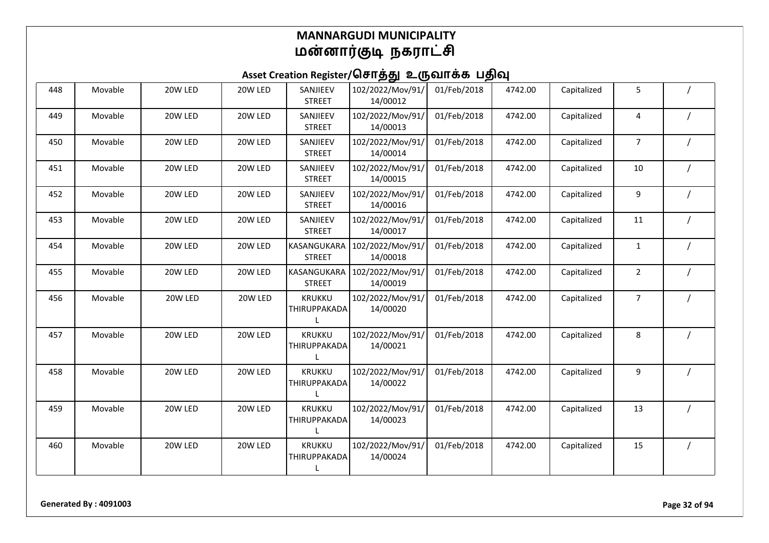# MANNARGUDI MUNICIPALITY
# மன்னார்குடி நகராட்சி

## Asset Creation Register/சொத்து உருவாக்க பதிவு

| 448 | Movable | 20W LED | 20W LED | SANJIEEV STREET | 102/2022/Mov/91/14/00012 | 01/Feb/2018 | 4742.00 | Capitalized | 5 | / |
|---|---|---|---|---|---|---|---|---|---|---|
| 449 | Movable | 20W LED | 20W LED | SANJIEEV STREET | 102/2022/Mov/91/14/00013 | 01/Feb/2018 | 4742.00 | Capitalized | 4 | / |
| 450 | Movable | 20W LED | 20W LED | SANJIEEV STREET | 102/2022/Mov/91/14/00014 | 01/Feb/2018 | 4742.00 | Capitalized | 7 | / |
| 451 | Movable | 20W LED | 20W LED | SANJIEEV STREET | 102/2022/Mov/91/14/00015 | 01/Feb/2018 | 4742.00 | Capitalized | 10 | / |
| 452 | Movable | 20W LED | 20W LED | SANJIEEV STREET | 102/2022/Mov/91/14/00016 | 01/Feb/2018 | 4742.00 | Capitalized | 9 | / |
| 453 | Movable | 20W LED | 20W LED | SANJIEEV STREET | 102/2022/Mov/91/14/00017 | 01/Feb/2018 | 4742.00 | Capitalized | 11 | / |
| 454 | Movable | 20W LED | 20W LED | KASANGUKARA STREET | 102/2022/Mov/91/14/00018 | 01/Feb/2018 | 4742.00 | Capitalized | 1 | / |
| 455 | Movable | 20W LED | 20W LED | KASANGUKARA STREET | 102/2022/Mov/91/14/00019 | 01/Feb/2018 | 4742.00 | Capitalized | 2 | / |
| 456 | Movable | 20W LED | 20W LED | KRUKKU THIRUPPAKADAL | 102/2022/Mov/91/14/00020 | 01/Feb/2018 | 4742.00 | Capitalized | 7 | / |
| 457 | Movable | 20W LED | 20W LED | KRUKKU THIRUPPAKADAL | 102/2022/Mov/91/14/00021 | 01/Feb/2018 | 4742.00 | Capitalized | 8 | / |
| 458 | Movable | 20W LED | 20W LED | KRUKKU THIRUPPAKADAL | 102/2022/Mov/91/14/00022 | 01/Feb/2018 | 4742.00 | Capitalized | 9 | / |
| 459 | Movable | 20W LED | 20W LED | KRUKKU THIRUPPAKADAL | 102/2022/Mov/91/14/00023 | 01/Feb/2018 | 4742.00 | Capitalized | 13 | / |
| 460 | Movable | 20W LED | 20W LED | KRUKKU THIRUPPAKADAL | 102/2022/Mov/91/14/00024 | 01/Feb/2018 | 4742.00 | Capitalized | 15 | / |

Generated By : 4091003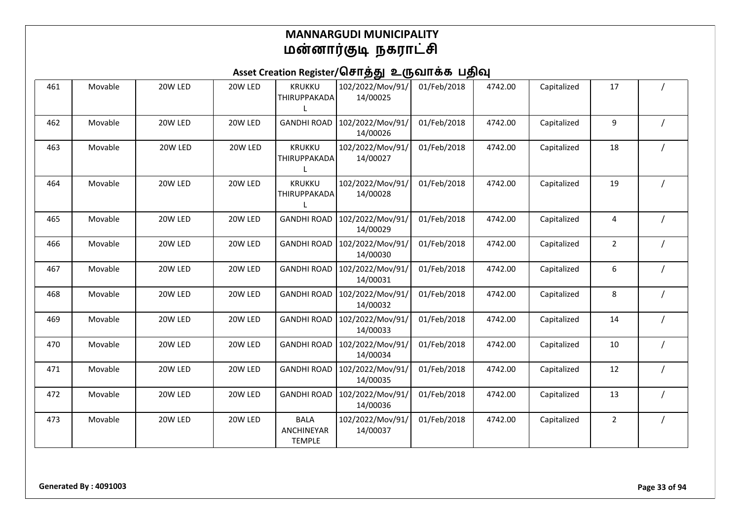# MANNARGUDI MUNICIPALITY
# மன்னார்குடி நகராட்சி

## Asset Creation Register/சொத்து உருவாக்க பதிவு

| | | | | | | | | | | |
|---|---|---|---|---|---|---|---|---|---|---|
| 461 | Movable | 20W LED | 20W LED | KRUKKU THIRUPPAKADAL | 102/2022/Mov/91/14/00025 | 01/Feb/2018 | 4742.00 | Capitalized | 17 | / |
| 462 | Movable | 20W LED | 20W LED | GANDHI ROAD | 102/2022/Mov/91/14/00026 | 01/Feb/2018 | 4742.00 | Capitalized | 9 | / |
| 463 | Movable | 20W LED | 20W LED | KRUKKU THIRUPPAKADAL | 102/2022/Mov/91/14/00027 | 01/Feb/2018 | 4742.00 | Capitalized | 18 | / |
| 464 | Movable | 20W LED | 20W LED | KRUKKU THIRUPPAKADAL | 102/2022/Mov/91/14/00028 | 01/Feb/2018 | 4742.00 | Capitalized | 19 | / |
| 465 | Movable | 20W LED | 20W LED | GANDHI ROAD | 102/2022/Mov/91/14/00029 | 01/Feb/2018 | 4742.00 | Capitalized | 4 | / |
| 466 | Movable | 20W LED | 20W LED | GANDHI ROAD | 102/2022/Mov/91/14/00030 | 01/Feb/2018 | 4742.00 | Capitalized | 2 | / |
| 467 | Movable | 20W LED | 20W LED | GANDHI ROAD | 102/2022/Mov/91/14/00031 | 01/Feb/2018 | 4742.00 | Capitalized | 6 | / |
| 468 | Movable | 20W LED | 20W LED | GANDHI ROAD | 102/2022/Mov/91/14/00032 | 01/Feb/2018 | 4742.00 | Capitalized | 8 | / |
| 469 | Movable | 20W LED | 20W LED | GANDHI ROAD | 102/2022/Mov/91/14/00033 | 01/Feb/2018 | 4742.00 | Capitalized | 14 | / |
| 470 | Movable | 20W LED | 20W LED | GANDHI ROAD | 102/2022/Mov/91/14/00034 | 01/Feb/2018 | 4742.00 | Capitalized | 10 | / |
| 471 | Movable | 20W LED | 20W LED | GANDHI ROAD | 102/2022/Mov/91/14/00035 | 01/Feb/2018 | 4742.00 | Capitalized | 12 | / |
| 472 | Movable | 20W LED | 20W LED | GANDHI ROAD | 102/2022/Mov/91/14/00036 | 01/Feb/2018 | 4742.00 | Capitalized | 13 | / |
| 473 | Movable | 20W LED | 20W LED | BALA ANCHINEYAR TEMPLE | 102/2022/Mov/91/14/00037 | 01/Feb/2018 | 4742.00 | Capitalized | 2 | / |

Generated By : 4091003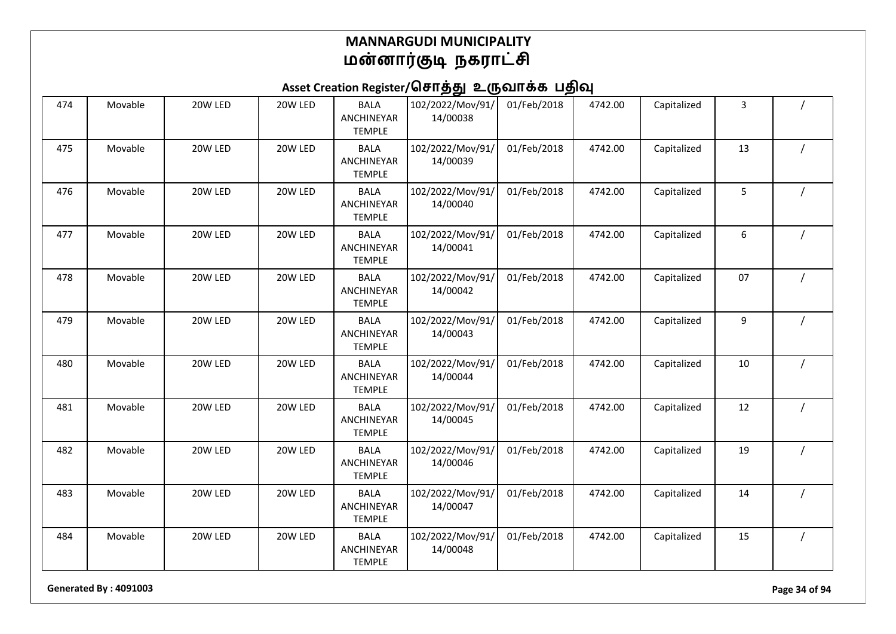# MANNARGUDI MUNICIPALITY
# மன்னார்குடி நகராட்சி

## Asset Creation Register/சொத்து உருவாக்க பதிவு

| | | | | | | | | | | |
|---|---|---|---|---|---|---|---|---|---|---|
| 474 | Movable | 20W LED | 20W LED | BALA ANCHINEYAR TEMPLE | 102/2022/Mov/91/14/00038 | 01/Feb/2018 | 4742.00 | Capitalized | 3 | / |
| 475 | Movable | 20W LED | 20W LED | BALA ANCHINEYAR TEMPLE | 102/2022/Mov/91/14/00039 | 01/Feb/2018 | 4742.00 | Capitalized | 13 | / |
| 476 | Movable | 20W LED | 20W LED | BALA ANCHINEYAR TEMPLE | 102/2022/Mov/91/14/00040 | 01/Feb/2018 | 4742.00 | Capitalized | 5 | / |
| 477 | Movable | 20W LED | 20W LED | BALA ANCHINEYAR TEMPLE | 102/2022/Mov/91/14/00041 | 01/Feb/2018 | 4742.00 | Capitalized | 6 | / |
| 478 | Movable | 20W LED | 20W LED | BALA ANCHINEYAR TEMPLE | 102/2022/Mov/91/14/00042 | 01/Feb/2018 | 4742.00 | Capitalized | 07 | / |
| 479 | Movable | 20W LED | 20W LED | BALA ANCHINEYAR TEMPLE | 102/2022/Mov/91/14/00043 | 01/Feb/2018 | 4742.00 | Capitalized | 9 | / |
| 480 | Movable | 20W LED | 20W LED | BALA ANCHINEYAR TEMPLE | 102/2022/Mov/91/14/00044 | 01/Feb/2018 | 4742.00 | Capitalized | 10 | / |
| 481 | Movable | 20W LED | 20W LED | BALA ANCHINEYAR TEMPLE | 102/2022/Mov/91/14/00045 | 01/Feb/2018 | 4742.00 | Capitalized | 12 | / |
| 482 | Movable | 20W LED | 20W LED | BALA ANCHINEYAR TEMPLE | 102/2022/Mov/91/14/00046 | 01/Feb/2018 | 4742.00 | Capitalized | 19 | / |
| 483 | Movable | 20W LED | 20W LED | BALA ANCHINEYAR TEMPLE | 102/2022/Mov/91/14/00047 | 01/Feb/2018 | 4742.00 | Capitalized | 14 | / |
| 484 | Movable | 20W LED | 20W LED | BALA ANCHINEYAR TEMPLE | 102/2022/Mov/91/14/00048 | 01/Feb/2018 | 4742.00 | Capitalized | 15 | / |

**Generated By : 4091003**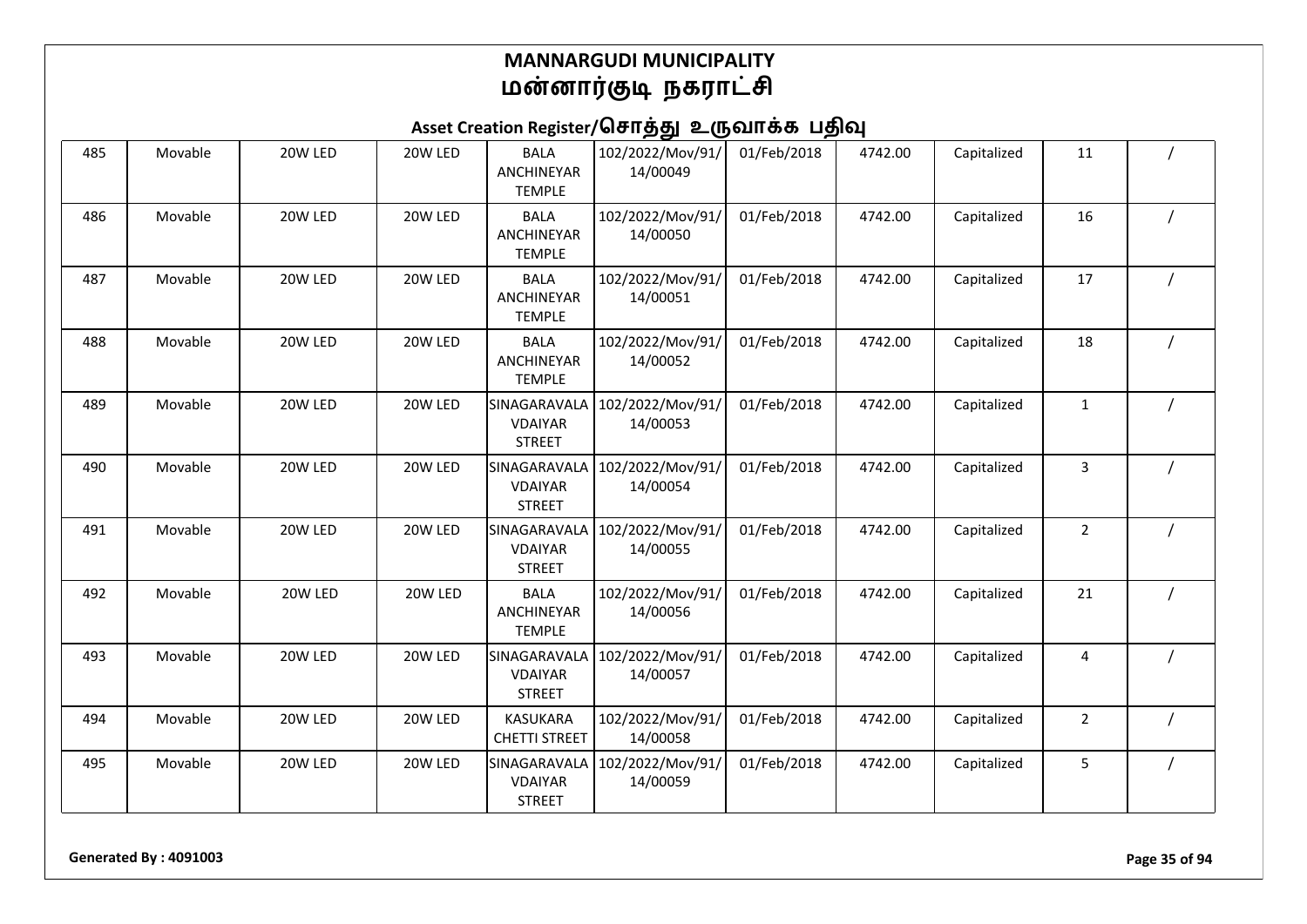# MANNARGUDI MUNICIPALITY
# மன்னார்குடி நகராட்சி

## Asset Creation Register/சொத்து உருவாக்க பதிவு

| | | | | | | | | | | |
|---|---|---|---|---|---|---|---|---|---|---|
| 485 | Movable | 20W LED | 20W LED | BALA ANCHINEYAR TEMPLE | 102/2022/Mov/91/14/00049 | 01/Feb/2018 | 4742.00 | Capitalized | 11 | / |
| 486 | Movable | 20W LED | 20W LED | BALA ANCHINEYAR TEMPLE | 102/2022/Mov/91/14/00050 | 01/Feb/2018 | 4742.00 | Capitalized | 16 | / |
| 487 | Movable | 20W LED | 20W LED | BALA ANCHINEYAR TEMPLE | 102/2022/Mov/91/14/00051 | 01/Feb/2018 | 4742.00 | Capitalized | 17 | / |
| 488 | Movable | 20W LED | 20W LED | BALA ANCHINEYAR TEMPLE | 102/2022/Mov/91/14/00052 | 01/Feb/2018 | 4742.00 | Capitalized | 18 | / |
| 489 | Movable | 20W LED | 20W LED | SINAGARAVALA VDAIYAR STREET | 102/2022/Mov/91/14/00053 | 01/Feb/2018 | 4742.00 | Capitalized | 1 | / |
| 490 | Movable | 20W LED | 20W LED | SINAGARAVALA VDAIYAR STREET | 102/2022/Mov/91/14/00054 | 01/Feb/2018 | 4742.00 | Capitalized | 3 | / |
| 491 | Movable | 20W LED | 20W LED | SINAGARAVALA VDAIYAR STREET | 102/2022/Mov/91/14/00055 | 01/Feb/2018 | 4742.00 | Capitalized | 2 | / |
| 492 | Movable | 20W LED | 20W LED | BALA ANCHINEYAR TEMPLE | 102/2022/Mov/91/14/00056 | 01/Feb/2018 | 4742.00 | Capitalized | 21 | / |
| 493 | Movable | 20W LED | 20W LED | SINAGARAVALA VDAIYAR STREET | 102/2022/Mov/91/14/00057 | 01/Feb/2018 | 4742.00 | Capitalized | 4 | / |
| 494 | Movable | 20W LED | 20W LED | KASUKARA CHETTI STREET | 102/2022/Mov/91/14/00058 | 01/Feb/2018 | 4742.00 | Capitalized | 2 | / |
| 495 | Movable | 20W LED | 20W LED | SINAGARAVALA VDAIYAR STREET | 102/2022/Mov/91/14/00059 | 01/Feb/2018 | 4742.00 | Capitalized | 5 | / |

**Generated By : 4091003**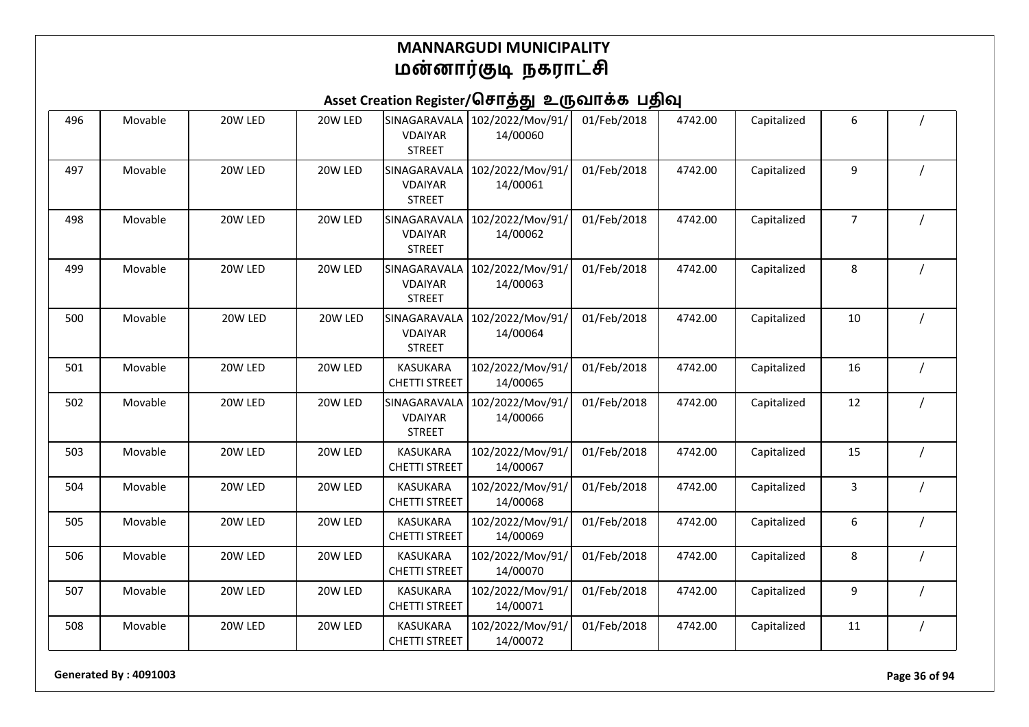# MANNARGUDI MUNICIPALITY
# மன்னார்குடி நகராட்சி

## Asset Creation Register/சொத்து உருவாக்க பதிவு

| | | | | | | | | | | |
|---|---|---|---|---|---|---|---|---|---|---|
| 496 | Movable | 20W LED | 20W LED | SINAGARAVALA VDAIYAR STREET | 102/2022/Mov/91/14/00060 | 01/Feb/2018 | 4742.00 | Capitalized | 6 | / |
| 497 | Movable | 20W LED | 20W LED | SINAGARAVALA VDAIYAR STREET | 102/2022/Mov/91/14/00061 | 01/Feb/2018 | 4742.00 | Capitalized | 9 | / |
| 498 | Movable | 20W LED | 20W LED | SINAGARAVALA VDAIYAR STREET | 102/2022/Mov/91/14/00062 | 01/Feb/2018 | 4742.00 | Capitalized | 7 | / |
| 499 | Movable | 20W LED | 20W LED | SINAGARAVALA VDAIYAR STREET | 102/2022/Mov/91/14/00063 | 01/Feb/2018 | 4742.00 | Capitalized | 8 | / |
| 500 | Movable | 20W LED | 20W LED | SINAGARAVALA VDAIYAR STREET | 102/2022/Mov/91/14/00064 | 01/Feb/2018 | 4742.00 | Capitalized | 10 | / |
| 501 | Movable | 20W LED | 20W LED | KASUKARA CHETTI STREET | 102/2022/Mov/91/14/00065 | 01/Feb/2018 | 4742.00 | Capitalized | 16 | / |
| 502 | Movable | 20W LED | 20W LED | SINAGARAVALA VDAIYAR STREET | 102/2022/Mov/91/14/00066 | 01/Feb/2018 | 4742.00 | Capitalized | 12 | / |
| 503 | Movable | 20W LED | 20W LED | KASUKARA CHETTI STREET | 102/2022/Mov/91/14/00067 | 01/Feb/2018 | 4742.00 | Capitalized | 15 | / |
| 504 | Movable | 20W LED | 20W LED | KASUKARA CHETTI STREET | 102/2022/Mov/91/14/00068 | 01/Feb/2018 | 4742.00 | Capitalized | 3 | / |
| 505 | Movable | 20W LED | 20W LED | KASUKARA CHETTI STREET | 102/2022/Mov/91/14/00069 | 01/Feb/2018 | 4742.00 | Capitalized | 6 | / |
| 506 | Movable | 20W LED | 20W LED | KASUKARA CHETTI STREET | 102/2022/Mov/91/14/00070 | 01/Feb/2018 | 4742.00 | Capitalized | 8 | / |
| 507 | Movable | 20W LED | 20W LED | KASUKARA CHETTI STREET | 102/2022/Mov/91/14/00071 | 01/Feb/2018 | 4742.00 | Capitalized | 9 | / |
| 508 | Movable | 20W LED | 20W LED | KASUKARA CHETTI STREET | 102/2022/Mov/91/14/00072 | 01/Feb/2018 | 4742.00 | Capitalized | 11 | / |

**Generated By : 4091003**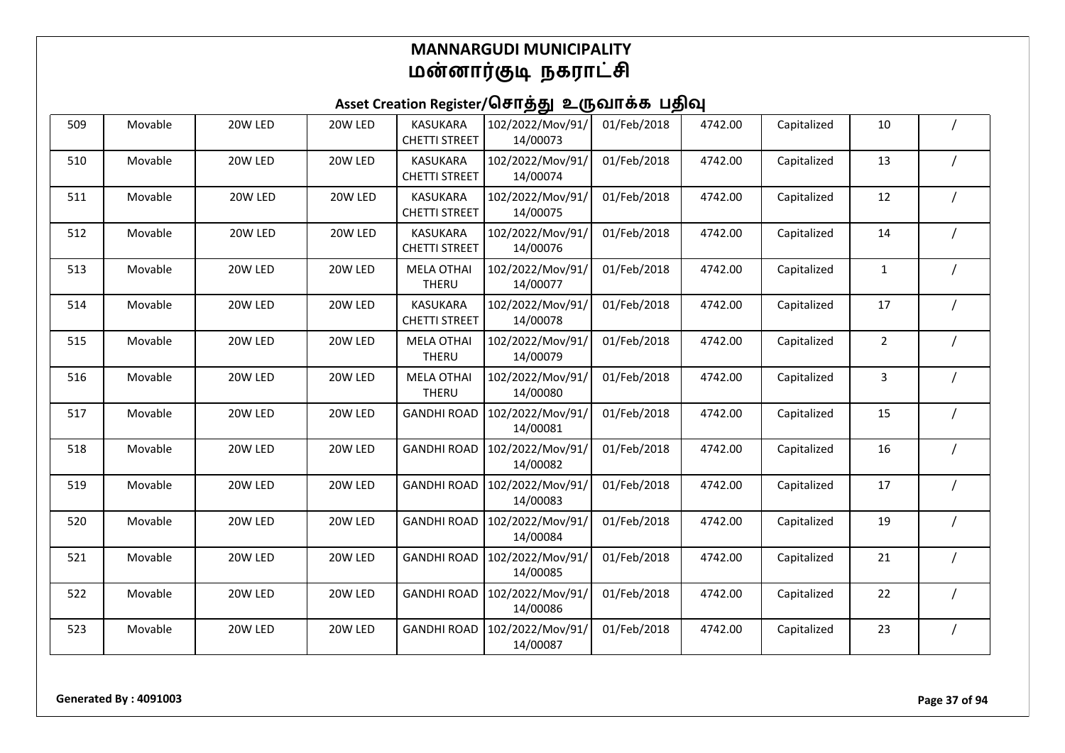# MANNARGUDI MUNICIPALITY
# மன்னார்குடி நகராட்சி

## Asset Creation Register/சொத்து உருவாக்க பதிவு

| | | | | | | | | | | |
|---|---|---|---|---|---|---|---|---|---|---|
| 509 | Movable | 20W LED | 20W LED | KASUKARA CHETTI STREET | 102/2022/Mov/91/14/00073 | 01/Feb/2018 | 4742.00 | Capitalized | 10 | / |
| 510 | Movable | 20W LED | 20W LED | KASUKARA CHETTI STREET | 102/2022/Mov/91/14/00074 | 01/Feb/2018 | 4742.00 | Capitalized | 13 | / |
| 511 | Movable | 20W LED | 20W LED | KASUKARA CHETTI STREET | 102/2022/Mov/91/14/00075 | 01/Feb/2018 | 4742.00 | Capitalized | 12 | / |
| 512 | Movable | 20W LED | 20W LED | KASUKARA CHETTI STREET | 102/2022/Mov/91/14/00076 | 01/Feb/2018 | 4742.00 | Capitalized | 14 | / |
| 513 | Movable | 20W LED | 20W LED | MELA OTHAI THERU | 102/2022/Mov/91/14/00077 | 01/Feb/2018 | 4742.00 | Capitalized | 1 | / |
| 514 | Movable | 20W LED | 20W LED | KASUKARA CHETTI STREET | 102/2022/Mov/91/14/00078 | 01/Feb/2018 | 4742.00 | Capitalized | 17 | / |
| 515 | Movable | 20W LED | 20W LED | MELA OTHAI THERU | 102/2022/Mov/91/14/00079 | 01/Feb/2018 | 4742.00 | Capitalized | 2 | / |
| 516 | Movable | 20W LED | 20W LED | MELA OTHAI THERU | 102/2022/Mov/91/14/00080 | 01/Feb/2018 | 4742.00 | Capitalized | 3 | / |
| 517 | Movable | 20W LED | 20W LED | GANDHI ROAD | 102/2022/Mov/91/14/00081 | 01/Feb/2018 | 4742.00 | Capitalized | 15 | / |
| 518 | Movable | 20W LED | 20W LED | GANDHI ROAD | 102/2022/Mov/91/14/00082 | 01/Feb/2018 | 4742.00 | Capitalized | 16 | / |
| 519 | Movable | 20W LED | 20W LED | GANDHI ROAD | 102/2022/Mov/91/14/00083 | 01/Feb/2018 | 4742.00 | Capitalized | 17 | / |
| 520 | Movable | 20W LED | 20W LED | GANDHI ROAD | 102/2022/Mov/91/14/00084 | 01/Feb/2018 | 4742.00 | Capitalized | 19 | / |
| 521 | Movable | 20W LED | 20W LED | GANDHI ROAD | 102/2022/Mov/91/14/00085 | 01/Feb/2018 | 4742.00 | Capitalized | 21 | / |
| 522 | Movable | 20W LED | 20W LED | GANDHI ROAD | 102/2022/Mov/91/14/00086 | 01/Feb/2018 | 4742.00 | Capitalized | 22 | / |
| 523 | Movable | 20W LED | 20W LED | GANDHI ROAD | 102/2022/Mov/91/14/00087 | 01/Feb/2018 | 4742.00 | Capitalized | 23 | / |

**Generated By : 4091003**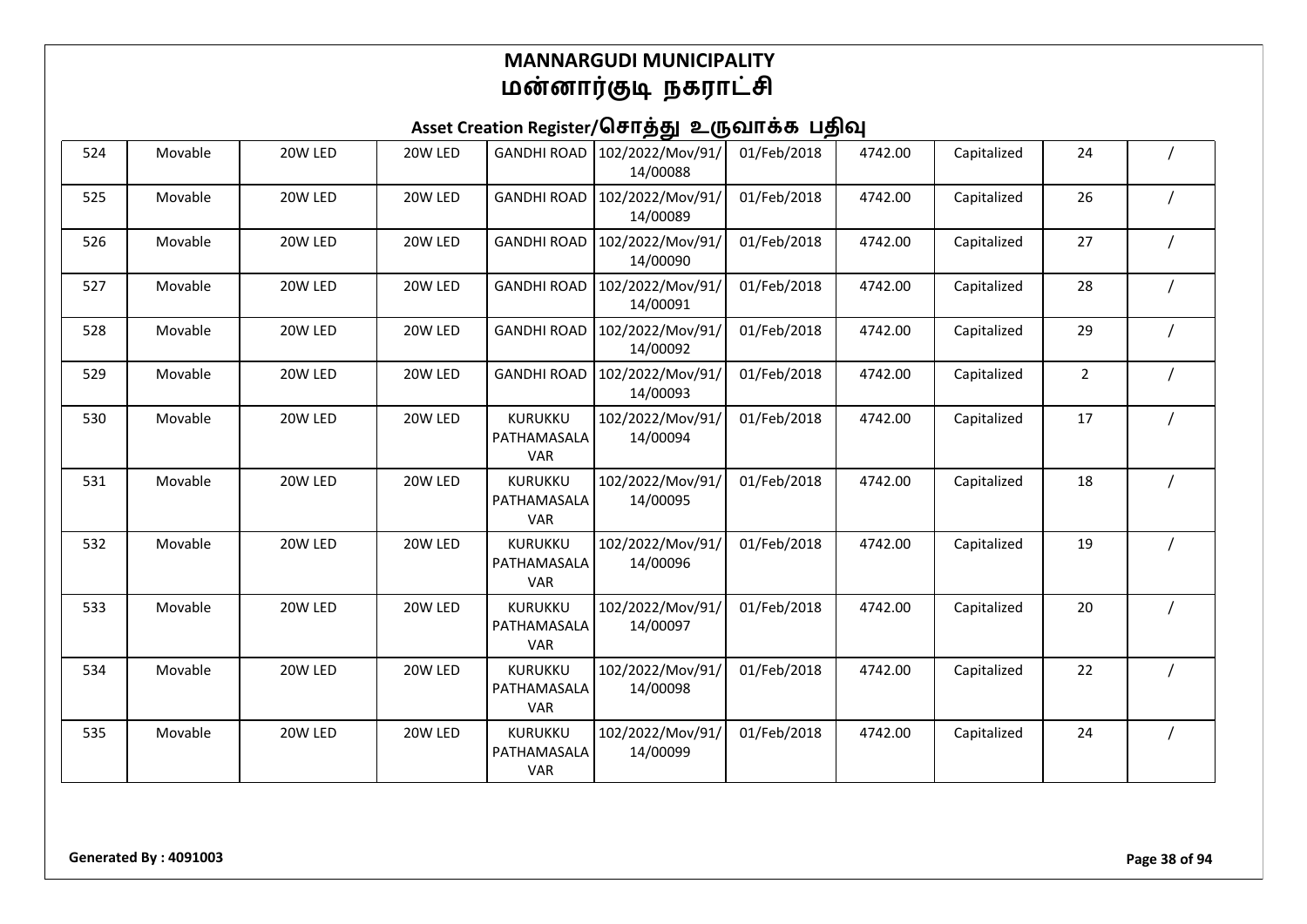# MANNARGUDI MUNICIPALITY
# மன்னார்குடி நகராட்சி

## Asset Creation Register/சொத்து உருவாக்க பதிவு

| 524 | Movable | 20W LED | 20W LED | GANDHI ROAD | 102/2022/Mov/91/14/00088 | 01/Feb/2018 | 4742.00 | Capitalized | 24 | / |
|---|---|---|---|---|---|---|---|---|---|---|
| 525 | Movable | 20W LED | 20W LED | GANDHI ROAD | 102/2022/Mov/91/14/00089 | 01/Feb/2018 | 4742.00 | Capitalized | 26 | / |
| 526 | Movable | 20W LED | 20W LED | GANDHI ROAD | 102/2022/Mov/91/14/00090 | 01/Feb/2018 | 4742.00 | Capitalized | 27 | / |
| 527 | Movable | 20W LED | 20W LED | GANDHI ROAD | 102/2022/Mov/91/14/00091 | 01/Feb/2018 | 4742.00 | Capitalized | 28 | / |
| 528 | Movable | 20W LED | 20W LED | GANDHI ROAD | 102/2022/Mov/91/14/00092 | 01/Feb/2018 | 4742.00 | Capitalized | 29 | / |
| 529 | Movable | 20W LED | 20W LED | GANDHI ROAD | 102/2022/Mov/91/14/00093 | 01/Feb/2018 | 4742.00 | Capitalized | 2 | / |
| 530 | Movable | 20W LED | 20W LED | KURUKKU PATHAMASALAVAR | 102/2022/Mov/91/14/00094 | 01/Feb/2018 | 4742.00 | Capitalized | 17 | / |
| 531 | Movable | 20W LED | 20W LED | KURUKKU PATHAMASALAVAR | 102/2022/Mov/91/14/00095 | 01/Feb/2018 | 4742.00 | Capitalized | 18 | / |
| 532 | Movable | 20W LED | 20W LED | KURUKKU PATHAMASALAVAR | 102/2022/Mov/91/14/00096 | 01/Feb/2018 | 4742.00 | Capitalized | 19 | / |
| 533 | Movable | 20W LED | 20W LED | KURUKKU PATHAMASALAVAR | 102/2022/Mov/91/14/00097 | 01/Feb/2018 | 4742.00 | Capitalized | 20 | / |
| 534 | Movable | 20W LED | 20W LED | KURUKKU PATHAMASALAVAR | 102/2022/Mov/91/14/00098 | 01/Feb/2018 | 4742.00 | Capitalized | 22 | / |
| 535 | Movable | 20W LED | 20W LED | KURUKKU PATHAMASALAVAR | 102/2022/Mov/91/14/00099 | 01/Feb/2018 | 4742.00 | Capitalized | 24 | / |

**Generated By : 4091003**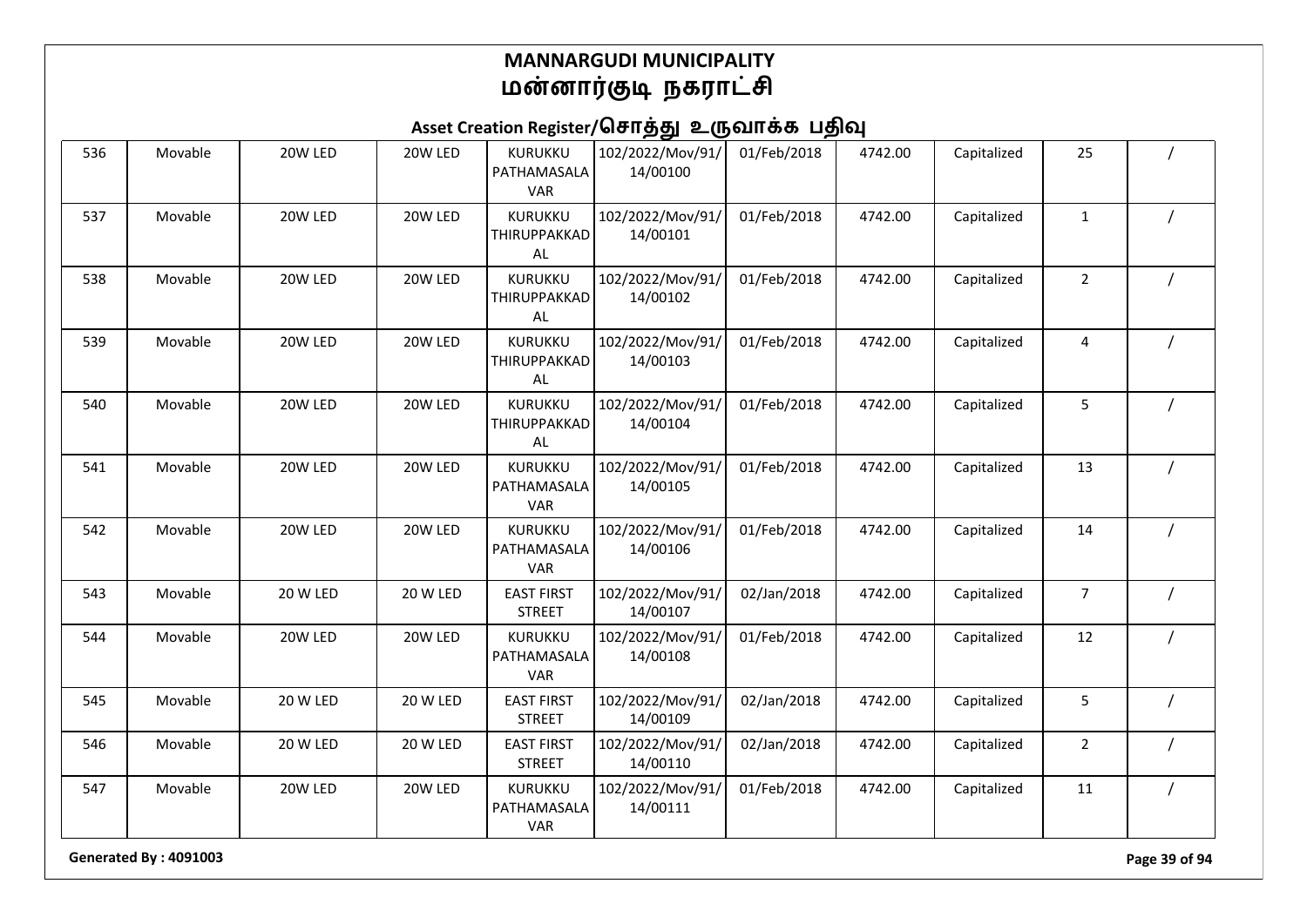# MANNARGUDI MUNICIPALITY
# மன்னார்குடி நகராட்சி

## Asset Creation Register/சொத்து உருவாக்க பதிவு

| | | | | | | | | | | |
|---|---|---|---|---|---|---|---|---|---|---|
| 536 | Movable | 20W LED | 20W LED | KURUKKU PATHAMASALA VAR | 102/2022/Mov/91/14/00100 | 01/Feb/2018 | 4742.00 | Capitalized | 25 | / |
| 537 | Movable | 20W LED | 20W LED | KURUKKU THIRUPPAKKAD AL | 102/2022/Mov/91/14/00101 | 01/Feb/2018 | 4742.00 | Capitalized | 1 | / |
| 538 | Movable | 20W LED | 20W LED | KURUKKU THIRUPPAKKAD AL | 102/2022/Mov/91/14/00102 | 01/Feb/2018 | 4742.00 | Capitalized | 2 | / |
| 539 | Movable | 20W LED | 20W LED | KURUKKU THIRUPPAKKAD AL | 102/2022/Mov/91/14/00103 | 01/Feb/2018 | 4742.00 | Capitalized | 4 | / |
| 540 | Movable | 20W LED | 20W LED | KURUKKU THIRUPPAKKAD AL | 102/2022/Mov/91/14/00104 | 01/Feb/2018 | 4742.00 | Capitalized | 5 | / |
| 541 | Movable | 20W LED | 20W LED | KURUKKU PATHAMASALA VAR | 102/2022/Mov/91/14/00105 | 01/Feb/2018 | 4742.00 | Capitalized | 13 | / |
| 542 | Movable | 20W LED | 20W LED | KURUKKU PATHAMASALA VAR | 102/2022/Mov/91/14/00106 | 01/Feb/2018 | 4742.00 | Capitalized | 14 | / |
| 543 | Movable | 20 W LED | 20 W LED | EAST FIRST STREET | 102/2022/Mov/91/14/00107 | 02/Jan/2018 | 4742.00 | Capitalized | 7 | / |
| 544 | Movable | 20W LED | 20W LED | KURUKKU PATHAMASALA VAR | 102/2022/Mov/91/14/00108 | 01/Feb/2018 | 4742.00 | Capitalized | 12 | / |
| 545 | Movable | 20 W LED | 20 W LED | EAST FIRST STREET | 102/2022/Mov/91/14/00109 | 02/Jan/2018 | 4742.00 | Capitalized | 5 | / |
| 546 | Movable | 20 W LED | 20 W LED | EAST FIRST STREET | 102/2022/Mov/91/14/00110 | 02/Jan/2018 | 4742.00 | Capitalized | 2 | / |
| 547 | Movable | 20W LED | 20W LED | KURUKKU PATHAMASALA VAR | 102/2022/Mov/91/14/00111 | 01/Feb/2018 | 4742.00 | Capitalized | 11 | / |

Generated By : 4091003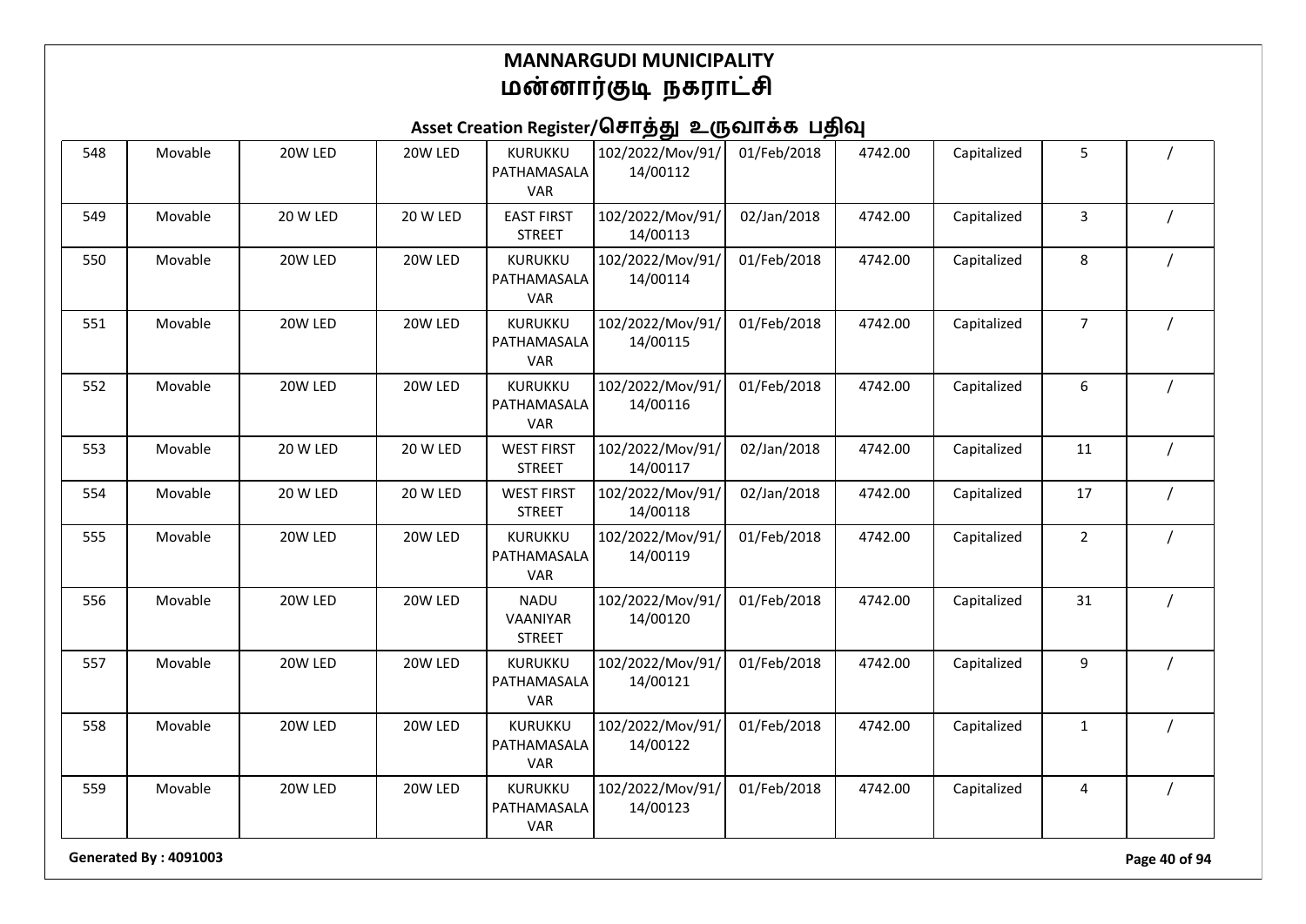# MANNARGUDI MUNICIPALITY
# மன்னார்குடி நகராட்சி

## Asset Creation Register/சொத்து உருவாக்க பதிவு

| | | | | | | | | | | |
|---|---|---|---|---|---|---|---|---|---|---|
| 548 | Movable | 20W LED | 20W LED | KURUKKU PATHAMASALA VAR | 102/2022/Mov/91/14/00112 | 01/Feb/2018 | 4742.00 | Capitalized | 5 | / |
| 549 | Movable | 20 W LED | 20 W LED | EAST FIRST STREET | 102/2022/Mov/91/14/00113 | 02/Jan/2018 | 4742.00 | Capitalized | 3 | / |
| 550 | Movable | 20W LED | 20W LED | KURUKKU PATHAMASALA VAR | 102/2022/Mov/91/14/00114 | 01/Feb/2018 | 4742.00 | Capitalized | 8 | / |
| 551 | Movable | 20W LED | 20W LED | KURUKKU PATHAMASALA VAR | 102/2022/Mov/91/14/00115 | 01/Feb/2018 | 4742.00 | Capitalized | 7 | / |
| 552 | Movable | 20W LED | 20W LED | KURUKKU PATHAMASALA VAR | 102/2022/Mov/91/14/00116 | 01/Feb/2018 | 4742.00 | Capitalized | 6 | / |
| 553 | Movable | 20 W LED | 20 W LED | WEST FIRST STREET | 102/2022/Mov/91/14/00117 | 02/Jan/2018 | 4742.00 | Capitalized | 11 | / |
| 554 | Movable | 20 W LED | 20 W LED | WEST FIRST STREET | 102/2022/Mov/91/14/00118 | 02/Jan/2018 | 4742.00 | Capitalized | 17 | / |
| 555 | Movable | 20W LED | 20W LED | KURUKKU PATHAMASALA VAR | 102/2022/Mov/91/14/00119 | 01/Feb/2018 | 4742.00 | Capitalized | 2 | / |
| 556 | Movable | 20W LED | 20W LED | NADU VAANIYAR STREET | 102/2022/Mov/91/14/00120 | 01/Feb/2018 | 4742.00 | Capitalized | 31 | / |
| 557 | Movable | 20W LED | 20W LED | KURUKKU PATHAMASALA VAR | 102/2022/Mov/91/14/00121 | 01/Feb/2018 | 4742.00 | Capitalized | 9 | / |
| 558 | Movable | 20W LED | 20W LED | KURUKKU PATHAMASALA VAR | 102/2022/Mov/91/14/00122 | 01/Feb/2018 | 4742.00 | Capitalized | 1 | / |
| 559 | Movable | 20W LED | 20W LED | KURUKKU PATHAMASALA VAR | 102/2022/Mov/91/14/00123 | 01/Feb/2018 | 4742.00 | Capitalized | 4 | / |

**Generated By : 4091003**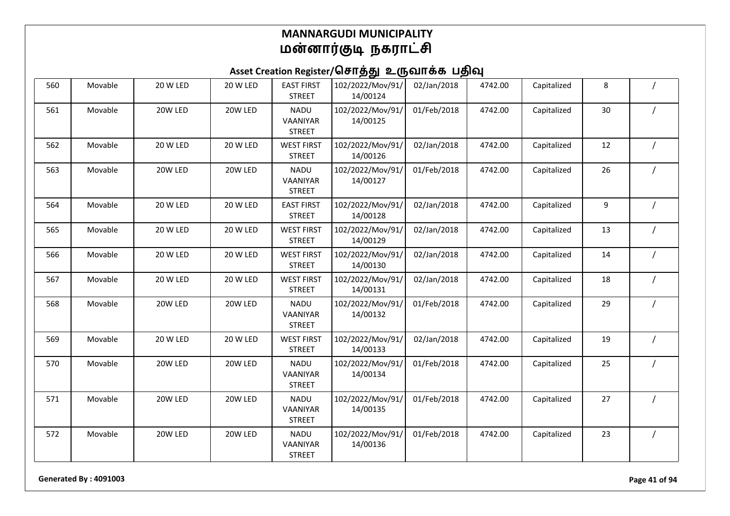# MANNARGUDI MUNICIPALITY
# மன்னார்குடி நகராட்சி

## Asset Creation Register/சொத்து உருவாக்க பதிவு

| | | | | | | | | | | |
|---|---|---|---|---|---|---|---|---|---|---|
| 560 | Movable | 20 W LED | 20 W LED | EAST FIRST STREET | 102/2022/Mov/91/14/00124 | 02/Jan/2018 | 4742.00 | Capitalized | 8 | / |
| 561 | Movable | 20W LED | 20W LED | NADU VAANIYAR STREET | 102/2022/Mov/91/14/00125 | 01/Feb/2018 | 4742.00 | Capitalized | 30 | / |
| 562 | Movable | 20 W LED | 20 W LED | WEST FIRST STREET | 102/2022/Mov/91/14/00126 | 02/Jan/2018 | 4742.00 | Capitalized | 12 | / |
| 563 | Movable | 20W LED | 20W LED | NADU VAANIYAR STREET | 102/2022/Mov/91/14/00127 | 01/Feb/2018 | 4742.00 | Capitalized | 26 | / |
| 564 | Movable | 20 W LED | 20 W LED | EAST FIRST STREET | 102/2022/Mov/91/14/00128 | 02/Jan/2018 | 4742.00 | Capitalized | 9 | / |
| 565 | Movable | 20 W LED | 20 W LED | WEST FIRST STREET | 102/2022/Mov/91/14/00129 | 02/Jan/2018 | 4742.00 | Capitalized | 13 | / |
| 566 | Movable | 20 W LED | 20 W LED | WEST FIRST STREET | 102/2022/Mov/91/14/00130 | 02/Jan/2018 | 4742.00 | Capitalized | 14 | / |
| 567 | Movable | 20 W LED | 20 W LED | WEST FIRST STREET | 102/2022/Mov/91/14/00131 | 02/Jan/2018 | 4742.00 | Capitalized | 18 | / |
| 568 | Movable | 20W LED | 20W LED | NADU VAANIYAR STREET | 102/2022/Mov/91/14/00132 | 01/Feb/2018 | 4742.00 | Capitalized | 29 | / |
| 569 | Movable | 20 W LED | 20 W LED | WEST FIRST STREET | 102/2022/Mov/91/14/00133 | 02/Jan/2018 | 4742.00 | Capitalized | 19 | / |
| 570 | Movable | 20W LED | 20W LED | NADU VAANIYAR STREET | 102/2022/Mov/91/14/00134 | 01/Feb/2018 | 4742.00 | Capitalized | 25 | / |
| 571 | Movable | 20W LED | 20W LED | NADU VAANIYAR STREET | 102/2022/Mov/91/14/00135 | 01/Feb/2018 | 4742.00 | Capitalized | 27 | / |
| 572 | Movable | 20W LED | 20W LED | NADU VAANIYAR STREET | 102/2022/Mov/91/14/00136 | 01/Feb/2018 | 4742.00 | Capitalized | 23 | / |

**Generated By : 4091003**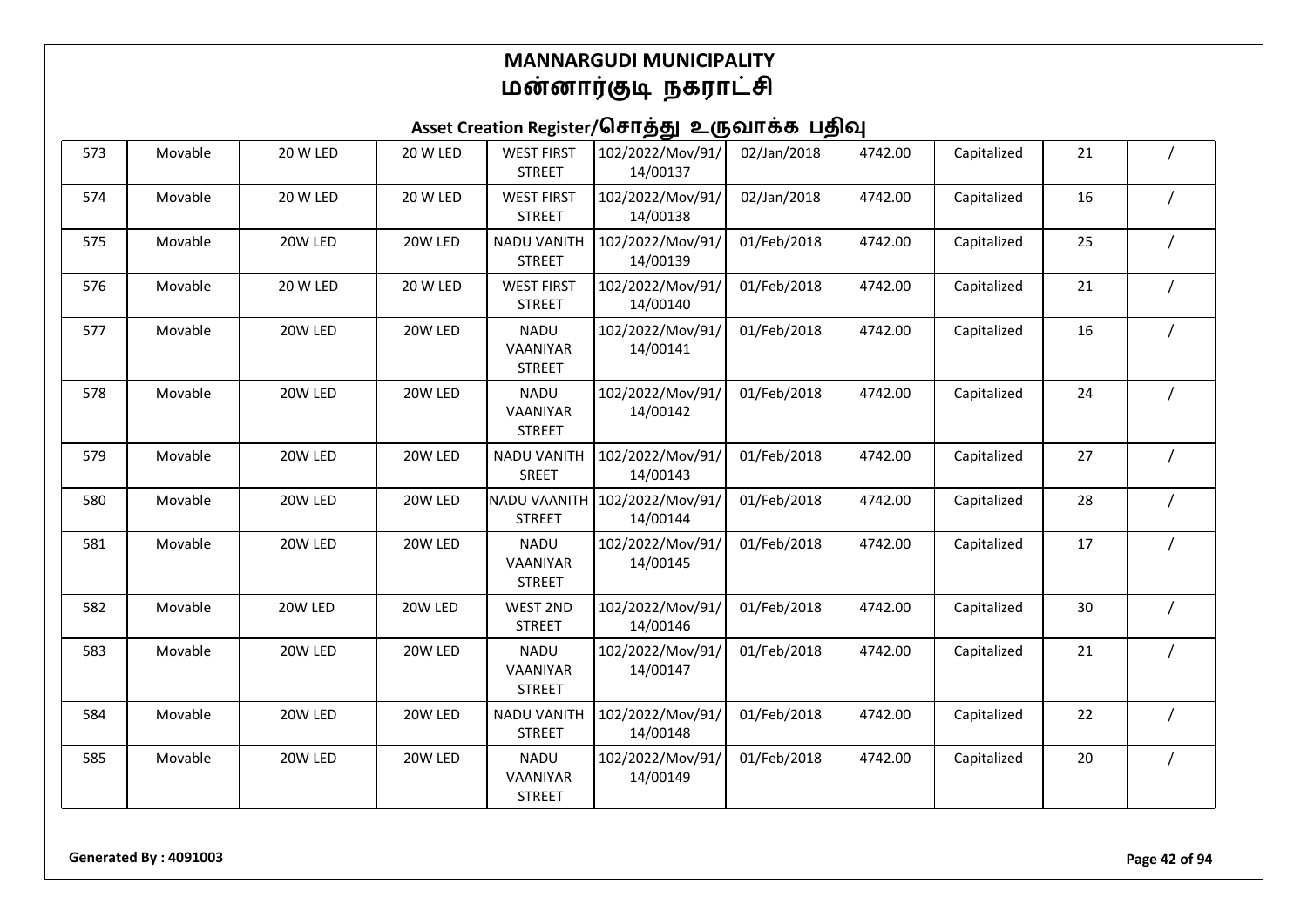# MANNARGUDI MUNICIPALITY
# மன்னார்குடி நகராட்சி

## Asset Creation Register/சொத்து உருவாக்க பதிவு

| | | | | | | | | | | |
|---|---|---|---|---|---|---|---|---|---|---|
| 573 | Movable | 20 W LED | 20 W LED | WEST FIRST STREET | 102/2022/Mov/91/14/00137 | 02/Jan/2018 | 4742.00 | Capitalized | 21 | / |
| 574 | Movable | 20 W LED | 20 W LED | WEST FIRST STREET | 102/2022/Mov/91/14/00138 | 02/Jan/2018 | 4742.00 | Capitalized | 16 | / |
| 575 | Movable | 20W LED | 20W LED | NADU VANITH STREET | 102/2022/Mov/91/14/00139 | 01/Feb/2018 | 4742.00 | Capitalized | 25 | / |
| 576 | Movable | 20 W LED | 20 W LED | WEST FIRST STREET | 102/2022/Mov/91/14/00140 | 01/Feb/2018 | 4742.00 | Capitalized | 21 | / |
| 577 | Movable | 20W LED | 20W LED | NADU VAANIYAR STREET | 102/2022/Mov/91/14/00141 | 01/Feb/2018 | 4742.00 | Capitalized | 16 | / |
| 578 | Movable | 20W LED | 20W LED | NADU VAANIYAR STREET | 102/2022/Mov/91/14/00142 | 01/Feb/2018 | 4742.00 | Capitalized | 24 | / |
| 579 | Movable | 20W LED | 20W LED | NADU VANITH SREET | 102/2022/Mov/91/14/00143 | 01/Feb/2018 | 4742.00 | Capitalized | 27 | / |
| 580 | Movable | 20W LED | 20W LED | NADU VAANITH STREET | 102/2022/Mov/91/14/00144 | 01/Feb/2018 | 4742.00 | Capitalized | 28 | / |
| 581 | Movable | 20W LED | 20W LED | NADU VAANIYAR STREET | 102/2022/Mov/91/14/00145 | 01/Feb/2018 | 4742.00 | Capitalized | 17 | / |
| 582 | Movable | 20W LED | 20W LED | WEST 2ND STREET | 102/2022/Mov/91/14/00146 | 01/Feb/2018 | 4742.00 | Capitalized | 30 | / |
| 583 | Movable | 20W LED | 20W LED | NADU VAANIYAR STREET | 102/2022/Mov/91/14/00147 | 01/Feb/2018 | 4742.00 | Capitalized | 21 | / |
| 584 | Movable | 20W LED | 20W LED | NADU VANITH STREET | 102/2022/Mov/91/14/00148 | 01/Feb/2018 | 4742.00 | Capitalized | 22 | / |
| 585 | Movable | 20W LED | 20W LED | NADU VAANIYAR STREET | 102/2022/Mov/91/14/00149 | 01/Feb/2018 | 4742.00 | Capitalized | 20 | / |

**Generated By : 4091003**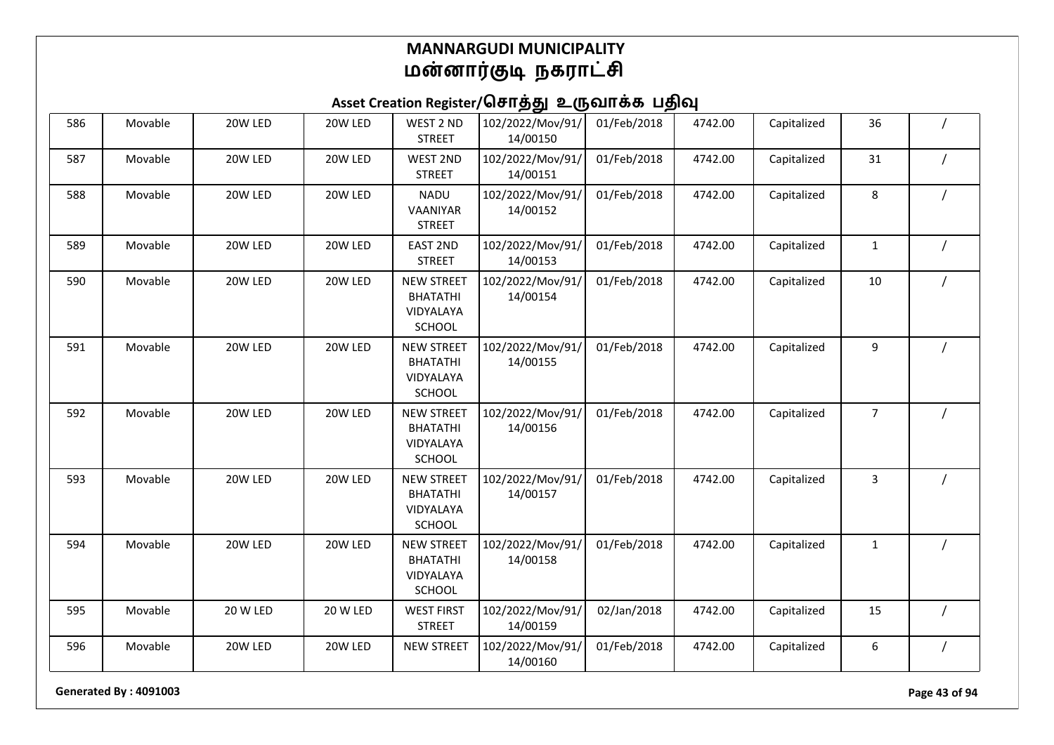# MANNARGUDI MUNICIPALITY
# மன்னார்குடி நகராட்சி

## Asset Creation Register/சொத்து உருவாக்க பதிவு

| | | | | | | | | | | |
|---|---|---|---|---|---|---|---|---|---|---|
| 586 | Movable | 20W LED | 20W LED | WEST 2 ND STREET | 102/2022/Mov/91/14/00150 | 01/Feb/2018 | 4742.00 | Capitalized | 36 | / |
| 587 | Movable | 20W LED | 20W LED | WEST 2ND STREET | 102/2022/Mov/91/14/00151 | 01/Feb/2018 | 4742.00 | Capitalized | 31 | / |
| 588 | Movable | 20W LED | 20W LED | NADU VAANIYAR STREET | 102/2022/Mov/91/14/00152 | 01/Feb/2018 | 4742.00 | Capitalized | 8 | / |
| 589 | Movable | 20W LED | 20W LED | EAST 2ND STREET | 102/2022/Mov/91/14/00153 | 01/Feb/2018 | 4742.00 | Capitalized | 1 | / |
| 590 | Movable | 20W LED | 20W LED | NEW STREET BHATATHI VIDYALAYA SCHOOL | 102/2022/Mov/91/14/00154 | 01/Feb/2018 | 4742.00 | Capitalized | 10 | / |
| 591 | Movable | 20W LED | 20W LED | NEW STREET BHATATHI VIDYALAYA SCHOOL | 102/2022/Mov/91/14/00155 | 01/Feb/2018 | 4742.00 | Capitalized | 9 | / |
| 592 | Movable | 20W LED | 20W LED | NEW STREET BHATATHI VIDYALAYA SCHOOL | 102/2022/Mov/91/14/00156 | 01/Feb/2018 | 4742.00 | Capitalized | 7 | / |
| 593 | Movable | 20W LED | 20W LED | NEW STREET BHATATHI VIDYALAYA SCHOOL | 102/2022/Mov/91/14/00157 | 01/Feb/2018 | 4742.00 | Capitalized | 3 | / |
| 594 | Movable | 20W LED | 20W LED | NEW STREET BHATATHI VIDYALAYA SCHOOL | 102/2022/Mov/91/14/00158 | 01/Feb/2018 | 4742.00 | Capitalized | 1 | / |
| 595 | Movable | 20 W LED | 20 W LED | WEST FIRST STREET | 102/2022/Mov/91/14/00159 | 02/Jan/2018 | 4742.00 | Capitalized | 15 | / |
| 596 | Movable | 20W LED | 20W LED | NEW STREET | 102/2022/Mov/91/14/00160 | 01/Feb/2018 | 4742.00 | Capitalized | 6 | / |

Generated By : 4091003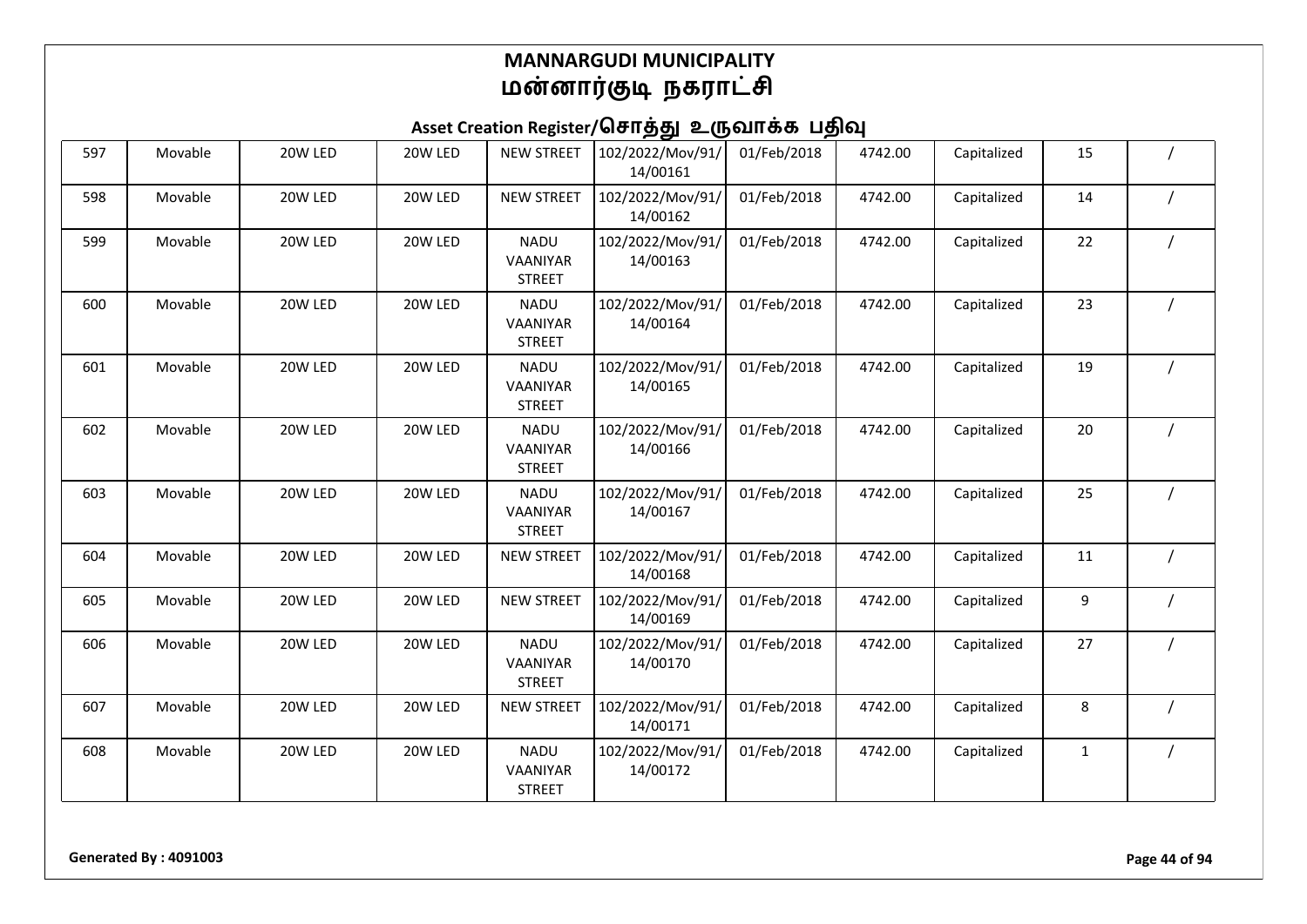# MANNARGUDI MUNICIPALITY
# மன்னார்குடி நகராட்சி

## Asset Creation Register/சொத்து உருவாக்க பதிவு

| | | | | | | | | | | |
|---|---|---|---|---|---|---|---|---|---|---|
| 597 | Movable | 20W LED | 20W LED | NEW STREET | 102/2022/Mov/91/14/00161 | 01/Feb/2018 | 4742.00 | Capitalized | 15 | / |
| 598 | Movable | 20W LED | 20W LED | NEW STREET | 102/2022/Mov/91/14/00162 | 01/Feb/2018 | 4742.00 | Capitalized | 14 | / |
| 599 | Movable | 20W LED | 20W LED | NADU VAANIYAR STREET | 102/2022/Mov/91/14/00163 | 01/Feb/2018 | 4742.00 | Capitalized | 22 | / |
| 600 | Movable | 20W LED | 20W LED | NADU VAANIYAR STREET | 102/2022/Mov/91/14/00164 | 01/Feb/2018 | 4742.00 | Capitalized | 23 | / |
| 601 | Movable | 20W LED | 20W LED | NADU VAANIYAR STREET | 102/2022/Mov/91/14/00165 | 01/Feb/2018 | 4742.00 | Capitalized | 19 | / |
| 602 | Movable | 20W LED | 20W LED | NADU VAANIYAR STREET | 102/2022/Mov/91/14/00166 | 01/Feb/2018 | 4742.00 | Capitalized | 20 | / |
| 603 | Movable | 20W LED | 20W LED | NADU VAANIYAR STREET | 102/2022/Mov/91/14/00167 | 01/Feb/2018 | 4742.00 | Capitalized | 25 | / |
| 604 | Movable | 20W LED | 20W LED | NEW STREET | 102/2022/Mov/91/14/00168 | 01/Feb/2018 | 4742.00 | Capitalized | 11 | / |
| 605 | Movable | 20W LED | 20W LED | NEW STREET | 102/2022/Mov/91/14/00169 | 01/Feb/2018 | 4742.00 | Capitalized | 9 | / |
| 606 | Movable | 20W LED | 20W LED | NADU VAANIYAR STREET | 102/2022/Mov/91/14/00170 | 01/Feb/2018 | 4742.00 | Capitalized | 27 | / |
| 607 | Movable | 20W LED | 20W LED | NEW STREET | 102/2022/Mov/91/14/00171 | 01/Feb/2018 | 4742.00 | Capitalized | 8 | / |
| 608 | Movable | 20W LED | 20W LED | NADU VAANIYAR STREET | 102/2022/Mov/91/14/00172 | 01/Feb/2018 | 4742.00 | Capitalized | 1 | / |

**Generated By : 4091003**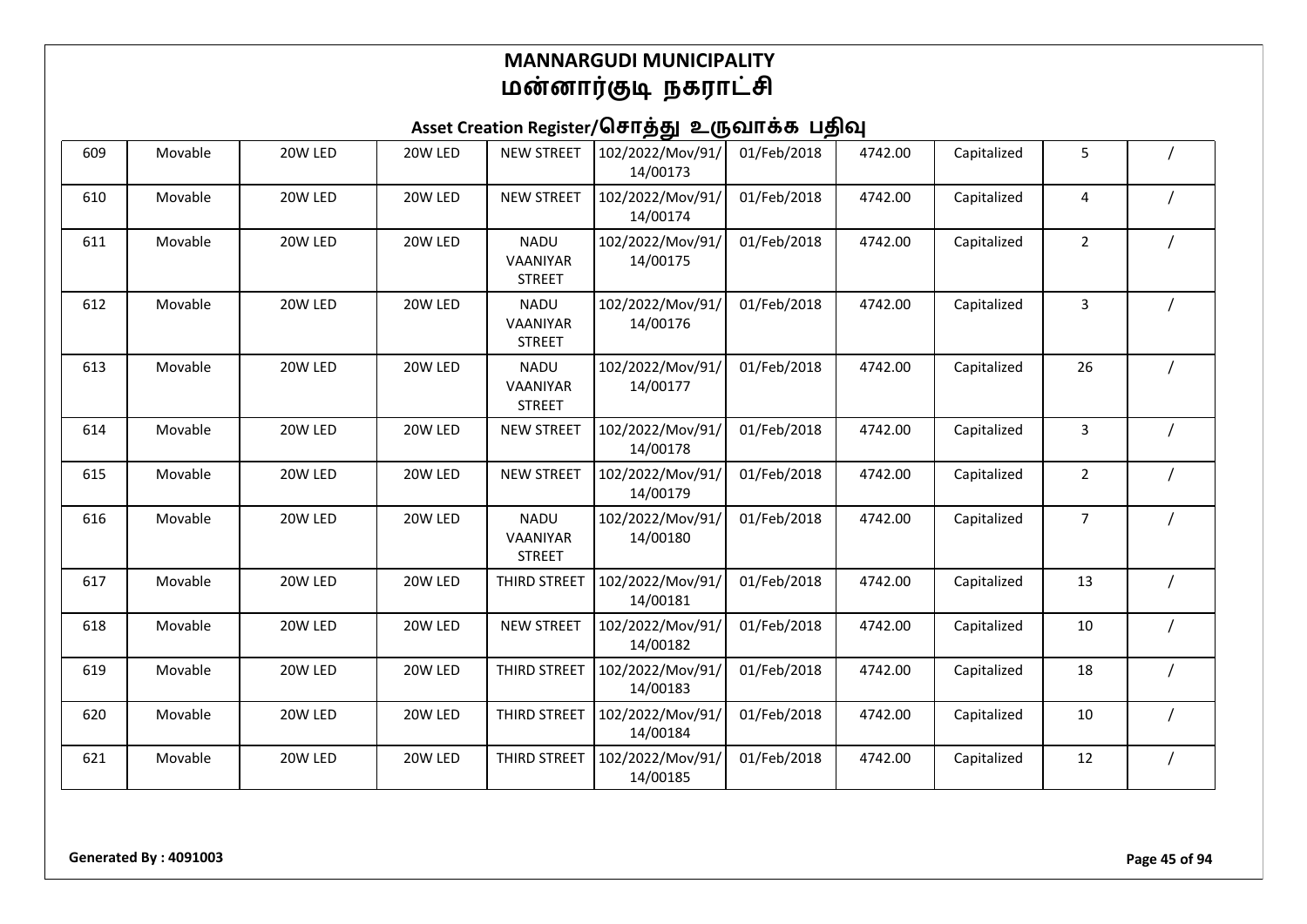# MANNARGUDI MUNICIPALITY
# மன்னார்குடி நகராட்சி

## Asset Creation Register/சொத்து உருவாக்க பதிவு

| | | | | | | | | | | |
|---|---|---|---|---|---|---|---|---|---|---|
| 609 | Movable | 20W LED | 20W LED | NEW STREET | 102/2022/Mov/91/14/00173 | 01/Feb/2018 | 4742.00 | Capitalized | 5 | / |
| 610 | Movable | 20W LED | 20W LED | NEW STREET | 102/2022/Mov/91/14/00174 | 01/Feb/2018 | 4742.00 | Capitalized | 4 | / |
| 611 | Movable | 20W LED | 20W LED | NADU VAANIYAR STREET | 102/2022/Mov/91/14/00175 | 01/Feb/2018 | 4742.00 | Capitalized | 2 | / |
| 612 | Movable | 20W LED | 20W LED | NADU VAANIYAR STREET | 102/2022/Mov/91/14/00176 | 01/Feb/2018 | 4742.00 | Capitalized | 3 | / |
| 613 | Movable | 20W LED | 20W LED | NADU VAANIYAR STREET | 102/2022/Mov/91/14/00177 | 01/Feb/2018 | 4742.00 | Capitalized | 26 | / |
| 614 | Movable | 20W LED | 20W LED | NEW STREET | 102/2022/Mov/91/14/00178 | 01/Feb/2018 | 4742.00 | Capitalized | 3 | / |
| 615 | Movable | 20W LED | 20W LED | NEW STREET | 102/2022/Mov/91/14/00179 | 01/Feb/2018 | 4742.00 | Capitalized | 2 | / |
| 616 | Movable | 20W LED | 20W LED | NADU VAANIYAR STREET | 102/2022/Mov/91/14/00180 | 01/Feb/2018 | 4742.00 | Capitalized | 7 | / |
| 617 | Movable | 20W LED | 20W LED | THIRD STREET | 102/2022/Mov/91/14/00181 | 01/Feb/2018 | 4742.00 | Capitalized | 13 | / |
| 618 | Movable | 20W LED | 20W LED | NEW STREET | 102/2022/Mov/91/14/00182 | 01/Feb/2018 | 4742.00 | Capitalized | 10 | / |
| 619 | Movable | 20W LED | 20W LED | THIRD STREET | 102/2022/Mov/91/14/00183 | 01/Feb/2018 | 4742.00 | Capitalized | 18 | / |
| 620 | Movable | 20W LED | 20W LED | THIRD STREET | 102/2022/Mov/91/14/00184 | 01/Feb/2018 | 4742.00 | Capitalized | 10 | / |
| 621 | Movable | 20W LED | 20W LED | THIRD STREET | 102/2022/Mov/91/14/00185 | 01/Feb/2018 | 4742.00 | Capitalized | 12 | / |

**Generated By : 4091003**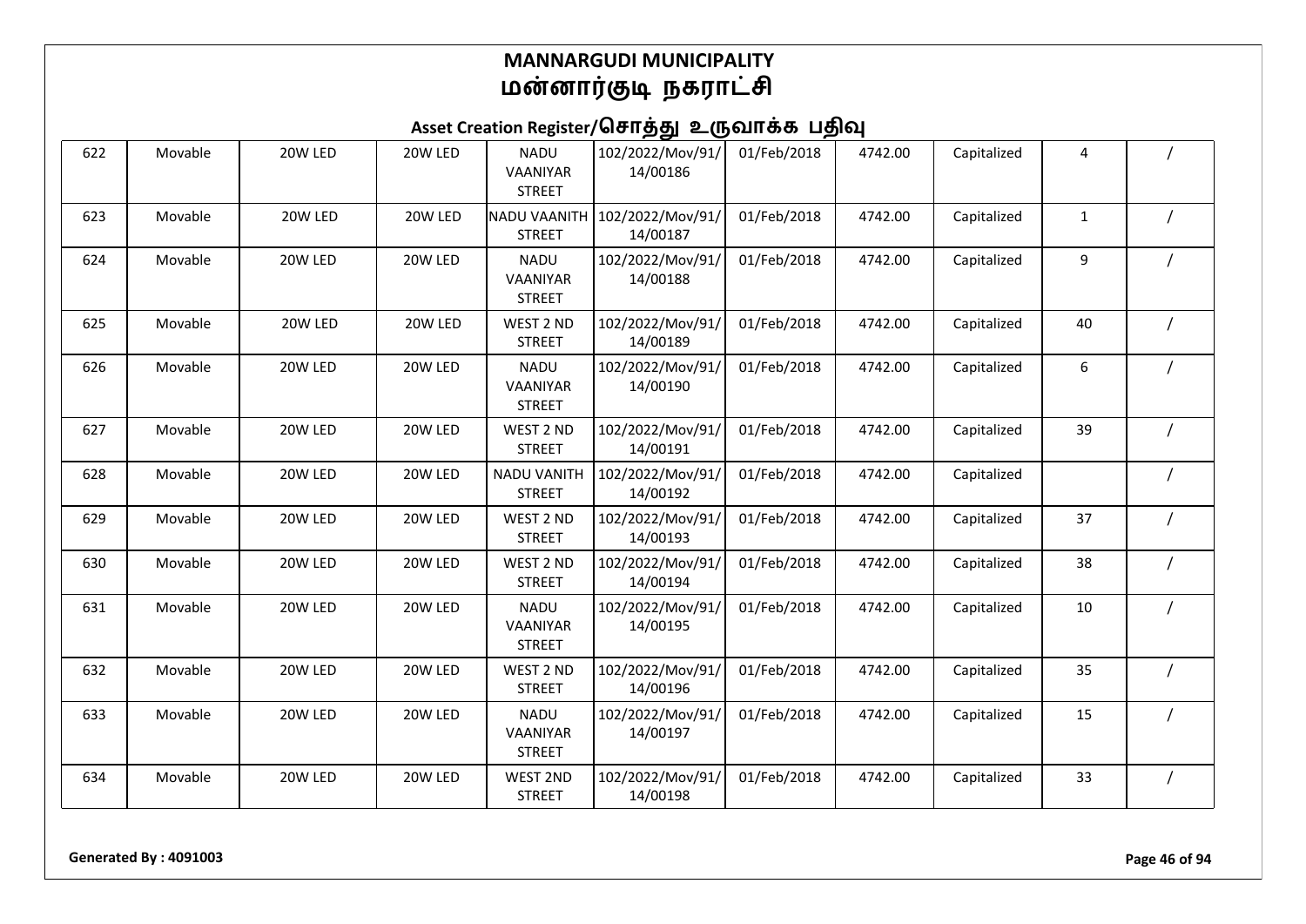# MANNARGUDI MUNICIPALITY
# மன்னார்குடி நகராட்சி

## Asset Creation Register/சொத்து உருவாக்க பதிவு

| | | | | | | | | | | |
|---|---|---|---|---|---|---|---|---|---|---|
| 622 | Movable | 20W LED | 20W LED | NADU VAANIYAR STREET | 102/2022/Mov/91/14/00186 | 01/Feb/2018 | 4742.00 | Capitalized | 4 | / |
| 623 | Movable | 20W LED | 20W LED | NADU VAANITH STREET | 102/2022/Mov/91/14/00187 | 01/Feb/2018 | 4742.00 | Capitalized | 1 | / |
| 624 | Movable | 20W LED | 20W LED | NADU VAANIYAR STREET | 102/2022/Mov/91/14/00188 | 01/Feb/2018 | 4742.00 | Capitalized | 9 | / |
| 625 | Movable | 20W LED | 20W LED | WEST 2 ND STREET | 102/2022/Mov/91/14/00189 | 01/Feb/2018 | 4742.00 | Capitalized | 40 | / |
| 626 | Movable | 20W LED | 20W LED | NADU VAANIYAR STREET | 102/2022/Mov/91/14/00190 | 01/Feb/2018 | 4742.00 | Capitalized | 6 | / |
| 627 | Movable | 20W LED | 20W LED | WEST 2 ND STREET | 102/2022/Mov/91/14/00191 | 01/Feb/2018 | 4742.00 | Capitalized | 39 | / |
| 628 | Movable | 20W LED | 20W LED | NADU VANITH STREET | 102/2022/Mov/91/14/00192 | 01/Feb/2018 | 4742.00 | Capitalized | | / |
| 629 | Movable | 20W LED | 20W LED | WEST 2 ND STREET | 102/2022/Mov/91/14/00193 | 01/Feb/2018 | 4742.00 | Capitalized | 37 | / |
| 630 | Movable | 20W LED | 20W LED | WEST 2 ND STREET | 102/2022/Mov/91/14/00194 | 01/Feb/2018 | 4742.00 | Capitalized | 38 | / |
| 631 | Movable | 20W LED | 20W LED | NADU VAANIYAR STREET | 102/2022/Mov/91/14/00195 | 01/Feb/2018 | 4742.00 | Capitalized | 10 | / |
| 632 | Movable | 20W LED | 20W LED | WEST 2 ND STREET | 102/2022/Mov/91/14/00196 | 01/Feb/2018 | 4742.00 | Capitalized | 35 | / |
| 633 | Movable | 20W LED | 20W LED | NADU VAANIYAR STREET | 102/2022/Mov/91/14/00197 | 01/Feb/2018 | 4742.00 | Capitalized | 15 | / |
| 634 | Movable | 20W LED | 20W LED | WEST 2ND STREET | 102/2022/Mov/91/14/00198 | 01/Feb/2018 | 4742.00 | Capitalized | 33 | / |

**Generated By : 4091003**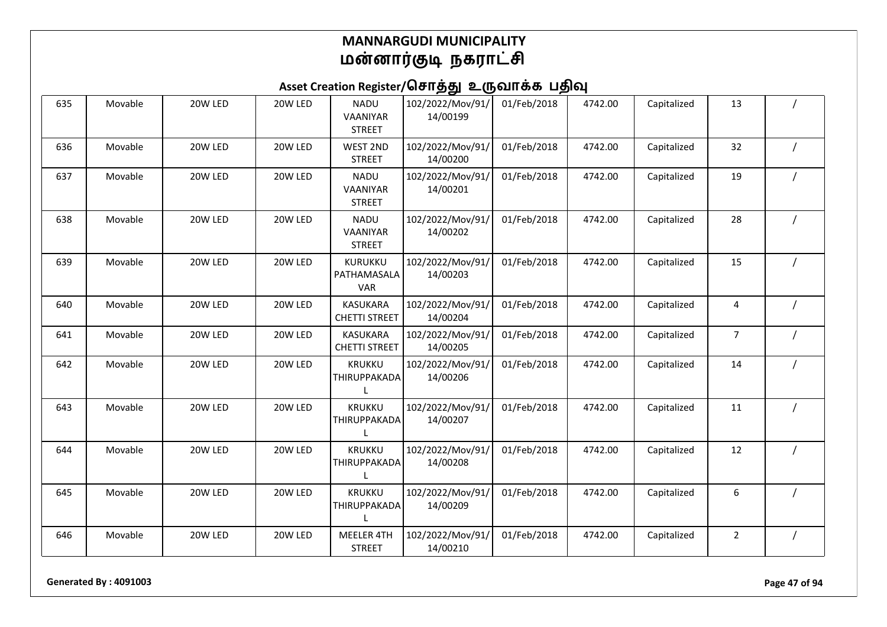# MANNARGUDI MUNICIPALITY
# மன்னார்குடி நகராட்சி

## Asset Creation Register/சொத்து உருவாக்க பதிவு

| | | | | | | | | | | |
|---|---|---|---|---|---|---|---|---|---|---|
| 635 | Movable | 20W LED | 20W LED | NADU VAANIYAR STREET | 102/2022/Mov/91/14/00199 | 01/Feb/2018 | 4742.00 | Capitalized | 13 | / |
| 636 | Movable | 20W LED | 20W LED | WEST 2ND STREET | 102/2022/Mov/91/14/00200 | 01/Feb/2018 | 4742.00 | Capitalized | 32 | / |
| 637 | Movable | 20W LED | 20W LED | NADU VAANIYAR STREET | 102/2022/Mov/91/14/00201 | 01/Feb/2018 | 4742.00 | Capitalized | 19 | / |
| 638 | Movable | 20W LED | 20W LED | NADU VAANIYAR STREET | 102/2022/Mov/91/14/00202 | 01/Feb/2018 | 4742.00 | Capitalized | 28 | / |
| 639 | Movable | 20W LED | 20W LED | KURUKKU PATHAMASALAVAR | 102/2022/Mov/91/14/00203 | 01/Feb/2018 | 4742.00 | Capitalized | 15 | / |
| 640 | Movable | 20W LED | 20W LED | KASUKARA CHETTI STREET | 102/2022/Mov/91/14/00204 | 01/Feb/2018 | 4742.00 | Capitalized | 4 | / |
| 641 | Movable | 20W LED | 20W LED | KASUKARA CHETTI STREET | 102/2022/Mov/91/14/00205 | 01/Feb/2018 | 4742.00 | Capitalized | 7 | / |
| 642 | Movable | 20W LED | 20W LED | KRUKKU THIRUPPAKADAL | 102/2022/Mov/91/14/00206 | 01/Feb/2018 | 4742.00 | Capitalized | 14 | / |
| 643 | Movable | 20W LED | 20W LED | KRUKKU THIRUPPAKADAL | 102/2022/Mov/91/14/00207 | 01/Feb/2018 | 4742.00 | Capitalized | 11 | / |
| 644 | Movable | 20W LED | 20W LED | KRUKKU THIRUPPAKADAL | 102/2022/Mov/91/14/00208 | 01/Feb/2018 | 4742.00 | Capitalized | 12 | / |
| 645 | Movable | 20W LED | 20W LED | KRUKKU THIRUPPAKADAL | 102/2022/Mov/91/14/00209 | 01/Feb/2018 | 4742.00 | Capitalized | 6 | / |
| 646 | Movable | 20W LED | 20W LED | MEELER 4TH STREET | 102/2022/Mov/91/14/00210 | 01/Feb/2018 | 4742.00 | Capitalized | 2 | / |

**Generated By : 4091003**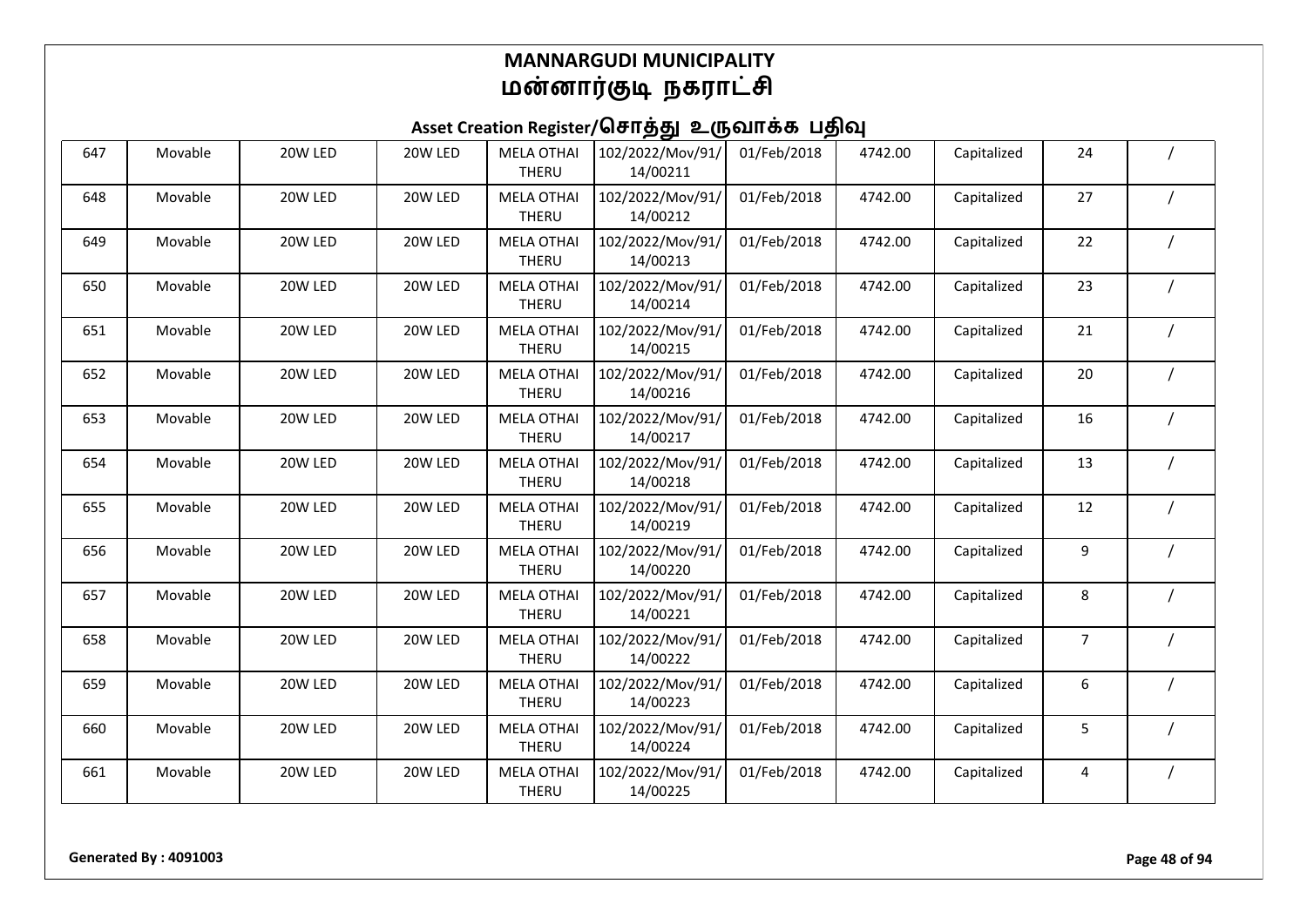# MANNARGUDI MUNICIPALITY
# மன்னார்குடி நகராட்சி

## Asset Creation Register/சொத்து உருவாக்க பதிவு

| | | | | | | | | | | |
|---|---|---|---|---|---|---|---|---|---|---|
| 647 | Movable | 20W LED | 20W LED | MELA OTHAI THERU | 102/2022/Mov/91/14/00211 | 01/Feb/2018 | 4742.00 | Capitalized | 24 | / |
| 648 | Movable | 20W LED | 20W LED | MELA OTHAI THERU | 102/2022/Mov/91/14/00212 | 01/Feb/2018 | 4742.00 | Capitalized | 27 | / |
| 649 | Movable | 20W LED | 20W LED | MELA OTHAI THERU | 102/2022/Mov/91/14/00213 | 01/Feb/2018 | 4742.00 | Capitalized | 22 | / |
| 650 | Movable | 20W LED | 20W LED | MELA OTHAI THERU | 102/2022/Mov/91/14/00214 | 01/Feb/2018 | 4742.00 | Capitalized | 23 | / |
| 651 | Movable | 20W LED | 20W LED | MELA OTHAI THERU | 102/2022/Mov/91/14/00215 | 01/Feb/2018 | 4742.00 | Capitalized | 21 | / |
| 652 | Movable | 20W LED | 20W LED | MELA OTHAI THERU | 102/2022/Mov/91/14/00216 | 01/Feb/2018 | 4742.00 | Capitalized | 20 | / |
| 653 | Movable | 20W LED | 20W LED | MELA OTHAI THERU | 102/2022/Mov/91/14/00217 | 01/Feb/2018 | 4742.00 | Capitalized | 16 | / |
| 654 | Movable | 20W LED | 20W LED | MELA OTHAI THERU | 102/2022/Mov/91/14/00218 | 01/Feb/2018 | 4742.00 | Capitalized | 13 | / |
| 655 | Movable | 20W LED | 20W LED | MELA OTHAI THERU | 102/2022/Mov/91/14/00219 | 01/Feb/2018 | 4742.00 | Capitalized | 12 | / |
| 656 | Movable | 20W LED | 20W LED | MELA OTHAI THERU | 102/2022/Mov/91/14/00220 | 01/Feb/2018 | 4742.00 | Capitalized | 9 | / |
| 657 | Movable | 20W LED | 20W LED | MELA OTHAI THERU | 102/2022/Mov/91/14/00221 | 01/Feb/2018 | 4742.00 | Capitalized | 8 | / |
| 658 | Movable | 20W LED | 20W LED | MELA OTHAI THERU | 102/2022/Mov/91/14/00222 | 01/Feb/2018 | 4742.00 | Capitalized | 7 | / |
| 659 | Movable | 20W LED | 20W LED | MELA OTHAI THERU | 102/2022/Mov/91/14/00223 | 01/Feb/2018 | 4742.00 | Capitalized | 6 | / |
| 660 | Movable | 20W LED | 20W LED | MELA OTHAI THERU | 102/2022/Mov/91/14/00224 | 01/Feb/2018 | 4742.00 | Capitalized | 5 | / |
| 661 | Movable | 20W LED | 20W LED | MELA OTHAI THERU | 102/2022/Mov/91/14/00225 | 01/Feb/2018 | 4742.00 | Capitalized | 4 | / |

**Generated By : 4091003**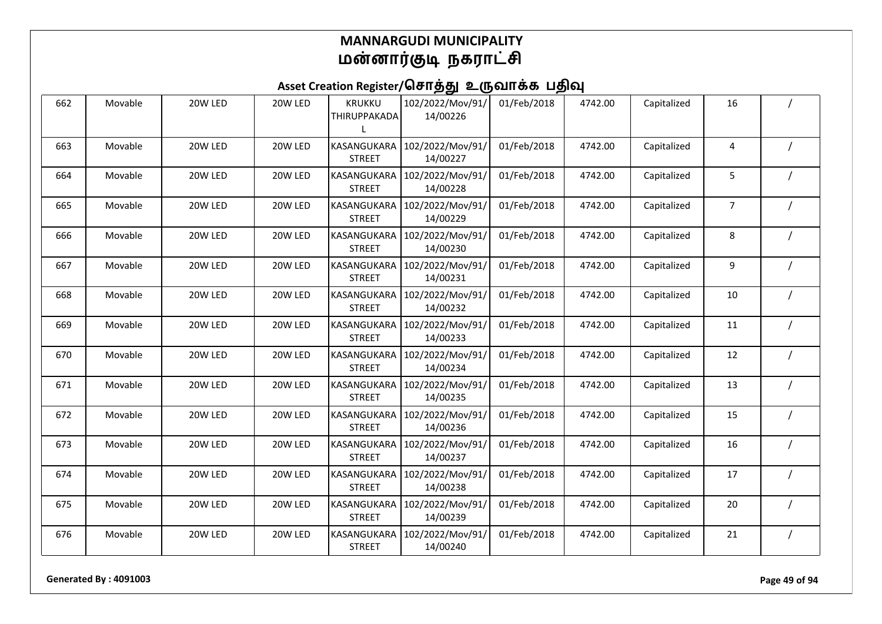# MANNARGUDI MUNICIPALITY
# மன்னார்குடி நகராட்சி

## Asset Creation Register/சொத்து உருவாக்க பதிவு

| | | | | | | | | | | |
|---|---|---|---|---|---|---|---|---|---|---|
| 662 | Movable | 20W LED | 20W LED | KRUKKU THIRUPPAKADAL | 102/2022/Mov/91/14/00226 | 01/Feb/2018 | 4742.00 | Capitalized | 16 | / |
| 663 | Movable | 20W LED | 20W LED | KASANGUKARA STREET | 102/2022/Mov/91/14/00227 | 01/Feb/2018 | 4742.00 | Capitalized | 4 | / |
| 664 | Movable | 20W LED | 20W LED | KASANGUKARA STREET | 102/2022/Mov/91/14/00228 | 01/Feb/2018 | 4742.00 | Capitalized | 5 | / |
| 665 | Movable | 20W LED | 20W LED | KASANGUKARA STREET | 102/2022/Mov/91/14/00229 | 01/Feb/2018 | 4742.00 | Capitalized | 7 | / |
| 666 | Movable | 20W LED | 20W LED | KASANGUKARA STREET | 102/2022/Mov/91/14/00230 | 01/Feb/2018 | 4742.00 | Capitalized | 8 | / |
| 667 | Movable | 20W LED | 20W LED | KASANGUKARA STREET | 102/2022/Mov/91/14/00231 | 01/Feb/2018 | 4742.00 | Capitalized | 9 | / |
| 668 | Movable | 20W LED | 20W LED | KASANGUKARA STREET | 102/2022/Mov/91/14/00232 | 01/Feb/2018 | 4742.00 | Capitalized | 10 | / |
| 669 | Movable | 20W LED | 20W LED | KASANGUKARA STREET | 102/2022/Mov/91/14/00233 | 01/Feb/2018 | 4742.00 | Capitalized | 11 | / |
| 670 | Movable | 20W LED | 20W LED | KASANGUKARA STREET | 102/2022/Mov/91/14/00234 | 01/Feb/2018 | 4742.00 | Capitalized | 12 | / |
| 671 | Movable | 20W LED | 20W LED | KASANGUKARA STREET | 102/2022/Mov/91/14/00235 | 01/Feb/2018 | 4742.00 | Capitalized | 13 | / |
| 672 | Movable | 20W LED | 20W LED | KASANGUKARA STREET | 102/2022/Mov/91/14/00236 | 01/Feb/2018 | 4742.00 | Capitalized | 15 | / |
| 673 | Movable | 20W LED | 20W LED | KASANGUKARA STREET | 102/2022/Mov/91/14/00237 | 01/Feb/2018 | 4742.00 | Capitalized | 16 | / |
| 674 | Movable | 20W LED | 20W LED | KASANGUKARA STREET | 102/2022/Mov/91/14/00238 | 01/Feb/2018 | 4742.00 | Capitalized | 17 | / |
| 675 | Movable | 20W LED | 20W LED | KASANGUKARA STREET | 102/2022/Mov/91/14/00239 | 01/Feb/2018 | 4742.00 | Capitalized | 20 | / |
| 676 | Movable | 20W LED | 20W LED | KASANGUKARA STREET | 102/2022/Mov/91/14/00240 | 01/Feb/2018 | 4742.00 | Capitalized | 21 | / |

**Generated By : 4091003**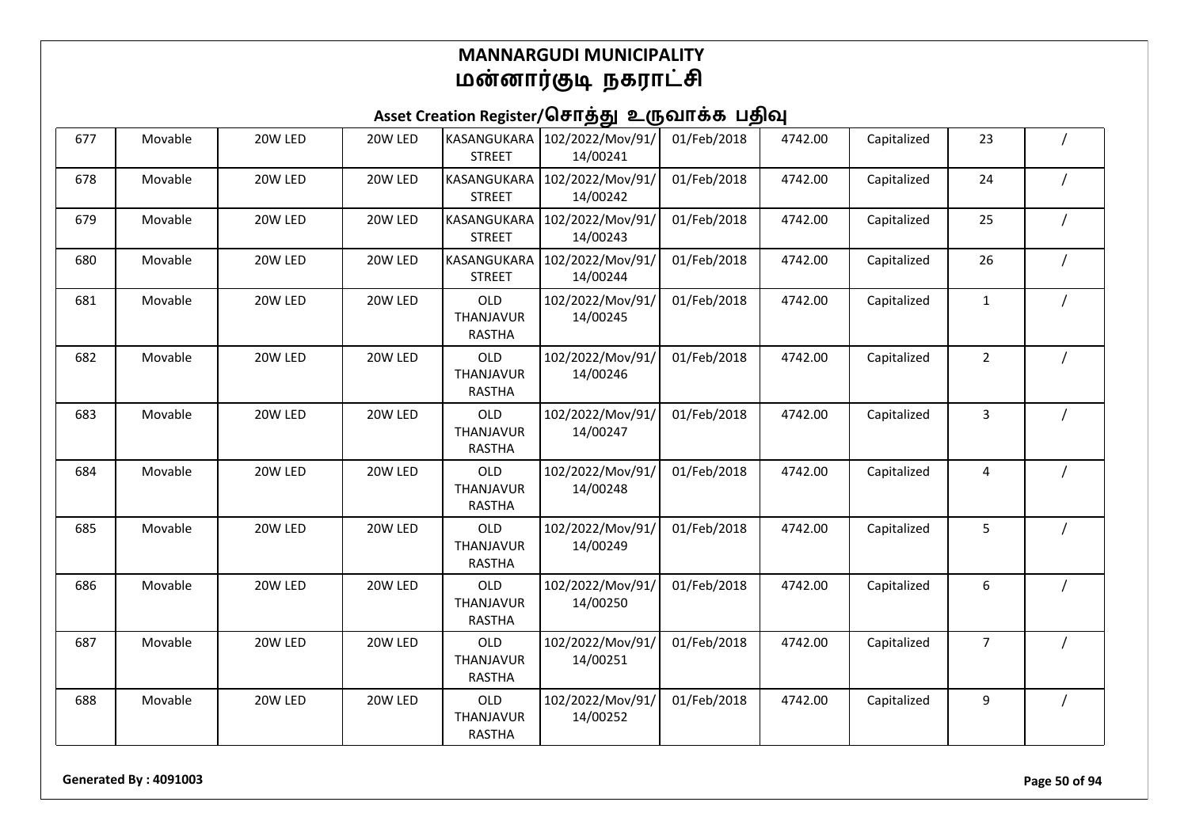# MANNARGUDI MUNICIPALITY
# மன்னார்குடி நகராட்சி

## Asset Creation Register/சொத்து உருவாக்க பதிவு

| | | | | | | | | | | |
|---|---|---|---|---|---|---|---|---|---|---|
| 677 | Movable | 20W LED | 20W LED | KASANGUKARA STREET | 102/2022/Mov/91/14/00241 | 01/Feb/2018 | 4742.00 | Capitalized | 23 | / |
| 678 | Movable | 20W LED | 20W LED | KASANGUKARA STREET | 102/2022/Mov/91/14/00242 | 01/Feb/2018 | 4742.00 | Capitalized | 24 | / |
| 679 | Movable | 20W LED | 20W LED | KASANGUKARA STREET | 102/2022/Mov/91/14/00243 | 01/Feb/2018 | 4742.00 | Capitalized | 25 | / |
| 680 | Movable | 20W LED | 20W LED | KASANGUKARA STREET | 102/2022/Mov/91/14/00244 | 01/Feb/2018 | 4742.00 | Capitalized | 26 | / |
| 681 | Movable | 20W LED | 20W LED | OLD THANJAVUR RASTHA | 102/2022/Mov/91/14/00245 | 01/Feb/2018 | 4742.00 | Capitalized | 1 | / |
| 682 | Movable | 20W LED | 20W LED | OLD THANJAVUR RASTHA | 102/2022/Mov/91/14/00246 | 01/Feb/2018 | 4742.00 | Capitalized | 2 | / |
| 683 | Movable | 20W LED | 20W LED | OLD THANJAVUR RASTHA | 102/2022/Mov/91/14/00247 | 01/Feb/2018 | 4742.00 | Capitalized | 3 | / |
| 684 | Movable | 20W LED | 20W LED | OLD THANJAVUR RASTHA | 102/2022/Mov/91/14/00248 | 01/Feb/2018 | 4742.00 | Capitalized | 4 | / |
| 685 | Movable | 20W LED | 20W LED | OLD THANJAVUR RASTHA | 102/2022/Mov/91/14/00249 | 01/Feb/2018 | 4742.00 | Capitalized | 5 | / |
| 686 | Movable | 20W LED | 20W LED | OLD THANJAVUR RASTHA | 102/2022/Mov/91/14/00250 | 01/Feb/2018 | 4742.00 | Capitalized | 6 | / |
| 687 | Movable | 20W LED | 20W LED | OLD THANJAVUR RASTHA | 102/2022/Mov/91/14/00251 | 01/Feb/2018 | 4742.00 | Capitalized | 7 | / |
| 688 | Movable | 20W LED | 20W LED | OLD THANJAVUR RASTHA | 102/2022/Mov/91/14/00252 | 01/Feb/2018 | 4742.00 | Capitalized | 9 | / |

**Generated By : 4091003**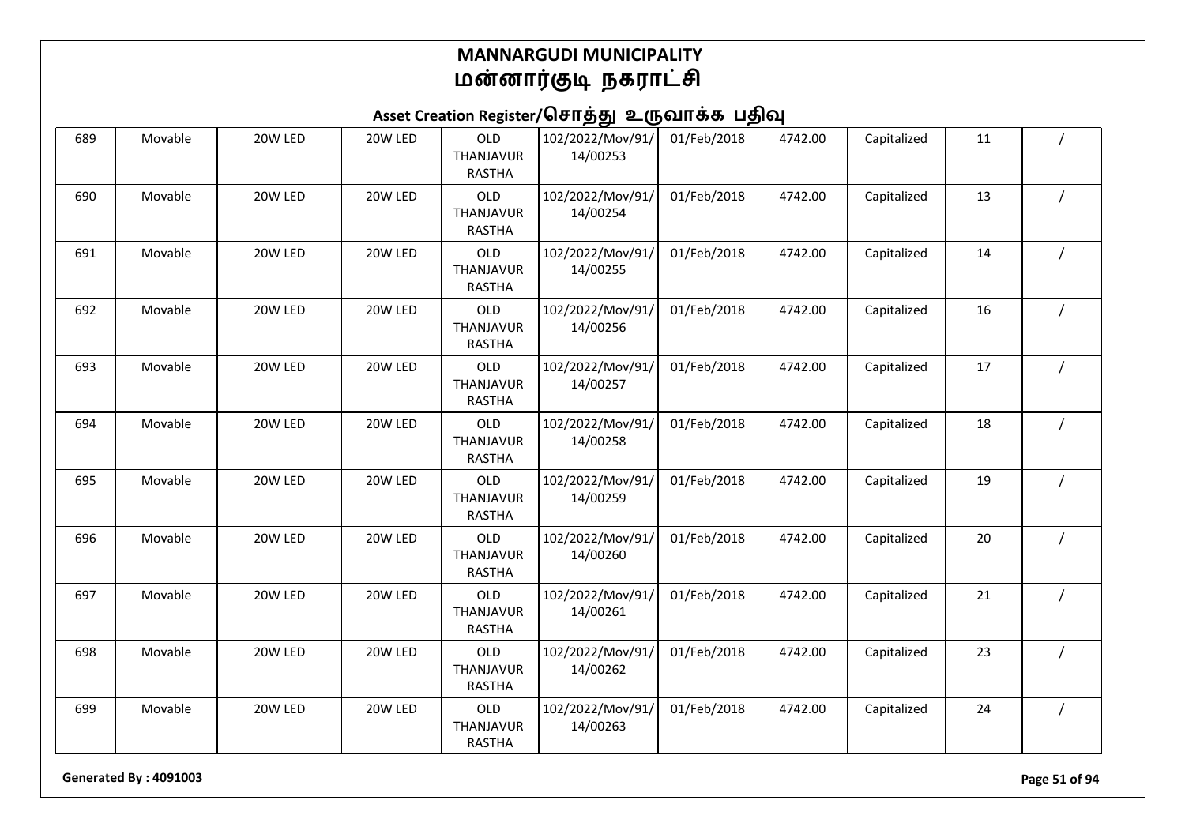# MANNARGUDI MUNICIPALITY
# மன்னார்குடி நகராட்சி

## Asset Creation Register/சொத்து உருவாக்க பதிவு

| | | | | | | | | | | |
|---|---|---|---|---|---|---|---|---|---|---|
| 689 | Movable | 20W LED | 20W LED | OLD THANJAVUR RASTHA | 102/2022/Mov/91/14/00253 | 01/Feb/2018 | 4742.00 | Capitalized | 11 | / |
| 690 | Movable | 20W LED | 20W LED | OLD THANJAVUR RASTHA | 102/2022/Mov/91/14/00254 | 01/Feb/2018 | 4742.00 | Capitalized | 13 | / |
| 691 | Movable | 20W LED | 20W LED | OLD THANJAVUR RASTHA | 102/2022/Mov/91/14/00255 | 01/Feb/2018 | 4742.00 | Capitalized | 14 | / |
| 692 | Movable | 20W LED | 20W LED | OLD THANJAVUR RASTHA | 102/2022/Mov/91/14/00256 | 01/Feb/2018 | 4742.00 | Capitalized | 16 | / |
| 693 | Movable | 20W LED | 20W LED | OLD THANJAVUR RASTHA | 102/2022/Mov/91/14/00257 | 01/Feb/2018 | 4742.00 | Capitalized | 17 | / |
| 694 | Movable | 20W LED | 20W LED | OLD THANJAVUR RASTHA | 102/2022/Mov/91/14/00258 | 01/Feb/2018 | 4742.00 | Capitalized | 18 | / |
| 695 | Movable | 20W LED | 20W LED | OLD THANJAVUR RASTHA | 102/2022/Mov/91/14/00259 | 01/Feb/2018 | 4742.00 | Capitalized | 19 | / |
| 696 | Movable | 20W LED | 20W LED | OLD THANJAVUR RASTHA | 102/2022/Mov/91/14/00260 | 01/Feb/2018 | 4742.00 | Capitalized | 20 | / |
| 697 | Movable | 20W LED | 20W LED | OLD THANJAVUR RASTHA | 102/2022/Mov/91/14/00261 | 01/Feb/2018 | 4742.00 | Capitalized | 21 | / |
| 698 | Movable | 20W LED | 20W LED | OLD THANJAVUR RASTHA | 102/2022/Mov/91/14/00262 | 01/Feb/2018 | 4742.00 | Capitalized | 23 | / |
| 699 | Movable | 20W LED | 20W LED | OLD THANJAVUR RASTHA | 102/2022/Mov/91/14/00263 | 01/Feb/2018 | 4742.00 | Capitalized | 24 | / |

**Generated By : 4091003**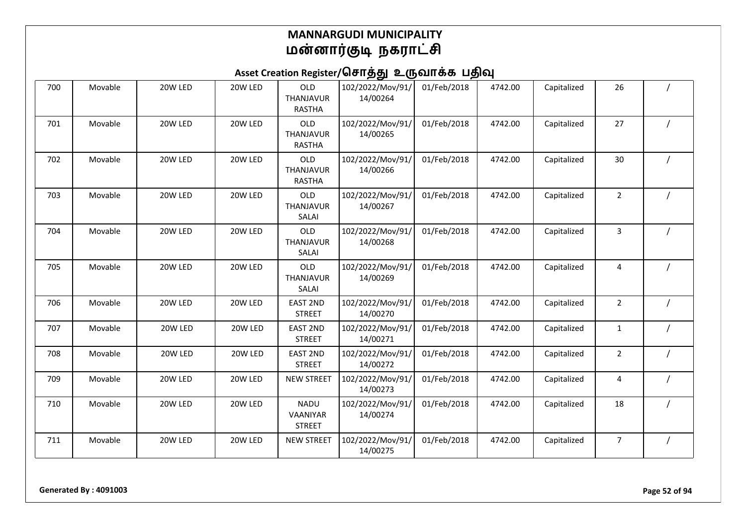# MANNARGUDI MUNICIPALITY
# மன்னார்குடி நகராட்சி

## Asset Creation Register/சொத்து உருவாக்க பதிவு

| | | | | | | | | | | |
|---|---|---|---|---|---|---|---|---|---|---|
| 700 | Movable | 20W LED | 20W LED | OLD THANJAVUR RASTHA | 102/2022/Mov/91/14/00264 | 01/Feb/2018 | 4742.00 | Capitalized | 26 | / |
| 701 | Movable | 20W LED | 20W LED | OLD THANJAVUR RASTHA | 102/2022/Mov/91/14/00265 | 01/Feb/2018 | 4742.00 | Capitalized | 27 | / |
| 702 | Movable | 20W LED | 20W LED | OLD THANJAVUR RASTHA | 102/2022/Mov/91/14/00266 | 01/Feb/2018 | 4742.00 | Capitalized | 30 | / |
| 703 | Movable | 20W LED | 20W LED | OLD THANJAVUR SALAI | 102/2022/Mov/91/14/00267 | 01/Feb/2018 | 4742.00 | Capitalized | 2 | / |
| 704 | Movable | 20W LED | 20W LED | OLD THANJAVUR SALAI | 102/2022/Mov/91/14/00268 | 01/Feb/2018 | 4742.00 | Capitalized | 3 | / |
| 705 | Movable | 20W LED | 20W LED | OLD THANJAVUR SALAI | 102/2022/Mov/91/14/00269 | 01/Feb/2018 | 4742.00 | Capitalized | 4 | / |
| 706 | Movable | 20W LED | 20W LED | EAST 2ND STREET | 102/2022/Mov/91/14/00270 | 01/Feb/2018 | 4742.00 | Capitalized | 2 | / |
| 707 | Movable | 20W LED | 20W LED | EAST 2ND STREET | 102/2022/Mov/91/14/00271 | 01/Feb/2018 | 4742.00 | Capitalized | 1 | / |
| 708 | Movable | 20W LED | 20W LED | EAST 2ND STREET | 102/2022/Mov/91/14/00272 | 01/Feb/2018 | 4742.00 | Capitalized | 2 | / |
| 709 | Movable | 20W LED | 20W LED | NEW STREET | 102/2022/Mov/91/14/00273 | 01/Feb/2018 | 4742.00 | Capitalized | 4 | / |
| 710 | Movable | 20W LED | 20W LED | NADU VAANIYAR STREET | 102/2022/Mov/91/14/00274 | 01/Feb/2018 | 4742.00 | Capitalized | 18 | / |
| 711 | Movable | 20W LED | 20W LED | NEW STREET | 102/2022/Mov/91/14/00275 | 01/Feb/2018 | 4742.00 | Capitalized | 7 | / |

**Generated By : 4091003**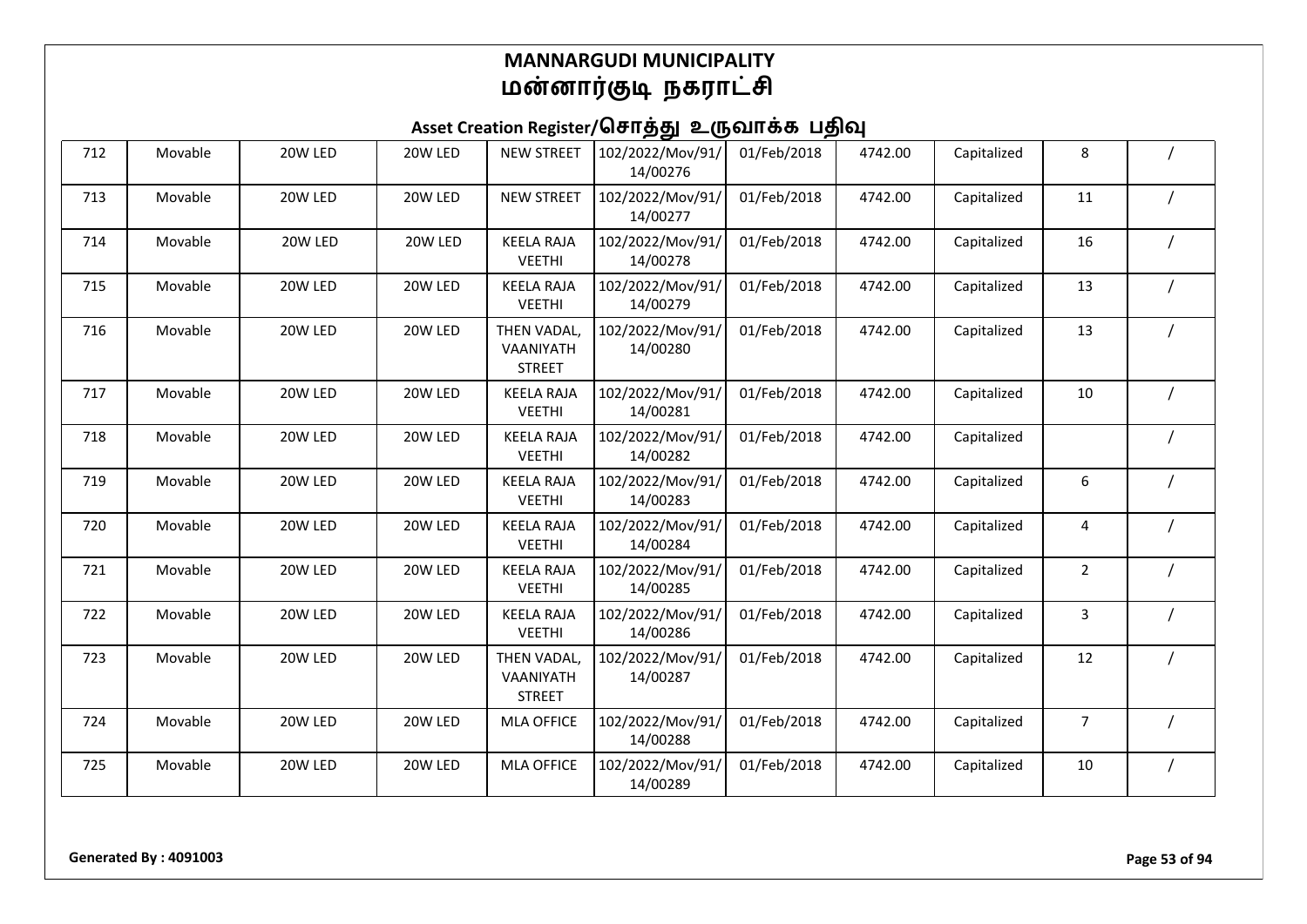# MANNARGUDI MUNICIPALITY
# மன்னார்குடி நகராட்சி

## Asset Creation Register/சொத்து உருவாக்க பதிவு

| | | | | | | | | | | |
|---|---|---|---|---|---|---|---|---|---|---|
| 712 | Movable | 20W LED | 20W LED | NEW STREET | 102/2022/Mov/91/14/00276 | 01/Feb/2018 | 4742.00 | Capitalized | 8 | / |
| 713 | Movable | 20W LED | 20W LED | NEW STREET | 102/2022/Mov/91/14/00277 | 01/Feb/2018 | 4742.00 | Capitalized | 11 | / |
| 714 | Movable | 20W LED | 20W LED | KEELA RAJA VEETHI | 102/2022/Mov/91/14/00278 | 01/Feb/2018 | 4742.00 | Capitalized | 16 | / |
| 715 | Movable | 20W LED | 20W LED | KEELA RAJA VEETHI | 102/2022/Mov/91/14/00279 | 01/Feb/2018 | 4742.00 | Capitalized | 13 | / |
| 716 | Movable | 20W LED | 20W LED | THEN VADAL, VAANIYATH STREET | 102/2022/Mov/91/14/00280 | 01/Feb/2018 | 4742.00 | Capitalized | 13 | / |
| 717 | Movable | 20W LED | 20W LED | KEELA RAJA VEETHI | 102/2022/Mov/91/14/00281 | 01/Feb/2018 | 4742.00 | Capitalized | 10 | / |
| 718 | Movable | 20W LED | 20W LED | KEELA RAJA VEETHI | 102/2022/Mov/91/14/00282 | 01/Feb/2018 | 4742.00 | Capitalized | | / |
| 719 | Movable | 20W LED | 20W LED | KEELA RAJA VEETHI | 102/2022/Mov/91/14/00283 | 01/Feb/2018 | 4742.00 | Capitalized | 6 | / |
| 720 | Movable | 20W LED | 20W LED | KEELA RAJA VEETHI | 102/2022/Mov/91/14/00284 | 01/Feb/2018 | 4742.00 | Capitalized | 4 | / |
| 721 | Movable | 20W LED | 20W LED | KEELA RAJA VEETHI | 102/2022/Mov/91/14/00285 | 01/Feb/2018 | 4742.00 | Capitalized | 2 | / |
| 722 | Movable | 20W LED | 20W LED | KEELA RAJA VEETHI | 102/2022/Mov/91/14/00286 | 01/Feb/2018 | 4742.00 | Capitalized | 3 | / |
| 723 | Movable | 20W LED | 20W LED | THEN VADAL, VAANIYATH STREET | 102/2022/Mov/91/14/00287 | 01/Feb/2018 | 4742.00 | Capitalized | 12 | / |
| 724 | Movable | 20W LED | 20W LED | MLA OFFICE | 102/2022/Mov/91/14/00288 | 01/Feb/2018 | 4742.00 | Capitalized | 7 | / |
| 725 | Movable | 20W LED | 20W LED | MLA OFFICE | 102/2022/Mov/91/14/00289 | 01/Feb/2018 | 4742.00 | Capitalized | 10 | / |

**Generated By : 4091003**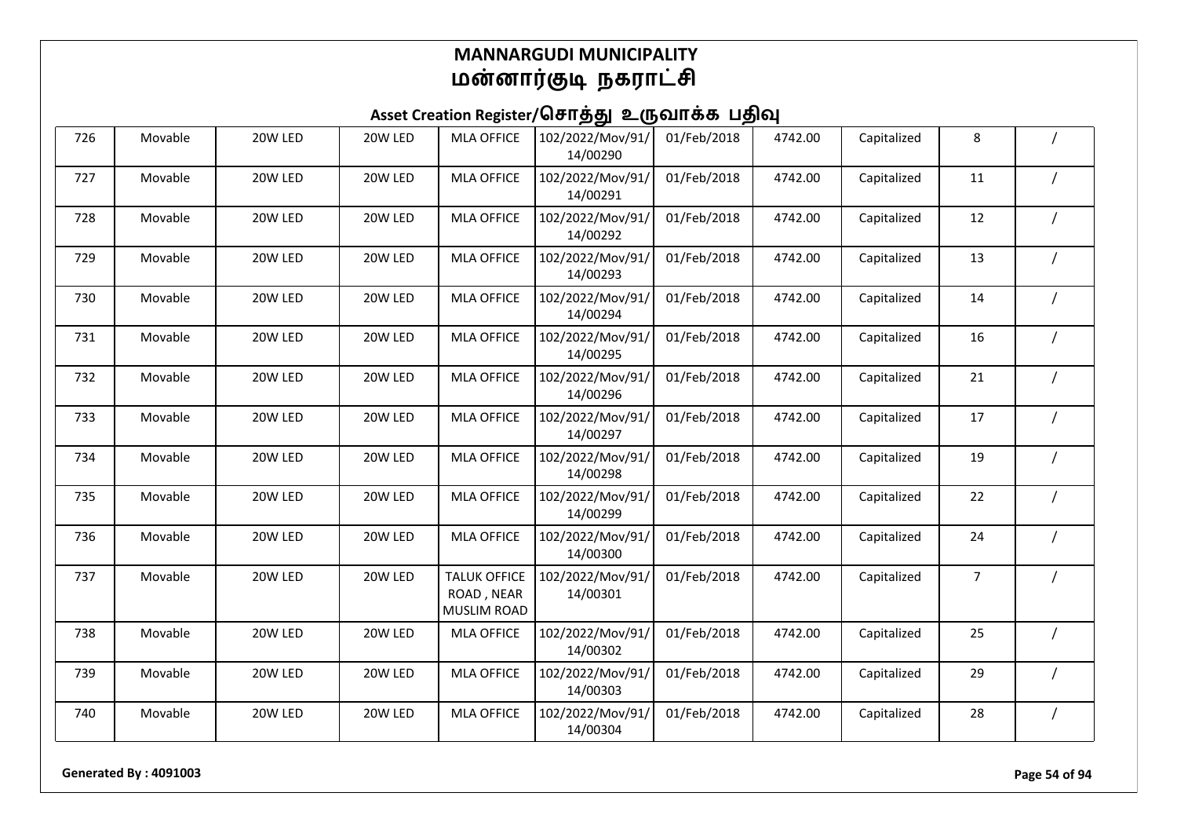# MANNARGUDI MUNICIPALITY
# மன்னார்குடி நகராட்சி

## Asset Creation Register/சொத்து உருவாக்க பதிவு

| | | | | | | | | | | |
|---|---|---|---|---|---|---|---|---|---|---|
| 726 | Movable | 20W LED | 20W LED | MLA OFFICE | 102/2022/Mov/91/14/00290 | 01/Feb/2018 | 4742.00 | Capitalized | 8 | / |
| 727 | Movable | 20W LED | 20W LED | MLA OFFICE | 102/2022/Mov/91/14/00291 | 01/Feb/2018 | 4742.00 | Capitalized | 11 | / |
| 728 | Movable | 20W LED | 20W LED | MLA OFFICE | 102/2022/Mov/91/14/00292 | 01/Feb/2018 | 4742.00 | Capitalized | 12 | / |
| 729 | Movable | 20W LED | 20W LED | MLA OFFICE | 102/2022/Mov/91/14/00293 | 01/Feb/2018 | 4742.00 | Capitalized | 13 | / |
| 730 | Movable | 20W LED | 20W LED | MLA OFFICE | 102/2022/Mov/91/14/00294 | 01/Feb/2018 | 4742.00 | Capitalized | 14 | / |
| 731 | Movable | 20W LED | 20W LED | MLA OFFICE | 102/2022/Mov/91/14/00295 | 01/Feb/2018 | 4742.00 | Capitalized | 16 | / |
| 732 | Movable | 20W LED | 20W LED | MLA OFFICE | 102/2022/Mov/91/14/00296 | 01/Feb/2018 | 4742.00 | Capitalized | 21 | / |
| 733 | Movable | 20W LED | 20W LED | MLA OFFICE | 102/2022/Mov/91/14/00297 | 01/Feb/2018 | 4742.00 | Capitalized | 17 | / |
| 734 | Movable | 20W LED | 20W LED | MLA OFFICE | 102/2022/Mov/91/14/00298 | 01/Feb/2018 | 4742.00 | Capitalized | 19 | / |
| 735 | Movable | 20W LED | 20W LED | MLA OFFICE | 102/2022/Mov/91/14/00299 | 01/Feb/2018 | 4742.00 | Capitalized | 22 | / |
| 736 | Movable | 20W LED | 20W LED | MLA OFFICE | 102/2022/Mov/91/14/00300 | 01/Feb/2018 | 4742.00 | Capitalized | 24 | / |
| 737 | Movable | 20W LED | 20W LED | TALUK OFFICE ROAD , NEAR MUSLIM ROAD | 102/2022/Mov/91/14/00301 | 01/Feb/2018 | 4742.00 | Capitalized | 7 | / |
| 738 | Movable | 20W LED | 20W LED | MLA OFFICE | 102/2022/Mov/91/14/00302 | 01/Feb/2018 | 4742.00 | Capitalized | 25 | / |
| 739 | Movable | 20W LED | 20W LED | MLA OFFICE | 102/2022/Mov/91/14/00303 | 01/Feb/2018 | 4742.00 | Capitalized | 29 | / |
| 740 | Movable | 20W LED | 20W LED | MLA OFFICE | 102/2022/Mov/91/14/00304 | 01/Feb/2018 | 4742.00 | Capitalized | 28 | / |

**Generated By : 4091003**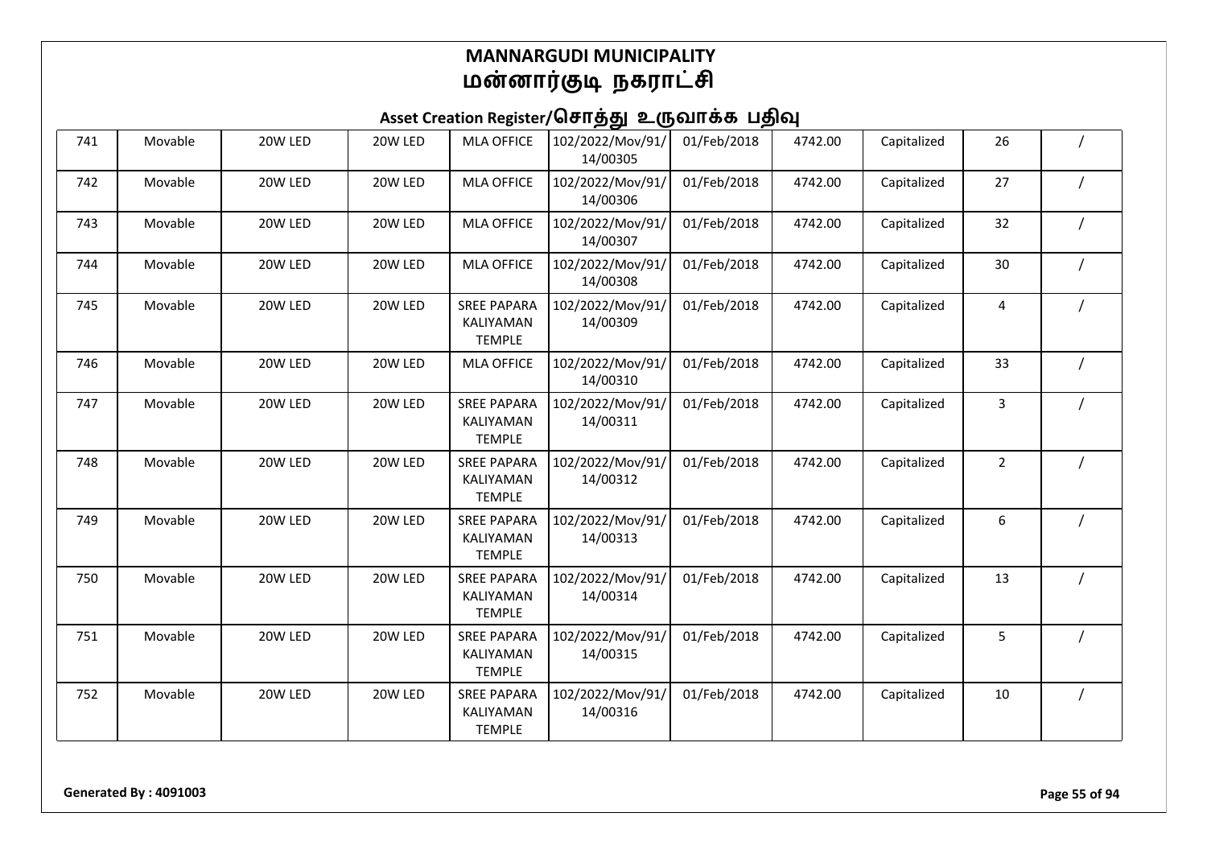# MANNARGUDI MUNICIPALITY
# மன்னார்குடி நகராட்சி

## Asset Creation Register/சொத்து உருவாக்க பதிவு

| 741 | Movable | 20W LED | 20W LED | MLA OFFICE | 102/2022/Mov/91/14/00305 | 01/Feb/2018 | 4742.00 | Capitalized | 26 | / |
|---|---|---|---|---|---|---|---|---|---|---|
| 742 | Movable | 20W LED | 20W LED | MLA OFFICE | 102/2022/Mov/91/14/00306 | 01/Feb/2018 | 4742.00 | Capitalized | 27 | / |
| 743 | Movable | 20W LED | 20W LED | MLA OFFICE | 102/2022/Mov/91/14/00307 | 01/Feb/2018 | 4742.00 | Capitalized | 32 | / |
| 744 | Movable | 20W LED | 20W LED | MLA OFFICE | 102/2022/Mov/91/14/00308 | 01/Feb/2018 | 4742.00 | Capitalized | 30 | / |
| 745 | Movable | 20W LED | 20W LED | SREE PAPARA KALIYAMAN TEMPLE | 102/2022/Mov/91/14/00309 | 01/Feb/2018 | 4742.00 | Capitalized | 4 | / |
| 746 | Movable | 20W LED | 20W LED | MLA OFFICE | 102/2022/Mov/91/14/00310 | 01/Feb/2018 | 4742.00 | Capitalized | 33 | / |
| 747 | Movable | 20W LED | 20W LED | SREE PAPARA KALIYAMAN TEMPLE | 102/2022/Mov/91/14/00311 | 01/Feb/2018 | 4742.00 | Capitalized | 3 | / |
| 748 | Movable | 20W LED | 20W LED | SREE PAPARA KALIYAMAN TEMPLE | 102/2022/Mov/91/14/00312 | 01/Feb/2018 | 4742.00 | Capitalized | 2 | / |
| 749 | Movable | 20W LED | 20W LED | SREE PAPARA KALIYAMAN TEMPLE | 102/2022/Mov/91/14/00313 | 01/Feb/2018 | 4742.00 | Capitalized | 6 | / |
| 750 | Movable | 20W LED | 20W LED | SREE PAPARA KALIYAMAN TEMPLE | 102/2022/Mov/91/14/00314 | 01/Feb/2018 | 4742.00 | Capitalized | 13 | / |
| 751 | Movable | 20W LED | 20W LED | SREE PAPARA KALIYAMAN TEMPLE | 102/2022/Mov/91/14/00315 | 01/Feb/2018 | 4742.00 | Capitalized | 5 | / |
| 752 | Movable | 20W LED | 20W LED | SREE PAPARA KALIYAMAN TEMPLE | 102/2022/Mov/91/14/00316 | 01/Feb/2018 | 4742.00 | Capitalized | 10 | / |

**Generated By : 4091003**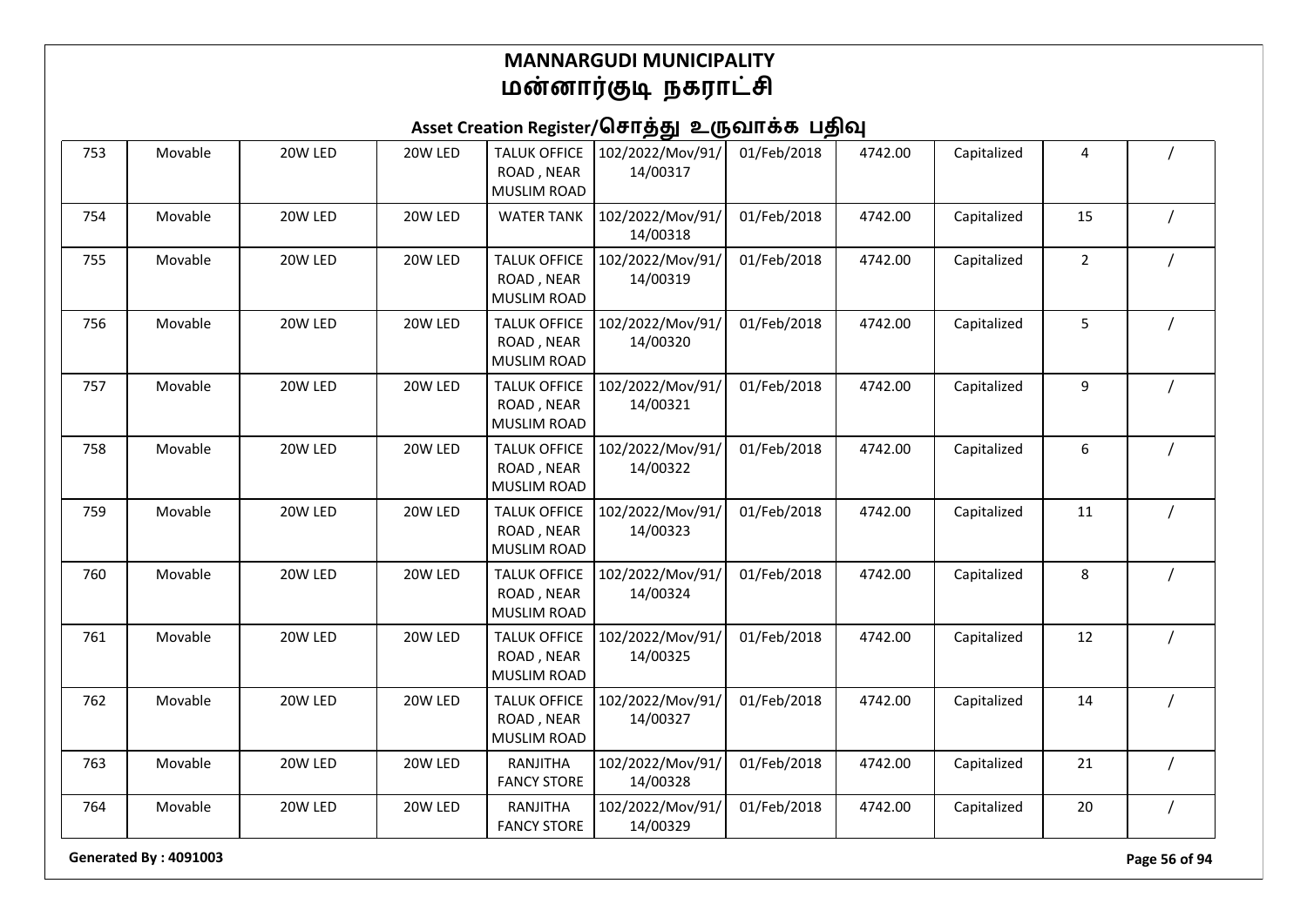# MANNARGUDI MUNICIPALITY
# மன்னார்குடி நகராட்சி

## Asset Creation Register/சொத்து உருவாக்க பதிவு

| | | | | | | | | | | |
|---|---|---|---|---|---|---|---|---|---|---|
| 753 | Movable | 20W LED | 20W LED | TALUK OFFICE ROAD , NEAR MUSLIM ROAD | 102/2022/Mov/91/14/00317 | 01/Feb/2018 | 4742.00 | Capitalized | 4 | / |
| 754 | Movable | 20W LED | 20W LED | WATER TANK | 102/2022/Mov/91/14/00318 | 01/Feb/2018 | 4742.00 | Capitalized | 15 | / |
| 755 | Movable | 20W LED | 20W LED | TALUK OFFICE ROAD , NEAR MUSLIM ROAD | 102/2022/Mov/91/14/00319 | 01/Feb/2018 | 4742.00 | Capitalized | 2 | / |
| 756 | Movable | 20W LED | 20W LED | TALUK OFFICE ROAD , NEAR MUSLIM ROAD | 102/2022/Mov/91/14/00320 | 01/Feb/2018 | 4742.00 | Capitalized | 5 | / |
| 757 | Movable | 20W LED | 20W LED | TALUK OFFICE ROAD , NEAR MUSLIM ROAD | 102/2022/Mov/91/14/00321 | 01/Feb/2018 | 4742.00 | Capitalized | 9 | / |
| 758 | Movable | 20W LED | 20W LED | TALUK OFFICE ROAD , NEAR MUSLIM ROAD | 102/2022/Mov/91/14/00322 | 01/Feb/2018 | 4742.00 | Capitalized | 6 | / |
| 759 | Movable | 20W LED | 20W LED | TALUK OFFICE ROAD , NEAR MUSLIM ROAD | 102/2022/Mov/91/14/00323 | 01/Feb/2018 | 4742.00 | Capitalized | 11 | / |
| 760 | Movable | 20W LED | 20W LED | TALUK OFFICE ROAD , NEAR MUSLIM ROAD | 102/2022/Mov/91/14/00324 | 01/Feb/2018 | 4742.00 | Capitalized | 8 | / |
| 761 | Movable | 20W LED | 20W LED | TALUK OFFICE ROAD , NEAR MUSLIM ROAD | 102/2022/Mov/91/14/00325 | 01/Feb/2018 | 4742.00 | Capitalized | 12 | / |
| 762 | Movable | 20W LED | 20W LED | TALUK OFFICE ROAD , NEAR MUSLIM ROAD | 102/2022/Mov/91/14/00327 | 01/Feb/2018 | 4742.00 | Capitalized | 14 | / |
| 763 | Movable | 20W LED | 20W LED | RANJITHA FANCY STORE | 102/2022/Mov/91/14/00328 | 01/Feb/2018 | 4742.00 | Capitalized | 21 | / |
| 764 | Movable | 20W LED | 20W LED | RANJITHA FANCY STORE | 102/2022/Mov/91/14/00329 | 01/Feb/2018 | 4742.00 | Capitalized | 20 | / |

**Generated By : 4091003**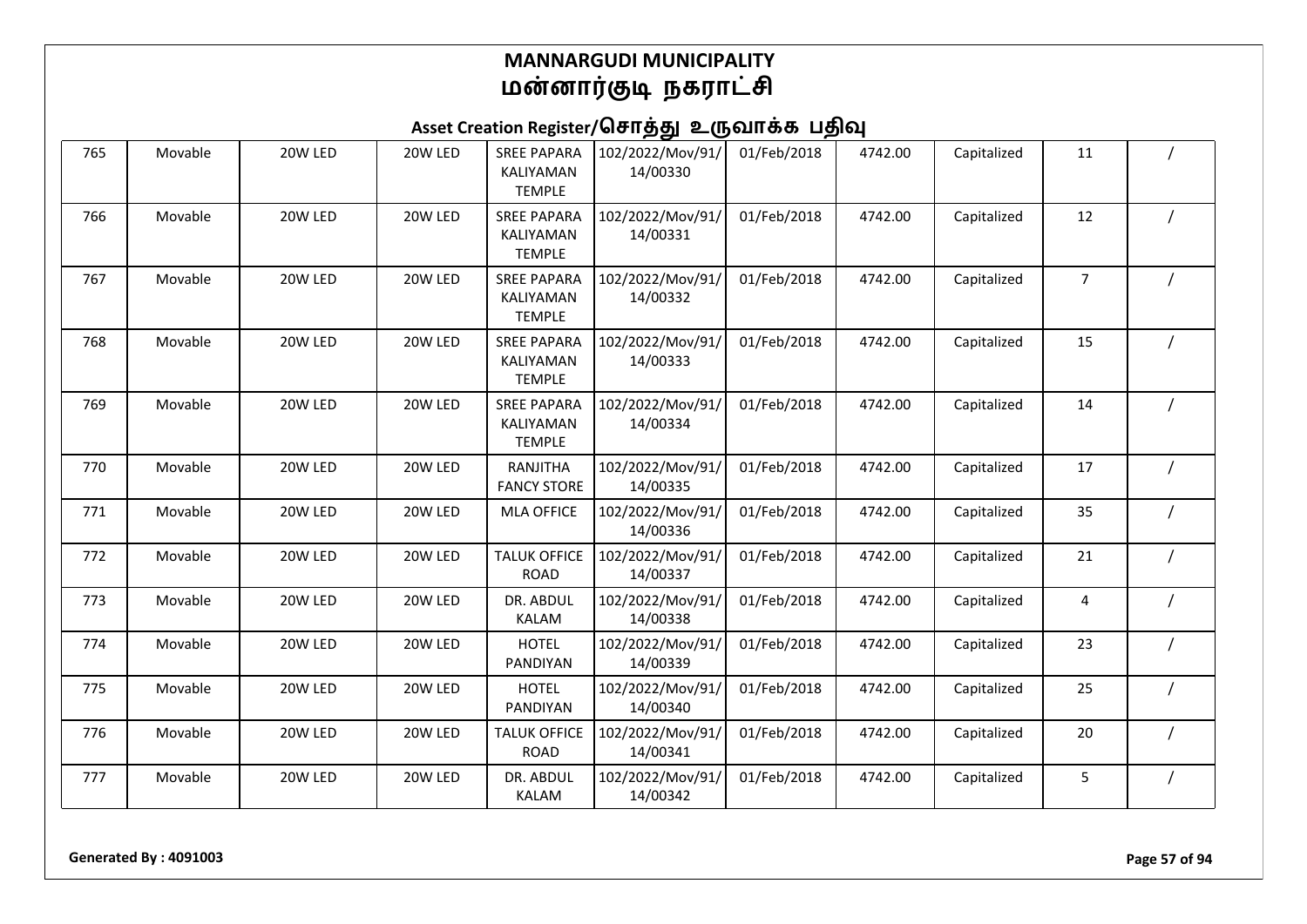# MANNARGUDI MUNICIPALITY
# மன்னார்குடி நகராட்சி

## Asset Creation Register/சொத்து உருவாக்க பதிவு

| | | | | | | | | | | |
|---|---|---|---|---|---|---|---|---|---|---|
| 765 | Movable | 20W LED | 20W LED | SREE PAPARA KALIYAMAN TEMPLE | 102/2022/Mov/91/14/00330 | 01/Feb/2018 | 4742.00 | Capitalized | 11 | / |
| 766 | Movable | 20W LED | 20W LED | SREE PAPARA KALIYAMAN TEMPLE | 102/2022/Mov/91/14/00331 | 01/Feb/2018 | 4742.00 | Capitalized | 12 | / |
| 767 | Movable | 20W LED | 20W LED | SREE PAPARA KALIYAMAN TEMPLE | 102/2022/Mov/91/14/00332 | 01/Feb/2018 | 4742.00 | Capitalized | 7 | / |
| 768 | Movable | 20W LED | 20W LED | SREE PAPARA KALIYAMAN TEMPLE | 102/2022/Mov/91/14/00333 | 01/Feb/2018 | 4742.00 | Capitalized | 15 | / |
| 769 | Movable | 20W LED | 20W LED | SREE PAPARA KALIYAMAN TEMPLE | 102/2022/Mov/91/14/00334 | 01/Feb/2018 | 4742.00 | Capitalized | 14 | / |
| 770 | Movable | 20W LED | 20W LED | RANJITHA FANCY STORE | 102/2022/Mov/91/14/00335 | 01/Feb/2018 | 4742.00 | Capitalized | 17 | / |
| 771 | Movable | 20W LED | 20W LED | MLA OFFICE | 102/2022/Mov/91/14/00336 | 01/Feb/2018 | 4742.00 | Capitalized | 35 | / |
| 772 | Movable | 20W LED | 20W LED | TALUK OFFICE ROAD | 102/2022/Mov/91/14/00337 | 01/Feb/2018 | 4742.00 | Capitalized | 21 | / |
| 773 | Movable | 20W LED | 20W LED | DR. ABDUL KALAM | 102/2022/Mov/91/14/00338 | 01/Feb/2018 | 4742.00 | Capitalized | 4 | / |
| 774 | Movable | 20W LED | 20W LED | HOTEL PANDIYAN | 102/2022/Mov/91/14/00339 | 01/Feb/2018 | 4742.00 | Capitalized | 23 | / |
| 775 | Movable | 20W LED | 20W LED | HOTEL PANDIYAN | 102/2022/Mov/91/14/00340 | 01/Feb/2018 | 4742.00 | Capitalized | 25 | / |
| 776 | Movable | 20W LED | 20W LED | TALUK OFFICE ROAD | 102/2022/Mov/91/14/00341 | 01/Feb/2018 | 4742.00 | Capitalized | 20 | / |
| 777 | Movable | 20W LED | 20W LED | DR. ABDUL KALAM | 102/2022/Mov/91/14/00342 | 01/Feb/2018 | 4742.00 | Capitalized | 5 | / |

**Generated By : 4091003**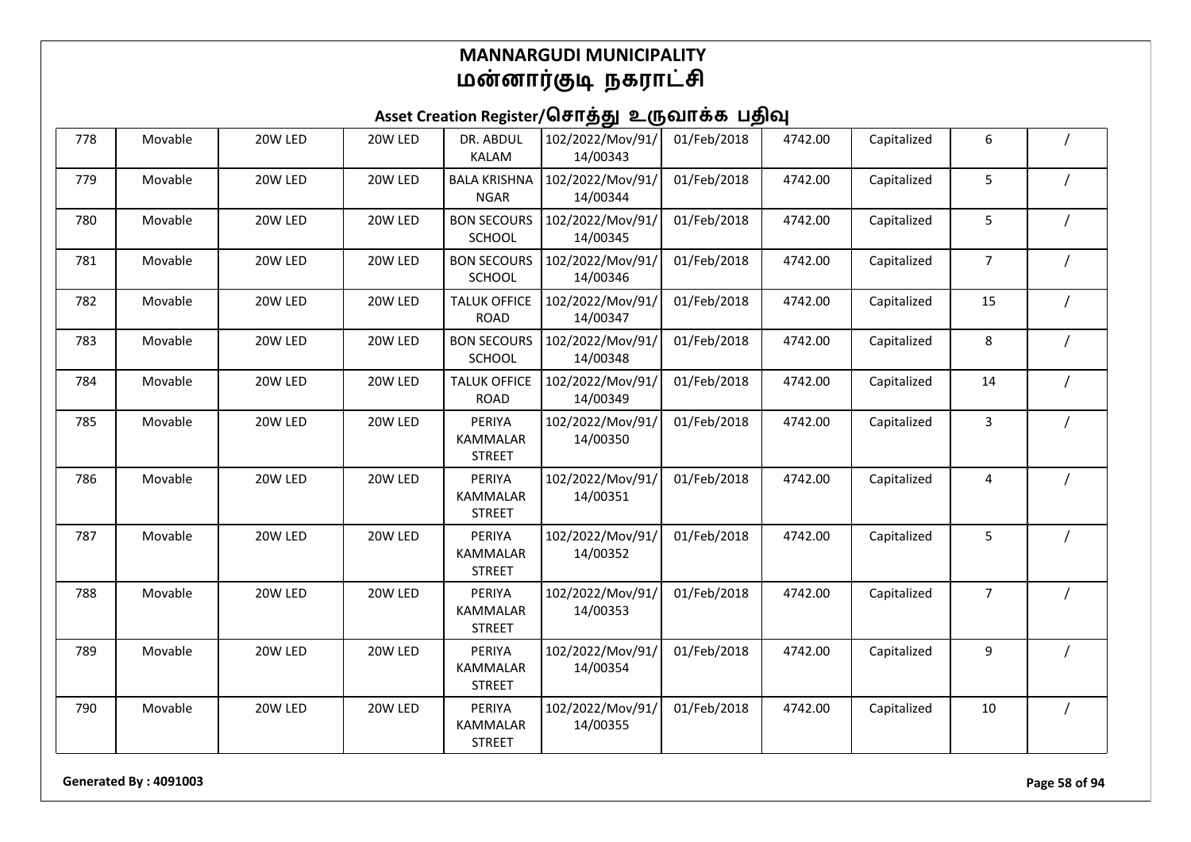# MANNARGUDI MUNICIPALITY
# மன்னார்குடி நகராட்சி

## Asset Creation Register/சொத்து உருவாக்க பதிவு

| | | | | | | | | | | |
|---|---|---|---|---|---|---|---|---|---|---|
| 778 | Movable | 20W LED | 20W LED | DR. ABDUL KALAM | 102/2022/Mov/91/14/00343 | 01/Feb/2018 | 4742.00 | Capitalized | 6 | / |
| 779 | Movable | 20W LED | 20W LED | BALA KRISHNA NGAR | 102/2022/Mov/91/14/00344 | 01/Feb/2018 | 4742.00 | Capitalized | 5 | / |
| 780 | Movable | 20W LED | 20W LED | BON SECOURS SCHOOL | 102/2022/Mov/91/14/00345 | 01/Feb/2018 | 4742.00 | Capitalized | 5 | / |
| 781 | Movable | 20W LED | 20W LED | BON SECOURS SCHOOL | 102/2022/Mov/91/14/00346 | 01/Feb/2018 | 4742.00 | Capitalized | 7 | / |
| 782 | Movable | 20W LED | 20W LED | TALUK OFFICE ROAD | 102/2022/Mov/91/14/00347 | 01/Feb/2018 | 4742.00 | Capitalized | 15 | / |
| 783 | Movable | 20W LED | 20W LED | BON SECOURS SCHOOL | 102/2022/Mov/91/14/00348 | 01/Feb/2018 | 4742.00 | Capitalized | 8 | / |
| 784 | Movable | 20W LED | 20W LED | TALUK OFFICE ROAD | 102/2022/Mov/91/14/00349 | 01/Feb/2018 | 4742.00 | Capitalized | 14 | / |
| 785 | Movable | 20W LED | 20W LED | PERIYA KAMMALAR STREET | 102/2022/Mov/91/14/00350 | 01/Feb/2018 | 4742.00 | Capitalized | 3 | / |
| 786 | Movable | 20W LED | 20W LED | PERIYA KAMMALAR STREET | 102/2022/Mov/91/14/00351 | 01/Feb/2018 | 4742.00 | Capitalized | 4 | / |
| 787 | Movable | 20W LED | 20W LED | PERIYA KAMMALAR STREET | 102/2022/Mov/91/14/00352 | 01/Feb/2018 | 4742.00 | Capitalized | 5 | / |
| 788 | Movable | 20W LED | 20W LED | PERIYA KAMMALAR STREET | 102/2022/Mov/91/14/00353 | 01/Feb/2018 | 4742.00 | Capitalized | 7 | / |
| 789 | Movable | 20W LED | 20W LED | PERIYA KAMMALAR STREET | 102/2022/Mov/91/14/00354 | 01/Feb/2018 | 4742.00 | Capitalized | 9 | / |
| 790 | Movable | 20W LED | 20W LED | PERIYA KAMMALAR STREET | 102/2022/Mov/91/14/00355 | 01/Feb/2018 | 4742.00 | Capitalized | 10 | / |

**Generated By : 4091003**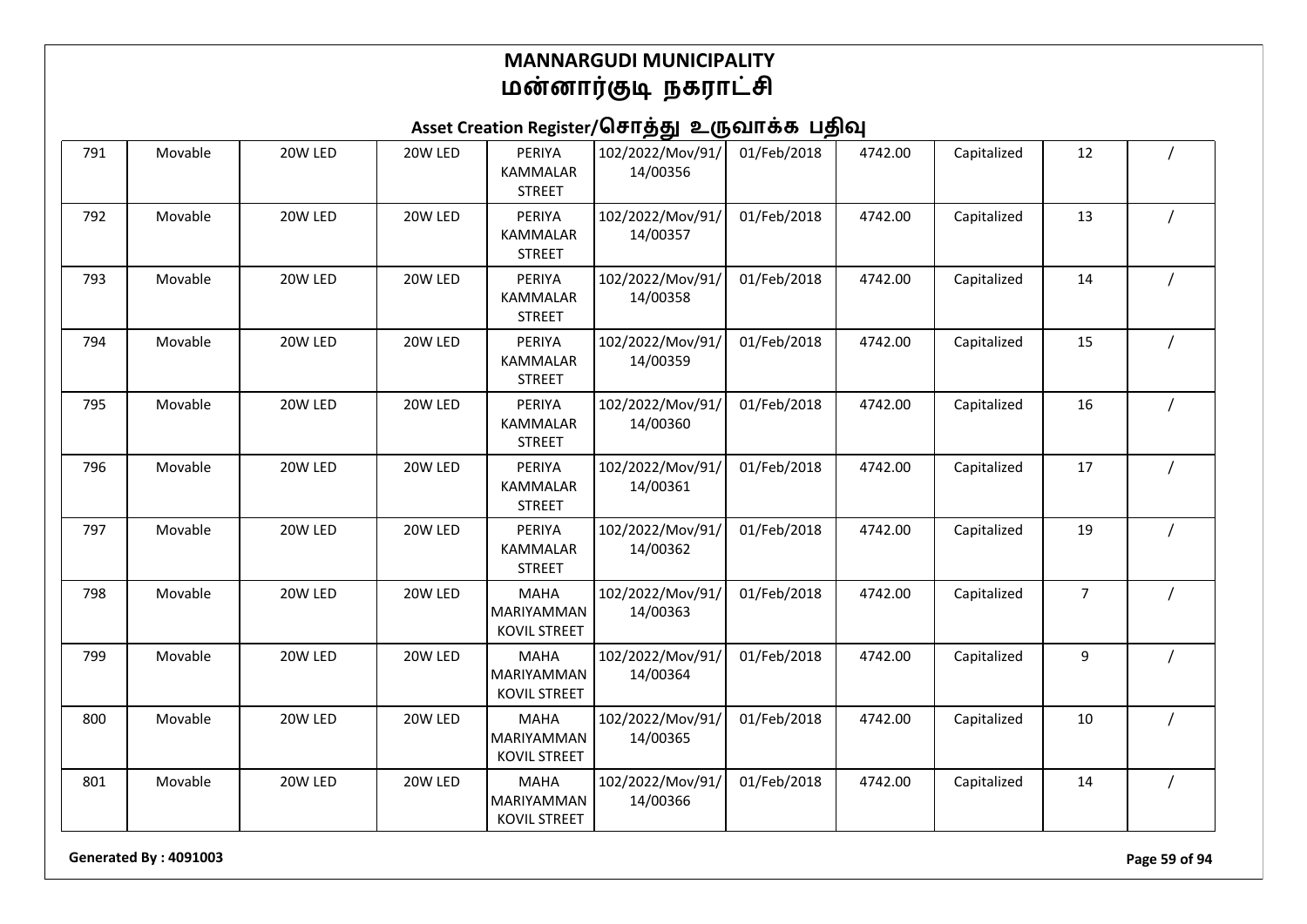# MANNARGUDI MUNICIPALITY
# மன்னார்குடி நகராட்சி

## Asset Creation Register/சொத்து உருவாக்க பதிவு

| | | | | | | | | | | |
|---|---|---|---|---|---|---|---|---|---|---|
| 791 | Movable | 20W LED | 20W LED | PERIYA KAMMALAR STREET | 102/2022/Mov/91/14/00356 | 01/Feb/2018 | 4742.00 | Capitalized | 12 | / |
| 792 | Movable | 20W LED | 20W LED | PERIYA KAMMALAR STREET | 102/2022/Mov/91/14/00357 | 01/Feb/2018 | 4742.00 | Capitalized | 13 | / |
| 793 | Movable | 20W LED | 20W LED | PERIYA KAMMALAR STREET | 102/2022/Mov/91/14/00358 | 01/Feb/2018 | 4742.00 | Capitalized | 14 | / |
| 794 | Movable | 20W LED | 20W LED | PERIYA KAMMALAR STREET | 102/2022/Mov/91/14/00359 | 01/Feb/2018 | 4742.00 | Capitalized | 15 | / |
| 795 | Movable | 20W LED | 20W LED | PERIYA KAMMALAR STREET | 102/2022/Mov/91/14/00360 | 01/Feb/2018 | 4742.00 | Capitalized | 16 | / |
| 796 | Movable | 20W LED | 20W LED | PERIYA KAMMALAR STREET | 102/2022/Mov/91/14/00361 | 01/Feb/2018 | 4742.00 | Capitalized | 17 | / |
| 797 | Movable | 20W LED | 20W LED | PERIYA KAMMALAR STREET | 102/2022/Mov/91/14/00362 | 01/Feb/2018 | 4742.00 | Capitalized | 19 | / |
| 798 | Movable | 20W LED | 20W LED | MAHA MARIYAMMAN KOVIL STREET | 102/2022/Mov/91/14/00363 | 01/Feb/2018 | 4742.00 | Capitalized | 7 | / |
| 799 | Movable | 20W LED | 20W LED | MAHA MARIYAMMAN KOVIL STREET | 102/2022/Mov/91/14/00364 | 01/Feb/2018 | 4742.00 | Capitalized | 9 | / |
| 800 | Movable | 20W LED | 20W LED | MAHA MARIYAMMAN KOVIL STREET | 102/2022/Mov/91/14/00365 | 01/Feb/2018 | 4742.00 | Capitalized | 10 | / |
| 801 | Movable | 20W LED | 20W LED | MAHA MARIYAMMAN KOVIL STREET | 102/2022/Mov/91/14/00366 | 01/Feb/2018 | 4742.00 | Capitalized | 14 | / |

Generated By : 4091003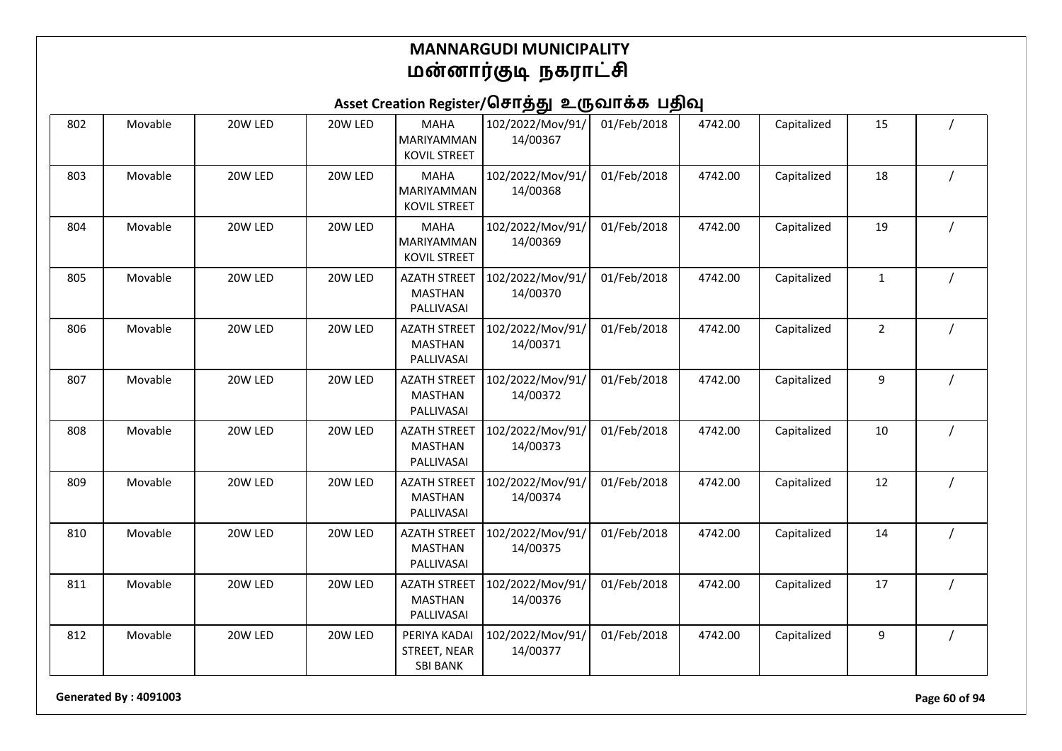# MANNARGUDI MUNICIPALITY
# மன்னார்குடி நகராட்சி

## Asset Creation Register/சொத்து உருவாக்க பதிவு

| | | | | | | | | | | |
|---|---|---|---|---|---|---|---|---|---|---|
| 802 | Movable | 20W LED | 20W LED | MAHA MARIYAMMAN KOVIL STREET | 102/2022/Mov/91/14/00367 | 01/Feb/2018 | 4742.00 | Capitalized | 15 | / |
| 803 | Movable | 20W LED | 20W LED | MAHA MARIYAMMAN KOVIL STREET | 102/2022/Mov/91/14/00368 | 01/Feb/2018 | 4742.00 | Capitalized | 18 | / |
| 804 | Movable | 20W LED | 20W LED | MAHA MARIYAMMAN KOVIL STREET | 102/2022/Mov/91/14/00369 | 01/Feb/2018 | 4742.00 | Capitalized | 19 | / |
| 805 | Movable | 20W LED | 20W LED | AZATH STREET MASTHAN PALLIVASAI | 102/2022/Mov/91/14/00370 | 01/Feb/2018 | 4742.00 | Capitalized | 1 | / |
| 806 | Movable | 20W LED | 20W LED | AZATH STREET MASTHAN PALLIVASAI | 102/2022/Mov/91/14/00371 | 01/Feb/2018 | 4742.00 | Capitalized | 2 | / |
| 807 | Movable | 20W LED | 20W LED | AZATH STREET MASTHAN PALLIVASAI | 102/2022/Mov/91/14/00372 | 01/Feb/2018 | 4742.00 | Capitalized | 9 | / |
| 808 | Movable | 20W LED | 20W LED | AZATH STREET MASTHAN PALLIVASAI | 102/2022/Mov/91/14/00373 | 01/Feb/2018 | 4742.00 | Capitalized | 10 | / |
| 809 | Movable | 20W LED | 20W LED | AZATH STREET MASTHAN PALLIVASAI | 102/2022/Mov/91/14/00374 | 01/Feb/2018 | 4742.00 | Capitalized | 12 | / |
| 810 | Movable | 20W LED | 20W LED | AZATH STREET MASTHAN PALLIVASAI | 102/2022/Mov/91/14/00375 | 01/Feb/2018 | 4742.00 | Capitalized | 14 | / |
| 811 | Movable | 20W LED | 20W LED | AZATH STREET MASTHAN PALLIVASAI | 102/2022/Mov/91/14/00376 | 01/Feb/2018 | 4742.00 | Capitalized | 17 | / |
| 812 | Movable | 20W LED | 20W LED | PERIYA KADAI STREET, NEAR SBI BANK | 102/2022/Mov/91/14/00377 | 01/Feb/2018 | 4742.00 | Capitalized | 9 | / |

**Generated By : 4091003**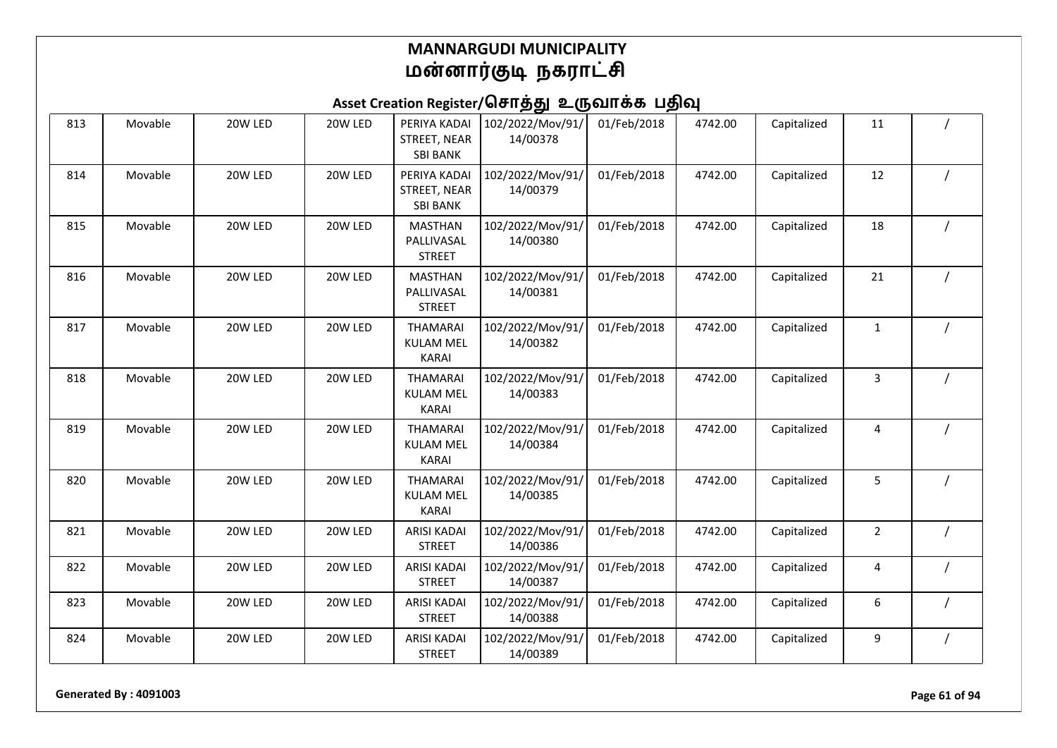# MANNARGUDI MUNICIPALITY
# மன்னார்குடி நகராட்சி

## Asset Creation Register/சொத்து உருவாக்க பதிவு

| | | | | | | | | | | |
|---|---|---|---|---|---|---|---|---|---|---|
| 813 | Movable | 20W LED | 20W LED | PERIYA KADAI STREET, NEAR SBI BANK | 102/2022/Mov/91/14/00378 | 01/Feb/2018 | 4742.00 | Capitalized | 11 | / |
| 814 | Movable | 20W LED | 20W LED | PERIYA KADAI STREET, NEAR SBI BANK | 102/2022/Mov/91/14/00379 | 01/Feb/2018 | 4742.00 | Capitalized | 12 | / |
| 815 | Movable | 20W LED | 20W LED | MASTHAN PALLIVASAL STREET | 102/2022/Mov/91/14/00380 | 01/Feb/2018 | 4742.00 | Capitalized | 18 | / |
| 816 | Movable | 20W LED | 20W LED | MASTHAN PALLIVASAL STREET | 102/2022/Mov/91/14/00381 | 01/Feb/2018 | 4742.00 | Capitalized | 21 | / |
| 817 | Movable | 20W LED | 20W LED | THAMARAI KULAM MEL KARAI | 102/2022/Mov/91/14/00382 | 01/Feb/2018 | 4742.00 | Capitalized | 1 | / |
| 818 | Movable | 20W LED | 20W LED | THAMARAI KULAM MEL KARAI | 102/2022/Mov/91/14/00383 | 01/Feb/2018 | 4742.00 | Capitalized | 3 | / |
| 819 | Movable | 20W LED | 20W LED | THAMARAI KULAM MEL KARAI | 102/2022/Mov/91/14/00384 | 01/Feb/2018 | 4742.00 | Capitalized | 4 | / |
| 820 | Movable | 20W LED | 20W LED | THAMARAI KULAM MEL KARAI | 102/2022/Mov/91/14/00385 | 01/Feb/2018 | 4742.00 | Capitalized | 5 | / |
| 821 | Movable | 20W LED | 20W LED | ARISI KADAI STREET | 102/2022/Mov/91/14/00386 | 01/Feb/2018 | 4742.00 | Capitalized | 2 | / |
| 822 | Movable | 20W LED | 20W LED | ARISI KADAI STREET | 102/2022/Mov/91/14/00387 | 01/Feb/2018 | 4742.00 | Capitalized | 4 | / |
| 823 | Movable | 20W LED | 20W LED | ARISI KADAI STREET | 102/2022/Mov/91/14/00388 | 01/Feb/2018 | 4742.00 | Capitalized | 6 | / |
| 824 | Movable | 20W LED | 20W LED | ARISI KADAI STREET | 102/2022/Mov/91/14/00389 | 01/Feb/2018 | 4742.00 | Capitalized | 9 | / |

**Generated By : 4091003**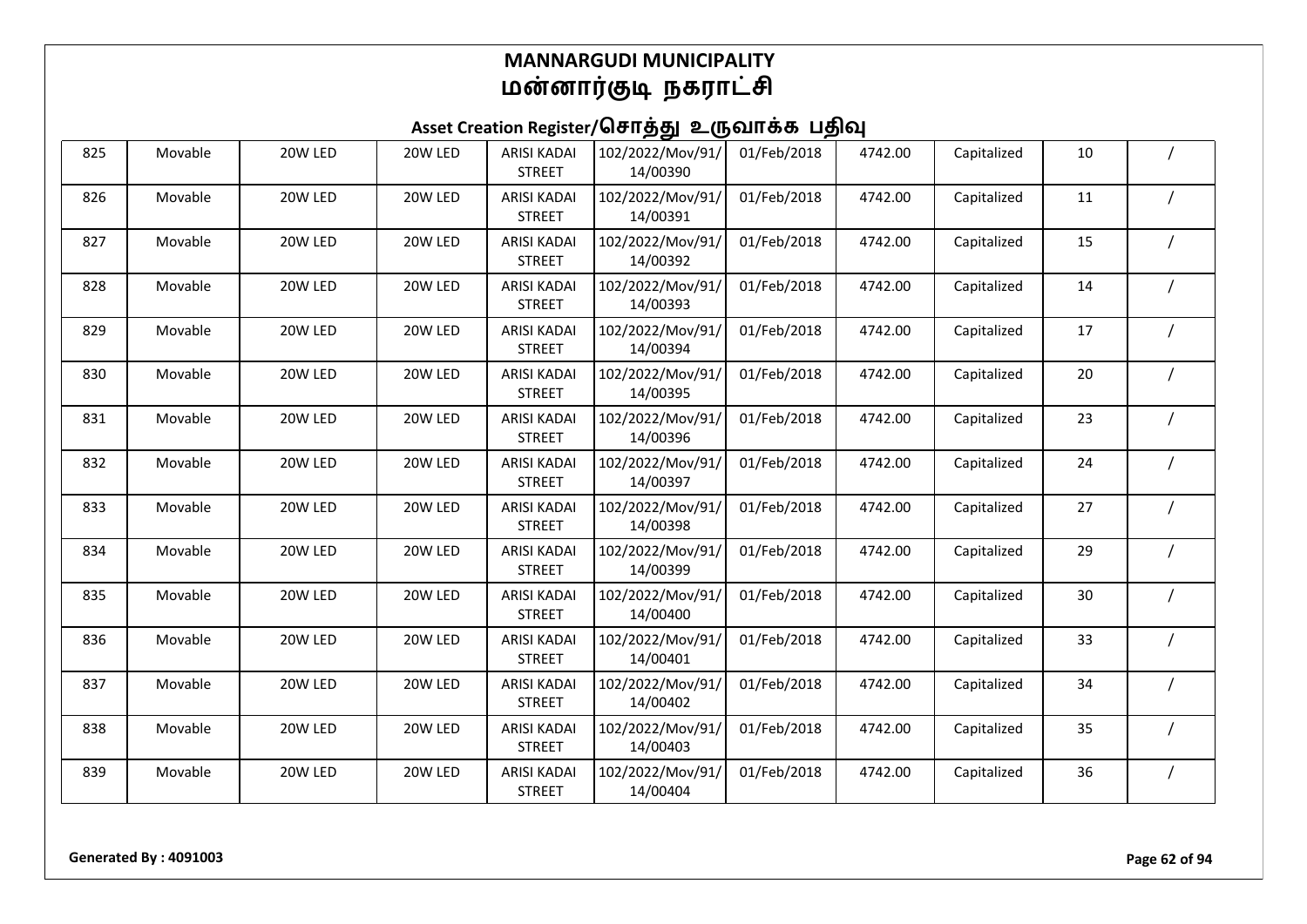# MANNARGUDI MUNICIPALITY
# மன்னார்குடி நகராட்சி

## Asset Creation Register/சொத்து உருவாக்க பதிவு

| | | | | | | | | | | |
|---|---|---|---|---|---|---|---|---|---|---|
| 825 | Movable | 20W LED | 20W LED | ARISI KADAI STREET | 102/2022/Mov/91/14/00390 | 01/Feb/2018 | 4742.00 | Capitalized | 10 | / |
| 826 | Movable | 20W LED | 20W LED | ARISI KADAI STREET | 102/2022/Mov/91/14/00391 | 01/Feb/2018 | 4742.00 | Capitalized | 11 | / |
| 827 | Movable | 20W LED | 20W LED | ARISI KADAI STREET | 102/2022/Mov/91/14/00392 | 01/Feb/2018 | 4742.00 | Capitalized | 15 | / |
| 828 | Movable | 20W LED | 20W LED | ARISI KADAI STREET | 102/2022/Mov/91/14/00393 | 01/Feb/2018 | 4742.00 | Capitalized | 14 | / |
| 829 | Movable | 20W LED | 20W LED | ARISI KADAI STREET | 102/2022/Mov/91/14/00394 | 01/Feb/2018 | 4742.00 | Capitalized | 17 | / |
| 830 | Movable | 20W LED | 20W LED | ARISI KADAI STREET | 102/2022/Mov/91/14/00395 | 01/Feb/2018 | 4742.00 | Capitalized | 20 | / |
| 831 | Movable | 20W LED | 20W LED | ARISI KADAI STREET | 102/2022/Mov/91/14/00396 | 01/Feb/2018 | 4742.00 | Capitalized | 23 | / |
| 832 | Movable | 20W LED | 20W LED | ARISI KADAI STREET | 102/2022/Mov/91/14/00397 | 01/Feb/2018 | 4742.00 | Capitalized | 24 | / |
| 833 | Movable | 20W LED | 20W LED | ARISI KADAI STREET | 102/2022/Mov/91/14/00398 | 01/Feb/2018 | 4742.00 | Capitalized | 27 | / |
| 834 | Movable | 20W LED | 20W LED | ARISI KADAI STREET | 102/2022/Mov/91/14/00399 | 01/Feb/2018 | 4742.00 | Capitalized | 29 | / |
| 835 | Movable | 20W LED | 20W LED | ARISI KADAI STREET | 102/2022/Mov/91/14/00400 | 01/Feb/2018 | 4742.00 | Capitalized | 30 | / |
| 836 | Movable | 20W LED | 20W LED | ARISI KADAI STREET | 102/2022/Mov/91/14/00401 | 01/Feb/2018 | 4742.00 | Capitalized | 33 | / |
| 837 | Movable | 20W LED | 20W LED | ARISI KADAI STREET | 102/2022/Mov/91/14/00402 | 01/Feb/2018 | 4742.00 | Capitalized | 34 | / |
| 838 | Movable | 20W LED | 20W LED | ARISI KADAI STREET | 102/2022/Mov/91/14/00403 | 01/Feb/2018 | 4742.00 | Capitalized | 35 | / |
| 839 | Movable | 20W LED | 20W LED | ARISI KADAI STREET | 102/2022/Mov/91/14/00404 | 01/Feb/2018 | 4742.00 | Capitalized | 36 | / |

**Generated By : 4091003**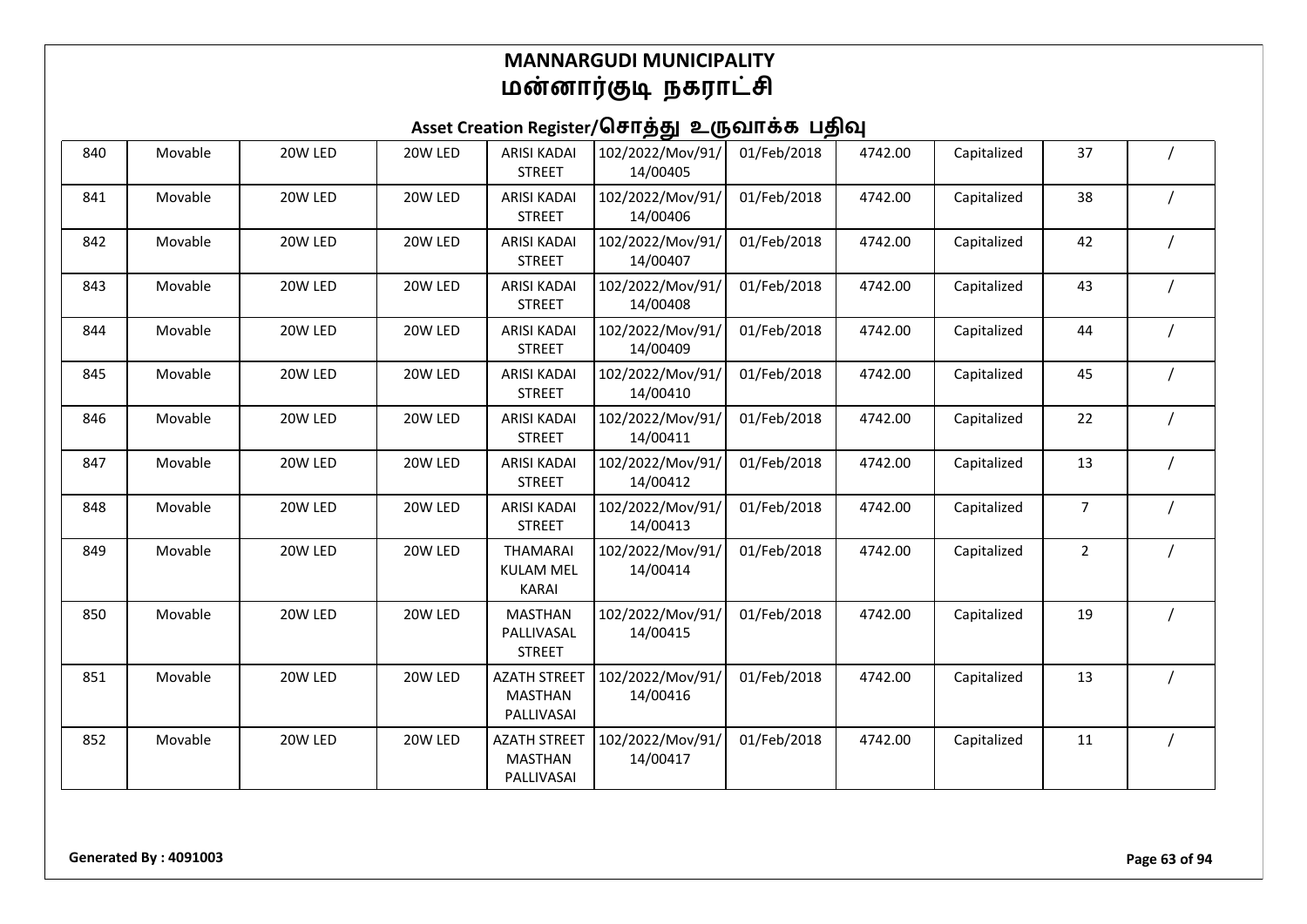# MANNARGUDI MUNICIPALITY
# மன்னார்குடி நகராட்சி

## Asset Creation Register/சொத்து உருவாக்க பதிவு

| | | | | | | | | | | |
|---|---|---|---|---|---|---|---|---|---|---|
| 840 | Movable | 20W LED | 20W LED | ARISI KADAI STREET | 102/2022/Mov/91/14/00405 | 01/Feb/2018 | 4742.00 | Capitalized | 37 | / |
| 841 | Movable | 20W LED | 20W LED | ARISI KADAI STREET | 102/2022/Mov/91/14/00406 | 01/Feb/2018 | 4742.00 | Capitalized | 38 | / |
| 842 | Movable | 20W LED | 20W LED | ARISI KADAI STREET | 102/2022/Mov/91/14/00407 | 01/Feb/2018 | 4742.00 | Capitalized | 42 | / |
| 843 | Movable | 20W LED | 20W LED | ARISI KADAI STREET | 102/2022/Mov/91/14/00408 | 01/Feb/2018 | 4742.00 | Capitalized | 43 | / |
| 844 | Movable | 20W LED | 20W LED | ARISI KADAI STREET | 102/2022/Mov/91/14/00409 | 01/Feb/2018 | 4742.00 | Capitalized | 44 | / |
| 845 | Movable | 20W LED | 20W LED | ARISI KADAI STREET | 102/2022/Mov/91/14/00410 | 01/Feb/2018 | 4742.00 | Capitalized | 45 | / |
| 846 | Movable | 20W LED | 20W LED | ARISI KADAI STREET | 102/2022/Mov/91/14/00411 | 01/Feb/2018 | 4742.00 | Capitalized | 22 | / |
| 847 | Movable | 20W LED | 20W LED | ARISI KADAI STREET | 102/2022/Mov/91/14/00412 | 01/Feb/2018 | 4742.00 | Capitalized | 13 | / |
| 848 | Movable | 20W LED | 20W LED | ARISI KADAI STREET | 102/2022/Mov/91/14/00413 | 01/Feb/2018 | 4742.00 | Capitalized | 7 | / |
| 849 | Movable | 20W LED | 20W LED | THAMARAI KULAM MEL KARAI | 102/2022/Mov/91/14/00414 | 01/Feb/2018 | 4742.00 | Capitalized | 2 | / |
| 850 | Movable | 20W LED | 20W LED | MASTHAN PALLIVASAL STREET | 102/2022/Mov/91/14/00415 | 01/Feb/2018 | 4742.00 | Capitalized | 19 | / |
| 851 | Movable | 20W LED | 20W LED | AZATH STREET MASTHAN PALLIVASAI | 102/2022/Mov/91/14/00416 | 01/Feb/2018 | 4742.00 | Capitalized | 13 | / |
| 852 | Movable | 20W LED | 20W LED | AZATH STREET MASTHAN PALLIVASAI | 102/2022/Mov/91/14/00417 | 01/Feb/2018 | 4742.00 | Capitalized | 11 | / |

**Generated By : 4091003**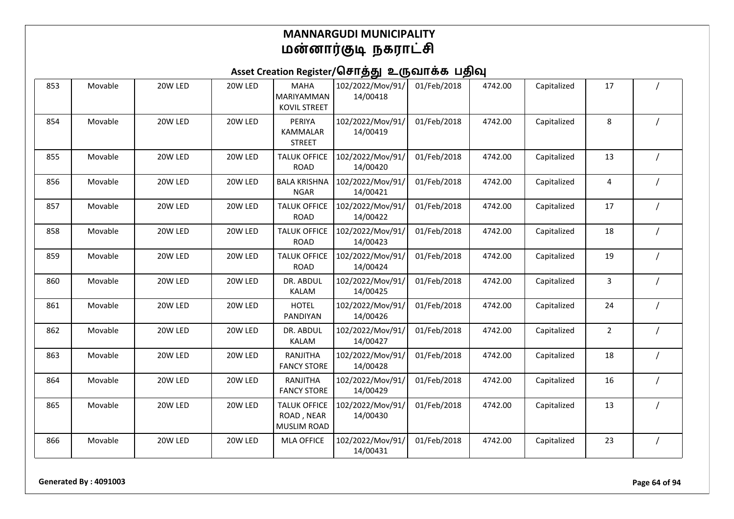# MANNARGUDI MUNICIPALITY
# மன்னார்குடி நகராட்சி

## Asset Creation Register/சொத்து உருவாக்க பதிவு

| | | | | | | | | | | |
|---|---|---|---|---|---|---|---|---|---|---|
| 853 | Movable | 20W LED | 20W LED | MAHA MARIYAMMAN KOVIL STREET | 102/2022/Mov/91/14/00418 | 01/Feb/2018 | 4742.00 | Capitalized | 17 | / |
| 854 | Movable | 20W LED | 20W LED | PERIYA KAMMALAR STREET | 102/2022/Mov/91/14/00419 | 01/Feb/2018 | 4742.00 | Capitalized | 8 | / |
| 855 | Movable | 20W LED | 20W LED | TALUK OFFICE ROAD | 102/2022/Mov/91/14/00420 | 01/Feb/2018 | 4742.00 | Capitalized | 13 | / |
| 856 | Movable | 20W LED | 20W LED | BALA KRISHNA NGAR | 102/2022/Mov/91/14/00421 | 01/Feb/2018 | 4742.00 | Capitalized | 4 | / |
| 857 | Movable | 20W LED | 20W LED | TALUK OFFICE ROAD | 102/2022/Mov/91/14/00422 | 01/Feb/2018 | 4742.00 | Capitalized | 17 | / |
| 858 | Movable | 20W LED | 20W LED | TALUK OFFICE ROAD | 102/2022/Mov/91/14/00423 | 01/Feb/2018 | 4742.00 | Capitalized | 18 | / |
| 859 | Movable | 20W LED | 20W LED | TALUK OFFICE ROAD | 102/2022/Mov/91/14/00424 | 01/Feb/2018 | 4742.00 | Capitalized | 19 | / |
| 860 | Movable | 20W LED | 20W LED | DR. ABDUL KALAM | 102/2022/Mov/91/14/00425 | 01/Feb/2018 | 4742.00 | Capitalized | 3 | / |
| 861 | Movable | 20W LED | 20W LED | HOTEL PANDIYAN | 102/2022/Mov/91/14/00426 | 01/Feb/2018 | 4742.00 | Capitalized | 24 | / |
| 862 | Movable | 20W LED | 20W LED | DR. ABDUL KALAM | 102/2022/Mov/91/14/00427 | 01/Feb/2018 | 4742.00 | Capitalized | 2 | / |
| 863 | Movable | 20W LED | 20W LED | RANJITHA FANCY STORE | 102/2022/Mov/91/14/00428 | 01/Feb/2018 | 4742.00 | Capitalized | 18 | / |
| 864 | Movable | 20W LED | 20W LED | RANJITHA FANCY STORE | 102/2022/Mov/91/14/00429 | 01/Feb/2018 | 4742.00 | Capitalized | 16 | / |
| 865 | Movable | 20W LED | 20W LED | TALUK OFFICE ROAD , NEAR MUSLIM ROAD | 102/2022/Mov/91/14/00430 | 01/Feb/2018 | 4742.00 | Capitalized | 13 | / |
| 866 | Movable | 20W LED | 20W LED | MLA OFFICE | 102/2022/Mov/91/14/00431 | 01/Feb/2018 | 4742.00 | Capitalized | 23 | / |

**Generated By : 4091003**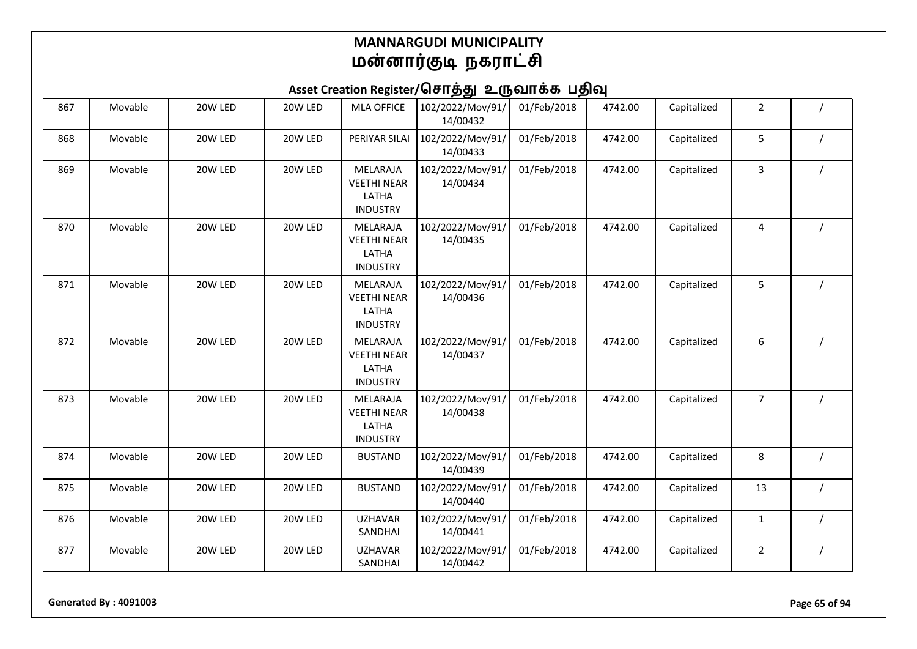# MANNARGUDI MUNICIPALITY
# மன்னார்குடி நகராட்சி

## Asset Creation Register/சொத்து உருவாக்க பதிவு

| | | | | | | | | | | |
|---|---|---|---|---|---|---|---|---|---|---|
| 867 | Movable | 20W LED | 20W LED | MLA OFFICE | 102/2022/Mov/91/14/00432 | 01/Feb/2018 | 4742.00 | Capitalized | 2 | / |
| 868 | Movable | 20W LED | 20W LED | PERIYAR SILAI | 102/2022/Mov/91/14/00433 | 01/Feb/2018 | 4742.00 | Capitalized | 5 | / |
| 869 | Movable | 20W LED | 20W LED | MELARAJA VEETHI NEAR LATHA INDUSTRY | 102/2022/Mov/91/14/00434 | 01/Feb/2018 | 4742.00 | Capitalized | 3 | / |
| 870 | Movable | 20W LED | 20W LED | MELARAJA VEETHI NEAR LATHA INDUSTRY | 102/2022/Mov/91/14/00435 | 01/Feb/2018 | 4742.00 | Capitalized | 4 | / |
| 871 | Movable | 20W LED | 20W LED | MELARAJA VEETHI NEAR LATHA INDUSTRY | 102/2022/Mov/91/14/00436 | 01/Feb/2018 | 4742.00 | Capitalized | 5 | / |
| 872 | Movable | 20W LED | 20W LED | MELARAJA VEETHI NEAR LATHA INDUSTRY | 102/2022/Mov/91/14/00437 | 01/Feb/2018 | 4742.00 | Capitalized | 6 | / |
| 873 | Movable | 20W LED | 20W LED | MELARAJA VEETHI NEAR LATHA INDUSTRY | 102/2022/Mov/91/14/00438 | 01/Feb/2018 | 4742.00 | Capitalized | 7 | / |
| 874 | Movable | 20W LED | 20W LED | BUSTAND | 102/2022/Mov/91/14/00439 | 01/Feb/2018 | 4742.00 | Capitalized | 8 | / |
| 875 | Movable | 20W LED | 20W LED | BUSTAND | 102/2022/Mov/91/14/00440 | 01/Feb/2018 | 4742.00 | Capitalized | 13 | / |
| 876 | Movable | 20W LED | 20W LED | UZHAVAR SANDHAI | 102/2022/Mov/91/14/00441 | 01/Feb/2018 | 4742.00 | Capitalized | 1 | / |
| 877 | Movable | 20W LED | 20W LED | UZHAVAR SANDHAI | 102/2022/Mov/91/14/00442 | 01/Feb/2018 | 4742.00 | Capitalized | 2 | / |

**Generated By : 4091003**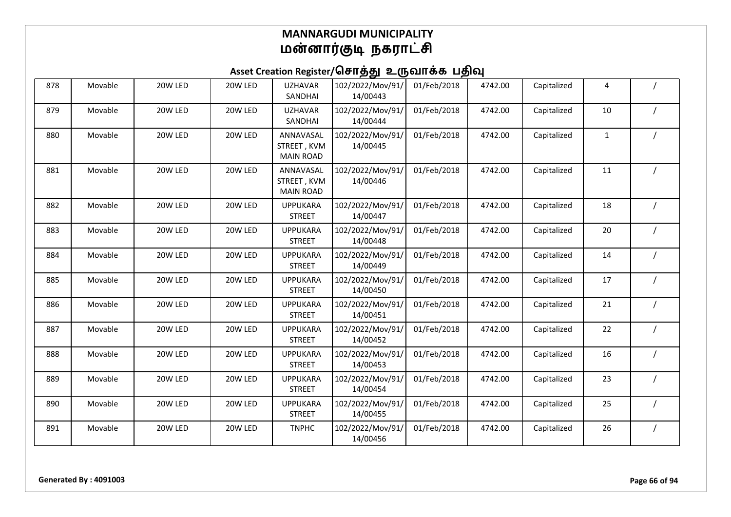# MANNARGUDI MUNICIPALITY
# மன்னார்குடி நகராட்சி

## Asset Creation Register/சொத்து உருவாக்க பதிவு

| | | | | | | | | | | |
|---|---|---|---|---|---|---|---|---|---|---|
| 878 | Movable | 20W LED | 20W LED | UZHAVAR SANDHAI | 102/2022/Mov/91/14/00443 | 01/Feb/2018 | 4742.00 | Capitalized | 4 | / |
| 879 | Movable | 20W LED | 20W LED | UZHAVAR SANDHAI | 102/2022/Mov/91/14/00444 | 01/Feb/2018 | 4742.00 | Capitalized | 10 | / |
| 880 | Movable | 20W LED | 20W LED | ANNAVASAL STREET , KVM MAIN ROAD | 102/2022/Mov/91/14/00445 | 01/Feb/2018 | 4742.00 | Capitalized | 1 | / |
| 881 | Movable | 20W LED | 20W LED | ANNAVASAL STREET , KVM MAIN ROAD | 102/2022/Mov/91/14/00446 | 01/Feb/2018 | 4742.00 | Capitalized | 11 | / |
| 882 | Movable | 20W LED | 20W LED | UPPUKARA STREET | 102/2022/Mov/91/14/00447 | 01/Feb/2018 | 4742.00 | Capitalized | 18 | / |
| 883 | Movable | 20W LED | 20W LED | UPPUKARA STREET | 102/2022/Mov/91/14/00448 | 01/Feb/2018 | 4742.00 | Capitalized | 20 | / |
| 884 | Movable | 20W LED | 20W LED | UPPUKARA STREET | 102/2022/Mov/91/14/00449 | 01/Feb/2018 | 4742.00 | Capitalized | 14 | / |
| 885 | Movable | 20W LED | 20W LED | UPPUKARA STREET | 102/2022/Mov/91/14/00450 | 01/Feb/2018 | 4742.00 | Capitalized | 17 | / |
| 886 | Movable | 20W LED | 20W LED | UPPUKARA STREET | 102/2022/Mov/91/14/00451 | 01/Feb/2018 | 4742.00 | Capitalized | 21 | / |
| 887 | Movable | 20W LED | 20W LED | UPPUKARA STREET | 102/2022/Mov/91/14/00452 | 01/Feb/2018 | 4742.00 | Capitalized | 22 | / |
| 888 | Movable | 20W LED | 20W LED | UPPUKARA STREET | 102/2022/Mov/91/14/00453 | 01/Feb/2018 | 4742.00 | Capitalized | 16 | / |
| 889 | Movable | 20W LED | 20W LED | UPPUKARA STREET | 102/2022/Mov/91/14/00454 | 01/Feb/2018 | 4742.00 | Capitalized | 23 | / |
| 890 | Movable | 20W LED | 20W LED | UPPUKARA STREET | 102/2022/Mov/91/14/00455 | 01/Feb/2018 | 4742.00 | Capitalized | 25 | / |
| 891 | Movable | 20W LED | 20W LED | TNPHC | 102/2022/Mov/91/14/00456 | 01/Feb/2018 | 4742.00 | Capitalized | 26 | / |

**Generated By : 4091003**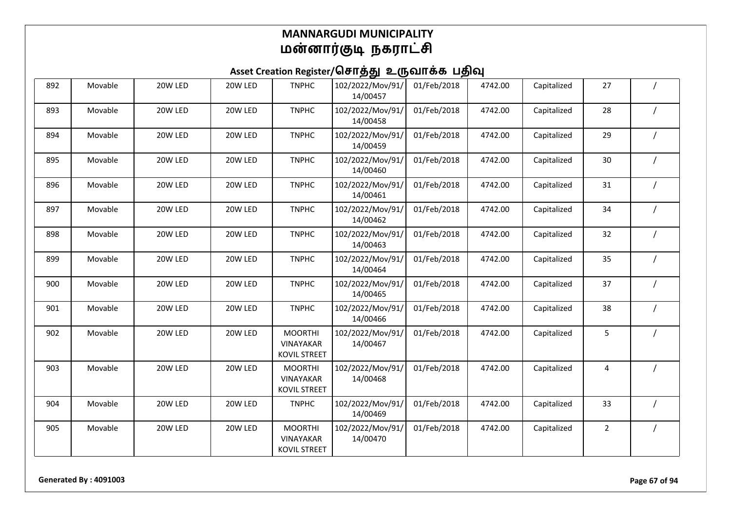# MANNARGUDI MUNICIPALITY
# மன்னார்குடி நகராட்சி

## Asset Creation Register/சொத்து உருவாக்க பதிவு

| | | | | | | | | | | |
|---|---|---|---|---|---|---|---|---|---|---|
| 892 | Movable | 20W LED | 20W LED | TNPHC | 102/2022/Mov/91/14/00457 | 01/Feb/2018 | 4742.00 | Capitalized | 27 | / |
| 893 | Movable | 20W LED | 20W LED | TNPHC | 102/2022/Mov/91/14/00458 | 01/Feb/2018 | 4742.00 | Capitalized | 28 | / |
| 894 | Movable | 20W LED | 20W LED | TNPHC | 102/2022/Mov/91/14/00459 | 01/Feb/2018 | 4742.00 | Capitalized | 29 | / |
| 895 | Movable | 20W LED | 20W LED | TNPHC | 102/2022/Mov/91/14/00460 | 01/Feb/2018 | 4742.00 | Capitalized | 30 | / |
| 896 | Movable | 20W LED | 20W LED | TNPHC | 102/2022/Mov/91/14/00461 | 01/Feb/2018 | 4742.00 | Capitalized | 31 | / |
| 897 | Movable | 20W LED | 20W LED | TNPHC | 102/2022/Mov/91/14/00462 | 01/Feb/2018 | 4742.00 | Capitalized | 34 | / |
| 898 | Movable | 20W LED | 20W LED | TNPHC | 102/2022/Mov/91/14/00463 | 01/Feb/2018 | 4742.00 | Capitalized | 32 | / |
| 899 | Movable | 20W LED | 20W LED | TNPHC | 102/2022/Mov/91/14/00464 | 01/Feb/2018 | 4742.00 | Capitalized | 35 | / |
| 900 | Movable | 20W LED | 20W LED | TNPHC | 102/2022/Mov/91/14/00465 | 01/Feb/2018 | 4742.00 | Capitalized | 37 | / |
| 901 | Movable | 20W LED | 20W LED | TNPHC | 102/2022/Mov/91/14/00466 | 01/Feb/2018 | 4742.00 | Capitalized | 38 | / |
| 902 | Movable | 20W LED | 20W LED | MOORTHI VINAYAKAR KOVIL STREET | 102/2022/Mov/91/14/00467 | 01/Feb/2018 | 4742.00 | Capitalized | 5 | / |
| 903 | Movable | 20W LED | 20W LED | MOORTHI VINAYAKAR KOVIL STREET | 102/2022/Mov/91/14/00468 | 01/Feb/2018 | 4742.00 | Capitalized | 4 | / |
| 904 | Movable | 20W LED | 20W LED | TNPHC | 102/2022/Mov/91/14/00469 | 01/Feb/2018 | 4742.00 | Capitalized | 33 | / |
| 905 | Movable | 20W LED | 20W LED | MOORTHI VINAYAKAR KOVIL STREET | 102/2022/Mov/91/14/00470 | 01/Feb/2018 | 4742.00 | Capitalized | 2 | / |

**Generated By : 4091003**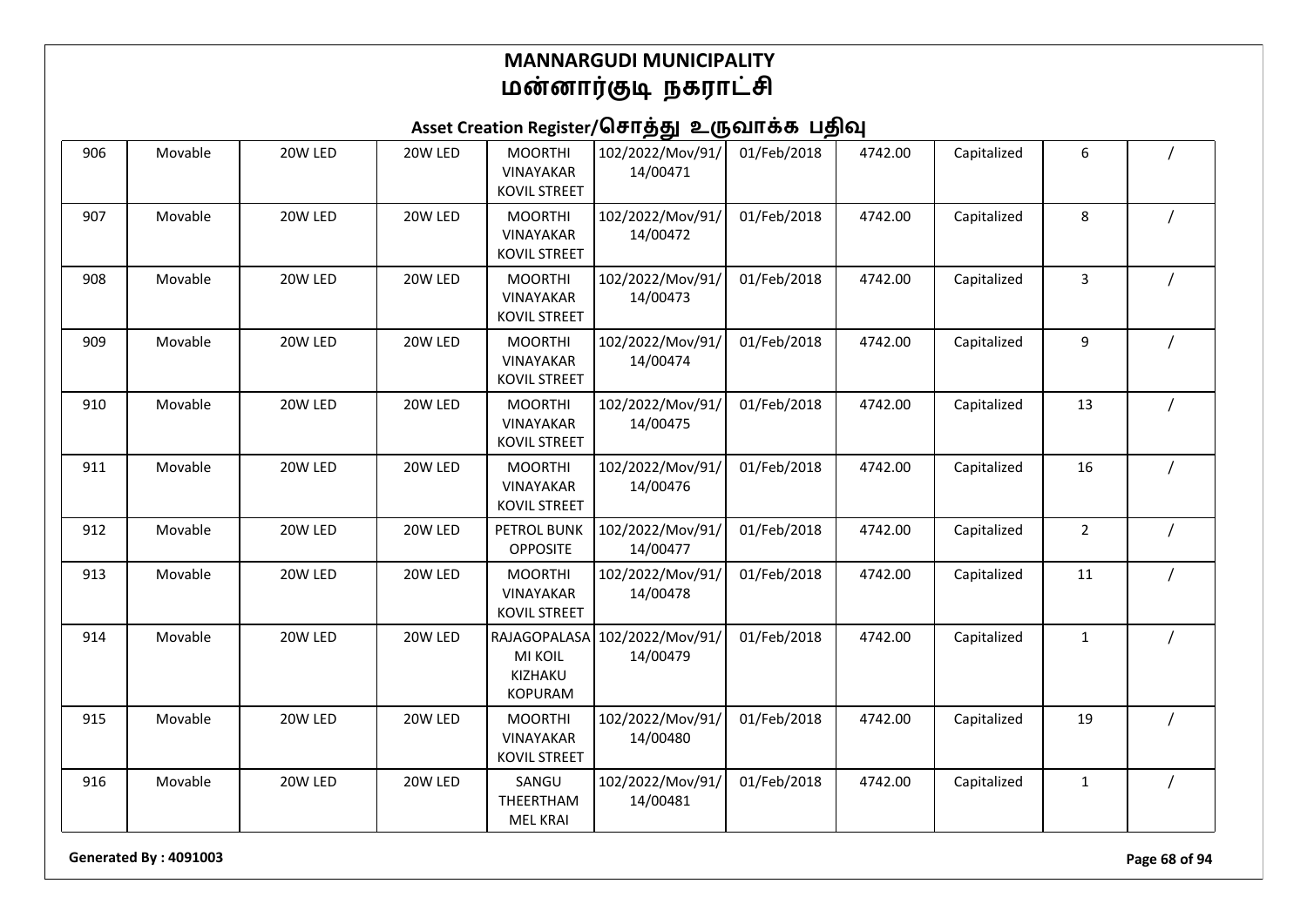# MANNARGUDI MUNICIPALITY
# மன்னார்குடி நகராட்சி

## Asset Creation Register/சொத்து உருவாக்க பதிவு

| | | | | | | | | | | |
|---|---|---|---|---|---|---|---|---|---|---|
| 906 | Movable | 20W LED | 20W LED | MOORTHI VINAYAKAR KOVIL STREET | 102/2022/Mov/91/14/00471 | 01/Feb/2018 | 4742.00 | Capitalized | 6 | / |
| 907 | Movable | 20W LED | 20W LED | MOORTHI VINAYAKAR KOVIL STREET | 102/2022/Mov/91/14/00472 | 01/Feb/2018 | 4742.00 | Capitalized | 8 | / |
| 908 | Movable | 20W LED | 20W LED | MOORTHI VINAYAKAR KOVIL STREET | 102/2022/Mov/91/14/00473 | 01/Feb/2018 | 4742.00 | Capitalized | 3 | / |
| 909 | Movable | 20W LED | 20W LED | MOORTHI VINAYAKAR KOVIL STREET | 102/2022/Mov/91/14/00474 | 01/Feb/2018 | 4742.00 | Capitalized | 9 | / |
| 910 | Movable | 20W LED | 20W LED | MOORTHI VINAYAKAR KOVIL STREET | 102/2022/Mov/91/14/00475 | 01/Feb/2018 | 4742.00 | Capitalized | 13 | / |
| 911 | Movable | 20W LED | 20W LED | MOORTHI VINAYAKAR KOVIL STREET | 102/2022/Mov/91/14/00476 | 01/Feb/2018 | 4742.00 | Capitalized | 16 | / |
| 912 | Movable | 20W LED | 20W LED | PETROL BUNK OPPOSITE | 102/2022/Mov/91/14/00477 | 01/Feb/2018 | 4742.00 | Capitalized | 2 | / |
| 913 | Movable | 20W LED | 20W LED | MOORTHI VINAYAKAR KOVIL STREET | 102/2022/Mov/91/14/00478 | 01/Feb/2018 | 4742.00 | Capitalized | 11 | / |
| 914 | Movable | 20W LED | 20W LED | RAJAGOPALASAMI KOIL KIZHAKU KOPURAM | 102/2022/Mov/91/14/00479 | 01/Feb/2018 | 4742.00 | Capitalized | 1 | / |
| 915 | Movable | 20W LED | 20W LED | MOORTHI VINAYAKAR KOVIL STREET | 102/2022/Mov/91/14/00480 | 01/Feb/2018 | 4742.00 | Capitalized | 19 | / |
| 916 | Movable | 20W LED | 20W LED | SANGU THEERTHAM MEL KRAI | 102/2022/Mov/91/14/00481 | 01/Feb/2018 | 4742.00 | Capitalized | 1 | / |

**Generated By : 4091003**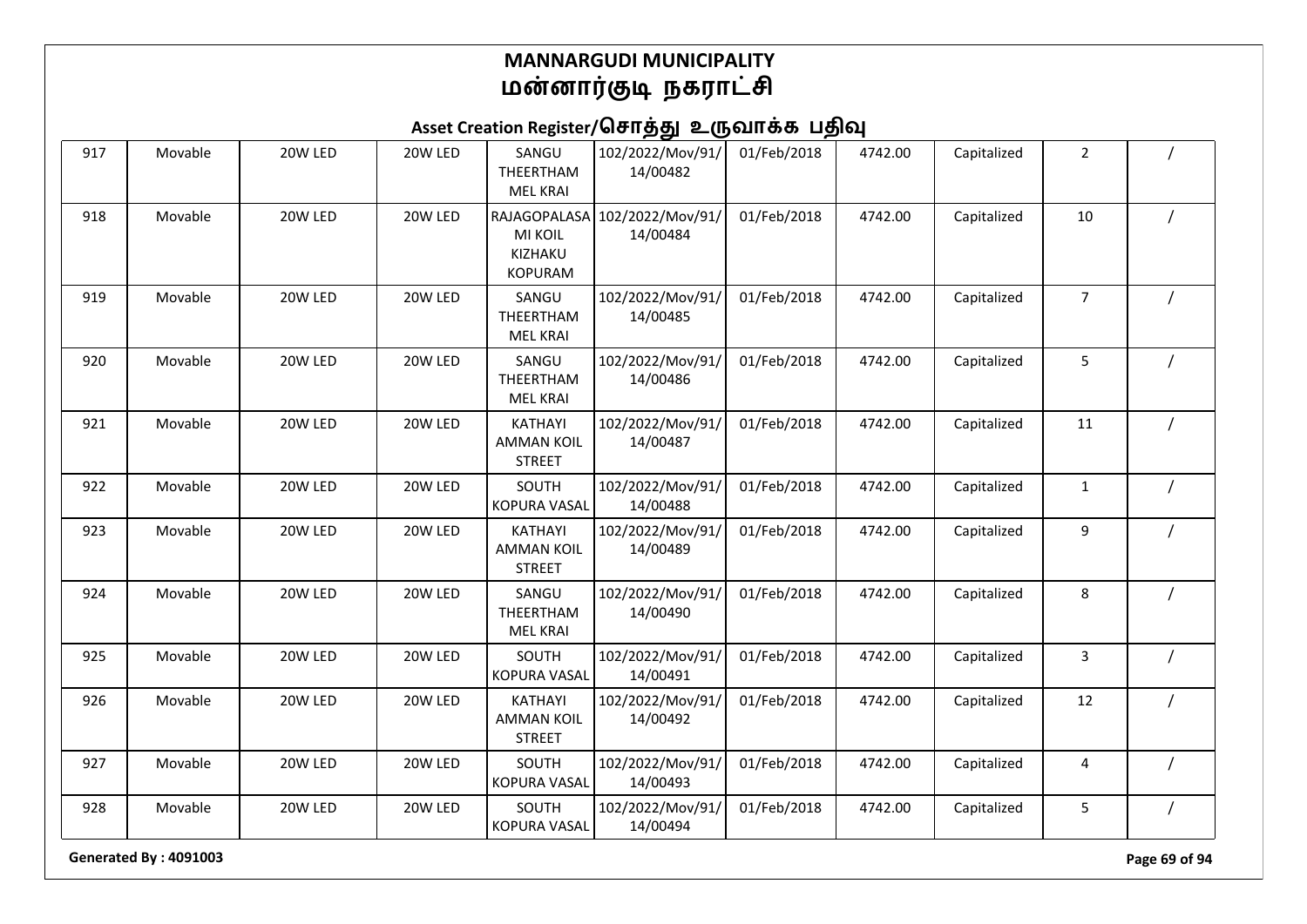# MANNARGUDI MUNICIPALITY
# மன்னார்குடி நகராட்சி

## Asset Creation Register/சொத்து உருவாக்க பதிவு

| | | | | | | | | | | |
|---|---|---|---|---|---|---|---|---|---|---|
| 917 | Movable | 20W LED | 20W LED | SANGU THEERTHAM MEL KRAI | 102/2022/Mov/91/14/00482 | 01/Feb/2018 | 4742.00 | Capitalized | 2 | / |
| 918 | Movable | 20W LED | 20W LED | RAJAGOPALASAMI KOIL KIZHAKU KOPURAM | 102/2022/Mov/91/14/00484 | 01/Feb/2018 | 4742.00 | Capitalized | 10 | / |
| 919 | Movable | 20W LED | 20W LED | SANGU THEERTHAM MEL KRAI | 102/2022/Mov/91/14/00485 | 01/Feb/2018 | 4742.00 | Capitalized | 7 | / |
| 920 | Movable | 20W LED | 20W LED | SANGU THEERTHAM MEL KRAI | 102/2022/Mov/91/14/00486 | 01/Feb/2018 | 4742.00 | Capitalized | 5 | / |
| 921 | Movable | 20W LED | 20W LED | KATHAYI AMMAN KOIL STREET | 102/2022/Mov/91/14/00487 | 01/Feb/2018 | 4742.00 | Capitalized | 11 | / |
| 922 | Movable | 20W LED | 20W LED | SOUTH KOPURA VASAL | 102/2022/Mov/91/14/00488 | 01/Feb/2018 | 4742.00 | Capitalized | 1 | / |
| 923 | Movable | 20W LED | 20W LED | KATHAYI AMMAN KOIL STREET | 102/2022/Mov/91/14/00489 | 01/Feb/2018 | 4742.00 | Capitalized | 9 | / |
| 924 | Movable | 20W LED | 20W LED | SANGU THEERTHAM MEL KRAI | 102/2022/Mov/91/14/00490 | 01/Feb/2018 | 4742.00 | Capitalized | 8 | / |
| 925 | Movable | 20W LED | 20W LED | SOUTH KOPURA VASAL | 102/2022/Mov/91/14/00491 | 01/Feb/2018 | 4742.00 | Capitalized | 3 | / |
| 926 | Movable | 20W LED | 20W LED | KATHAYI AMMAN KOIL STREET | 102/2022/Mov/91/14/00492 | 01/Feb/2018 | 4742.00 | Capitalized | 12 | / |
| 927 | Movable | 20W LED | 20W LED | SOUTH KOPURA VASAL | 102/2022/Mov/91/14/00493 | 01/Feb/2018 | 4742.00 | Capitalized | 4 | / |
| 928 | Movable | 20W LED | 20W LED | SOUTH KOPURA VASAL | 102/2022/Mov/91/14/00494 | 01/Feb/2018 | 4742.00 | Capitalized | 5 | / |

Generated By : 4091003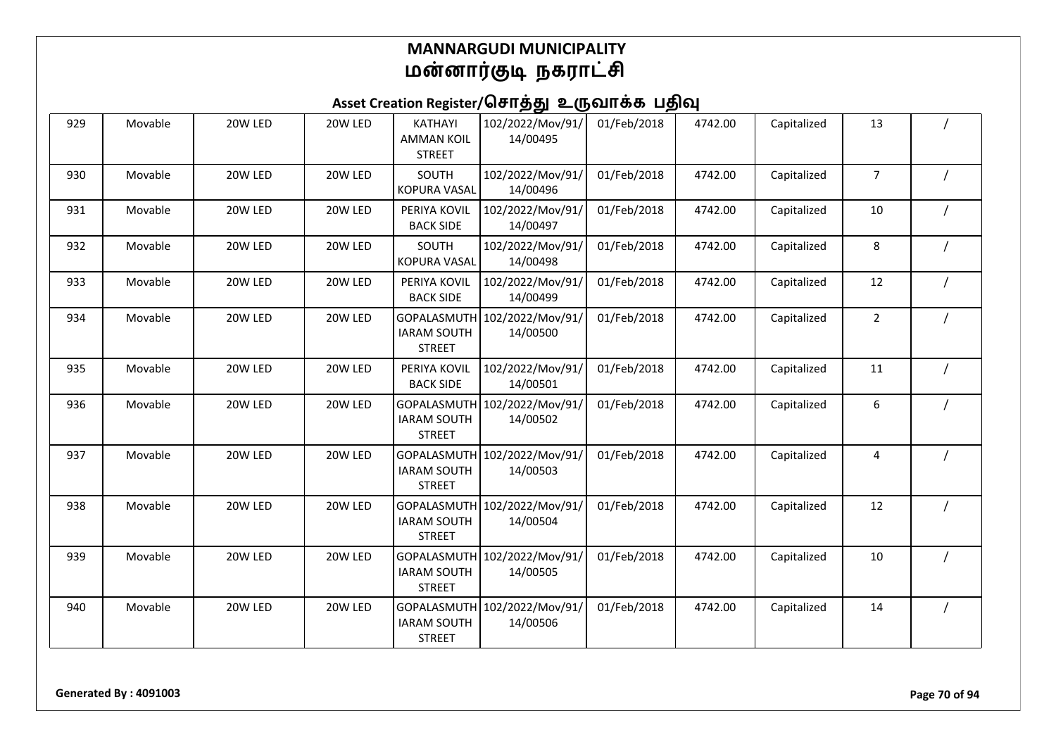# MANNARGUDI MUNICIPALITY
# மன்னார்குடி நகராட்சி

## Asset Creation Register/சொத்து உருவாக்க பதிவு

| | | | | | | | | | | |
|---|---|---|---|---|---|---|---|---|---|---|
| 929 | Movable | 20W LED | 20W LED | KATHAYI AMMAN KOIL STREET | 102/2022/Mov/91/14/00495 | 01/Feb/2018 | 4742.00 | Capitalized | 13 | / |
| 930 | Movable | 20W LED | 20W LED | SOUTH KOPURA VASAL | 102/2022/Mov/91/14/00496 | 01/Feb/2018 | 4742.00 | Capitalized | 7 | / |
| 931 | Movable | 20W LED | 20W LED | PERIYA KOVIL BACK SIDE | 102/2022/Mov/91/14/00497 | 01/Feb/2018 | 4742.00 | Capitalized | 10 | / |
| 932 | Movable | 20W LED | 20W LED | SOUTH KOPURA VASAL | 102/2022/Mov/91/14/00498 | 01/Feb/2018 | 4742.00 | Capitalized | 8 | / |
| 933 | Movable | 20W LED | 20W LED | PERIYA KOVIL BACK SIDE | 102/2022/Mov/91/14/00499 | 01/Feb/2018 | 4742.00 | Capitalized | 12 | / |
| 934 | Movable | 20W LED | 20W LED | GOPALASMUTHIARAM SOUTH STREET | 102/2022/Mov/91/14/00500 | 01/Feb/2018 | 4742.00 | Capitalized | 2 | / |
| 935 | Movable | 20W LED | 20W LED | PERIYA KOVIL BACK SIDE | 102/2022/Mov/91/14/00501 | 01/Feb/2018 | 4742.00 | Capitalized | 11 | / |
| 936 | Movable | 20W LED | 20W LED | GOPALASMUTHIARAM SOUTH STREET | 102/2022/Mov/91/14/00502 | 01/Feb/2018 | 4742.00 | Capitalized | 6 | / |
| 937 | Movable | 20W LED | 20W LED | GOPALASMUTHIARAM SOUTH STREET | 102/2022/Mov/91/14/00503 | 01/Feb/2018 | 4742.00 | Capitalized | 4 | / |
| 938 | Movable | 20W LED | 20W LED | GOPALASMUTHIARAM SOUTH STREET | 102/2022/Mov/91/14/00504 | 01/Feb/2018 | 4742.00 | Capitalized | 12 | / |
| 939 | Movable | 20W LED | 20W LED | GOPALASMUTHIARAM SOUTH STREET | 102/2022/Mov/91/14/00505 | 01/Feb/2018 | 4742.00 | Capitalized | 10 | / |
| 940 | Movable | 20W LED | 20W LED | GOPALASMUTHIARAM SOUTH STREET | 102/2022/Mov/91/14/00506 | 01/Feb/2018 | 4742.00 | Capitalized | 14 | / |

**Generated By : 4091003**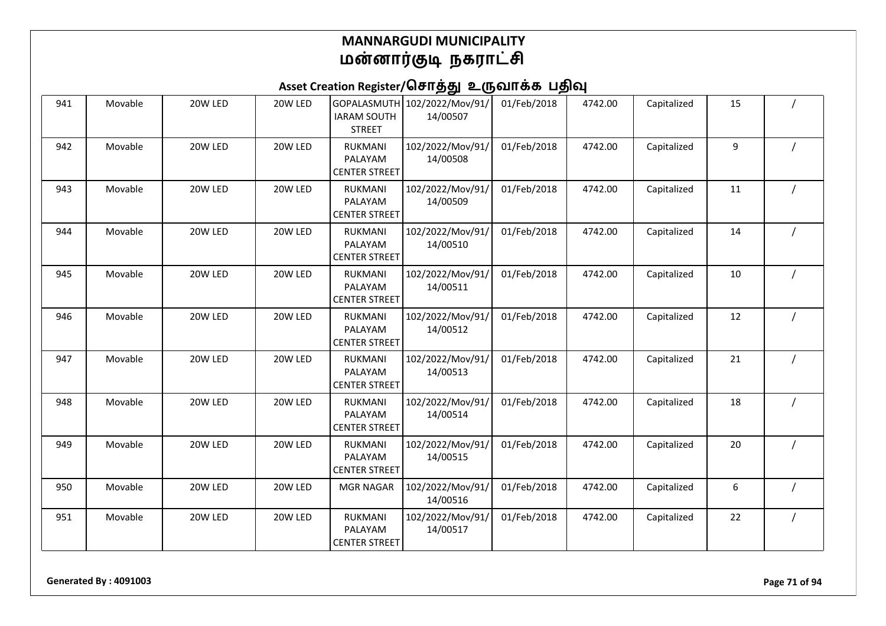# MANNARGUDI MUNICIPALITY
# மன்னார்குடி நகராட்சி

## Asset Creation Register/சொத்து உருவாக்க பதிவு

| | | | | | | | | | | |
|---|---|---|---|---|---|---|---|---|---|---|
| 941 | Movable | 20W LED | 20W LED | GOPALASMUTH IARAM SOUTH STREET | 102/2022/Mov/91/14/00507 | 01/Feb/2018 | 4742.00 | Capitalized | 15 | / |
| 942 | Movable | 20W LED | 20W LED | RUKMANI PALAYAM CENTER STREET | 102/2022/Mov/91/14/00508 | 01/Feb/2018 | 4742.00 | Capitalized | 9 | / |
| 943 | Movable | 20W LED | 20W LED | RUKMANI PALAYAM CENTER STREET | 102/2022/Mov/91/14/00509 | 01/Feb/2018 | 4742.00 | Capitalized | 11 | / |
| 944 | Movable | 20W LED | 20W LED | RUKMANI PALAYAM CENTER STREET | 102/2022/Mov/91/14/00510 | 01/Feb/2018 | 4742.00 | Capitalized | 14 | / |
| 945 | Movable | 20W LED | 20W LED | RUKMANI PALAYAM CENTER STREET | 102/2022/Mov/91/14/00511 | 01/Feb/2018 | 4742.00 | Capitalized | 10 | / |
| 946 | Movable | 20W LED | 20W LED | RUKMANI PALAYAM CENTER STREET | 102/2022/Mov/91/14/00512 | 01/Feb/2018 | 4742.00 | Capitalized | 12 | / |
| 947 | Movable | 20W LED | 20W LED | RUKMANI PALAYAM CENTER STREET | 102/2022/Mov/91/14/00513 | 01/Feb/2018 | 4742.00 | Capitalized | 21 | / |
| 948 | Movable | 20W LED | 20W LED | RUKMANI PALAYAM CENTER STREET | 102/2022/Mov/91/14/00514 | 01/Feb/2018 | 4742.00 | Capitalized | 18 | / |
| 949 | Movable | 20W LED | 20W LED | RUKMANI PALAYAM CENTER STREET | 102/2022/Mov/91/14/00515 | 01/Feb/2018 | 4742.00 | Capitalized | 20 | / |
| 950 | Movable | 20W LED | 20W LED | MGR NAGAR | 102/2022/Mov/91/14/00516 | 01/Feb/2018 | 4742.00 | Capitalized | 6 | / |
| 951 | Movable | 20W LED | 20W LED | RUKMANI PALAYAM CENTER STREET | 102/2022/Mov/91/14/00517 | 01/Feb/2018 | 4742.00 | Capitalized | 22 | / |

**Generated By : 4091003**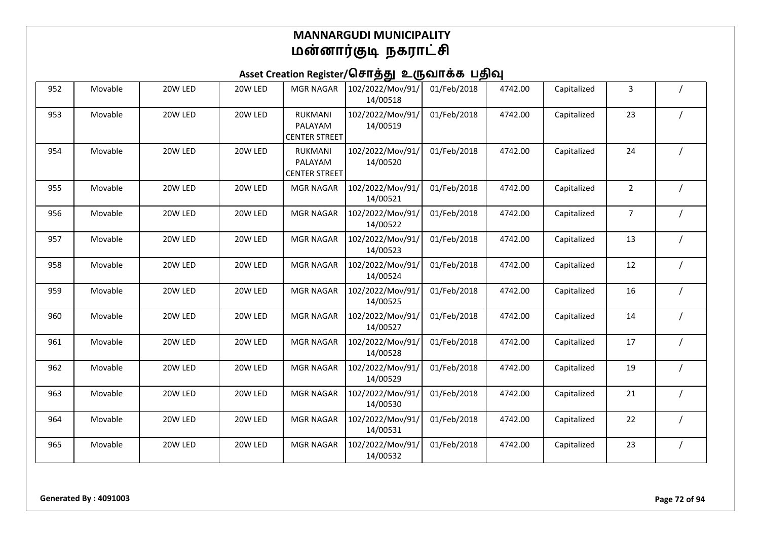# MANNARGUDI MUNICIPALITY
# மன்னார்குடி நகராட்சி

## Asset Creation Register/சொத்து உருவாக்க பதிவு

| | | | | | | | | | | |
|---|---|---|---|---|---|---|---|---|---|---|
| 952 | Movable | 20W LED | 20W LED | MGR NAGAR | 102/2022/Mov/91/14/00518 | 01/Feb/2018 | 4742.00 | Capitalized | 3 | / |
| 953 | Movable | 20W LED | 20W LED | RUKMANI PALAYAM CENTER STREET | 102/2022/Mov/91/14/00519 | 01/Feb/2018 | 4742.00 | Capitalized | 23 | / |
| 954 | Movable | 20W LED | 20W LED | RUKMANI PALAYAM CENTER STREET | 102/2022/Mov/91/14/00520 | 01/Feb/2018 | 4742.00 | Capitalized | 24 | / |
| 955 | Movable | 20W LED | 20W LED | MGR NAGAR | 102/2022/Mov/91/14/00521 | 01/Feb/2018 | 4742.00 | Capitalized | 2 | / |
| 956 | Movable | 20W LED | 20W LED | MGR NAGAR | 102/2022/Mov/91/14/00522 | 01/Feb/2018 | 4742.00 | Capitalized | 7 | / |
| 957 | Movable | 20W LED | 20W LED | MGR NAGAR | 102/2022/Mov/91/14/00523 | 01/Feb/2018 | 4742.00 | Capitalized | 13 | / |
| 958 | Movable | 20W LED | 20W LED | MGR NAGAR | 102/2022/Mov/91/14/00524 | 01/Feb/2018 | 4742.00 | Capitalized | 12 | / |
| 959 | Movable | 20W LED | 20W LED | MGR NAGAR | 102/2022/Mov/91/14/00525 | 01/Feb/2018 | 4742.00 | Capitalized | 16 | / |
| 960 | Movable | 20W LED | 20W LED | MGR NAGAR | 102/2022/Mov/91/14/00527 | 01/Feb/2018 | 4742.00 | Capitalized | 14 | / |
| 961 | Movable | 20W LED | 20W LED | MGR NAGAR | 102/2022/Mov/91/14/00528 | 01/Feb/2018 | 4742.00 | Capitalized | 17 | / |
| 962 | Movable | 20W LED | 20W LED | MGR NAGAR | 102/2022/Mov/91/14/00529 | 01/Feb/2018 | 4742.00 | Capitalized | 19 | / |
| 963 | Movable | 20W LED | 20W LED | MGR NAGAR | 102/2022/Mov/91/14/00530 | 01/Feb/2018 | 4742.00 | Capitalized | 21 | / |
| 964 | Movable | 20W LED | 20W LED | MGR NAGAR | 102/2022/Mov/91/14/00531 | 01/Feb/2018 | 4742.00 | Capitalized | 22 | / |
| 965 | Movable | 20W LED | 20W LED | MGR NAGAR | 102/2022/Mov/91/14/00532 | 01/Feb/2018 | 4742.00 | Capitalized | 23 | / |

**Generated By : 4091003**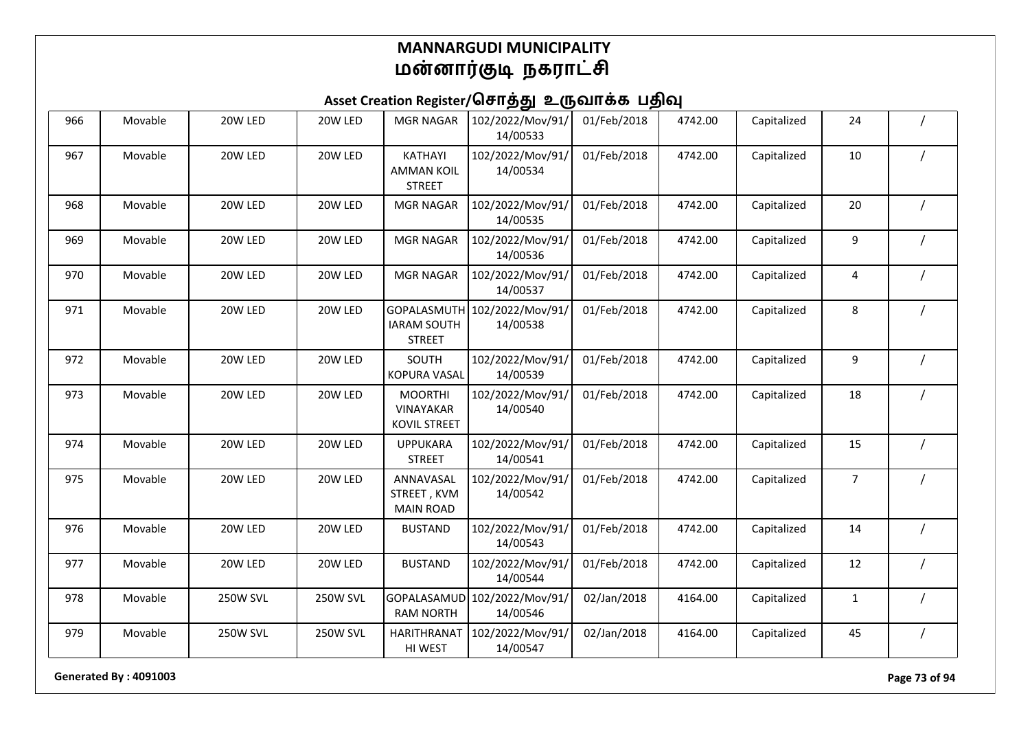# MANNARGUDI MUNICIPALITY
# மன்னார்குடி நகராட்சி

## Asset Creation Register/சொத்து உருவாக்க பதிவு

| | | | | | | | | | | |
|---|---|---|---|---|---|---|---|---|---|---|
| 966 | Movable | 20W LED | 20W LED | MGR NAGAR | 102/2022/Mov/91/14/00533 | 01/Feb/2018 | 4742.00 | Capitalized | 24 | / |
| 967 | Movable | 20W LED | 20W LED | KATHAYI AMMAN KOIL STREET | 102/2022/Mov/91/14/00534 | 01/Feb/2018 | 4742.00 | Capitalized | 10 | / |
| 968 | Movable | 20W LED | 20W LED | MGR NAGAR | 102/2022/Mov/91/14/00535 | 01/Feb/2018 | 4742.00 | Capitalized | 20 | / |
| 969 | Movable | 20W LED | 20W LED | MGR NAGAR | 102/2022/Mov/91/14/00536 | 01/Feb/2018 | 4742.00 | Capitalized | 9 | / |
| 970 | Movable | 20W LED | 20W LED | MGR NAGAR | 102/2022/Mov/91/14/00537 | 01/Feb/2018 | 4742.00 | Capitalized | 4 | / |
| 971 | Movable | 20W LED | 20W LED | GOPALASMUTHIARAM SOUTH STREET | 102/2022/Mov/91/14/00538 | 01/Feb/2018 | 4742.00 | Capitalized | 8 | / |
| 972 | Movable | 20W LED | 20W LED | SOUTH KOPURA VASAL | 102/2022/Mov/91/14/00539 | 01/Feb/2018 | 4742.00 | Capitalized | 9 | / |
| 973 | Movable | 20W LED | 20W LED | MOORTHI VINAYAKAR KOVIL STREET | 102/2022/Mov/91/14/00540 | 01/Feb/2018 | 4742.00 | Capitalized | 18 | / |
| 974 | Movable | 20W LED | 20W LED | UPPUKARA STREET | 102/2022/Mov/91/14/00541 | 01/Feb/2018 | 4742.00 | Capitalized | 15 | / |
| 975 | Movable | 20W LED | 20W LED | ANNAVASAL STREET , KVM MAIN ROAD | 102/2022/Mov/91/14/00542 | 01/Feb/2018 | 4742.00 | Capitalized | 7 | / |
| 976 | Movable | 20W LED | 20W LED | BUSTAND | 102/2022/Mov/91/14/00543 | 01/Feb/2018 | 4742.00 | Capitalized | 14 | / |
| 977 | Movable | 20W LED | 20W LED | BUSTAND | 102/2022/Mov/91/14/00544 | 01/Feb/2018 | 4742.00 | Capitalized | 12 | / |
| 978 | Movable | 250W SVL | 250W SVL | GOPALASAMUDRAM NORTH | 102/2022/Mov/91/14/00546 | 02/Jan/2018 | 4164.00 | Capitalized | 1 | / |
| 979 | Movable | 250W SVL | 250W SVL | HARITHRANATHI WEST | 102/2022/Mov/91/14/00547 | 02/Jan/2018 | 4164.00 | Capitalized | 45 | / |

**Generated By : 4091003**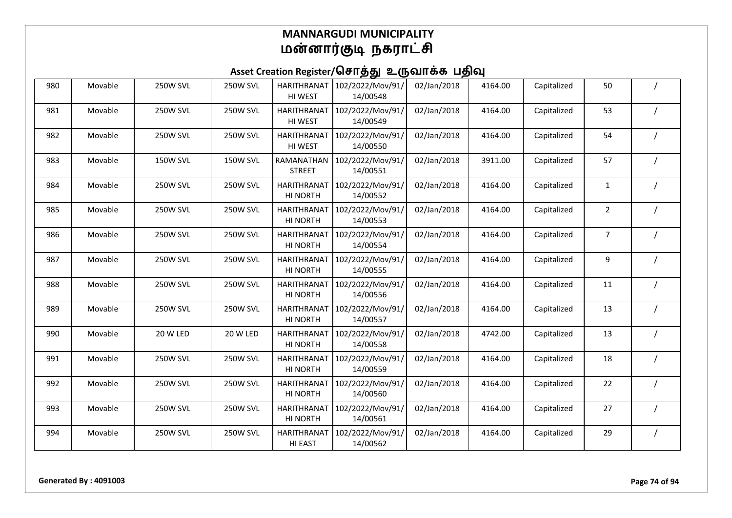# MANNARGUDI MUNICIPALITY
# மன்னார்குடி நகராட்சி

## Asset Creation Register/சொத்து உருவாக்க பதிவு

| | | | | | | | | | | |
|---|---|---|---|---|---|---|---|---|---|---|
| 980 | Movable | 250W SVL | 250W SVL | HARITHRANATHI WEST | 102/2022/Mov/91/14/00548 | 02/Jan/2018 | 4164.00 | Capitalized | 50 | / |
| 981 | Movable | 250W SVL | 250W SVL | HARITHRANATHI WEST | 102/2022/Mov/91/14/00549 | 02/Jan/2018 | 4164.00 | Capitalized | 53 | / |
| 982 | Movable | 250W SVL | 250W SVL | HARITHRANATHI WEST | 102/2022/Mov/91/14/00550 | 02/Jan/2018 | 4164.00 | Capitalized | 54 | / |
| 983 | Movable | 150W SVL | 150W SVL | RAMANATHAN STREET | 102/2022/Mov/91/14/00551 | 02/Jan/2018 | 3911.00 | Capitalized | 57 | / |
| 984 | Movable | 250W SVL | 250W SVL | HARITHRANATHI NORTH | 102/2022/Mov/91/14/00552 | 02/Jan/2018 | 4164.00 | Capitalized | 1 | / |
| 985 | Movable | 250W SVL | 250W SVL | HARITHRANATHI NORTH | 102/2022/Mov/91/14/00553 | 02/Jan/2018 | 4164.00 | Capitalized | 2 | / |
| 986 | Movable | 250W SVL | 250W SVL | HARITHRANATHI NORTH | 102/2022/Mov/91/14/00554 | 02/Jan/2018 | 4164.00 | Capitalized | 7 | / |
| 987 | Movable | 250W SVL | 250W SVL | HARITHRANATHI NORTH | 102/2022/Mov/91/14/00555 | 02/Jan/2018 | 4164.00 | Capitalized | 9 | / |
| 988 | Movable | 250W SVL | 250W SVL | HARITHRANATHI NORTH | 102/2022/Mov/91/14/00556 | 02/Jan/2018 | 4164.00 | Capitalized | 11 | / |
| 989 | Movable | 250W SVL | 250W SVL | HARITHRANATHI NORTH | 102/2022/Mov/91/14/00557 | 02/Jan/2018 | 4164.00 | Capitalized | 13 | / |
| 990 | Movable | 20 W LED | 20 W LED | HARITHRANATHI NORTH | 102/2022/Mov/91/14/00558 | 02/Jan/2018 | 4742.00 | Capitalized | 13 | / |
| 991 | Movable | 250W SVL | 250W SVL | HARITHRANATHI NORTH | 102/2022/Mov/91/14/00559 | 02/Jan/2018 | 4164.00 | Capitalized | 18 | / |
| 992 | Movable | 250W SVL | 250W SVL | HARITHRANATHI NORTH | 102/2022/Mov/91/14/00560 | 02/Jan/2018 | 4164.00 | Capitalized | 22 | / |
| 993 | Movable | 250W SVL | 250W SVL | HARITHRANATHI NORTH | 102/2022/Mov/91/14/00561 | 02/Jan/2018 | 4164.00 | Capitalized | 27 | / |
| 994 | Movable | 250W SVL | 250W SVL | HARITHRANATHI EAST | 102/2022/Mov/91/14/00562 | 02/Jan/2018 | 4164.00 | Capitalized | 29 | / |

**Generated By : 4091003**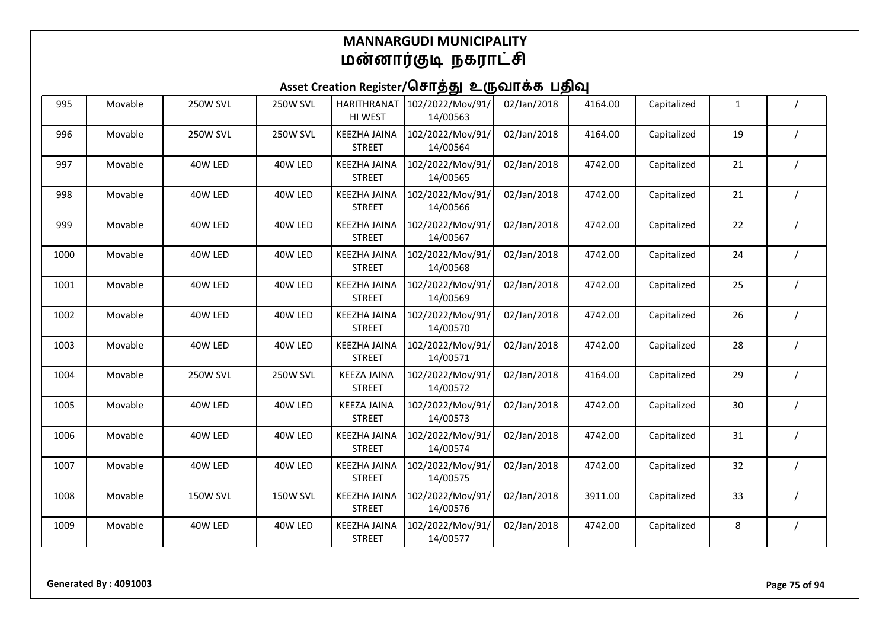# MANNARGUDI MUNICIPALITY
# மன்னார்குடி நகராட்சி

## Asset Creation Register/சொத்து உருவாக்க பதிவு

| | | | | | | | | | | |
|---|---|---|---|---|---|---|---|---|---|---|
| 995 | Movable | 250W SVL | 250W SVL | HARITHRANAT HI WEST | 102/2022/Mov/91/14/00563 | 02/Jan/2018 | 4164.00 | Capitalized | 1 | / |
| 996 | Movable | 250W SVL | 250W SVL | KEEZHA JAINA STREET | 102/2022/Mov/91/14/00564 | 02/Jan/2018 | 4164.00 | Capitalized | 19 | / |
| 997 | Movable | 40W LED | 40W LED | KEEZHA JAINA STREET | 102/2022/Mov/91/14/00565 | 02/Jan/2018 | 4742.00 | Capitalized | 21 | / |
| 998 | Movable | 40W LED | 40W LED | KEEZHA JAINA STREET | 102/2022/Mov/91/14/00566 | 02/Jan/2018 | 4742.00 | Capitalized | 21 | / |
| 999 | Movable | 40W LED | 40W LED | KEEZHA JAINA STREET | 102/2022/Mov/91/14/00567 | 02/Jan/2018 | 4742.00 | Capitalized | 22 | / |
| 1000 | Movable | 40W LED | 40W LED | KEEZHA JAINA STREET | 102/2022/Mov/91/14/00568 | 02/Jan/2018 | 4742.00 | Capitalized | 24 | / |
| 1001 | Movable | 40W LED | 40W LED | KEEZHA JAINA STREET | 102/2022/Mov/91/14/00569 | 02/Jan/2018 | 4742.00 | Capitalized | 25 | / |
| 1002 | Movable | 40W LED | 40W LED | KEEZHA JAINA STREET | 102/2022/Mov/91/14/00570 | 02/Jan/2018 | 4742.00 | Capitalized | 26 | / |
| 1003 | Movable | 40W LED | 40W LED | KEEZHA JAINA STREET | 102/2022/Mov/91/14/00571 | 02/Jan/2018 | 4742.00 | Capitalized | 28 | / |
| 1004 | Movable | 250W SVL | 250W SVL | KEEZA JAINA STREET | 102/2022/Mov/91/14/00572 | 02/Jan/2018 | 4164.00 | Capitalized | 29 | / |
| 1005 | Movable | 40W LED | 40W LED | KEEZA JAINA STREET | 102/2022/Mov/91/14/00573 | 02/Jan/2018 | 4742.00 | Capitalized | 30 | / |
| 1006 | Movable | 40W LED | 40W LED | KEEZHA JAINA STREET | 102/2022/Mov/91/14/00574 | 02/Jan/2018 | 4742.00 | Capitalized | 31 | / |
| 1007 | Movable | 40W LED | 40W LED | KEEZHA JAINA STREET | 102/2022/Mov/91/14/00575 | 02/Jan/2018 | 4742.00 | Capitalized | 32 | / |
| 1008 | Movable | 150W SVL | 150W SVL | KEEZHA JAINA STREET | 102/2022/Mov/91/14/00576 | 02/Jan/2018 | 3911.00 | Capitalized | 33 | / |
| 1009 | Movable | 40W LED | 40W LED | KEEZHA JAINA STREET | 102/2022/Mov/91/14/00577 | 02/Jan/2018 | 4742.00 | Capitalized | 8 | / |

**Generated By : 4091003**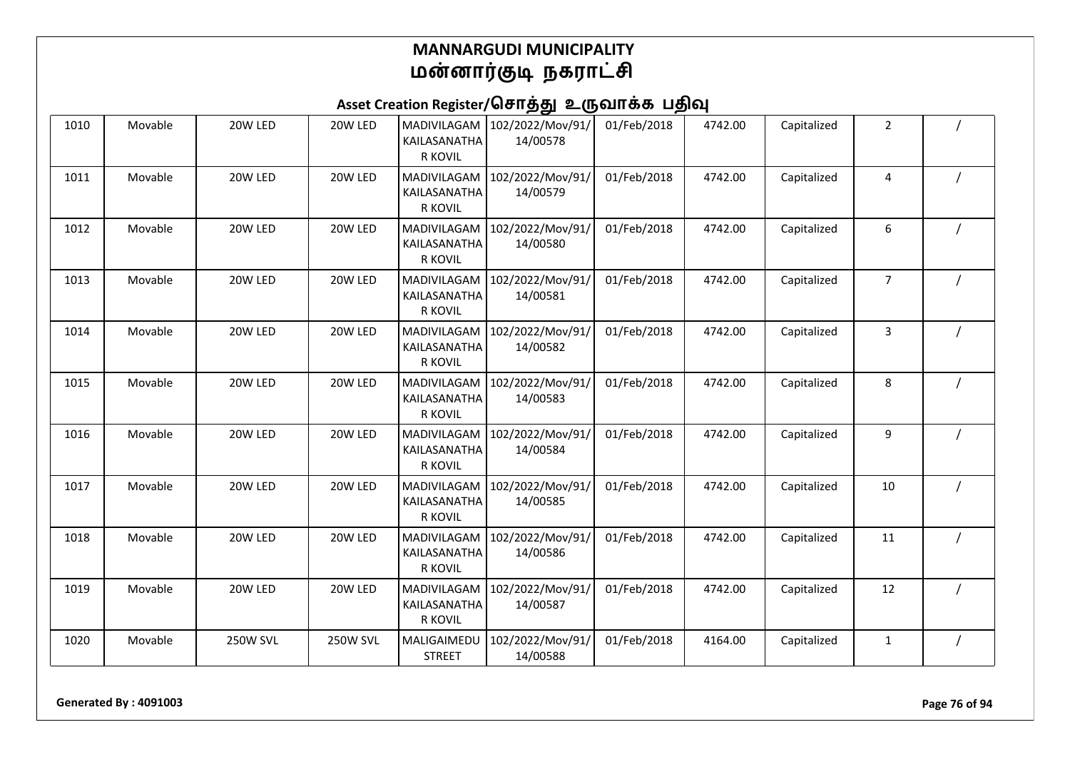# MANNARGUDI MUNICIPALITY
# மன்னார்குடி நகராட்சி

## Asset Creation Register/சொத்து உருவாக்க பதிவு

| | | | | | | | | | | |
|---|---|---|---|---|---|---|---|---|---|---|
| 1010 | Movable | 20W LED | 20W LED | MADIVILAGAM KAILASANATHAR KOVIL | 102/2022/Mov/91/14/00578 | 01/Feb/2018 | 4742.00 | Capitalized | 2 | / |
| 1011 | Movable | 20W LED | 20W LED | MADIVILAGAM KAILASANATHAR KOVIL | 102/2022/Mov/91/14/00579 | 01/Feb/2018 | 4742.00 | Capitalized | 4 | / |
| 1012 | Movable | 20W LED | 20W LED | MADIVILAGAM KAILASANATHAR KOVIL | 102/2022/Mov/91/14/00580 | 01/Feb/2018 | 4742.00 | Capitalized | 6 | / |
| 1013 | Movable | 20W LED | 20W LED | MADIVILAGAM KAILASANATHAR KOVIL | 102/2022/Mov/91/14/00581 | 01/Feb/2018 | 4742.00 | Capitalized | 7 | / |
| 1014 | Movable | 20W LED | 20W LED | MADIVILAGAM KAILASANATHAR KOVIL | 102/2022/Mov/91/14/00582 | 01/Feb/2018 | 4742.00 | Capitalized | 3 | / |
| 1015 | Movable | 20W LED | 20W LED | MADIVILAGAM KAILASANATHAR KOVIL | 102/2022/Mov/91/14/00583 | 01/Feb/2018 | 4742.00 | Capitalized | 8 | / |
| 1016 | Movable | 20W LED | 20W LED | MADIVILAGAM KAILASANATHAR KOVIL | 102/2022/Mov/91/14/00584 | 01/Feb/2018 | 4742.00 | Capitalized | 9 | / |
| 1017 | Movable | 20W LED | 20W LED | MADIVILAGAM KAILASANATHAR KOVIL | 102/2022/Mov/91/14/00585 | 01/Feb/2018 | 4742.00 | Capitalized | 10 | / |
| 1018 | Movable | 20W LED | 20W LED | MADIVILAGAM KAILASANATHAR KOVIL | 102/2022/Mov/91/14/00586 | 01/Feb/2018 | 4742.00 | Capitalized | 11 | / |
| 1019 | Movable | 20W LED | 20W LED | MADIVILAGAM KAILASANATHAR KOVIL | 102/2022/Mov/91/14/00587 | 01/Feb/2018 | 4742.00 | Capitalized | 12 | / |
| 1020 | Movable | 250W SVL | 250W SVL | MALIGAIMEDU STREET | 102/2022/Mov/91/14/00588 | 01/Feb/2018 | 4164.00 | Capitalized | 1 | / |

**Generated By : 4091003**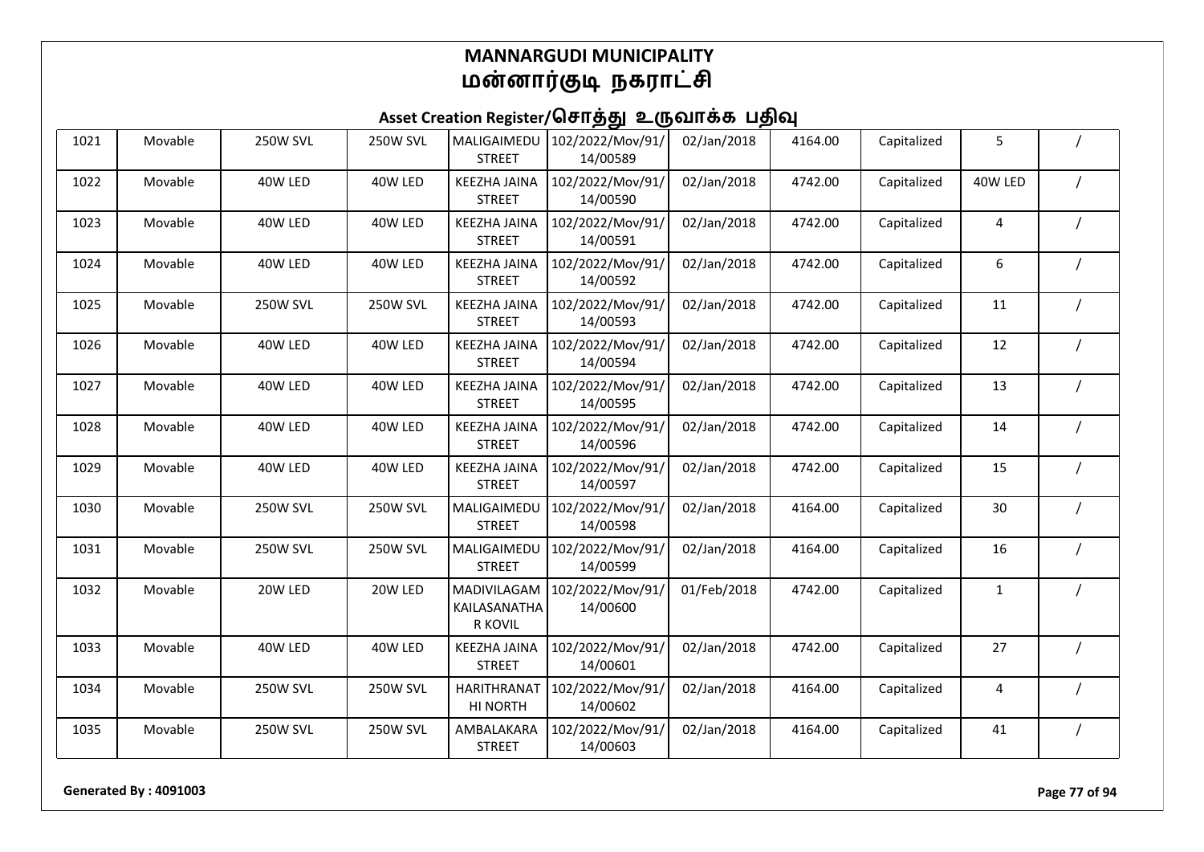# MANNARGUDI MUNICIPALITY
# மன்னார்குடி நகராட்சி

## Asset Creation Register/சொத்து உருவாக்க பதிவு

| | | | | | | | | | | |
|---|---|---|---|---|---|---|---|---|---|---|
| 1021 | Movable | 250W SVL | 250W SVL | MALIGAIMEDU STREET | 102/2022/Mov/91/14/00589 | 02/Jan/2018 | 4164.00 | Capitalized | 5 | / |
| 1022 | Movable | 40W LED | 40W LED | KEEZHA JAINA STREET | 102/2022/Mov/91/14/00590 | 02/Jan/2018 | 4742.00 | Capitalized | 40W LED | / |
| 1023 | Movable | 40W LED | 40W LED | KEEZHA JAINA STREET | 102/2022/Mov/91/14/00591 | 02/Jan/2018 | 4742.00 | Capitalized | 4 | / |
| 1024 | Movable | 40W LED | 40W LED | KEEZHA JAINA STREET | 102/2022/Mov/91/14/00592 | 02/Jan/2018 | 4742.00 | Capitalized | 6 | / |
| 1025 | Movable | 250W SVL | 250W SVL | KEEZHA JAINA STREET | 102/2022/Mov/91/14/00593 | 02/Jan/2018 | 4742.00 | Capitalized | 11 | / |
| 1026 | Movable | 40W LED | 40W LED | KEEZHA JAINA STREET | 102/2022/Mov/91/14/00594 | 02/Jan/2018 | 4742.00 | Capitalized | 12 | / |
| 1027 | Movable | 40W LED | 40W LED | KEEZHA JAINA STREET | 102/2022/Mov/91/14/00595 | 02/Jan/2018 | 4742.00 | Capitalized | 13 | / |
| 1028 | Movable | 40W LED | 40W LED | KEEZHA JAINA STREET | 102/2022/Mov/91/14/00596 | 02/Jan/2018 | 4742.00 | Capitalized | 14 | / |
| 1029 | Movable | 40W LED | 40W LED | KEEZHA JAINA STREET | 102/2022/Mov/91/14/00597 | 02/Jan/2018 | 4742.00 | Capitalized | 15 | / |
| 1030 | Movable | 250W SVL | 250W SVL | MALIGAIMEDU STREET | 102/2022/Mov/91/14/00598 | 02/Jan/2018 | 4164.00 | Capitalized | 30 | / |
| 1031 | Movable | 250W SVL | 250W SVL | MALIGAIMEDU STREET | 102/2022/Mov/91/14/00599 | 02/Jan/2018 | 4164.00 | Capitalized | 16 | / |
| 1032 | Movable | 20W LED | 20W LED | MADIVILAGAM KAILASANATHA R KOVIL | 102/2022/Mov/91/14/00600 | 01/Feb/2018 | 4742.00 | Capitalized | 1 | / |
| 1033 | Movable | 40W LED | 40W LED | KEEZHA JAINA STREET | 102/2022/Mov/91/14/00601 | 02/Jan/2018 | 4742.00 | Capitalized | 27 | / |
| 1034 | Movable | 250W SVL | 250W SVL | HARITHRANAT HI NORTH | 102/2022/Mov/91/14/00602 | 02/Jan/2018 | 4164.00 | Capitalized | 4 | / |
| 1035 | Movable | 250W SVL | 250W SVL | AMBALAKARA STREET | 102/2022/Mov/91/14/00603 | 02/Jan/2018 | 4164.00 | Capitalized | 41 | / |

**Generated By : 4091003**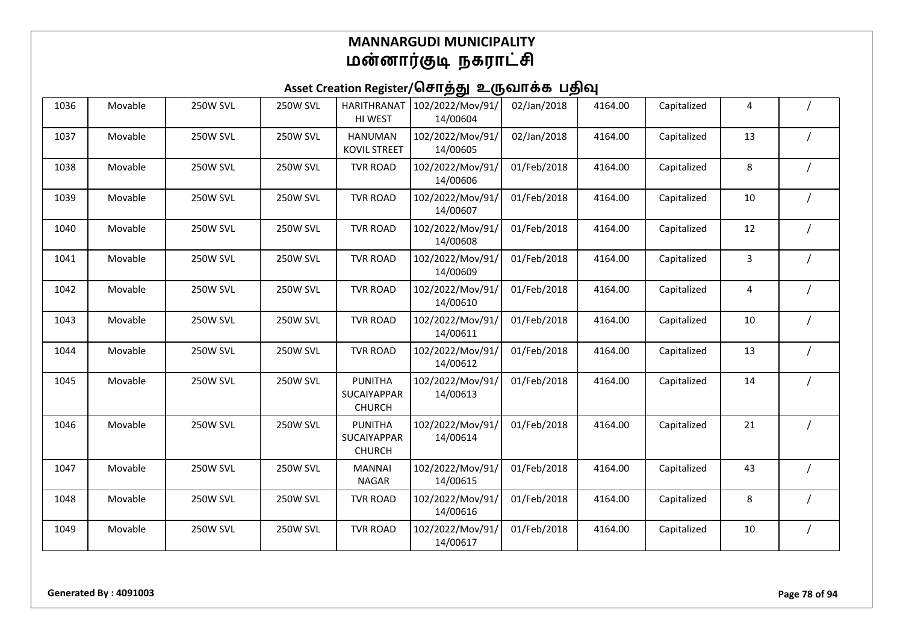# MANNARGUDI MUNICIPALITY
# மன்னார்குடி நகராட்சி

## Asset Creation Register/சொத்து உருவாக்க பதிவு

| | | | | | | | | | | |
|---|---|---|---|---|---|---|---|---|---|---|
| 1036 | Movable | 250W SVL | 250W SVL | HARITHRANATHI WEST | 102/2022/Mov/91/14/00604 | 02/Jan/2018 | 4164.00 | Capitalized | 4 | / |
| 1037 | Movable | 250W SVL | 250W SVL | HANUMAN KOVIL STREET | 102/2022/Mov/91/14/00605 | 02/Jan/2018 | 4164.00 | Capitalized | 13 | / |
| 1038 | Movable | 250W SVL | 250W SVL | TVR ROAD | 102/2022/Mov/91/14/00606 | 01/Feb/2018 | 4164.00 | Capitalized | 8 | / |
| 1039 | Movable | 250W SVL | 250W SVL | TVR ROAD | 102/2022/Mov/91/14/00607 | 01/Feb/2018 | 4164.00 | Capitalized | 10 | / |
| 1040 | Movable | 250W SVL | 250W SVL | TVR ROAD | 102/2022/Mov/91/14/00608 | 01/Feb/2018 | 4164.00 | Capitalized | 12 | / |
| 1041 | Movable | 250W SVL | 250W SVL | TVR ROAD | 102/2022/Mov/91/14/00609 | 01/Feb/2018 | 4164.00 | Capitalized | 3 | / |
| 1042 | Movable | 250W SVL | 250W SVL | TVR ROAD | 102/2022/Mov/91/14/00610 | 01/Feb/2018 | 4164.00 | Capitalized | 4 | / |
| 1043 | Movable | 250W SVL | 250W SVL | TVR ROAD | 102/2022/Mov/91/14/00611 | 01/Feb/2018 | 4164.00 | Capitalized | 10 | / |
| 1044 | Movable | 250W SVL | 250W SVL | TVR ROAD | 102/2022/Mov/91/14/00612 | 01/Feb/2018 | 4164.00 | Capitalized | 13 | / |
| 1045 | Movable | 250W SVL | 250W SVL | PUNITHA SUCAIYAPPAR CHURCH | 102/2022/Mov/91/14/00613 | 01/Feb/2018 | 4164.00 | Capitalized | 14 | / |
| 1046 | Movable | 250W SVL | 250W SVL | PUNITHA SUCAIYAPPAR CHURCH | 102/2022/Mov/91/14/00614 | 01/Feb/2018 | 4164.00 | Capitalized | 21 | / |
| 1047 | Movable | 250W SVL | 250W SVL | MANNAI NAGAR | 102/2022/Mov/91/14/00615 | 01/Feb/2018 | 4164.00 | Capitalized | 43 | / |
| 1048 | Movable | 250W SVL | 250W SVL | TVR ROAD | 102/2022/Mov/91/14/00616 | 01/Feb/2018 | 4164.00 | Capitalized | 8 | / |
| 1049 | Movable | 250W SVL | 250W SVL | TVR ROAD | 102/2022/Mov/91/14/00617 | 01/Feb/2018 | 4164.00 | Capitalized | 10 | / |

**Generated By : 4091003**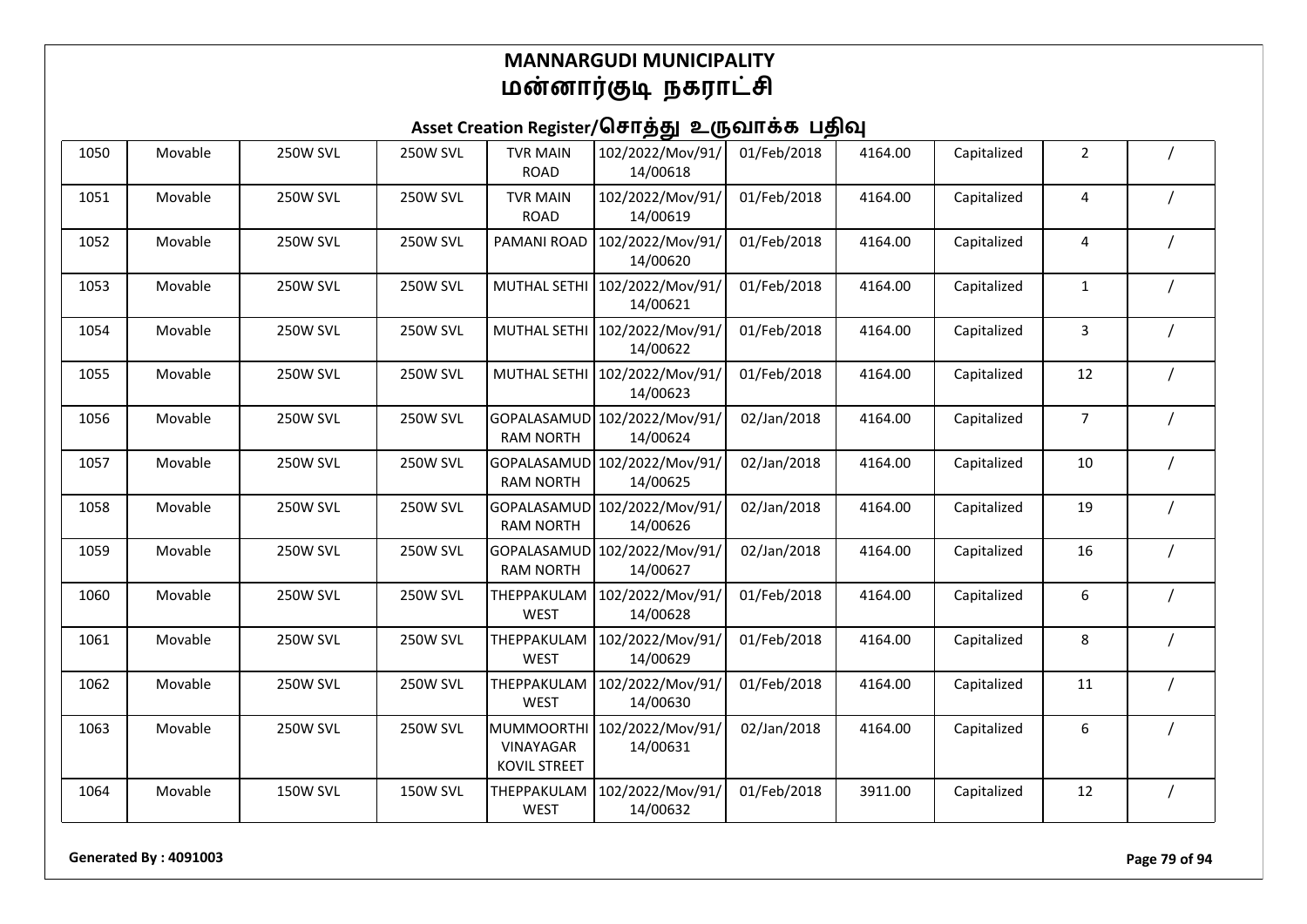# MANNARGUDI MUNICIPALITY
# மன்னார்குடி நகராட்சி

## Asset Creation Register/சொத்து உருவாக்க பதிவு

| | | | | | | | | | | |
|---|---|---|---|---|---|---|---|---|---|---|
| 1050 | Movable | 250W SVL | 250W SVL | TVR MAIN ROAD | 102/2022/Mov/91/14/00618 | 01/Feb/2018 | 4164.00 | Capitalized | 2 | / |
| 1051 | Movable | 250W SVL | 250W SVL | TVR MAIN ROAD | 102/2022/Mov/91/14/00619 | 01/Feb/2018 | 4164.00 | Capitalized | 4 | / |
| 1052 | Movable | 250W SVL | 250W SVL | PAMANI ROAD | 102/2022/Mov/91/14/00620 | 01/Feb/2018 | 4164.00 | Capitalized | 4 | / |
| 1053 | Movable | 250W SVL | 250W SVL | MUTHAL SETHI | 102/2022/Mov/91/14/00621 | 01/Feb/2018 | 4164.00 | Capitalized | 1 | / |
| 1054 | Movable | 250W SVL | 250W SVL | MUTHAL SETHI | 102/2022/Mov/91/14/00622 | 01/Feb/2018 | 4164.00 | Capitalized | 3 | / |
| 1055 | Movable | 250W SVL | 250W SVL | MUTHAL SETHI | 102/2022/Mov/91/14/00623 | 01/Feb/2018 | 4164.00 | Capitalized | 12 | / |
| 1056 | Movable | 250W SVL | 250W SVL | GOPALASAMUDRAM NORTH | 102/2022/Mov/91/14/00624 | 02/Jan/2018 | 4164.00 | Capitalized | 7 | / |
| 1057 | Movable | 250W SVL | 250W SVL | GOPALASAMUDRAM NORTH | 102/2022/Mov/91/14/00625 | 02/Jan/2018 | 4164.00 | Capitalized | 10 | / |
| 1058 | Movable | 250W SVL | 250W SVL | GOPALASAMUDRAM NORTH | 102/2022/Mov/91/14/00626 | 02/Jan/2018 | 4164.00 | Capitalized | 19 | / |
| 1059 | Movable | 250W SVL | 250W SVL | GOPALASAMUDRAM NORTH | 102/2022/Mov/91/14/00627 | 02/Jan/2018 | 4164.00 | Capitalized | 16 | / |
| 1060 | Movable | 250W SVL | 250W SVL | THEPPAKULAM WEST | 102/2022/Mov/91/14/00628 | 01/Feb/2018 | 4164.00 | Capitalized | 6 | / |
| 1061 | Movable | 250W SVL | 250W SVL | THEPPAKULAM WEST | 102/2022/Mov/91/14/00629 | 01/Feb/2018 | 4164.00 | Capitalized | 8 | / |
| 1062 | Movable | 250W SVL | 250W SVL | THEPPAKULAM WEST | 102/2022/Mov/91/14/00630 | 01/Feb/2018 | 4164.00 | Capitalized | 11 | / |
| 1063 | Movable | 250W SVL | 250W SVL | MUMMOORTHI VINAYAGAR KOVIL STREET | 102/2022/Mov/91/14/00631 | 02/Jan/2018 | 4164.00 | Capitalized | 6 | / |
| 1064 | Movable | 150W SVL | 150W SVL | THEPPAKULAM WEST | 102/2022/Mov/91/14/00632 | 01/Feb/2018 | 3911.00 | Capitalized | 12 | / |

**Generated By : 4091003**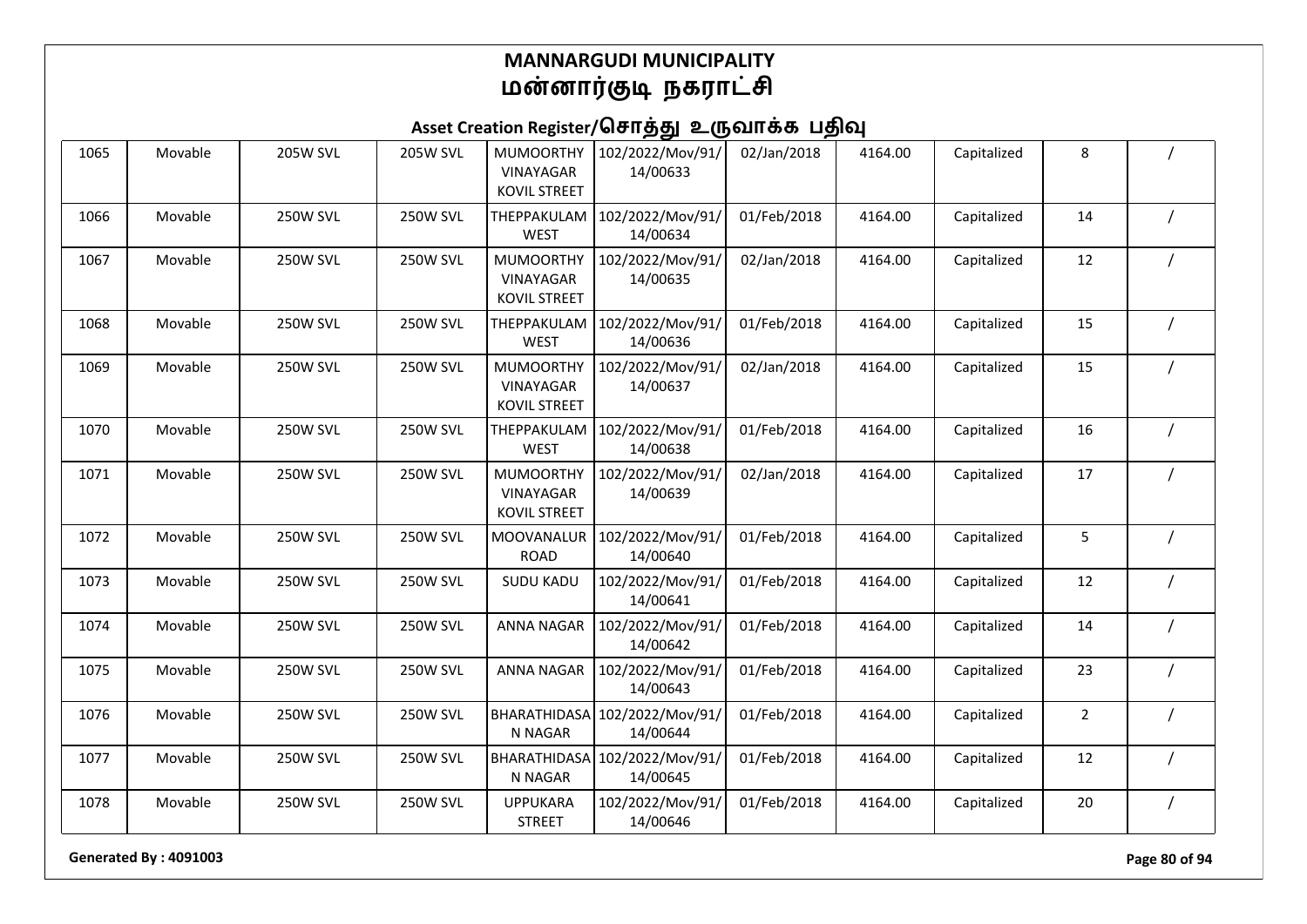# MANNARGUDI MUNICIPALITY
# மன்னார்குடி நகராட்சி

## Asset Creation Register/சொத்து உருவாக்க பதிவு

| | | | | | | | | | | |
|---|---|---|---|---|---|---|---|---|---|---|
| 1065 | Movable | 205W SVL | 205W SVL | MUMOORTHY VINAYAGAR KOVIL STREET | 102/2022/Mov/91/14/00633 | 02/Jan/2018 | 4164.00 | Capitalized | 8 | / |
| 1066 | Movable | 250W SVL | 250W SVL | THEPPAKULAM WEST | 102/2022/Mov/91/14/00634 | 01/Feb/2018 | 4164.00 | Capitalized | 14 | / |
| 1067 | Movable | 250W SVL | 250W SVL | MUMOORTHY VINAYAGAR KOVIL STREET | 102/2022/Mov/91/14/00635 | 02/Jan/2018 | 4164.00 | Capitalized | 12 | / |
| 1068 | Movable | 250W SVL | 250W SVL | THEPPAKULAM WEST | 102/2022/Mov/91/14/00636 | 01/Feb/2018 | 4164.00 | Capitalized | 15 | / |
| 1069 | Movable | 250W SVL | 250W SVL | MUMOORTHY VINAYAGAR KOVIL STREET | 102/2022/Mov/91/14/00637 | 02/Jan/2018 | 4164.00 | Capitalized | 15 | / |
| 1070 | Movable | 250W SVL | 250W SVL | THEPPAKULAM WEST | 102/2022/Mov/91/14/00638 | 01/Feb/2018 | 4164.00 | Capitalized | 16 | / |
| 1071 | Movable | 250W SVL | 250W SVL | MUMOORTHY VINAYAGAR KOVIL STREET | 102/2022/Mov/91/14/00639 | 02/Jan/2018 | 4164.00 | Capitalized | 17 | / |
| 1072 | Movable | 250W SVL | 250W SVL | MOOVANALUR ROAD | 102/2022/Mov/91/14/00640 | 01/Feb/2018 | 4164.00 | Capitalized | 5 | / |
| 1073 | Movable | 250W SVL | 250W SVL | SUDU KADU | 102/2022/Mov/91/14/00641 | 01/Feb/2018 | 4164.00 | Capitalized | 12 | / |
| 1074 | Movable | 250W SVL | 250W SVL | ANNA NAGAR | 102/2022/Mov/91/14/00642 | 01/Feb/2018 | 4164.00 | Capitalized | 14 | / |
| 1075 | Movable | 250W SVL | 250W SVL | ANNA NAGAR | 102/2022/Mov/91/14/00643 | 01/Feb/2018 | 4164.00 | Capitalized | 23 | / |
| 1076 | Movable | 250W SVL | 250W SVL | BHARATHIDASAN NAGAR | 102/2022/Mov/91/14/00644 | 01/Feb/2018 | 4164.00 | Capitalized | 2 | / |
| 1077 | Movable | 250W SVL | 250W SVL | BHARATHIDASAN NAGAR | 102/2022/Mov/91/14/00645 | 01/Feb/2018 | 4164.00 | Capitalized | 12 | / |
| 1078 | Movable | 250W SVL | 250W SVL | UPPUKARA STREET | 102/2022/Mov/91/14/00646 | 01/Feb/2018 | 4164.00 | Capitalized | 20 | / |

**Generated By : 4091003**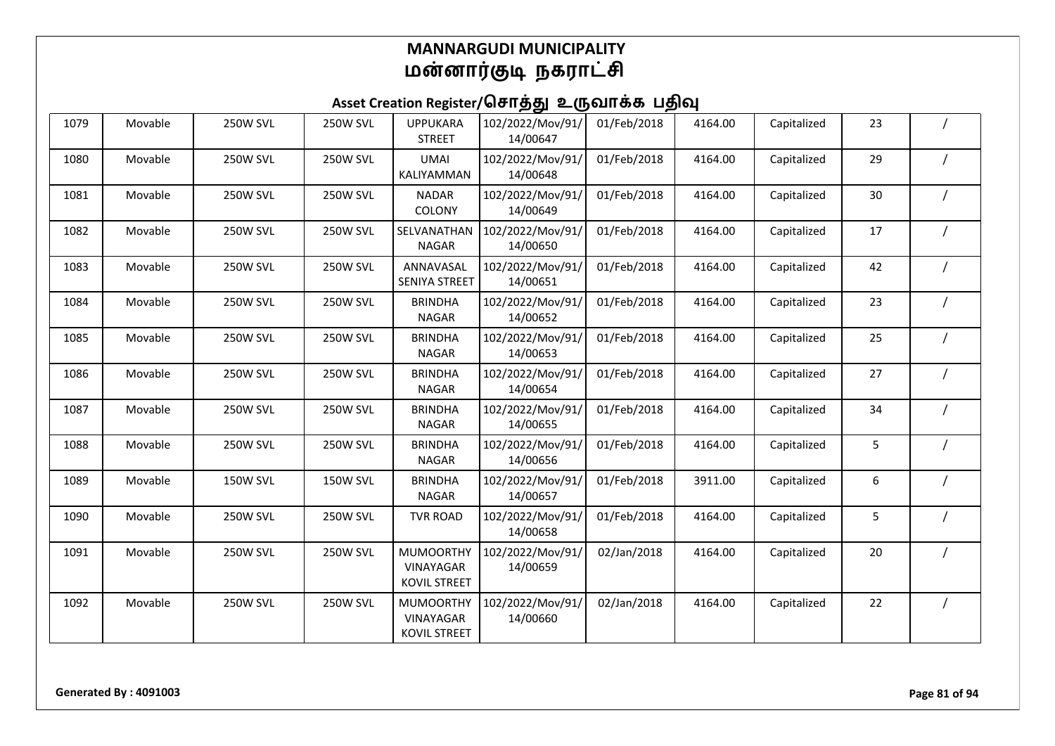# MANNARGUDI MUNICIPALITY
# மன்னார்குடி நகராட்சி

## Asset Creation Register/சொத்து உருவாக்க பதிவு

| | | | | | | | | | | |
|---|---|---|---|---|---|---|---|---|---|---|
| 1079 | Movable | 250W SVL | 250W SVL | UPPUKARA STREET | 102/2022/Mov/91/14/00647 | 01/Feb/2018 | 4164.00 | Capitalized | 23 | / |
| 1080 | Movable | 250W SVL | 250W SVL | UMAI KALIYAMMAN | 102/2022/Mov/91/14/00648 | 01/Feb/2018 | 4164.00 | Capitalized | 29 | / |
| 1081 | Movable | 250W SVL | 250W SVL | NADAR COLONY | 102/2022/Mov/91/14/00649 | 01/Feb/2018 | 4164.00 | Capitalized | 30 | / |
| 1082 | Movable | 250W SVL | 250W SVL | SELVANATHAN NAGAR | 102/2022/Mov/91/14/00650 | 01/Feb/2018 | 4164.00 | Capitalized | 17 | / |
| 1083 | Movable | 250W SVL | 250W SVL | ANNAVASAL SENIYA STREET | 102/2022/Mov/91/14/00651 | 01/Feb/2018 | 4164.00 | Capitalized | 42 | / |
| 1084 | Movable | 250W SVL | 250W SVL | BRINDHA NAGAR | 102/2022/Mov/91/14/00652 | 01/Feb/2018 | 4164.00 | Capitalized | 23 | / |
| 1085 | Movable | 250W SVL | 250W SVL | BRINDHA NAGAR | 102/2022/Mov/91/14/00653 | 01/Feb/2018 | 4164.00 | Capitalized | 25 | / |
| 1086 | Movable | 250W SVL | 250W SVL | BRINDHA NAGAR | 102/2022/Mov/91/14/00654 | 01/Feb/2018 | 4164.00 | Capitalized | 27 | / |
| 1087 | Movable | 250W SVL | 250W SVL | BRINDHA NAGAR | 102/2022/Mov/91/14/00655 | 01/Feb/2018 | 4164.00 | Capitalized | 34 | / |
| 1088 | Movable | 250W SVL | 250W SVL | BRINDHA NAGAR | 102/2022/Mov/91/14/00656 | 01/Feb/2018 | 4164.00 | Capitalized | 5 | / |
| 1089 | Movable | 150W SVL | 150W SVL | BRINDHA NAGAR | 102/2022/Mov/91/14/00657 | 01/Feb/2018 | 3911.00 | Capitalized | 6 | / |
| 1090 | Movable | 250W SVL | 250W SVL | TVR ROAD | 102/2022/Mov/91/14/00658 | 01/Feb/2018 | 4164.00 | Capitalized | 5 | / |
| 1091 | Movable | 250W SVL | 250W SVL | MUMOORTHY VINAYAGAR KOVIL STREET | 102/2022/Mov/91/14/00659 | 02/Jan/2018 | 4164.00 | Capitalized | 20 | / |
| 1092 | Movable | 250W SVL | 250W SVL | MUMOORTHY VINAYAGAR KOVIL STREET | 102/2022/Mov/91/14/00660 | 02/Jan/2018 | 4164.00 | Capitalized | 22 | / |

Generated By : 4091003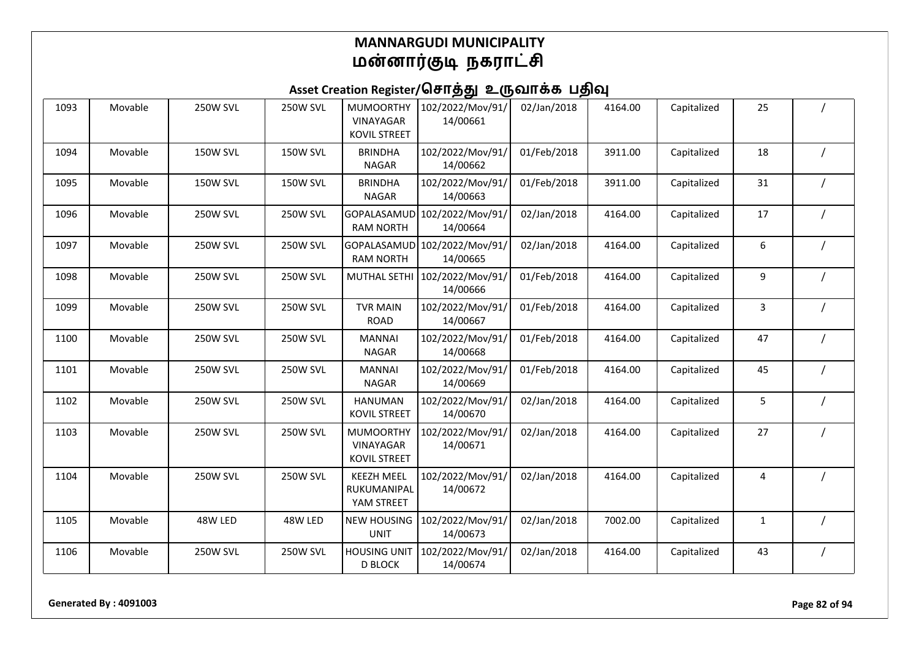# MANNARGUDI MUNICIPALITY
# மன்னார்குடி நகராட்சி

## Asset Creation Register/சொத்து உருவாக்க பதிவு

| | | | | | | | | | | |
|---|---|---|---|---|---|---|---|---|---|---|
| 1093 | Movable | 250W SVL | 250W SVL | MUMOORTHY VINAYAGAR KOVIL STREET | 102/2022/Mov/91/14/00661 | 02/Jan/2018 | 4164.00 | Capitalized | 25 | / |
| 1094 | Movable | 150W SVL | 150W SVL | BRINDHA NAGAR | 102/2022/Mov/91/14/00662 | 01/Feb/2018 | 3911.00 | Capitalized | 18 | / |
| 1095 | Movable | 150W SVL | 150W SVL | BRINDHA NAGAR | 102/2022/Mov/91/14/00663 | 01/Feb/2018 | 3911.00 | Capitalized | 31 | / |
| 1096 | Movable | 250W SVL | 250W SVL | GOPALASAMUDRAM NORTH | 102/2022/Mov/91/14/00664 | 02/Jan/2018 | 4164.00 | Capitalized | 17 | / |
| 1097 | Movable | 250W SVL | 250W SVL | GOPALASAMUDRAM NORTH | 102/2022/Mov/91/14/00665 | 02/Jan/2018 | 4164.00 | Capitalized | 6 | / |
| 1098 | Movable | 250W SVL | 250W SVL | MUTHAL SETHI | 102/2022/Mov/91/14/00666 | 01/Feb/2018 | 4164.00 | Capitalized | 9 | / |
| 1099 | Movable | 250W SVL | 250W SVL | TVR MAIN ROAD | 102/2022/Mov/91/14/00667 | 01/Feb/2018 | 4164.00 | Capitalized | 3 | / |
| 1100 | Movable | 250W SVL | 250W SVL | MANNAI NAGAR | 102/2022/Mov/91/14/00668 | 01/Feb/2018 | 4164.00 | Capitalized | 47 | / |
| 1101 | Movable | 250W SVL | 250W SVL | MANNAI NAGAR | 102/2022/Mov/91/14/00669 | 01/Feb/2018 | 4164.00 | Capitalized | 45 | / |
| 1102 | Movable | 250W SVL | 250W SVL | HANUMAN KOVIL STREET | 102/2022/Mov/91/14/00670 | 02/Jan/2018 | 4164.00 | Capitalized | 5 | / |
| 1103 | Movable | 250W SVL | 250W SVL | MUMOORTHY VINAYAGAR KOVIL STREET | 102/2022/Mov/91/14/00671 | 02/Jan/2018 | 4164.00 | Capitalized | 27 | / |
| 1104 | Movable | 250W SVL | 250W SVL | KEEZH MEEL RUKUMANIPALYAM STREET | 102/2022/Mov/91/14/00672 | 02/Jan/2018 | 4164.00 | Capitalized | 4 | / |
| 1105 | Movable | 48W LED | 48W LED | NEW HOUSING UNIT | 102/2022/Mov/91/14/00673 | 02/Jan/2018 | 7002.00 | Capitalized | 1 | / |
| 1106 | Movable | 250W SVL | 250W SVL | HOUSING UNIT D BLOCK | 102/2022/Mov/91/14/00674 | 02/Jan/2018 | 4164.00 | Capitalized | 43 | / |

**Generated By : 4091003**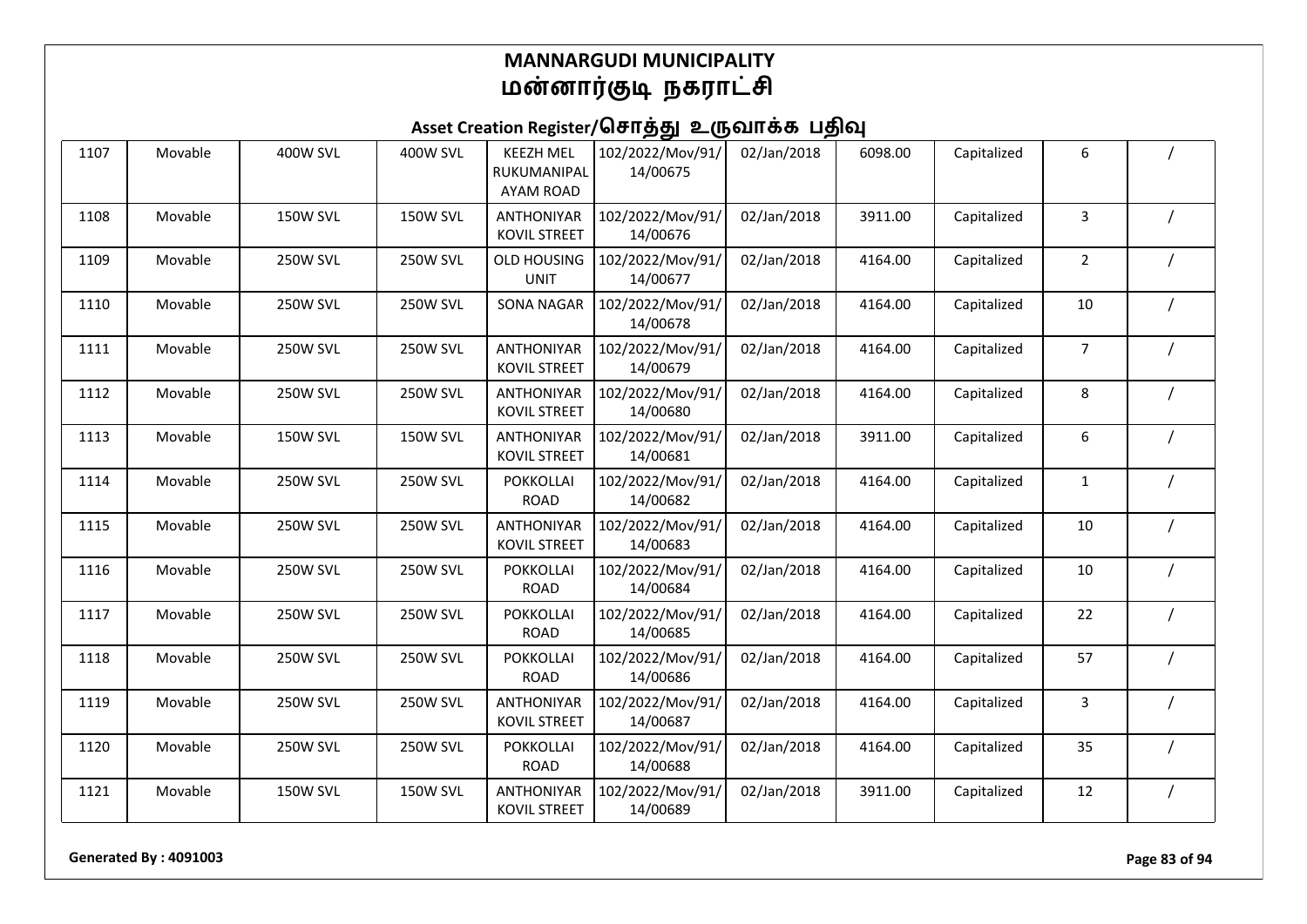# MANNARGUDI MUNICIPALITY
# மன்னார்குடி நகராட்சி

## Asset Creation Register/சொத்து உருவாக்க பதிவு

| | | | | | | | | | | |
|---|---|---|---|---|---|---|---|---|---|---|
| 1107 | Movable | 400W SVL | 400W SVL | KEEZH MEL RUKUMANIPAL AYAM ROAD | 102/2022/Mov/91/14/00675 | 02/Jan/2018 | 6098.00 | Capitalized | 6 | / |
| 1108 | Movable | 150W SVL | 150W SVL | ANTHONIYAR KOVIL STREET | 102/2022/Mov/91/14/00676 | 02/Jan/2018 | 3911.00 | Capitalized | 3 | / |
| 1109 | Movable | 250W SVL | 250W SVL | OLD HOUSING UNIT | 102/2022/Mov/91/14/00677 | 02/Jan/2018 | 4164.00 | Capitalized | 2 | / |
| 1110 | Movable | 250W SVL | 250W SVL | SONA NAGAR | 102/2022/Mov/91/14/00678 | 02/Jan/2018 | 4164.00 | Capitalized | 10 | / |
| 1111 | Movable | 250W SVL | 250W SVL | ANTHONIYAR KOVIL STREET | 102/2022/Mov/91/14/00679 | 02/Jan/2018 | 4164.00 | Capitalized | 7 | / |
| 1112 | Movable | 250W SVL | 250W SVL | ANTHONIYAR KOVIL STREET | 102/2022/Mov/91/14/00680 | 02/Jan/2018 | 4164.00 | Capitalized | 8 | / |
| 1113 | Movable | 150W SVL | 150W SVL | ANTHONIYAR KOVIL STREET | 102/2022/Mov/91/14/00681 | 02/Jan/2018 | 3911.00 | Capitalized | 6 | / |
| 1114 | Movable | 250W SVL | 250W SVL | POKKOLLAI ROAD | 102/2022/Mov/91/14/00682 | 02/Jan/2018 | 4164.00 | Capitalized | 1 | / |
| 1115 | Movable | 250W SVL | 250W SVL | ANTHONIYAR KOVIL STREET | 102/2022/Mov/91/14/00683 | 02/Jan/2018 | 4164.00 | Capitalized | 10 | / |
| 1116 | Movable | 250W SVL | 250W SVL | POKKOLLAI ROAD | 102/2022/Mov/91/14/00684 | 02/Jan/2018 | 4164.00 | Capitalized | 10 | / |
| 1117 | Movable | 250W SVL | 250W SVL | POKKOLLAI ROAD | 102/2022/Mov/91/14/00685 | 02/Jan/2018 | 4164.00 | Capitalized | 22 | / |
| 1118 | Movable | 250W SVL | 250W SVL | POKKOLLAI ROAD | 102/2022/Mov/91/14/00686 | 02/Jan/2018 | 4164.00 | Capitalized | 57 | / |
| 1119 | Movable | 250W SVL | 250W SVL | ANTHONIYAR KOVIL STREET | 102/2022/Mov/91/14/00687 | 02/Jan/2018 | 4164.00 | Capitalized | 3 | / |
| 1120 | Movable | 250W SVL | 250W SVL | POKKOLLAI ROAD | 102/2022/Mov/91/14/00688 | 02/Jan/2018 | 4164.00 | Capitalized | 35 | / |
| 1121 | Movable | 150W SVL | 150W SVL | ANTHONIYAR KOVIL STREET | 102/2022/Mov/91/14/00689 | 02/Jan/2018 | 3911.00 | Capitalized | 12 | / |

**Generated By : 4091003**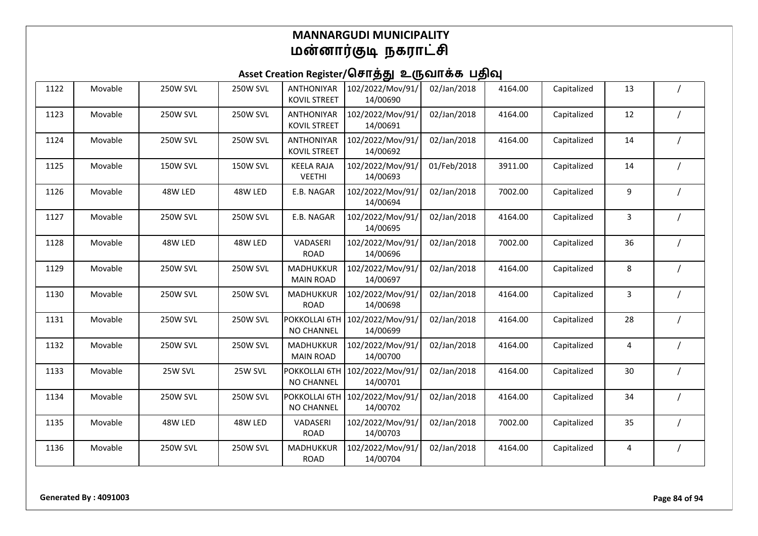# MANNARGUDI MUNICIPALITY
# மன்னார்குடி நகராட்சி

## Asset Creation Register/சொத்து உருவாக்க பதிவு

| | | | | | | | | | | |
|---|---|---|---|---|---|---|---|---|---|---|
| 1122 | Movable | 250W SVL | 250W SVL | ANTHONIYAR KOVIL STREET | 102/2022/Mov/91/14/00690 | 02/Jan/2018 | 4164.00 | Capitalized | 13 | / |
| 1123 | Movable | 250W SVL | 250W SVL | ANTHONIYAR KOVIL STREET | 102/2022/Mov/91/14/00691 | 02/Jan/2018 | 4164.00 | Capitalized | 12 | / |
| 1124 | Movable | 250W SVL | 250W SVL | ANTHONIYAR KOVIL STREET | 102/2022/Mov/91/14/00692 | 02/Jan/2018 | 4164.00 | Capitalized | 14 | / |
| 1125 | Movable | 150W SVL | 150W SVL | KEELA RAJA VEETHI | 102/2022/Mov/91/14/00693 | 01/Feb/2018 | 3911.00 | Capitalized | 14 | / |
| 1126 | Movable | 48W LED | 48W LED | E.B. NAGAR | 102/2022/Mov/91/14/00694 | 02/Jan/2018 | 7002.00 | Capitalized | 9 | / |
| 1127 | Movable | 250W SVL | 250W SVL | E.B. NAGAR | 102/2022/Mov/91/14/00695 | 02/Jan/2018 | 4164.00 | Capitalized | 3 | / |
| 1128 | Movable | 48W LED | 48W LED | VADASERI ROAD | 102/2022/Mov/91/14/00696 | 02/Jan/2018 | 7002.00 | Capitalized | 36 | / |
| 1129 | Movable | 250W SVL | 250W SVL | MADHUKKUR MAIN ROAD | 102/2022/Mov/91/14/00697 | 02/Jan/2018 | 4164.00 | Capitalized | 8 | / |
| 1130 | Movable | 250W SVL | 250W SVL | MADHUKKUR ROAD | 102/2022/Mov/91/14/00698 | 02/Jan/2018 | 4164.00 | Capitalized | 3 | / |
| 1131 | Movable | 250W SVL | 250W SVL | POKKOLLAI 6TH NO CHANNEL | 102/2022/Mov/91/14/00699 | 02/Jan/2018 | 4164.00 | Capitalized | 28 | / |
| 1132 | Movable | 250W SVL | 250W SVL | MADHUKKUR MAIN ROAD | 102/2022/Mov/91/14/00700 | 02/Jan/2018 | 4164.00 | Capitalized | 4 | / |
| 1133 | Movable | 25W SVL | 25W SVL | POKKOLLAI 6TH NO CHANNEL | 102/2022/Mov/91/14/00701 | 02/Jan/2018 | 4164.00 | Capitalized | 30 | / |
| 1134 | Movable | 250W SVL | 250W SVL | POKKOLLAI 6TH NO CHANNEL | 102/2022/Mov/91/14/00702 | 02/Jan/2018 | 4164.00 | Capitalized | 34 | / |
| 1135 | Movable | 48W LED | 48W LED | VADASERI ROAD | 102/2022/Mov/91/14/00703 | 02/Jan/2018 | 7002.00 | Capitalized | 35 | / |
| 1136 | Movable | 250W SVL | 250W SVL | MADHUKKUR ROAD | 102/2022/Mov/91/14/00704 | 02/Jan/2018 | 4164.00 | Capitalized | 4 | / |

**Generated By : 4091003**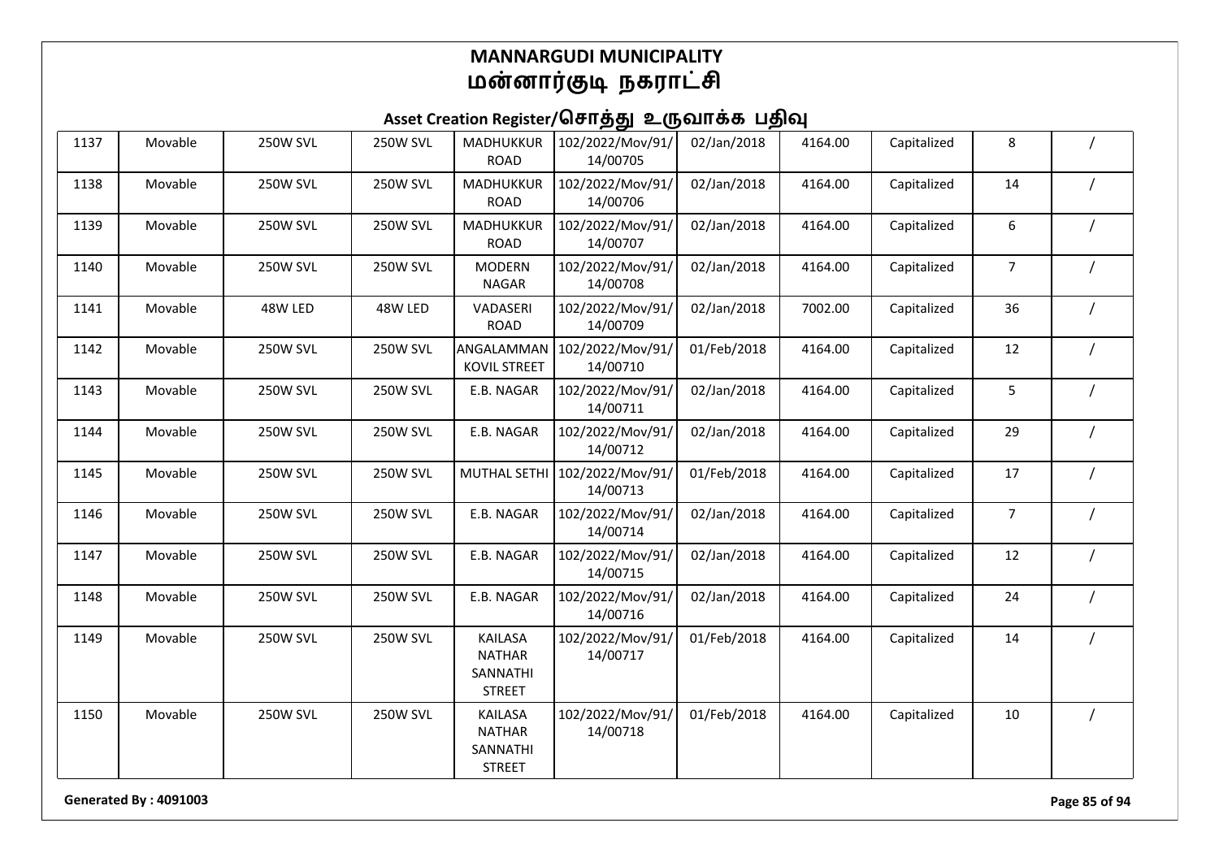# MANNARGUDI MUNICIPALITY
# மன்னார்குடி நகராட்சி

## Asset Creation Register/சொத்து உருவாக்க பதிவு

| | | | | | | | | | | |
|---|---|---|---|---|---|---|---|---|---|---|
| 1137 | Movable | 250W SVL | 250W SVL | MADHUKKUR ROAD | 102/2022/Mov/91/14/00705 | 02/Jan/2018 | 4164.00 | Capitalized | 8 | / |
| 1138 | Movable | 250W SVL | 250W SVL | MADHUKKUR ROAD | 102/2022/Mov/91/14/00706 | 02/Jan/2018 | 4164.00 | Capitalized | 14 | / |
| 1139 | Movable | 250W SVL | 250W SVL | MADHUKKUR ROAD | 102/2022/Mov/91/14/00707 | 02/Jan/2018 | 4164.00 | Capitalized | 6 | / |
| 1140 | Movable | 250W SVL | 250W SVL | MODERN NAGAR | 102/2022/Mov/91/14/00708 | 02/Jan/2018 | 4164.00 | Capitalized | 7 | / |
| 1141 | Movable | 48W LED | 48W LED | VADASERI ROAD | 102/2022/Mov/91/14/00709 | 02/Jan/2018 | 7002.00 | Capitalized | 36 | / |
| 1142 | Movable | 250W SVL | 250W SVL | ANGALAMMAN KOVIL STREET | 102/2022/Mov/91/14/00710 | 01/Feb/2018 | 4164.00 | Capitalized | 12 | / |
| 1143 | Movable | 250W SVL | 250W SVL | E.B. NAGAR | 102/2022/Mov/91/14/00711 | 02/Jan/2018 | 4164.00 | Capitalized | 5 | / |
| 1144 | Movable | 250W SVL | 250W SVL | E.B. NAGAR | 102/2022/Mov/91/14/00712 | 02/Jan/2018 | 4164.00 | Capitalized | 29 | / |
| 1145 | Movable | 250W SVL | 250W SVL | MUTHAL SETHI | 102/2022/Mov/91/14/00713 | 01/Feb/2018 | 4164.00 | Capitalized | 17 | / |
| 1146 | Movable | 250W SVL | 250W SVL | E.B. NAGAR | 102/2022/Mov/91/14/00714 | 02/Jan/2018 | 4164.00 | Capitalized | 7 | / |
| 1147 | Movable | 250W SVL | 250W SVL | E.B. NAGAR | 102/2022/Mov/91/14/00715 | 02/Jan/2018 | 4164.00 | Capitalized | 12 | / |
| 1148 | Movable | 250W SVL | 250W SVL | E.B. NAGAR | 102/2022/Mov/91/14/00716 | 02/Jan/2018 | 4164.00 | Capitalized | 24 | / |
| 1149 | Movable | 250W SVL | 250W SVL | KAILASA NATHAR SANNATHI STREET | 102/2022/Mov/91/14/00717 | 01/Feb/2018 | 4164.00 | Capitalized | 14 | / |
| 1150 | Movable | 250W SVL | 250W SVL | KAILASA NATHAR SANNATHI STREET | 102/2022/Mov/91/14/00718 | 01/Feb/2018 | 4164.00 | Capitalized | 10 | / |

**Generated By : 4091003**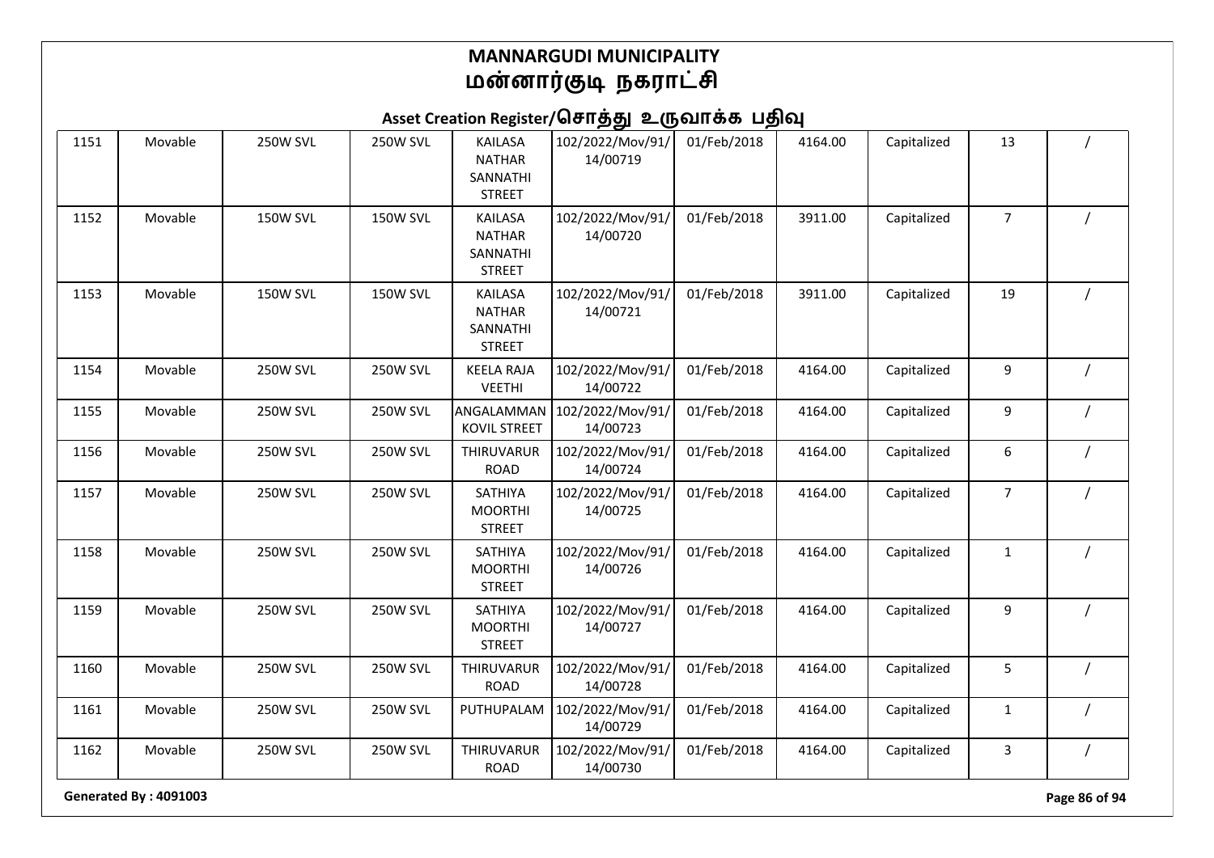# MANNARGUDI MUNICIPALITY
# மன்னார்குடி நகராட்சி

## Asset Creation Register/சொத்து உருவாக்க பதிவு

| | | | | | | | | | | |
|---|---|---|---|---|---|---|---|---|---|---|
| 1151 | Movable | 250W SVL | 250W SVL | KAILASA NATHAR SANNATHI STREET | 102/2022/Mov/91/14/00719 | 01/Feb/2018 | 4164.00 | Capitalized | 13 | / |
| 1152 | Movable | 150W SVL | 150W SVL | KAILASA NATHAR SANNATHI STREET | 102/2022/Mov/91/14/00720 | 01/Feb/2018 | 3911.00 | Capitalized | 7 | / |
| 1153 | Movable | 150W SVL | 150W SVL | KAILASA NATHAR SANNATHI STREET | 102/2022/Mov/91/14/00721 | 01/Feb/2018 | 3911.00 | Capitalized | 19 | / |
| 1154 | Movable | 250W SVL | 250W SVL | KEELA RAJA VEETHI | 102/2022/Mov/91/14/00722 | 01/Feb/2018 | 4164.00 | Capitalized | 9 | / |
| 1155 | Movable | 250W SVL | 250W SVL | ANGALAMMAN KOVIL STREET | 102/2022/Mov/91/14/00723 | 01/Feb/2018 | 4164.00 | Capitalized | 9 | / |
| 1156 | Movable | 250W SVL | 250W SVL | THIRUVARUR ROAD | 102/2022/Mov/91/14/00724 | 01/Feb/2018 | 4164.00 | Capitalized | 6 | / |
| 1157 | Movable | 250W SVL | 250W SVL | SATHIYA MOORTHI STREET | 102/2022/Mov/91/14/00725 | 01/Feb/2018 | 4164.00 | Capitalized | 7 | / |
| 1158 | Movable | 250W SVL | 250W SVL | SATHIYA MOORTHI STREET | 102/2022/Mov/91/14/00726 | 01/Feb/2018 | 4164.00 | Capitalized | 1 | / |
| 1159 | Movable | 250W SVL | 250W SVL | SATHIYA MOORTHI STREET | 102/2022/Mov/91/14/00727 | 01/Feb/2018 | 4164.00 | Capitalized | 9 | / |
| 1160 | Movable | 250W SVL | 250W SVL | THIRUVARUR ROAD | 102/2022/Mov/91/14/00728 | 01/Feb/2018 | 4164.00 | Capitalized | 5 | / |
| 1161 | Movable | 250W SVL | 250W SVL | PUTHUPALAM | 102/2022/Mov/91/14/00729 | 01/Feb/2018 | 4164.00 | Capitalized | 1 | / |
| 1162 | Movable | 250W SVL | 250W SVL | THIRUVARUR ROAD | 102/2022/Mov/91/14/00730 | 01/Feb/2018 | 4164.00 | Capitalized | 3 | / |

Generated By : 4091003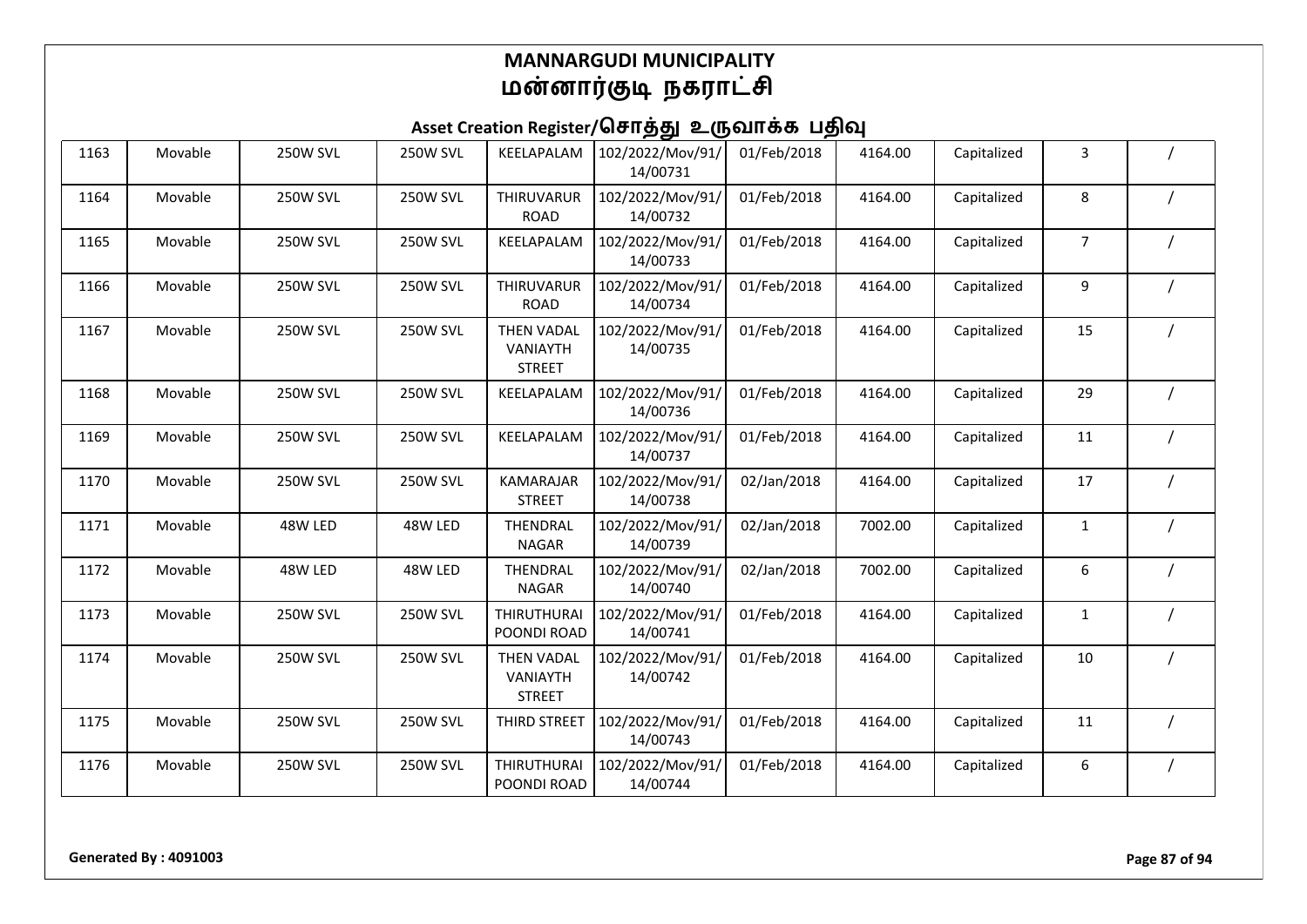# MANNARGUDI MUNICIPALITY
# மன்னார்குடி நகராட்சி

## Asset Creation Register/சொத்து உருவாக்க பதிவு

| | | | | | | | | | | |
|---|---|---|---|---|---|---|---|---|---|---|
| 1163 | Movable | 250W SVL | 250W SVL | KEELAPALAM | 102/2022/Mov/91/14/00731 | 01/Feb/2018 | 4164.00 | Capitalized | 3 | / |
| 1164 | Movable | 250W SVL | 250W SVL | THIRUVARUR ROAD | 102/2022/Mov/91/14/00732 | 01/Feb/2018 | 4164.00 | Capitalized | 8 | / |
| 1165 | Movable | 250W SVL | 250W SVL | KEELAPALAM | 102/2022/Mov/91/14/00733 | 01/Feb/2018 | 4164.00 | Capitalized | 7 | / |
| 1166 | Movable | 250W SVL | 250W SVL | THIRUVARUR ROAD | 102/2022/Mov/91/14/00734 | 01/Feb/2018 | 4164.00 | Capitalized | 9 | / |
| 1167 | Movable | 250W SVL | 250W SVL | THEN VADAL VANIAYTH STREET | 102/2022/Mov/91/14/00735 | 01/Feb/2018 | 4164.00 | Capitalized | 15 | / |
| 1168 | Movable | 250W SVL | 250W SVL | KEELAPALAM | 102/2022/Mov/91/14/00736 | 01/Feb/2018 | 4164.00 | Capitalized | 29 | / |
| 1169 | Movable | 250W SVL | 250W SVL | KEELAPALAM | 102/2022/Mov/91/14/00737 | 01/Feb/2018 | 4164.00 | Capitalized | 11 | / |
| 1170 | Movable | 250W SVL | 250W SVL | KAMARAJAR STREET | 102/2022/Mov/91/14/00738 | 02/Jan/2018 | 4164.00 | Capitalized | 17 | / |
| 1171 | Movable | 48W LED | 48W LED | THENDRAL NAGAR | 102/2022/Mov/91/14/00739 | 02/Jan/2018 | 7002.00 | Capitalized | 1 | / |
| 1172 | Movable | 48W LED | 48W LED | THENDRAL NAGAR | 102/2022/Mov/91/14/00740 | 02/Jan/2018 | 7002.00 | Capitalized | 6 | / |
| 1173 | Movable | 250W SVL | 250W SVL | THIRUTHURAI POONDI ROAD | 102/2022/Mov/91/14/00741 | 01/Feb/2018 | 4164.00 | Capitalized | 1 | / |
| 1174 | Movable | 250W SVL | 250W SVL | THEN VADAL VANIAYTH STREET | 102/2022/Mov/91/14/00742 | 01/Feb/2018 | 4164.00 | Capitalized | 10 | / |
| 1175 | Movable | 250W SVL | 250W SVL | THIRD STREET | 102/2022/Mov/91/14/00743 | 01/Feb/2018 | 4164.00 | Capitalized | 11 | / |
| 1176 | Movable | 250W SVL | 250W SVL | THIRUTHURAI POONDI ROAD | 102/2022/Mov/91/14/00744 | 01/Feb/2018 | 4164.00 | Capitalized | 6 | / |

**Generated By : 4091003**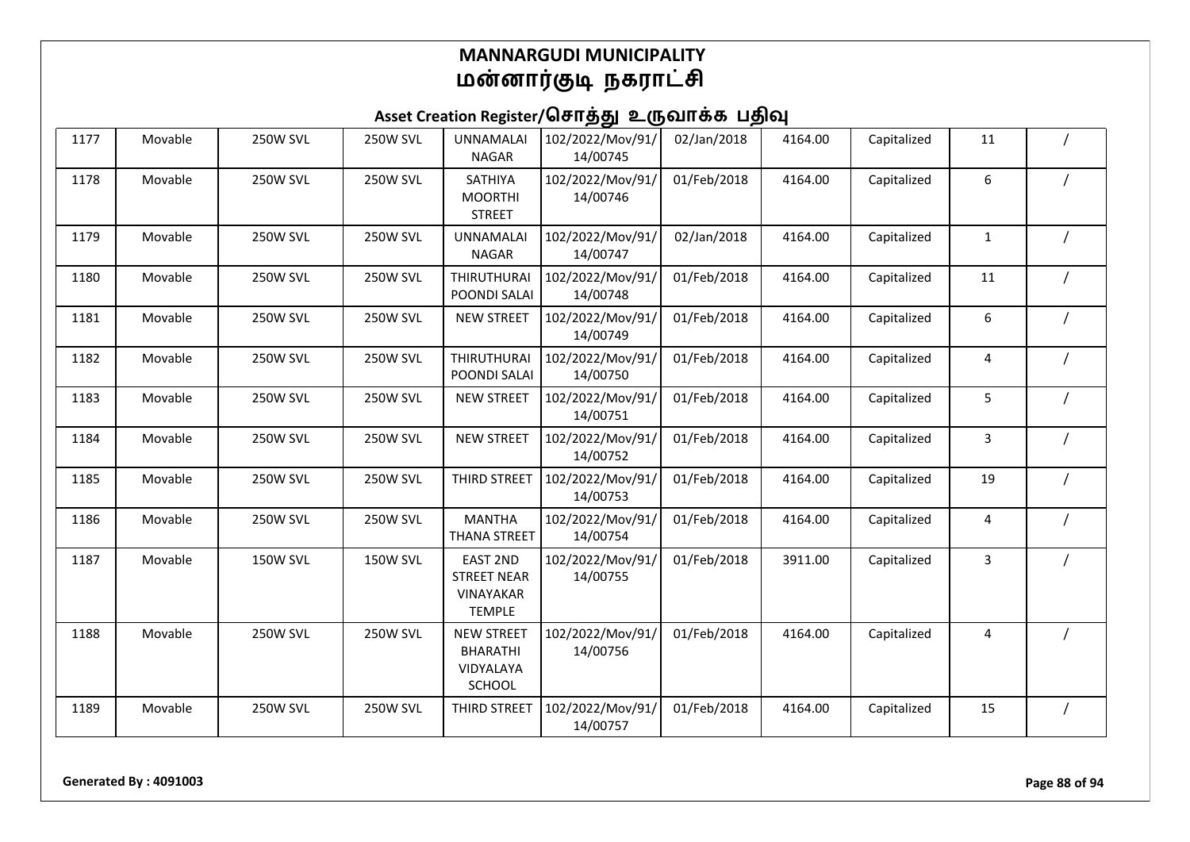# MANNARGUDI MUNICIPALITY
# மன்னார்குடி நகராட்சி

## Asset Creation Register/சொத்து உருவாக்க பதிவு

| | | | | | | | | | | |
|---|---|---|---|---|---|---|---|---|---|---|
| 1177 | Movable | 250W SVL | 250W SVL | UNNAMALAI NAGAR | 102/2022/Mov/91/14/00745 | 02/Jan/2018 | 4164.00 | Capitalized | 11 | / |
| 1178 | Movable | 250W SVL | 250W SVL | SATHIYA MOORTHI STREET | 102/2022/Mov/91/14/00746 | 01/Feb/2018 | 4164.00 | Capitalized | 6 | / |
| 1179 | Movable | 250W SVL | 250W SVL | UNNAMALAI NAGAR | 102/2022/Mov/91/14/00747 | 02/Jan/2018 | 4164.00 | Capitalized | 1 | / |
| 1180 | Movable | 250W SVL | 250W SVL | THIRUTHURAI POONDI SALAI | 102/2022/Mov/91/14/00748 | 01/Feb/2018 | 4164.00 | Capitalized | 11 | / |
| 1181 | Movable | 250W SVL | 250W SVL | NEW STREET | 102/2022/Mov/91/14/00749 | 01/Feb/2018 | 4164.00 | Capitalized | 6 | / |
| 1182 | Movable | 250W SVL | 250W SVL | THIRUTHURAI POONDI SALAI | 102/2022/Mov/91/14/00750 | 01/Feb/2018 | 4164.00 | Capitalized | 4 | / |
| 1183 | Movable | 250W SVL | 250W SVL | NEW STREET | 102/2022/Mov/91/14/00751 | 01/Feb/2018 | 4164.00 | Capitalized | 5 | / |
| 1184 | Movable | 250W SVL | 250W SVL | NEW STREET | 102/2022/Mov/91/14/00752 | 01/Feb/2018 | 4164.00 | Capitalized | 3 | / |
| 1185 | Movable | 250W SVL | 250W SVL | THIRD STREET | 102/2022/Mov/91/14/00753 | 01/Feb/2018 | 4164.00 | Capitalized | 19 | / |
| 1186 | Movable | 250W SVL | 250W SVL | MANTHA THANA STREET | 102/2022/Mov/91/14/00754 | 01/Feb/2018 | 4164.00 | Capitalized | 4 | / |
| 1187 | Movable | 150W SVL | 150W SVL | EAST 2ND STREET NEAR VINAYAKAR TEMPLE | 102/2022/Mov/91/14/00755 | 01/Feb/2018 | 3911.00 | Capitalized | 3 | / |
| 1188 | Movable | 250W SVL | 250W SVL | NEW STREET BHARATHI VIDYALAYA SCHOOL | 102/2022/Mov/91/14/00756 | 01/Feb/2018 | 4164.00 | Capitalized | 4 | / |
| 1189 | Movable | 250W SVL | 250W SVL | THIRD STREET | 102/2022/Mov/91/14/00757 | 01/Feb/2018 | 4164.00 | Capitalized | 15 | / |

**Generated By : 4091003**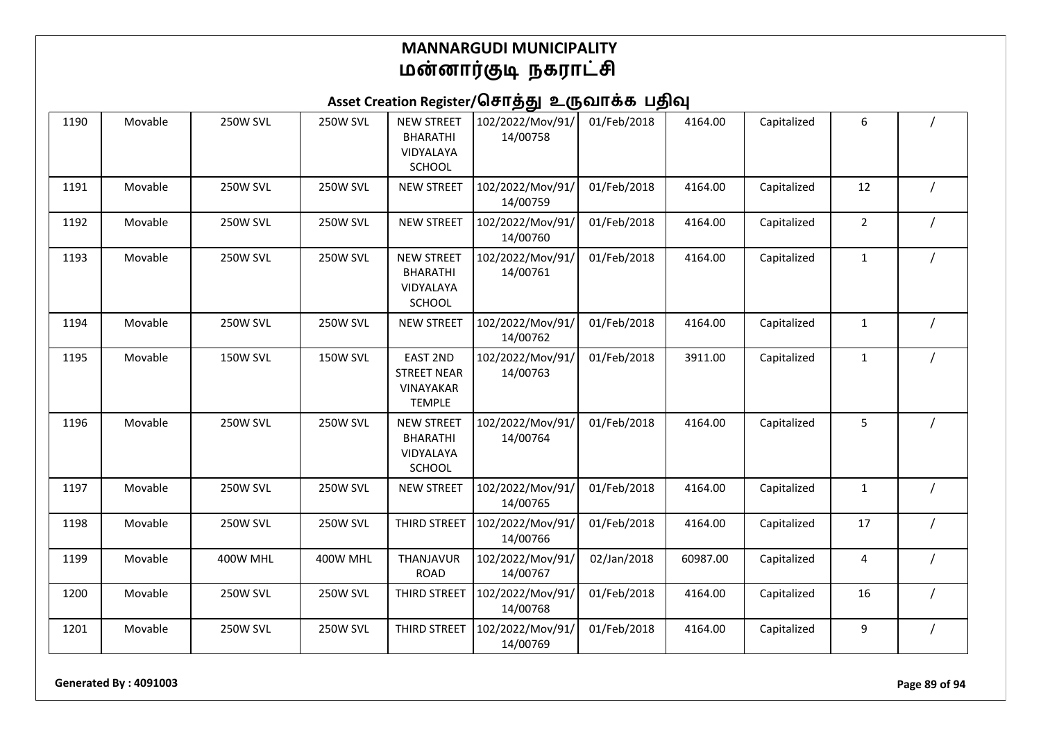# MANNARGUDI MUNICIPALITY
# மன்னார்குடி நகராட்சி

## Asset Creation Register/சொத்து உருவாக்க பதிவு

| | | | | | | | | | | |
|---|---|---|---|---|---|---|---|---|---|---|
| 1190 | Movable | 250W SVL | 250W SVL | NEW STREET BHARATHI VIDYALAYA SCHOOL | 102/2022/Mov/91/14/00758 | 01/Feb/2018 | 4164.00 | Capitalized | 6 | / |
| 1191 | Movable | 250W SVL | 250W SVL | NEW STREET | 102/2022/Mov/91/14/00759 | 01/Feb/2018 | 4164.00 | Capitalized | 12 | / |
| 1192 | Movable | 250W SVL | 250W SVL | NEW STREET | 102/2022/Mov/91/14/00760 | 01/Feb/2018 | 4164.00 | Capitalized | 2 | / |
| 1193 | Movable | 250W SVL | 250W SVL | NEW STREET BHARATHI VIDYALAYA SCHOOL | 102/2022/Mov/91/14/00761 | 01/Feb/2018 | 4164.00 | Capitalized | 1 | / |
| 1194 | Movable | 250W SVL | 250W SVL | NEW STREET | 102/2022/Mov/91/14/00762 | 01/Feb/2018 | 4164.00 | Capitalized | 1 | / |
| 1195 | Movable | 150W SVL | 150W SVL | EAST 2ND STREET NEAR VINAYAKAR TEMPLE | 102/2022/Mov/91/14/00763 | 01/Feb/2018 | 3911.00 | Capitalized | 1 | / |
| 1196 | Movable | 250W SVL | 250W SVL | NEW STREET BHARATHI VIDYALAYA SCHOOL | 102/2022/Mov/91/14/00764 | 01/Feb/2018 | 4164.00 | Capitalized | 5 | / |
| 1197 | Movable | 250W SVL | 250W SVL | NEW STREET | 102/2022/Mov/91/14/00765 | 01/Feb/2018 | 4164.00 | Capitalized | 1 | / |
| 1198 | Movable | 250W SVL | 250W SVL | THIRD STREET | 102/2022/Mov/91/14/00766 | 01/Feb/2018 | 4164.00 | Capitalized | 17 | / |
| 1199 | Movable | 400W MHL | 400W MHL | THANJAVUR ROAD | 102/2022/Mov/91/14/00767 | 02/Jan/2018 | 60987.00 | Capitalized | 4 | / |
| 1200 | Movable | 250W SVL | 250W SVL | THIRD STREET | 102/2022/Mov/91/14/00768 | 01/Feb/2018 | 4164.00 | Capitalized | 16 | / |
| 1201 | Movable | 250W SVL | 250W SVL | THIRD STREET | 102/2022/Mov/91/14/00769 | 01/Feb/2018 | 4164.00 | Capitalized | 9 | / |

**Generated By : 4091003**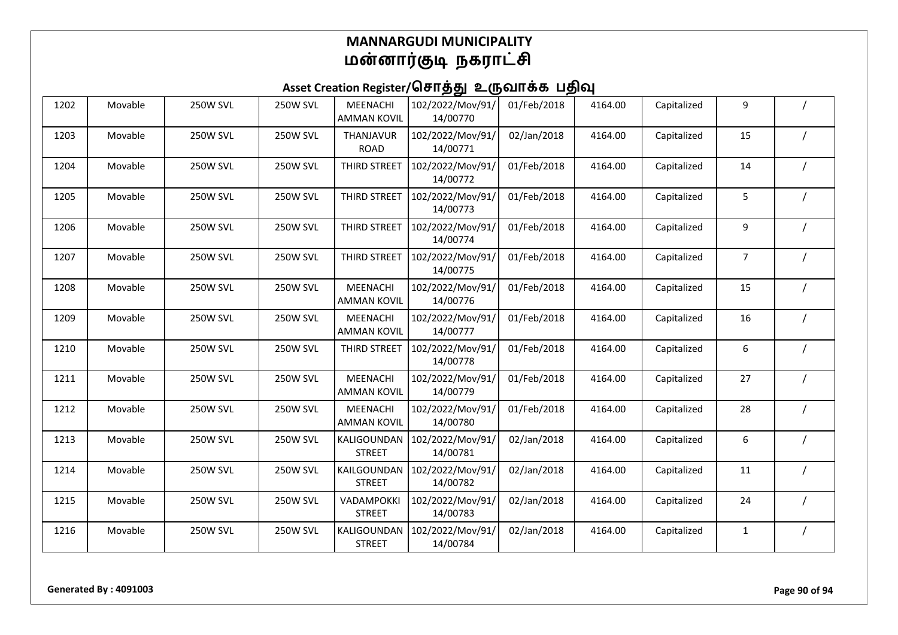# MANNARGUDI MUNICIPALITY
# மன்னார்குடி நகராட்சி

## Asset Creation Register/சொத்து உருவாக்க பதிவு

| | | | | | | | | | | |
|---|---|---|---|---|---|---|---|---|---|---|
| 1202 | Movable | 250W SVL | 250W SVL | MEENACHI AMMAN KOVIL | 102/2022/Mov/91/14/00770 | 01/Feb/2018 | 4164.00 | Capitalized | 9 | / |
| 1203 | Movable | 250W SVL | 250W SVL | THANJAVUR ROAD | 102/2022/Mov/91/14/00771 | 02/Jan/2018 | 4164.00 | Capitalized | 15 | / |
| 1204 | Movable | 250W SVL | 250W SVL | THIRD STREET | 102/2022/Mov/91/14/00772 | 01/Feb/2018 | 4164.00 | Capitalized | 14 | / |
| 1205 | Movable | 250W SVL | 250W SVL | THIRD STREET | 102/2022/Mov/91/14/00773 | 01/Feb/2018 | 4164.00 | Capitalized | 5 | / |
| 1206 | Movable | 250W SVL | 250W SVL | THIRD STREET | 102/2022/Mov/91/14/00774 | 01/Feb/2018 | 4164.00 | Capitalized | 9 | / |
| 1207 | Movable | 250W SVL | 250W SVL | THIRD STREET | 102/2022/Mov/91/14/00775 | 01/Feb/2018 | 4164.00 | Capitalized | 7 | / |
| 1208 | Movable | 250W SVL | 250W SVL | MEENACHI AMMAN KOVIL | 102/2022/Mov/91/14/00776 | 01/Feb/2018 | 4164.00 | Capitalized | 15 | / |
| 1209 | Movable | 250W SVL | 250W SVL | MEENACHI AMMAN KOVIL | 102/2022/Mov/91/14/00777 | 01/Feb/2018 | 4164.00 | Capitalized | 16 | / |
| 1210 | Movable | 250W SVL | 250W SVL | THIRD STREET | 102/2022/Mov/91/14/00778 | 01/Feb/2018 | 4164.00 | Capitalized | 6 | / |
| 1211 | Movable | 250W SVL | 250W SVL | MEENACHI AMMAN KOVIL | 102/2022/Mov/91/14/00779 | 01/Feb/2018 | 4164.00 | Capitalized | 27 | / |
| 1212 | Movable | 250W SVL | 250W SVL | MEENACHI AMMAN KOVIL | 102/2022/Mov/91/14/00780 | 01/Feb/2018 | 4164.00 | Capitalized | 28 | / |
| 1213 | Movable | 250W SVL | 250W SVL | KALIGOUNDAN STREET | 102/2022/Mov/91/14/00781 | 02/Jan/2018 | 4164.00 | Capitalized | 6 | / |
| 1214 | Movable | 250W SVL | 250W SVL | KAILGOUNDAN STREET | 102/2022/Mov/91/14/00782 | 02/Jan/2018 | 4164.00 | Capitalized | 11 | / |
| 1215 | Movable | 250W SVL | 250W SVL | VADAMPOKKI STREET | 102/2022/Mov/91/14/00783 | 02/Jan/2018 | 4164.00 | Capitalized | 24 | / |
| 1216 | Movable | 250W SVL | 250W SVL | KALIGOUNDAN STREET | 102/2022/Mov/91/14/00784 | 02/Jan/2018 | 4164.00 | Capitalized | 1 | / |

**Generated By : 4091003**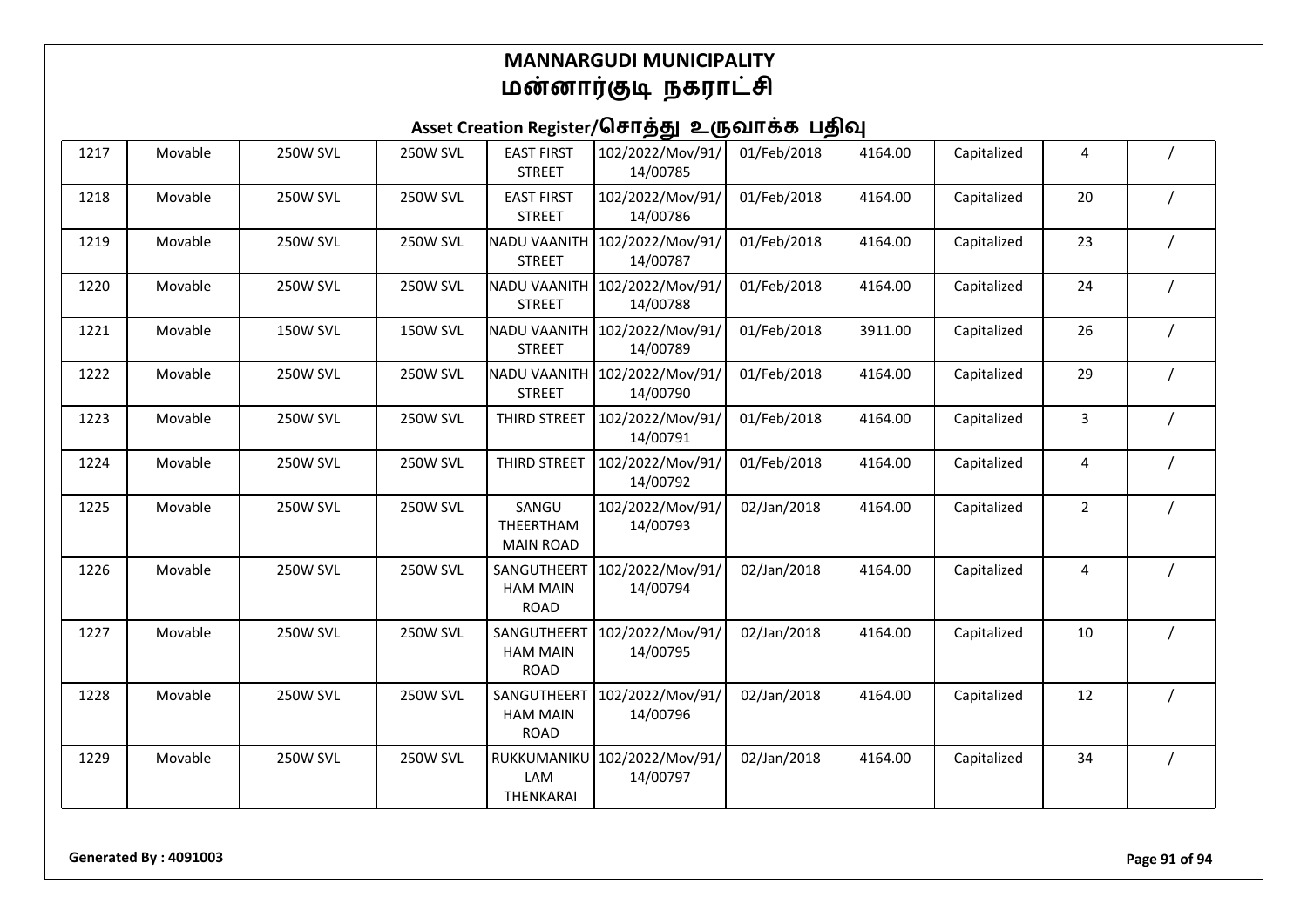# MANNARGUDI MUNICIPALITY
# மன்னார்குடி நகராட்சி

## Asset Creation Register/சொத்து உருவாக்க பதிவு

| | | | | | | | | | | |
|---|---|---|---|---|---|---|---|---|---|---|
| 1217 | Movable | 250W SVL | 250W SVL | EAST FIRST STREET | 102/2022/Mov/91/14/00785 | 01/Feb/2018 | 4164.00 | Capitalized | 4 | / |
| 1218 | Movable | 250W SVL | 250W SVL | EAST FIRST STREET | 102/2022/Mov/91/14/00786 | 01/Feb/2018 | 4164.00 | Capitalized | 20 | / |
| 1219 | Movable | 250W SVL | 250W SVL | NADU VAANITH STREET | 102/2022/Mov/91/14/00787 | 01/Feb/2018 | 4164.00 | Capitalized | 23 | / |
| 1220 | Movable | 250W SVL | 250W SVL | NADU VAANITH STREET | 102/2022/Mov/91/14/00788 | 01/Feb/2018 | 4164.00 | Capitalized | 24 | / |
| 1221 | Movable | 150W SVL | 150W SVL | NADU VAANITH STREET | 102/2022/Mov/91/14/00789 | 01/Feb/2018 | 3911.00 | Capitalized | 26 | / |
| 1222 | Movable | 250W SVL | 250W SVL | NADU VAANITH STREET | 102/2022/Mov/91/14/00790 | 01/Feb/2018 | 4164.00 | Capitalized | 29 | / |
| 1223 | Movable | 250W SVL | 250W SVL | THIRD STREET | 102/2022/Mov/91/14/00791 | 01/Feb/2018 | 4164.00 | Capitalized | 3 | / |
| 1224 | Movable | 250W SVL | 250W SVL | THIRD STREET | 102/2022/Mov/91/14/00792 | 01/Feb/2018 | 4164.00 | Capitalized | 4 | / |
| 1225 | Movable | 250W SVL | 250W SVL | SANGU THEERTHAM MAIN ROAD | 102/2022/Mov/91/14/00793 | 02/Jan/2018 | 4164.00 | Capitalized | 2 | / |
| 1226 | Movable | 250W SVL | 250W SVL | SANGUTHEERTHAM MAIN ROAD | 102/2022/Mov/91/14/00794 | 02/Jan/2018 | 4164.00 | Capitalized | 4 | / |
| 1227 | Movable | 250W SVL | 250W SVL | SANGUTHEERTHAM MAIN ROAD | 102/2022/Mov/91/14/00795 | 02/Jan/2018 | 4164.00 | Capitalized | 10 | / |
| 1228 | Movable | 250W SVL | 250W SVL | SANGUTHEERTHAM MAIN ROAD | 102/2022/Mov/91/14/00796 | 02/Jan/2018 | 4164.00 | Capitalized | 12 | / |
| 1229 | Movable | 250W SVL | 250W SVL | RUKKUMANIKULAM THENKARAI | 102/2022/Mov/91/14/00797 | 02/Jan/2018 | 4164.00 | Capitalized | 34 | / |

**Generated By : 4091003**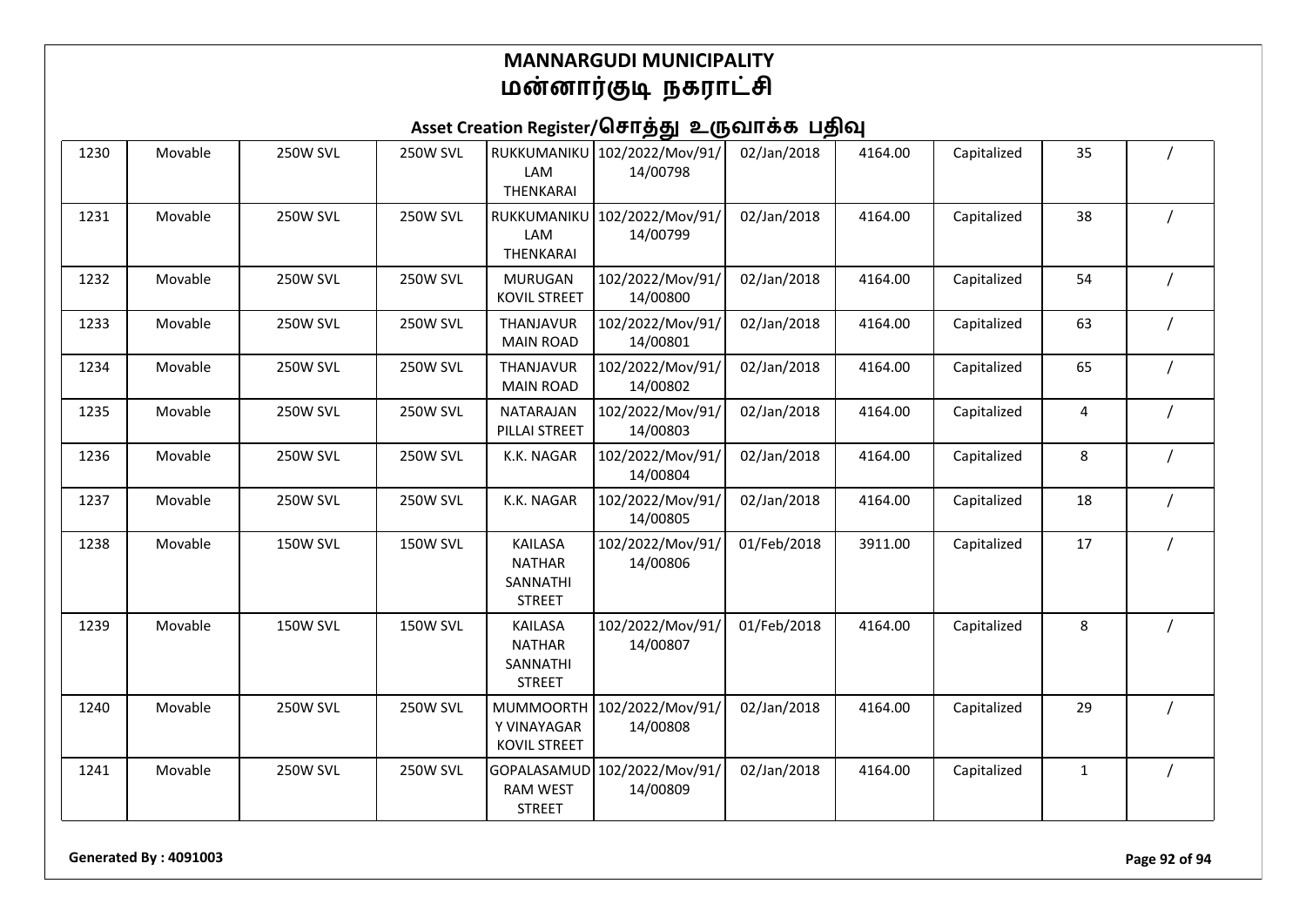# MANNARGUDI MUNICIPALITY
# மன்னார்குடி நகராட்சி

## Asset Creation Register/சொத்து உருவாக்க பதிவு

| | | | | | | | | | | |
|---|---|---|---|---|---|---|---|---|---|---|
| 1230 | Movable | 250W SVL | 250W SVL | RUKKUMANIKULAM THENKARAI | 102/2022/Mov/91/14/00798 | 02/Jan/2018 | 4164.00 | Capitalized | 35 | / |
| 1231 | Movable | 250W SVL | 250W SVL | RUKKUMANIKULAM THENKARAI | 102/2022/Mov/91/14/00799 | 02/Jan/2018 | 4164.00 | Capitalized | 38 | / |
| 1232 | Movable | 250W SVL | 250W SVL | MURUGAN KOVIL STREET | 102/2022/Mov/91/14/00800 | 02/Jan/2018 | 4164.00 | Capitalized | 54 | / |
| 1233 | Movable | 250W SVL | 250W SVL | THANJAVUR MAIN ROAD | 102/2022/Mov/91/14/00801 | 02/Jan/2018 | 4164.00 | Capitalized | 63 | / |
| 1234 | Movable | 250W SVL | 250W SVL | THANJAVUR MAIN ROAD | 102/2022/Mov/91/14/00802 | 02/Jan/2018 | 4164.00 | Capitalized | 65 | / |
| 1235 | Movable | 250W SVL | 250W SVL | NATARAJAN PILLAI STREET | 102/2022/Mov/91/14/00803 | 02/Jan/2018 | 4164.00 | Capitalized | 4 | / |
| 1236 | Movable | 250W SVL | 250W SVL | K.K. NAGAR | 102/2022/Mov/91/14/00804 | 02/Jan/2018 | 4164.00 | Capitalized | 8 | / |
| 1237 | Movable | 250W SVL | 250W SVL | K.K. NAGAR | 102/2022/Mov/91/14/00805 | 02/Jan/2018 | 4164.00 | Capitalized | 18 | / |
| 1238 | Movable | 150W SVL | 150W SVL | KAILASA NATHAR SANNATHI STREET | 102/2022/Mov/91/14/00806 | 01/Feb/2018 | 3911.00 | Capitalized | 17 | / |
| 1239 | Movable | 150W SVL | 150W SVL | KAILASA NATHAR SANNATHI STREET | 102/2022/Mov/91/14/00807 | 01/Feb/2018 | 4164.00 | Capitalized | 8 | / |
| 1240 | Movable | 250W SVL | 250W SVL | MUMMOORTHY VINAYAGAR KOVIL STREET | 102/2022/Mov/91/14/00808 | 02/Jan/2018 | 4164.00 | Capitalized | 29 | / |
| 1241 | Movable | 250W SVL | 250W SVL | GOPALASAMUDRAM WEST STREET | 102/2022/Mov/91/14/00809 | 02/Jan/2018 | 4164.00 | Capitalized | 1 | / |

**Generated By : 4091003**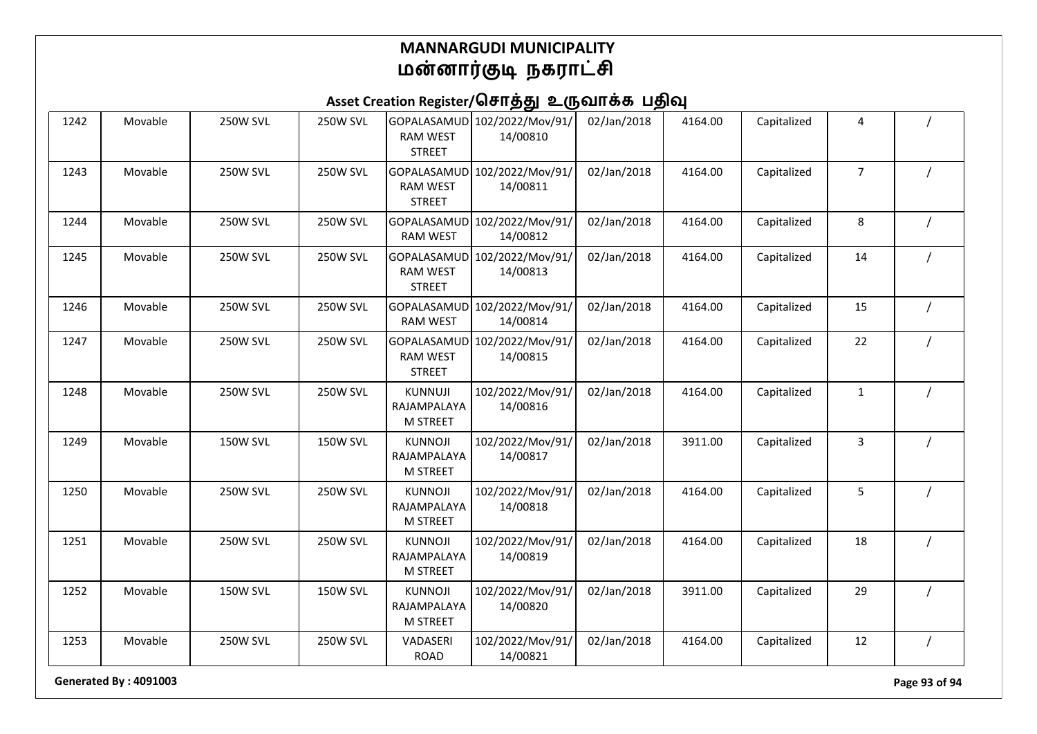# MANNARGUDI MUNICIPALITY
# மன்னார்குடி நகராட்சி

## Asset Creation Register/சொத்து உருவாக்க பதிவு

| | | | | | | | | | | |
|---|---|---|---|---|---|---|---|---|---|---|
| 1242 | Movable | 250W SVL | 250W SVL | GOPALASAMUD RAM WEST STREET | 102/2022/Mov/91/14/00810 | 02/Jan/2018 | 4164.00 | Capitalized | 4 | / |
| 1243 | Movable | 250W SVL | 250W SVL | GOPALASAMUD RAM WEST STREET | 102/2022/Mov/91/14/00811 | 02/Jan/2018 | 4164.00 | Capitalized | 7 | / |
| 1244 | Movable | 250W SVL | 250W SVL | GOPALASAMUD RAM WEST | 102/2022/Mov/91/14/00812 | 02/Jan/2018 | 4164.00 | Capitalized | 8 | / |
| 1245 | Movable | 250W SVL | 250W SVL | GOPALASAMUD RAM WEST STREET | 102/2022/Mov/91/14/00813 | 02/Jan/2018 | 4164.00 | Capitalized | 14 | / |
| 1246 | Movable | 250W SVL | 250W SVL | GOPALASAMUD RAM WEST | 102/2022/Mov/91/14/00814 | 02/Jan/2018 | 4164.00 | Capitalized | 15 | / |
| 1247 | Movable | 250W SVL | 250W SVL | GOPALASAMUD RAM WEST STREET | 102/2022/Mov/91/14/00815 | 02/Jan/2018 | 4164.00 | Capitalized | 22 | / |
| 1248 | Movable | 250W SVL | 250W SVL | KUNNUJI RAJAMPALAYA M STREET | 102/2022/Mov/91/14/00816 | 02/Jan/2018 | 4164.00 | Capitalized | 1 | / |
| 1249 | Movable | 150W SVL | 150W SVL | KUNNOJI RAJAMPALAYA M STREET | 102/2022/Mov/91/14/00817 | 02/Jan/2018 | 3911.00 | Capitalized | 3 | / |
| 1250 | Movable | 250W SVL | 250W SVL | KUNNOJI RAJAMPALAYA M STREET | 102/2022/Mov/91/14/00818 | 02/Jan/2018 | 4164.00 | Capitalized | 5 | / |
| 1251 | Movable | 250W SVL | 250W SVL | KUNNOJI RAJAMPALAYA M STREET | 102/2022/Mov/91/14/00819 | 02/Jan/2018 | 4164.00 | Capitalized | 18 | / |
| 1252 | Movable | 150W SVL | 150W SVL | KUNNOJI RAJAMPALAYA M STREET | 102/2022/Mov/91/14/00820 | 02/Jan/2018 | 3911.00 | Capitalized | 29 | / |
| 1253 | Movable | 250W SVL | 250W SVL | VADASERI ROAD | 102/2022/Mov/91/14/00821 | 02/Jan/2018 | 4164.00 | Capitalized | 12 | / |

Generated By : 4091003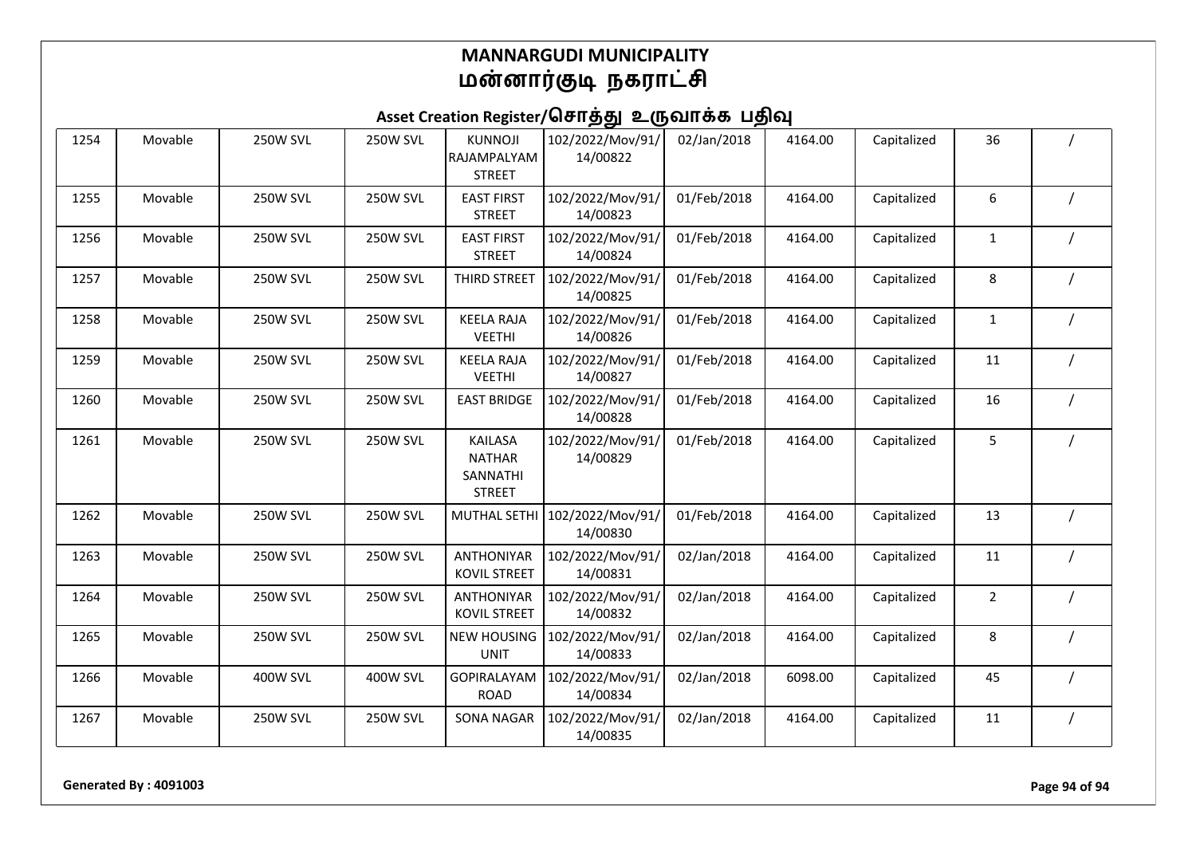# MANNARGUDI MUNICIPALITY
# மன்னார்குடி நகராட்சி

## Asset Creation Register/சொத்து உருவாக்க பதிவு

| | | | | | | | | | | |
|---|---|---|---|---|---|---|---|---|---|---|
| 1254 | Movable | 250W SVL | 250W SVL | KUNNOJI RAJAMPALYAM STREET | 102/2022/Mov/91/14/00822 | 02/Jan/2018 | 4164.00 | Capitalized | 36 | / |
| 1255 | Movable | 250W SVL | 250W SVL | EAST FIRST STREET | 102/2022/Mov/91/14/00823 | 01/Feb/2018 | 4164.00 | Capitalized | 6 | / |
| 1256 | Movable | 250W SVL | 250W SVL | EAST FIRST STREET | 102/2022/Mov/91/14/00824 | 01/Feb/2018 | 4164.00 | Capitalized | 1 | / |
| 1257 | Movable | 250W SVL | 250W SVL | THIRD STREET | 102/2022/Mov/91/14/00825 | 01/Feb/2018 | 4164.00 | Capitalized | 8 | / |
| 1258 | Movable | 250W SVL | 250W SVL | KEELA RAJA VEETHI | 102/2022/Mov/91/14/00826 | 01/Feb/2018 | 4164.00 | Capitalized | 1 | / |
| 1259 | Movable | 250W SVL | 250W SVL | KEELA RAJA VEETHI | 102/2022/Mov/91/14/00827 | 01/Feb/2018 | 4164.00 | Capitalized | 11 | / |
| 1260 | Movable | 250W SVL | 250W SVL | EAST BRIDGE | 102/2022/Mov/91/14/00828 | 01/Feb/2018 | 4164.00 | Capitalized | 16 | / |
| 1261 | Movable | 250W SVL | 250W SVL | KAILASA NATHAR SANNATHI STREET | 102/2022/Mov/91/14/00829 | 01/Feb/2018 | 4164.00 | Capitalized | 5 | / |
| 1262 | Movable | 250W SVL | 250W SVL | MUTHAL SETHI | 102/2022/Mov/91/14/00830 | 01/Feb/2018 | 4164.00 | Capitalized | 13 | / |
| 1263 | Movable | 250W SVL | 250W SVL | ANTHONIYAR KOVIL STREET | 102/2022/Mov/91/14/00831 | 02/Jan/2018 | 4164.00 | Capitalized | 11 | / |
| 1264 | Movable | 250W SVL | 250W SVL | ANTHONIYAR KOVIL STREET | 102/2022/Mov/91/14/00832 | 02/Jan/2018 | 4164.00 | Capitalized | 2 | / |
| 1265 | Movable | 250W SVL | 250W SVL | NEW HOUSING UNIT | 102/2022/Mov/91/14/00833 | 02/Jan/2018 | 4164.00 | Capitalized | 8 | / |
| 1266 | Movable | 400W SVL | 400W SVL | GOPIRALAYAM ROAD | 102/2022/Mov/91/14/00834 | 02/Jan/2018 | 6098.00 | Capitalized | 45 | / |
| 1267 | Movable | 250W SVL | 250W SVL | SONA NAGAR | 102/2022/Mov/91/14/00835 | 02/Jan/2018 | 4164.00 | Capitalized | 11 | / |

**Generated By : 4091003**